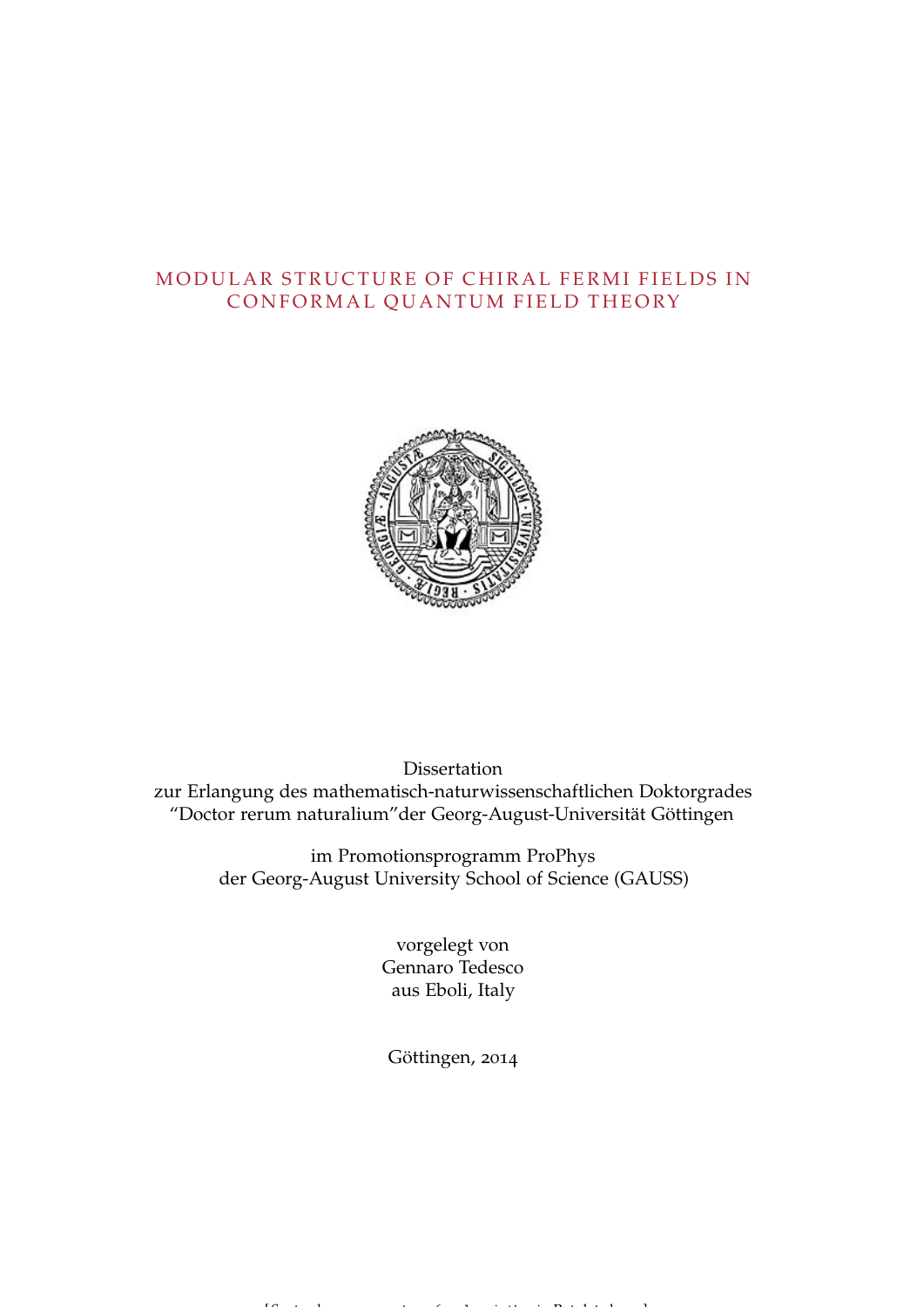# MODULAR STRUCTURE OF CHIRAL FERMI FIELDS IN CONFORMAL QUANTUM FIELD THEORY

Dissertation
zur Erlangung des mathematisch-naturwissenschaftlichen Doktorgrades
"Doctor rerum naturalium"der Georg-August-Universität Göttingen

im Promotionsprogramm ProPhys
der Georg-August University School of Science (GAUSS)

vorgelegt von
Gennaro Tedesco
aus Eboli, Italy

Göttingen, 2014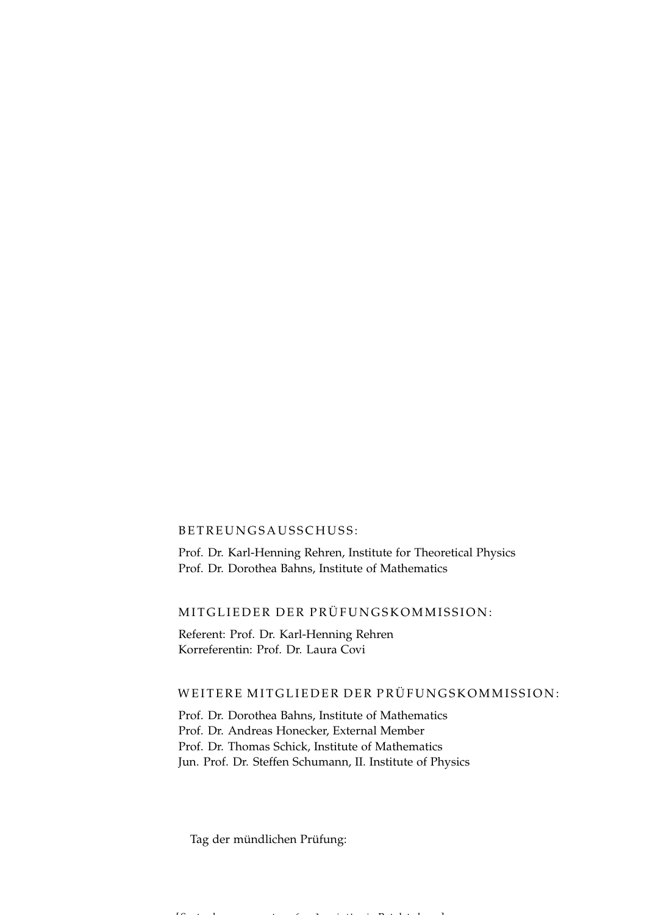BETREUNGSAUSSCHUSS:

Prof. Dr. Karl-Henning Rehren, Institute for Theoretical Physics
Prof. Dr. Dorothea Bahns, Institute of Mathematics

MITGLIEDER DER PRÜFUNGSKOMMISSION:

Referent: Prof. Dr. Karl-Henning Rehren
Korreferentin: Prof. Dr. Laura Covi

WEITERE MITGLIEDER DER PRÜFUNGSKOMMISSION:

Prof. Dr. Dorothea Bahns, Institute of Mathematics
Prof. Dr. Andreas Honecker, External Member
Prof. Dr. Thomas Schick, Institute of Mathematics
Jun. Prof. Dr. Steffen Schumann, II. Institute of Physics

Tag der mündlichen Prüfung: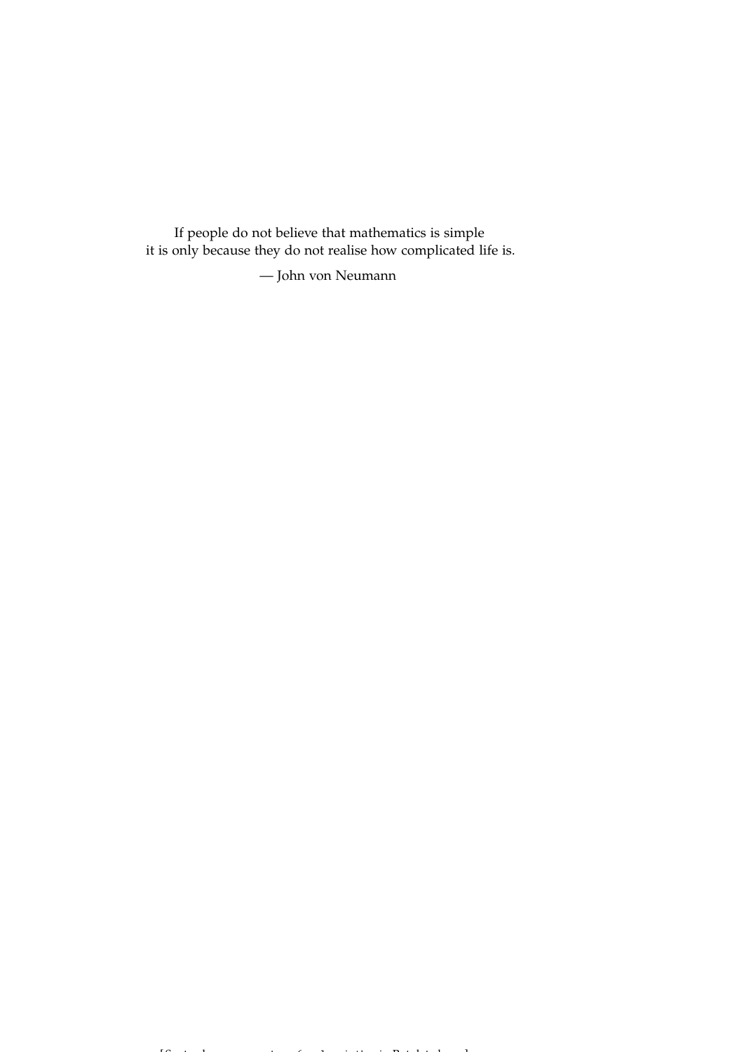If people do not believe that mathematics is simple
it is only because they do not realise how complicated life is.

— John von Neumann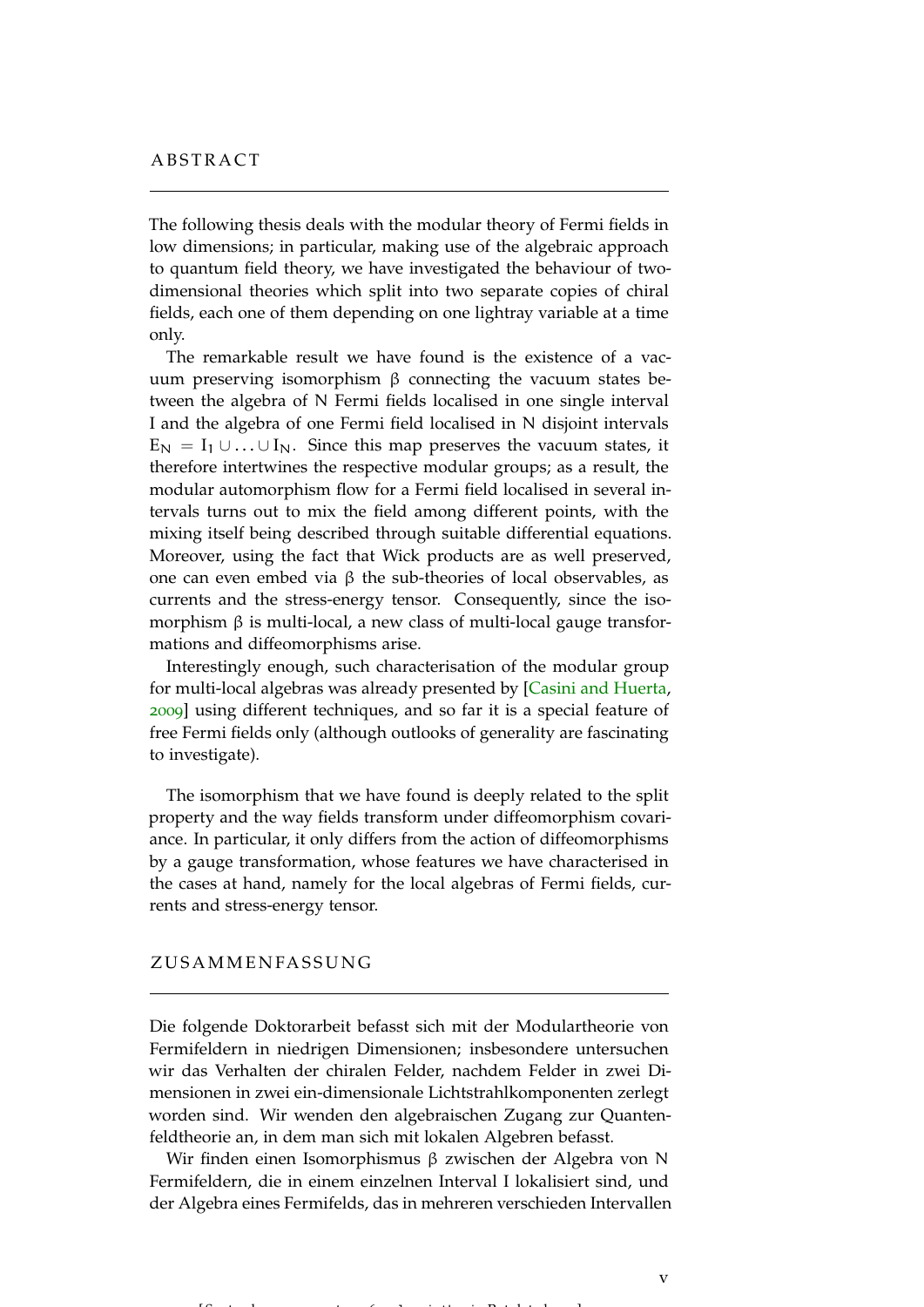# ABSTRACT

The following thesis deals with the modular theory of Fermi fields in low dimensions; in particular, making use of the algebraic approach to quantum field theory, we have investigated the behaviour of two-dimensional theories which split into two separate copies of chiral fields, each one of them depending on one lightray variable at a time only.

The remarkable result we have found is the existence of a vacuum preserving isomorphism $\beta$ connecting the vacuum states between the algebra of N Fermi fields localised in one single interval I and the algebra of one Fermi field localised in N disjoint intervals $E_N = I_1 \cup \ldots \cup I_N$. Since this map preserves the vacuum states, it therefore intertwines the respective modular groups; as a result, the modular automorphism flow for a Fermi field localised in several intervals turns out to mix the field among different points, with the mixing itself being described through suitable differential equations. Moreover, using the fact that Wick products are as well preserved, one can even embed via $\beta$ the sub-theories of local observables, as currents and the stress-energy tensor. Consequently, since the isomorphism $\beta$ is multi-local, a new class of multi-local gauge transformations and diffeomorphisms arise.

Interestingly enough, such characterisation of the modular group for multi-local algebras was already presented by [Casini and Huerta, 2009] using different techniques, and so far it is a special feature of free Fermi fields only (although outlooks of generality are fascinating to investigate).

The isomorphism that we have found is deeply related to the split property and the way fields transform under diffeomorphism covariance. In particular, it only differs from the action of diffeomorphisms by a gauge transformation, whose features we have characterised in the cases at hand, namely for the local algebras of Fermi fields, currents and stress-energy tensor.

# ZUSAMMENFASSUNG

Die folgende Doktorarbeit befasst sich mit der Modulartheorie von Fermifeldern in niedrigen Dimensionen; insbesondere untersuchen wir das Verhalten der chiralen Felder, nachdem Felder in zwei Dimensionen in zwei ein-dimensionale Lichtstrahlkomponenten zerlegt worden sind. Wir wenden den algebraischen Zugang zur Quantenfeldtheorie an, in dem man sich mit lokalen Algebren befasst.

Wir finden einen Isomorphismus $\beta$ zwischen der Algebra von N Fermifeldern, die in einem einzelnen Interval I lokalisiert sind, und der Algebra eines Fermifelds, das in mehreren verschieden Intervallen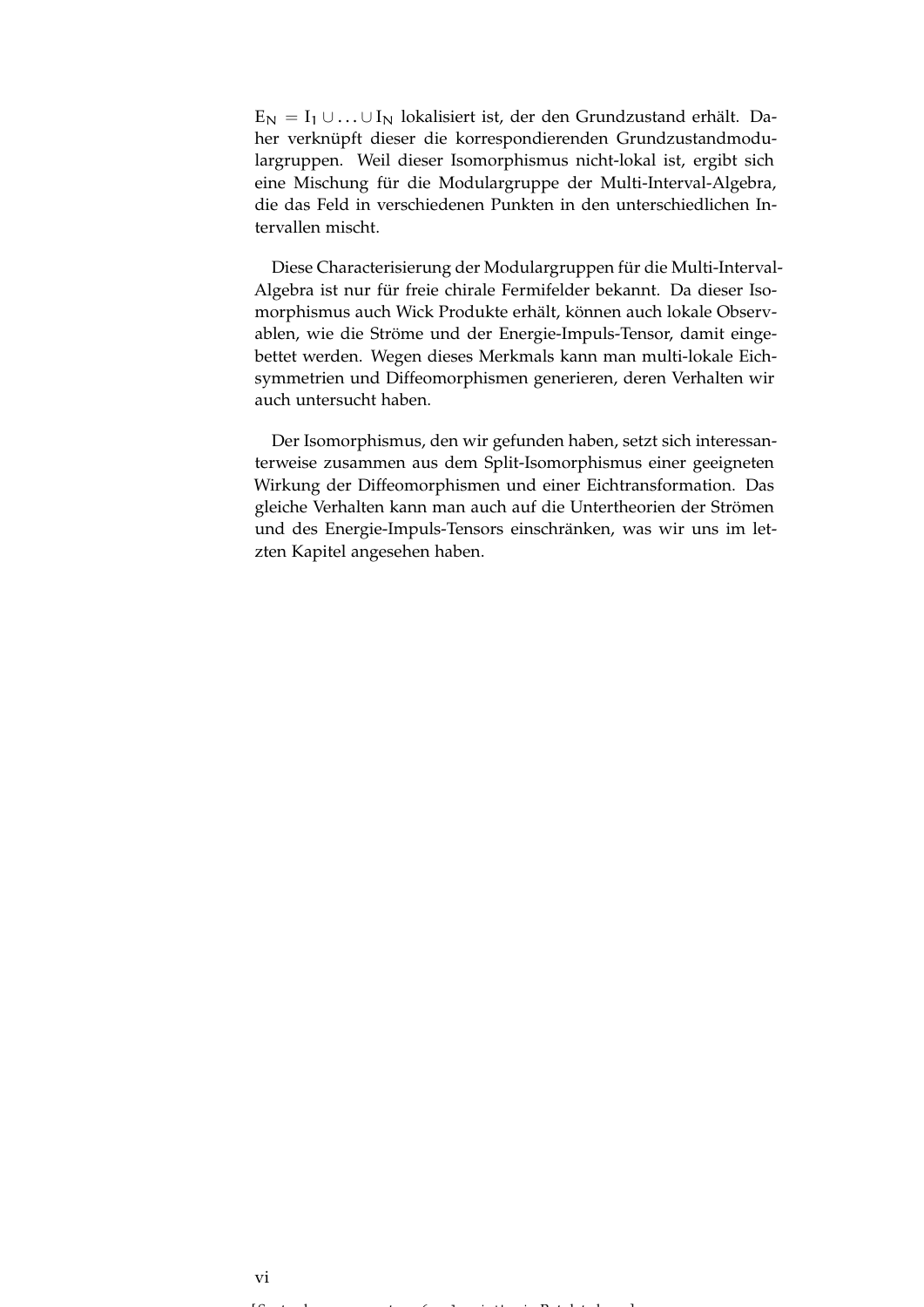$E_N = I_1 \cup \ldots \cup I_N$ lokalisiert ist, der den Grundzustand erhält. Daher verknüpft dieser die korrespondierenden Grundzustandmodulargruppen. Weil dieser Isomorphismus nicht-lokal ist, ergibt sich eine Mischung für die Modulargruppe der Multi-Interval-Algebra, die das Feld in verschiedenen Punkten in den unterschiedlichen Intervallen mischt.

Diese Characterisierung der Modulargruppen für die Multi-Interval-Algebra ist nur für freie chirale Fermifelder bekannt. Da dieser Isomorphismus auch Wick Produkte erhält, können auch lokale Observablen, wie die Ströme und der Energie-Impuls-Tensor, damit eingebettet werden. Wegen dieses Merkmals kann man multi-lokale Eichsymmetrien und Diffeomorphismen generieren, deren Verhalten wir auch untersucht haben.

Der Isomorphismus, den wir gefunden haben, setzt sich interessanterweise zusammen aus dem Split-Isomorphismus einer geeigneten Wirkung der Diffeomorphismen und einer Eichtransformation. Das gleiche Verhalten kann man auch auf die Untertheorien der Strömen und des Energie-Impuls-Tensors einschränken, was wir uns im letzten Kapitel angesehen haben.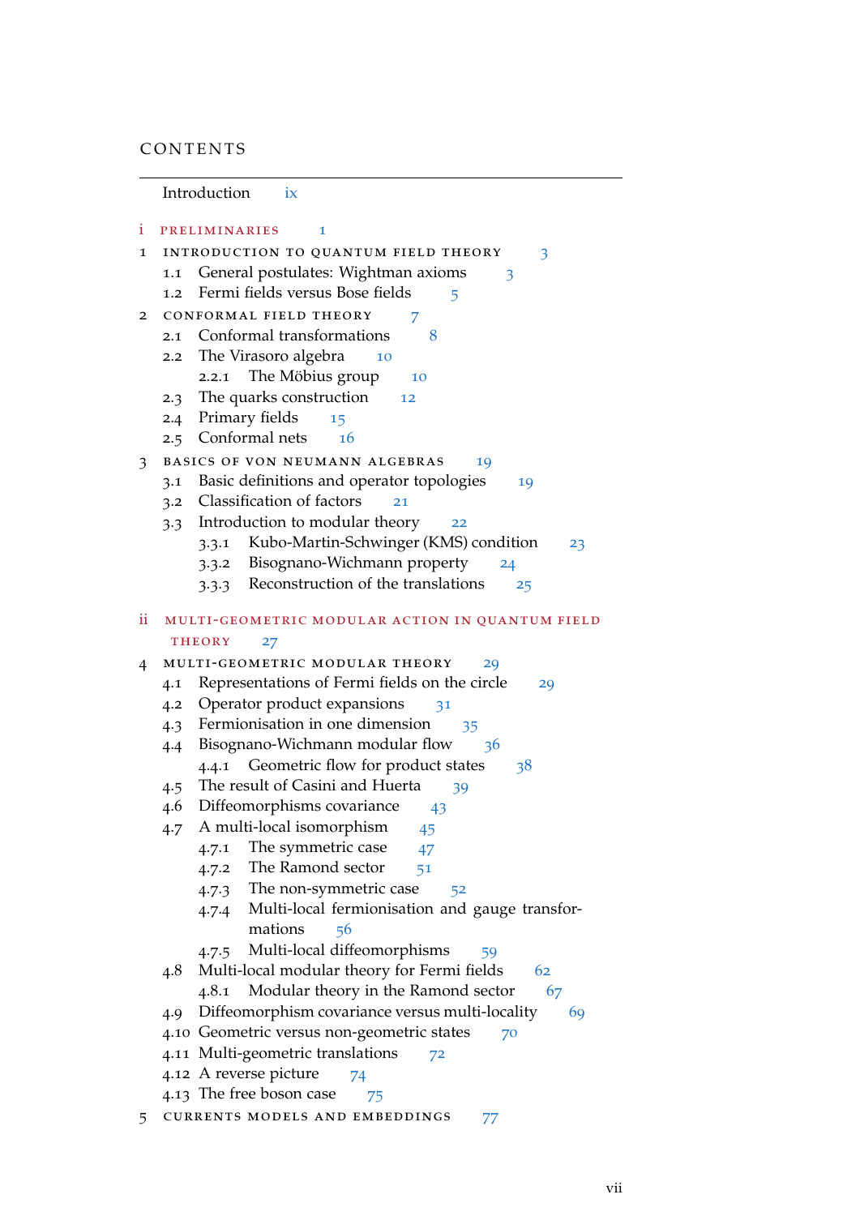# CONTENTS

Introduction ix

i PRELIMINARIES 1

1 INTRODUCTION TO QUANTUM FIELD THEORY 3
- 1.1 General postulates: Wightman axioms 3
- 1.2 Fermi fields versus Bose fields 5

2 CONFORMAL FIELD THEORY 7
- 2.1 Conformal transformations 8
- 2.2 The Virasoro algebra 10
  - 2.2.1 The Möbius group 10
- 2.3 The quarks construction 12
- 2.4 Primary fields 15
- 2.5 Conformal nets 16

3 BASICS OF VON NEUMANN ALGEBRAS 19
- 3.1 Basic definitions and operator topologies 19
- 3.2 Classification of factors 21
- 3.3 Introduction to modular theory 22
  - 3.3.1 Kubo-Martin-Schwinger (KMS) condition 23
  - 3.3.2 Bisognano-Wichmann property 24
  - 3.3.3 Reconstruction of the translations 25

ii MULTI-GEOMETRIC MODULAR ACTION IN QUANTUM FIELD THEORY 27

4 MULTI-GEOMETRIC MODULAR THEORY 29
- 4.1 Representations of Fermi fields on the circle 29
- 4.2 Operator product expansions 31
- 4.3 Fermionisation in one dimension 35
- 4.4 Bisognano-Wichmann modular flow 36
  - 4.4.1 Geometric flow for product states 38
- 4.5 The result of Casini and Huerta 39
- 4.6 Diffeomorphisms covariance 43
- 4.7 A multi-local isomorphism 45
  - 4.7.1 The symmetric case 47
  - 4.7.2 The Ramond sector 51
  - 4.7.3 The non-symmetric case 52
  - 4.7.4 Multi-local fermionisation and gauge transformations 56
  - 4.7.5 Multi-local diffeomorphisms 59
- 4.8 Multi-local modular theory for Fermi fields 62
  - 4.8.1 Modular theory in the Ramond sector 67
- 4.9 Diffeomorphism covariance versus multi-locality 69
- 4.10 Geometric versus non-geometric states 70
- 4.11 Multi-geometric translations 72
- 4.12 A reverse picture 74
- 4.13 The free boson case 75

5 CURRENTS MODELS AND EMBEDDINGS 77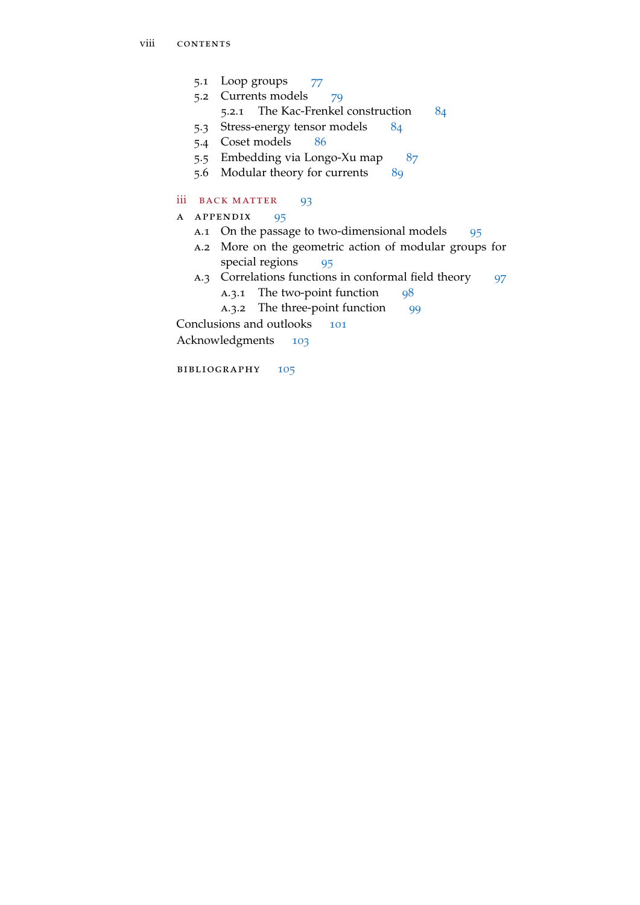- 5.1 Loop groups 77
- 5.2 Currents models 79
  - 5.2.1 The Kac-Frenkel construction 84
- 5.3 Stress-energy tensor models 84
- 5.4 Coset models 86
- 5.5 Embedding via Longo-Xu map 87
- 5.6 Modular theory for currents 89

iii BACK MATTER 93

A APPENDIX 95

- A.1 On the passage to two-dimensional models 95
- A.2 More on the geometric action of modular groups for special regions 95
- A.3 Correlations functions in conformal field theory 97
  - A.3.1 The two-point function 98
  - A.3.2 The three-point function 99

Conclusions and outlooks 101

Acknowledgments 103

BIBLIOGRAPHY 105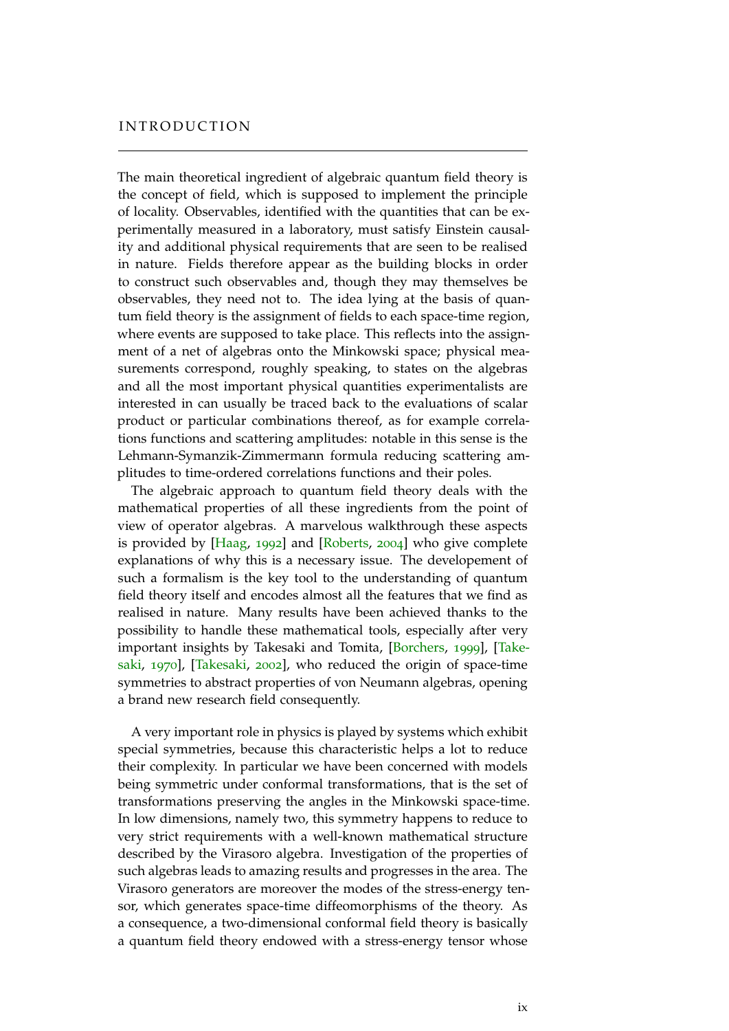# INTRODUCTION

The main theoretical ingredient of algebraic quantum field theory is the concept of field, which is supposed to implement the principle of locality. Observables, identified with the quantities that can be experimentally measured in a laboratory, must satisfy Einstein causality and additional physical requirements that are seen to be realised in nature. Fields therefore appear as the building blocks in order to construct such observables and, though they may themselves be observables, they need not to. The idea lying at the basis of quantum field theory is the assignment of fields to each space-time region, where events are supposed to take place. This reflects into the assignment of a net of algebras onto the Minkowski space; physical measurements correspond, roughly speaking, to states on the algebras and all the most important physical quantities experimentalists are interested in can usually be traced back to the evaluations of scalar product or particular combinations thereof, as for example correlations functions and scattering amplitudes: notable in this sense is the Lehmann-Symanzik-Zimmermann formula reducing scattering amplitudes to time-ordered correlations functions and their poles.

The algebraic approach to quantum field theory deals with the mathematical properties of all these ingredients from the point of view of operator algebras. A marvelous walkthrough these aspects is provided by [Haag, 1992] and [Roberts, 2004] who give complete explanations of why this is a necessary issue. The developement of such a formalism is the key tool to the understanding of quantum field theory itself and encodes almost all the features that we find as realised in nature. Many results have been achieved thanks to the possibility to handle these mathematical tools, especially after very important insights by Takesaki and Tomita, [Borchers, 1999], [Takesaki, 1970], [Takesaki, 2002], who reduced the origin of space-time symmetries to abstract properties of von Neumann algebras, opening a brand new research field consequently.

A very important role in physics is played by systems which exhibit special symmetries, because this characteristic helps a lot to reduce their complexity. In particular we have been concerned with models being symmetric under conformal transformations, that is the set of transformations preserving the angles in the Minkowski space-time. In low dimensions, namely two, this symmetry happens to reduce to very strict requirements with a well-known mathematical structure described by the Virasoro algebra. Investigation of the properties of such algebras leads to amazing results and progresses in the area. The Virasoro generators are moreover the modes of the stress-energy tensor, which generates space-time diffeomorphisms of the theory. As a consequence, a two-dimensional conformal field theory is basically a quantum field theory endowed with a stress-energy tensor whose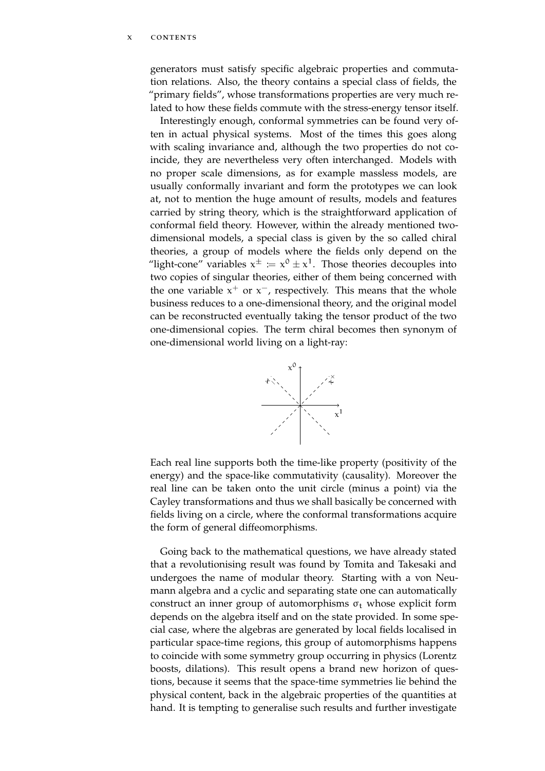generators must satisfy specific algebraic properties and commutation relations. Also, the theory contains a special class of fields, the "primary fields", whose transformations properties are very much related to how these fields commute with the stress-energy tensor itself.

Interestingly enough, conformal symmetries can be found very often in actual physical systems. Most of the times this goes along with scaling invariance and, although the two properties do not coincide, they are nevertheless very often interchanged. Models with no proper scale dimensions, as for example massless models, are usually conformally invariant and form the prototypes we can look at, not to mention the huge amount of results, models and features carried by string theory, which is the straightforward application of conformal field theory. However, within the already mentioned two-dimensional models, a special class is given by the so called chiral theories, a group of models where the fields only depend on the "light-cone" variables $x^{\pm} := x^0 \pm x^1$. Those theories decouples into two copies of singular theories, either of them being concerned with the one variable $x^+$ or $x^-$, respectively. This means that the whole business reduces to a one-dimensional theory, and the original model can be reconstructed eventually taking the tensor product of the two one-dimensional copies. The term chiral becomes then synonym of one-dimensional world living on a light-ray:

Each real line supports both the time-like property (positivity of the energy) and the space-like commutativity (causality). Moreover the real line can be taken onto the unit circle (minus a point) via the Cayley transformations and thus we shall basically be concerned with fields living on a circle, where the conformal transformations acquire the form of general diffeomorphisms.

Going back to the mathematical questions, we have already stated that a revolutionising result was found by Tomita and Takesaki and undergoes the name of modular theory. Starting with a von Neumann algebra and a cyclic and separating state one can automatically construct an inner group of automorphisms $\sigma_t$ whose explicit form depends on the algebra itself and on the state provided. In some special case, where the algebras are generated by local fields localised in particular space-time regions, this group of automorphisms happens to coincide with some symmetry group occurring in physics (Lorentz boosts, dilations). This result opens a brand new horizon of questions, because it seems that the space-time symmetries lie behind the physical content, back in the algebraic properties of the quantities at hand. It is tempting to generalise such results and further investigate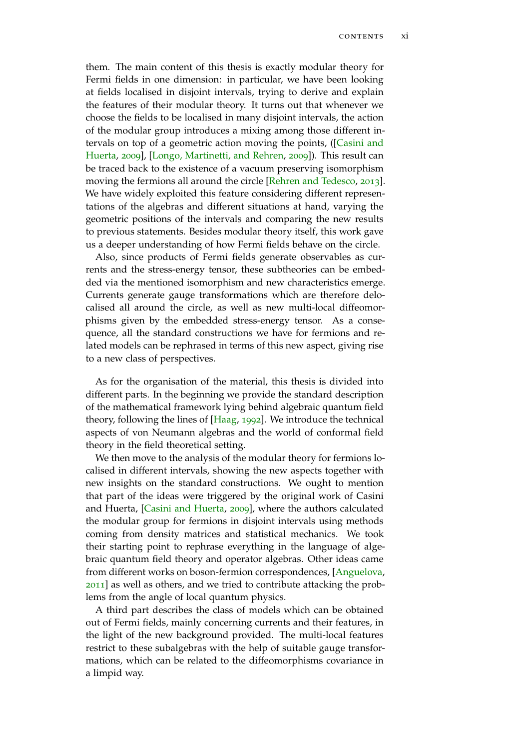them. The main content of this thesis is exactly modular theory for Fermi fields in one dimension: in particular, we have been looking at fields localised in disjoint intervals, trying to derive and explain the features of their modular theory. It turns out that whenever we choose the fields to be localised in many disjoint intervals, the action of the modular group introduces a mixing among those different intervals on top of a geometric action moving the points, ([Casini and Huerta, 2009], [Longo, Martinetti, and Rehren, 2009]). This result can be traced back to the existence of a vacuum preserving isomorphism moving the fermions all around the circle [Rehren and Tedesco, 2013]. We have widely exploited this feature considering different representations of the algebras and different situations at hand, varying the geometric positions of the intervals and comparing the new results to previous statements. Besides modular theory itself, this work gave us a deeper understanding of how Fermi fields behave on the circle.

Also, since products of Fermi fields generate observables as currents and the stress-energy tensor, these subtheories can be embedded via the mentioned isomorphism and new characteristics emerge. Currents generate gauge transformations which are therefore delocalised all around the circle, as well as new multi-local diffeomorphisms given by the embedded stress-energy tensor. As a consequence, all the standard constructions we have for fermions and related models can be rephrased in terms of this new aspect, giving rise to a new class of perspectives.

As for the organisation of the material, this thesis is divided into different parts. In the beginning we provide the standard description of the mathematical framework lying behind algebraic quantum field theory, following the lines of [Haag, 1992]. We introduce the technical aspects of von Neumann algebras and the world of conformal field theory in the field theoretical setting.

We then move to the analysis of the modular theory for fermions localised in different intervals, showing the new aspects together with new insights on the standard constructions. We ought to mention that part of the ideas were triggered by the original work of Casini and Huerta, [Casini and Huerta, 2009], where the authors calculated the modular group for fermions in disjoint intervals using methods coming from density matrices and statistical mechanics. We took their starting point to rephrase everything in the language of algebraic quantum field theory and operator algebras. Other ideas came from different works on boson-fermion correspondences, [Anguelova, 2011] as well as others, and we tried to contribute attacking the problems from the angle of local quantum physics.

A third part describes the class of models which can be obtained out of Fermi fields, mainly concerning currents and their features, in the light of the new background provided. The multi-local features restrict to these subalgebras with the help of suitable gauge transformations, which can be related to the diffeomorphisms covariance in a limpid way.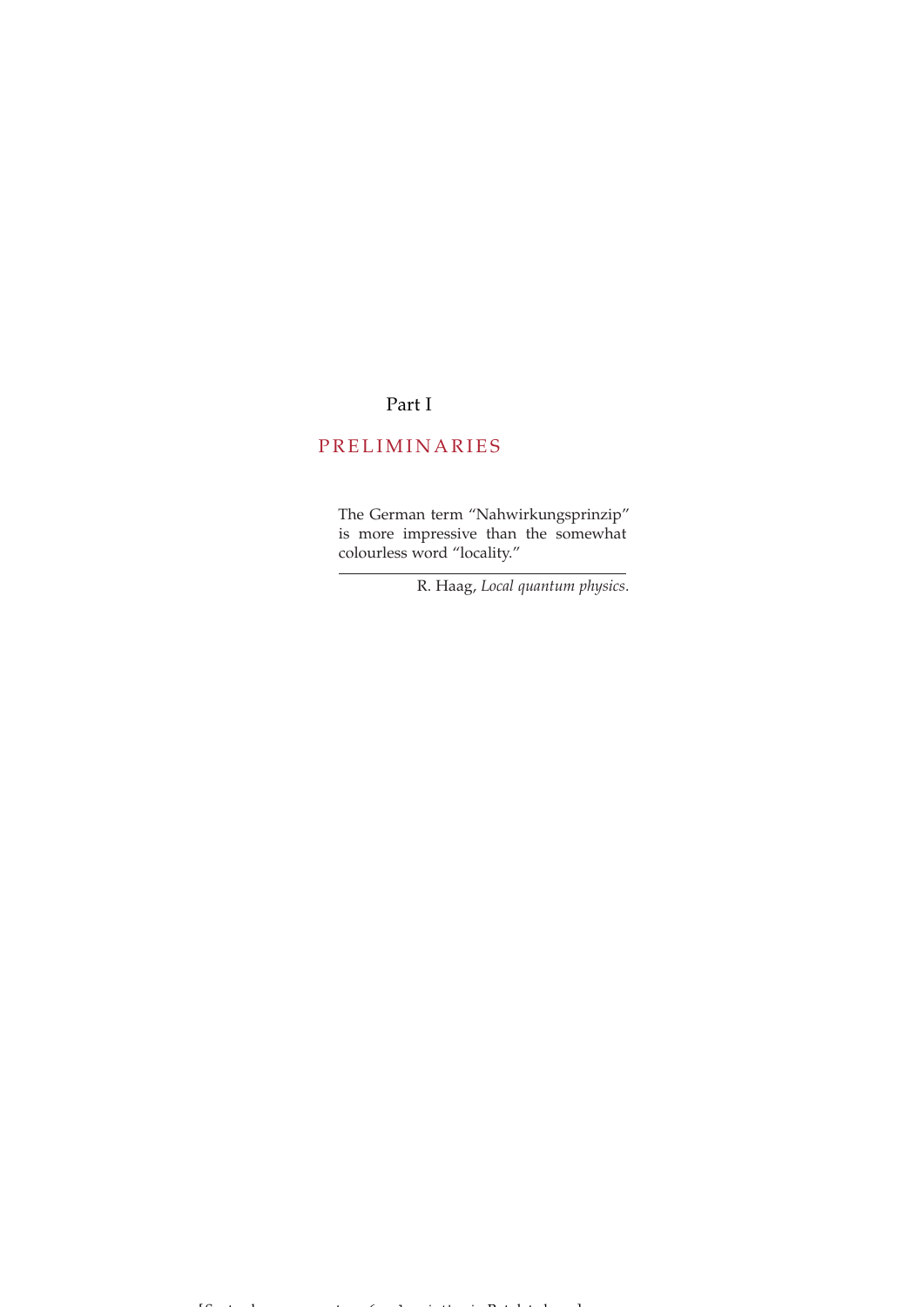# Part I

## PRELIMINARIES

> The German term "Nahwirkungsprinzip" is more impressive than the somewhat colourless word "locality."
>
> R. Haag, *Local quantum physics*.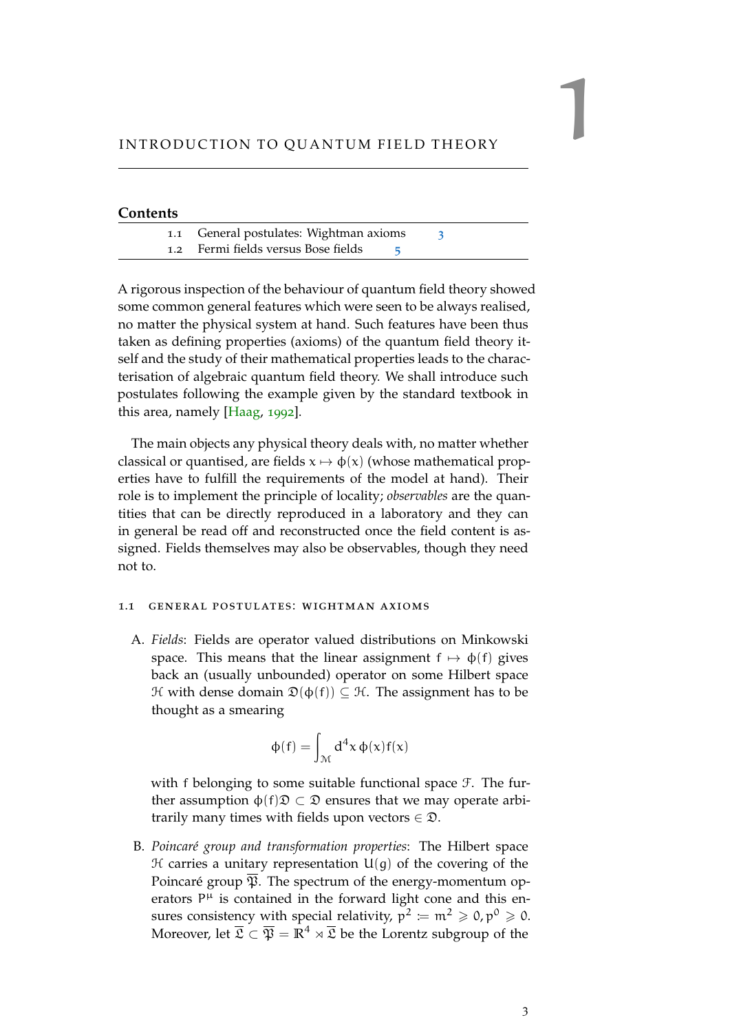# 1 INTRODUCTION TO QUANTUM FIELD THEORY

**Contents**

| | | |
|---|---|---|
| 1.1 | General postulates: Wightman axioms | 3 |
| 1.2 | Fermi fields versus Bose fields | 5 |

A rigorous inspection of the behaviour of quantum field theory showed some common general features which were seen to be always realised, no matter the physical system at hand. Such features have been thus taken as defining properties (axioms) of the quantum field theory itself and the study of their mathematical properties leads to the characterisation of algebraic quantum field theory. We shall introduce such postulates following the example given by the standard textbook in this area, namely [Haag, 1992].

The main objects any physical theory deals with, no matter whether classical or quantised, are fields $x \mapsto \phi(x)$ (whose mathematical properties have to fulfill the requirements of the model at hand). Their role is to implement the principle of locality; *observables* are the quantities that can be directly reproduced in a laboratory and they can in general be read off and reconstructed once the field content is assigned. Fields themselves may also be observables, though they need not to.

## 1.1 GENERAL POSTULATES: WIGHTMAN AXIOMS

A. *Fields*: Fields are operator valued distributions on Minkowski space. This means that the linear assignment $f \mapsto \phi(f)$ gives back an (usually unbounded) operator on some Hilbert space $\mathcal{H}$ with dense domain $\mathfrak{D}(\phi(f)) \subseteq \mathcal{H}$. The assignment has to be thought as a smearing

$$\phi(f) = \int_{\mathcal{M}} d^4x\, \phi(x) f(x)$$

with $f$ belonging to some suitable functional space $\mathcal{F}$. The further assumption $\phi(f)\mathfrak{D} \subset \mathfrak{D}$ ensures that we may operate arbitrarily many times with fields upon vectors $\in \mathfrak{D}$.

B. *Poincaré group and transformation properties*: The Hilbert space $\mathcal{H}$ carries a unitary representation $U(g)$ of the covering of the Poincaré group $\overline{\mathfrak{P}}$. The spectrum of the energy-momentum operators $P^\mu$ is contained in the forward light cone and this ensures consistency with special relativity, $p^2 \coloneqq m^2 \geqslant 0, p^0 \geqslant 0$. Moreover, let $\overline{\mathfrak{L}} \subset \overline{\mathfrak{P}} = \mathbb{R}^4 \rtimes \overline{\mathfrak{L}}$ be the Lorentz subgroup of the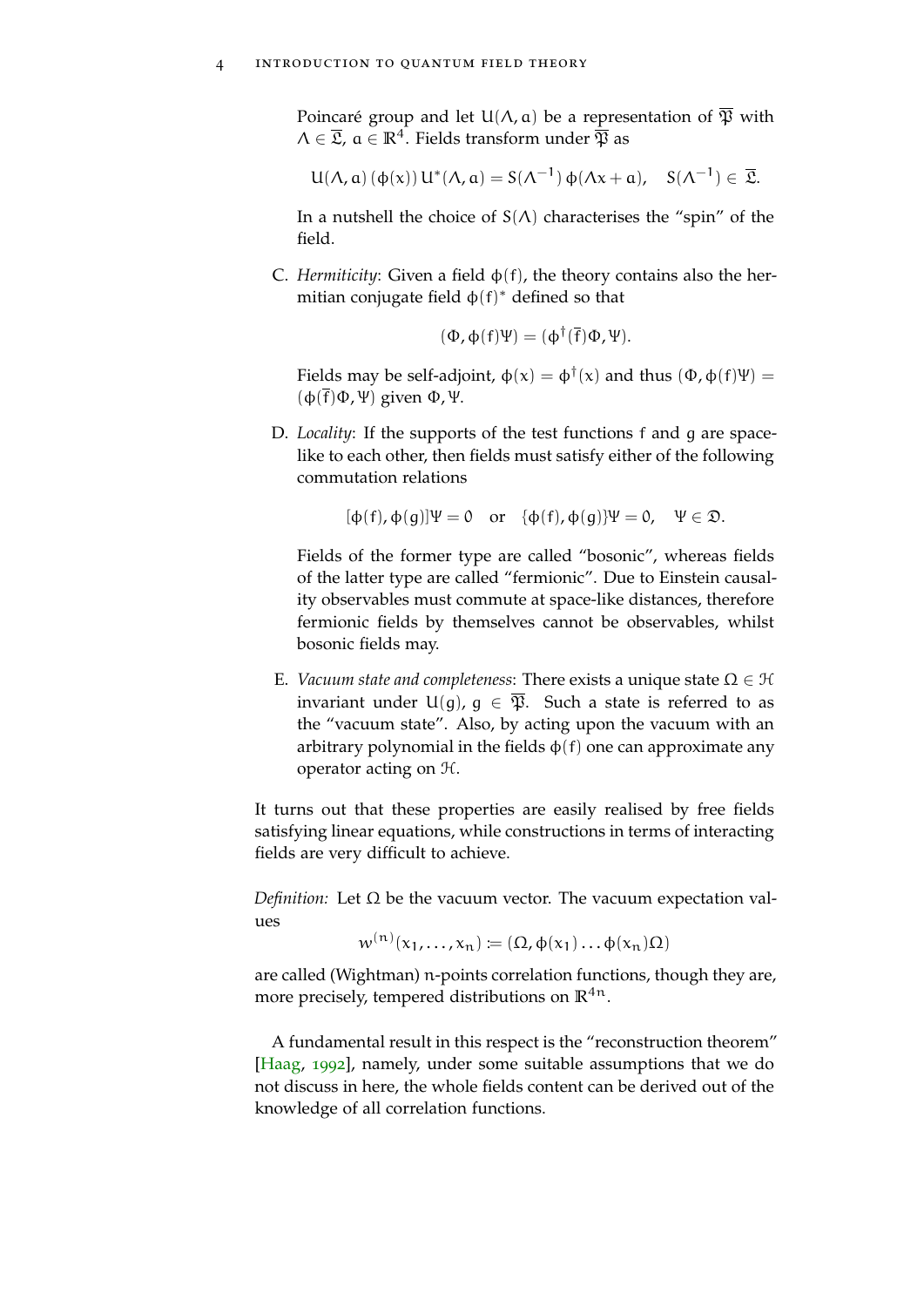Poincaré group and let $U(\Lambda, a)$ be a representation of $\overline{\mathfrak{P}}$ with $\Lambda \in \overline{\mathfrak{L}}$, $a \in \mathbb{R}^4$. Fields transform under $\overline{\mathfrak{P}}$ as

$$U(\Lambda, a)\,(\phi(x))\,U^*(\Lambda, a) = S(\Lambda^{-1})\,\phi(\Lambda x + a), \quad S(\Lambda^{-1}) \in \overline{\mathfrak{L}}.$$

In a nutshell the choice of $S(\Lambda)$ characterises the "spin" of the field.

C. *Hermiticity*: Given a field $\phi(f)$, the theory contains also the hermitian conjugate field $\phi(f)^*$ defined so that

$$(\Phi, \phi(f)\Psi) = (\phi^\dagger(\overline{f})\Phi, \Psi).$$

Fields may be self-adjoint, $\phi(x) = \phi^\dagger(x)$ and thus $(\Phi, \phi(f)\Psi) = (\phi(\overline{f})\Phi, \Psi)$ given $\Phi, \Psi$.

D. *Locality*: If the supports of the test functions $f$ and $g$ are space-like to each other, then fields must satisfy either of the following commutation relations

$$[\phi(f), \phi(g)]\Psi = 0 \quad \text{or} \quad \{\phi(f), \phi(g)\}\Psi = 0, \quad \Psi \in \mathfrak{D}.$$

Fields of the former type are called "bosonic", whereas fields of the latter type are called "fermionic". Due to Einstein causality observables must commute at space-like distances, therefore fermionic fields by themselves cannot be observables, whilst bosonic fields may.

E. *Vacuum state and completeness*: There exists a unique state $\Omega \in \mathcal{H}$ invariant under $U(g)$, $g \in \overline{\mathfrak{P}}$. Such a state is referred to as the "vacuum state". Also, by acting upon the vacuum with an arbitrary polynomial in the fields $\phi(f)$ one can approximate any operator acting on $\mathcal{H}$.

It turns out that these properties are easily realised by free fields satisfying linear equations, while constructions in terms of interacting fields are very difficult to achieve.

*Definition:* Let $\Omega$ be the vacuum vector. The vacuum expectation values

$$w^{(n)}(x_1, \ldots, x_n) \coloneqq (\Omega, \phi(x_1) \ldots \phi(x_n)\Omega)$$

are called (Wightman) $n$-points correlation functions, though they are, more precisely, tempered distributions on $\mathbb{R}^{4n}$.

A fundamental result in this respect is the "reconstruction theorem" [Haag, 1992], namely, under some suitable assumptions that we do not discuss in here, the whole fields content can be derived out of the knowledge of all correlation functions.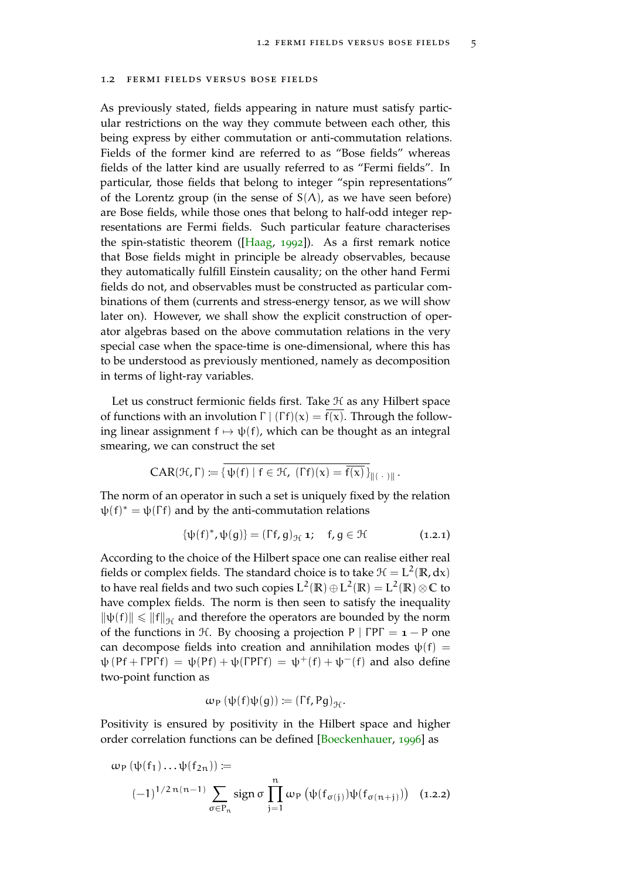## 1.2 Fermi fields versus Bose fields

As previously stated, fields appearing in nature must satisfy particular restrictions on the way they commute between each other, this being express by either commutation or anti-commutation relations. Fields of the former kind are referred to as "Bose fields" whereas fields of the latter kind are usually referred to as "Fermi fields". In particular, those fields that belong to integer "spin representations" of the Lorentz group (in the sense of $S(\Lambda)$, as we have seen before) are Bose fields, while those ones that belong to half-odd integer representations are Fermi fields. Such particular feature characterises the spin-statistic theorem ([Haag, 1992]). As a first remark notice that Bose fields might in principle be already observables, because they automatically fulfill Einstein causality; on the other hand Fermi fields do not, and observables must be constructed as particular combinations of them (currents and stress-energy tensor, as we will show later on). However, we shall show the explicit construction of operator algebras based on the above commutation relations in the very special case when the space-time is one-dimensional, where this has to be understood as previously mentioned, namely as decomposition in terms of light-ray variables.

Let us construct fermionic fields first. Take $\mathcal{H}$ as any Hilbert space of functions with an involution $\Gamma \mid (\Gamma f)(x) = \overline{f(x)}$. Through the following linear assignment $f \mapsto \psi(f)$, which can be thought as an integral smearing, we can construct the set

$$\mathrm{CAR}(\mathcal{H}, \Gamma) := \overline{\{\psi(f) \mid f \in \mathcal{H},\ (\Gamma f)(x) = \overline{f(x)}\}}_{\|(\,\cdot\,)\|}.$$

The norm of an operator in such a set is uniquely fixed by the relation $\psi(f)^* = \psi(\Gamma f)$ and by the anti-commutation relations

$$\{\psi(f)^*, \psi(g)\} = (\Gamma f, g)_{\mathcal{H}}\, \mathbb{1}; \quad f, g \in \mathcal{H} \tag{1.2.1}$$

According to the choice of the Hilbert space one can realise either real fields or complex fields. The standard choice is to take $\mathcal{H} = L^2(\mathbb{R}, dx)$ to have real fields and two such copies $L^2(\mathbb{R}) \oplus L^2(\mathbb{R}) = L^2(\mathbb{R}) \otimes \mathbb{C}$ to have complex fields. The norm is then seen to satisfy the inequality $\|\psi(f)\| \leqslant \|f\|_{\mathcal{H}}$ and therefore the operators are bounded by the norm of the functions in $\mathcal{H}$. By choosing a projection $P \mid \Gamma P \Gamma = \mathbb{1} - P$ one can decompose fields into creation and annihilation modes $\psi(f) = \psi(Pf + \Gamma P \Gamma f) = \psi(Pf) + \psi(\Gamma P \Gamma f) = \psi^+(f) + \psi^-(f)$ and also define two-point function as

$$\omega_P(\psi(f)\psi(g)) := (\Gamma f, Pg)_{\mathcal{H}}.$$

Positivity is ensured by positivity in the Hilbert space and higher order correlation functions can be defined [Boeckenhauer, 1996] as

$$\omega_P(\psi(f_1)\ldots\psi(f_{2n})) := \\ (-1)^{1/2\,n(n-1)} \sum_{\sigma \in P_n} \operatorname{sign}\sigma \prod_{j=1}^{n} \omega_P\left(\psi(f_{\sigma(j)})\psi(f_{\sigma(n+j)})\right) \tag{1.2.2}$$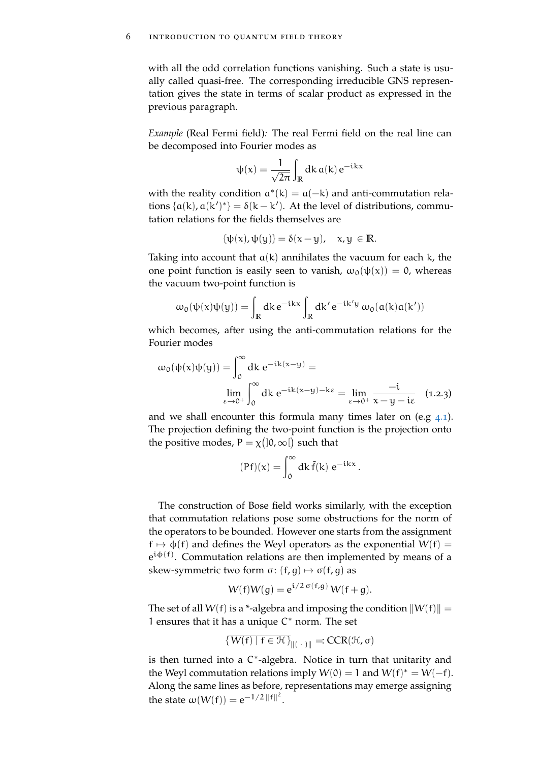with all the odd correlation functions vanishing. Such a state is usually called quasi-free. The corresponding irreducible GNS representation gives the state in terms of scalar product as expressed in the previous paragraph.

*Example* (Real Fermi field)*:* The real Fermi field on the real line can be decomposed into Fourier modes as

$$\psi(x) = \frac{1}{\sqrt{2\pi}} \int_{\mathbb{R}} dk \, a(k) \, e^{-ikx}$$

with the reality condition $a^*(k) = a(-k)$ and anti-commutation relations $\{a(k), a(k')^*\} = \delta(k-k')$. At the level of distributions, commutation relations for the fields themselves are

$$\{\psi(x), \psi(y)\} = \delta(x-y), \quad x, y \in \mathbb{R}.$$

Taking into account that $a(k)$ annihilates the vacuum for each $k$, the one point function is easily seen to vanish, $\omega_0(\psi(x)) = 0$, whereas the vacuum two-point function is

$$\omega_0(\psi(x)\psi(y)) = \int_{\mathbb{R}} dk \, e^{-ikx} \int_{\mathbb{R}} dk' \, e^{-ik'y} \, \omega_0(a(k)a(k'))$$

which becomes, after using the anti-commutation relations for the Fourier modes

$$\omega_0(\psi(x)\psi(y)) = \int_0^\infty dk \; e^{-ik(x-y)} = \lim_{\varepsilon \to 0^+} \int_0^\infty dk \; e^{-ik(x-y) - k\varepsilon} = \lim_{\varepsilon \to 0^+} \frac{-i}{x - y - i\varepsilon} \tag{1.2.3}$$

and we shall encounter this formula many times later on (e.g 4.1). The projection defining the two-point function is the projection onto the positive modes, $P = \chi(]0, \infty[)$ such that

$$(Pf)(x) = \int_0^\infty dk \, \tilde{f}(k) \; e^{-ikx} \, .$$

The construction of Bose field works similarly, with the exception that commutation relations pose some obstructions for the norm of the operators to be bounded. However one starts from the assignment $f \mapsto \phi(f)$ and defines the Weyl operators as the exponential $W(f) = e^{i\phi(f)}$. Commutation relations are then implemented by means of a skew-symmetric two form $\sigma \colon (f, g) \mapsto \sigma(f, g)$ as

$$W(f)W(g) = e^{i/2 \, \sigma(f,g)} \, W(f+g).$$

The set of all $W(f)$ is a *-algebra and imposing the condition $\|W(f)\| = 1$ ensures that it has a unique $C^*$ norm. The set

$$\overline{\{W(f) \mid f \in \mathcal{H}\}}_{\|(\,\cdot\,)\|} =: \mathrm{CCR}(\mathcal{H}, \sigma)$$

is then turned into a $C^*$-algebra. Notice in turn that unitarity and the Weyl commutation relations imply $W(0) = 1$ and $W(f)^* = W(-f)$. Along the same lines as before, representations may emerge assigning the state $\omega(W(f)) = e^{-1/2 \, \|f\|^2}$.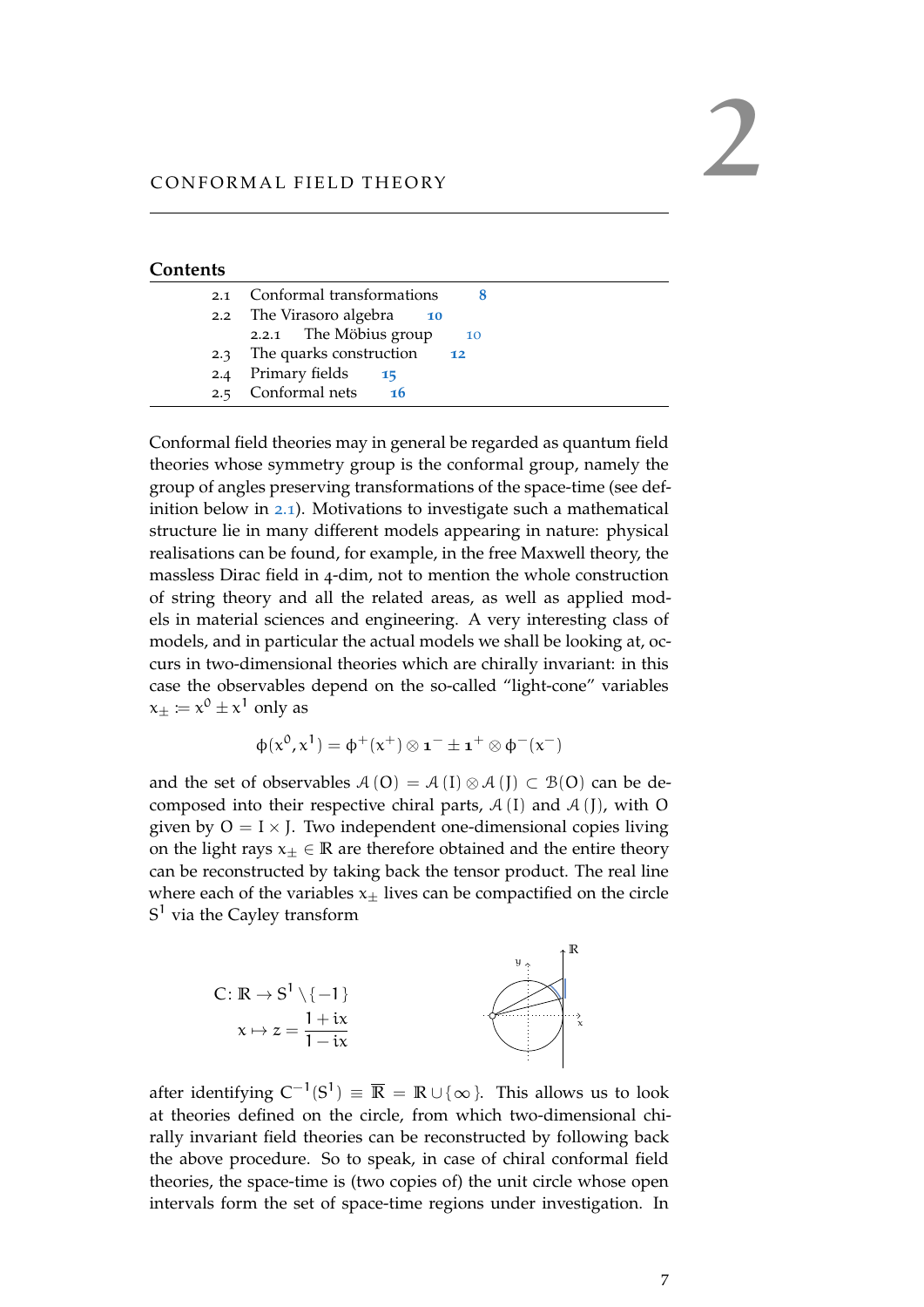# 2 CONFORMAL FIELD THEORY

## Contents

| | | |
|---|---|---|
| 2.1 | Conformal transformations | 8 |
| 2.2 | The Virasoro algebra | 10 |
| 2.2.1 | The Möbius group | 10 |
| 2.3 | The quarks construction | 12 |
| 2.4 | Primary fields | 15 |
| 2.5 | Conformal nets | 16 |

Conformal field theories may in general be regarded as quantum field theories whose symmetry group is the conformal group, namely the group of angles preserving transformations of the space-time (see definition below in 2.1). Motivations to investigate such a mathematical structure lie in many different models appearing in nature: physical realisations can be found, for example, in the free Maxwell theory, the massless Dirac field in 4-dim, not to mention the whole construction of string theory and all the related areas, as well as applied models in material sciences and engineering. A very interesting class of models, and in particular the actual models we shall be looking at, occurs in two-dimensional theories which are chirally invariant: in this case the observables depend on the so-called "light-cone" variables $x_\pm := x^0 \pm x^1$ only as

$$\phi(x^0, x^1) = \phi^+(x^+) \otimes \mathbf{1}^- \pm \mathbf{1}^+ \otimes \phi^-(x^-)$$

and the set of observables $\mathcal{A}(O) = \mathcal{A}(I) \otimes \mathcal{A}(J) \subset \mathcal{B}(O)$ can be decomposed into their respective chiral parts, $\mathcal{A}(I)$ and $\mathcal{A}(J)$, with $O$ given by $O = I \times J$. Two independent one-dimensional copies living on the light rays $x_\pm \in \mathbb{R}$ are therefore obtained and the entire theory can be reconstructed by taking back the tensor product. The real line where each of the variables $x_\pm$ lives can be compactified on the circle $S^1$ via the Cayley transform

$$C\colon \mathbb{R} \to S^1 \setminus \{-1\}$$
$$x \mapsto z = \frac{1+ix}{1-ix}$$

after identifying $C^{-1}(S^1) \equiv \overline{\mathbb{R}} = \mathbb{R} \cup \{\infty\}$. This allows us to look at theories defined on the circle, from which two-dimensional chirally invariant field theories can be reconstructed by following back the above procedure. So to speak, in case of chiral conformal field theories, the space-time is (two copies of) the unit circle whose open intervals form the set of space-time regions under investigation. In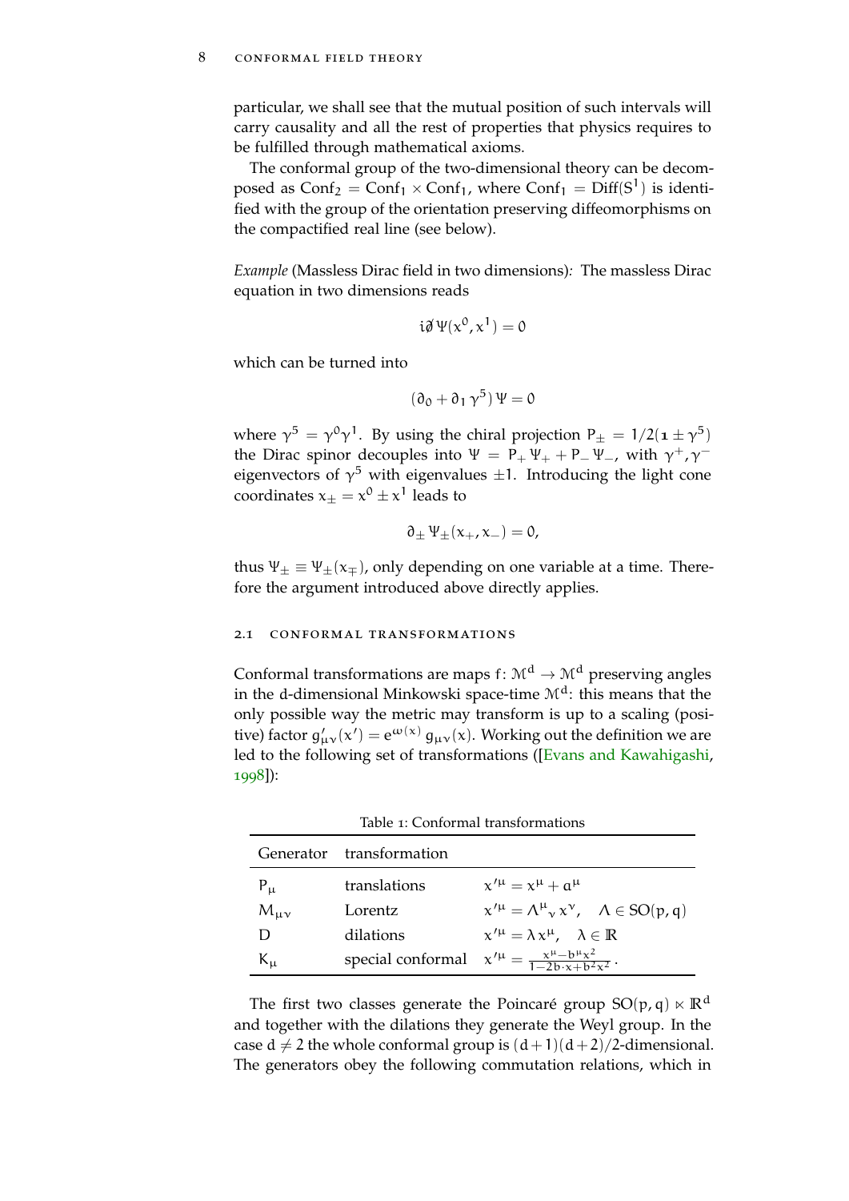particular, we shall see that the mutual position of such intervals will carry causality and all the rest of properties that physics requires to be fulfilled through mathematical axioms.

The conformal group of the two-dimensional theory can be decomposed as $\mathrm{Conf}_2 = \mathrm{Conf}_1 \times \mathrm{Conf}_1$, where $\mathrm{Conf}_1 = \mathrm{Diff}(S^1)$ is identified with the group of the orientation preserving diffeomorphisms on the compactified real line (see below).

*Example* (Massless Dirac field in two dimensions): The massless Dirac equation in two dimensions reads

$$i\partial\!\!\!/\,\Psi(x^0, x^1) = 0$$

which can be turned into

$$(\partial_0 + \partial_1 \gamma^5)\,\Psi = 0$$

where $\gamma^5 = \gamma^0\gamma^1$. By using the chiral projection $P_\pm = 1/2(\mathbf{1} \pm \gamma^5)$ the Dirac spinor decouples into $\Psi = P_+\Psi_+ + P_-\Psi_-$, with $\gamma^+, \gamma^-$ eigenvectors of $\gamma^5$ with eigenvalues $\pm 1$. Introducing the light cone coordinates $x_\pm = x^0 \pm x^1$ leads to

$$\partial_\pm \Psi_\pm(x_+, x_-) = 0,$$

thus $\Psi_\pm \equiv \Psi_\pm(x_\mp)$, only depending on one variable at a time. Therefore the argument introduced above directly applies.

## 2.1 Conformal transformations

Conformal transformations are maps $f\colon \mathcal{M}^d \to \mathcal{M}^d$ preserving angles in the d-dimensional Minkowski space-time $\mathcal{M}^d$: this means that the only possible way the metric may transform is up to a scaling (positive) factor $g'_{\mu\nu}(x') = e^{\omega(x)}\, g_{\mu\nu}(x)$. Working out the definition we are led to the following set of transformations ([Evans and Kawahigashi, 1998]):

Table 1: Conformal transformations

| Generator | transformation | |
|---|---|---|
| $P_\mu$ | translations | $x'^\mu = x^\mu + a^\mu$ |
| $M_{\mu\nu}$ | Lorentz | $x'^\mu = \Lambda^\mu{}_\nu\, x^\nu, \quad \Lambda \in SO(p,q)$ |
| $D$ | dilations | $x'^\mu = \lambda\, x^\mu, \quad \lambda \in \mathbb{R}$ |
| $K_\mu$ | special conformal | $x'^\mu = \frac{x^\mu - b^\mu x^2}{1 - 2b\cdot x + b^2 x^2}$. |

The first two classes generate the Poincaré group $SO(p,q) \ltimes \mathbb{R}^d$ and together with the dilations they generate the Weyl group. In the case $d \neq 2$ the whole conformal group is $(d+1)(d+2)/2$-dimensional. The generators obey the following commutation relations, which in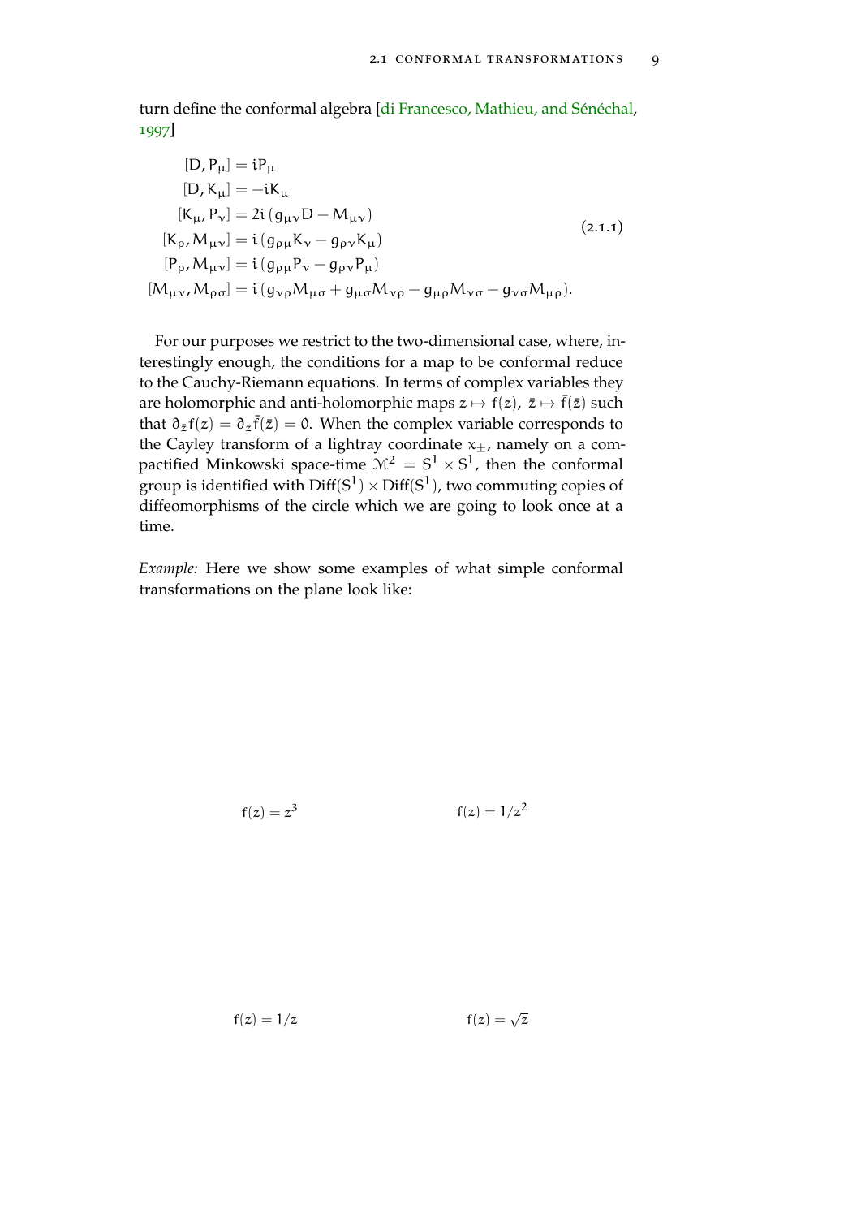turn define the conformal algebra [di Francesco, Mathieu, and Sénéchal, 1997]

$$
\begin{aligned}
[D, P_\mu] &= iP_\mu \\
[D, K_\mu] &= -iK_\mu \\
[K_\mu, P_\nu] &= 2i\,(g_{\mu\nu}D - M_{\mu\nu}) \\
[K_\rho, M_{\mu\nu}] &= i\,(g_{\rho\mu}K_\nu - g_{\rho\nu}K_\mu) \\
[P_\rho, M_{\mu\nu}] &= i\,(g_{\rho\mu}P_\nu - g_{\rho\nu}P_\mu) \\
[M_{\mu\nu}, M_{\rho\sigma}] &= i\,(g_{\nu\rho}M_{\mu\sigma} + g_{\mu\sigma}M_{\nu\rho} - g_{\mu\rho}M_{\nu\sigma} - g_{\nu\sigma}M_{\mu\rho}).
\end{aligned}
\tag{2.1.1}
$$

For our purposes we restrict to the two-dimensional case, where, interestingly enough, the conditions for a map to be conformal reduce to the Cauchy-Riemann equations. In terms of complex variables they are holomorphic and anti-holomorphic maps $z \mapsto f(z)$, $\bar{z} \mapsto \bar{f}(\bar{z})$ such that $\partial_{\bar{z}} f(z) = \partial_z \bar{f}(\bar{z}) = 0$. When the complex variable corresponds to the Cayley transform of a lightray coordinate $x_\pm$, namely on a compactified Minkowski space-time $\mathcal{M}^2 = S^1 \times S^1$, then the conformal group is identified with $\mathrm{Diff}(S^1) \times \mathrm{Diff}(S^1)$, two commuting copies of diffeomorphisms of the circle which we are going to look once at a time.

*Example:* Here we show some examples of what simple conformal transformations on the plane look like:

$f(z) = z^3$ $\qquad\qquad$ $f(z) = 1/z^2$

$f(z) = 1/z$ $\qquad\qquad$ $f(z) = \sqrt{z}$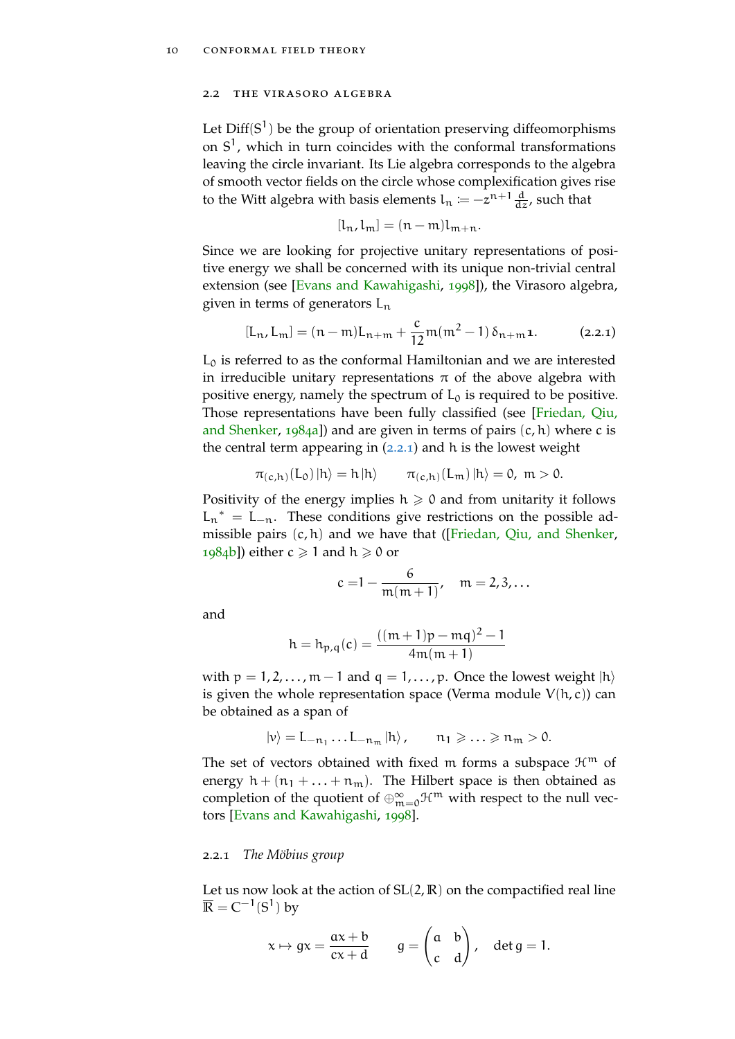## 2.2 The Virasoro algebra

Let $\mathrm{Diff}(S^1)$ be the group of orientation preserving diffeomorphisms on $S^1$, which in turn coincides with the conformal transformations leaving the circle invariant. Its Lie algebra corresponds to the algebra of smooth vector fields on the circle whose complexification gives rise to the Witt algebra with basis elements $l_n := -z^{n+1}\frac{d}{dz}$, such that

$$[l_n, l_m] = (n-m)l_{m+n}.$$

Since we are looking for projective unitary representations of positive energy we shall be concerned with its unique non-trivial central extension (see [Evans and Kawahigashi, 1998]), the Virasoro algebra, given in terms of generators $L_n$

$$[L_n, L_m] = (n-m)L_{n+m} + \frac{c}{12}m(m^2-1)\,\delta_{n+m}\mathbf{1}. \qquad (2.2.1)$$

$L_0$ is referred to as the conformal Hamiltonian and we are interested in irreducible unitary representations $\pi$ of the above algebra with positive energy, namely the spectrum of $L_0$ is required to be positive. Those representations have been fully classified (see [Friedan, Qiu, and Shenker, 1984a]) and are given in terms of pairs $(c, h)$ where $c$ is the central term appearing in (2.2.1) and $h$ is the lowest weight

$$\pi_{(c,h)}(L_0)\,|h\rangle = h\,|h\rangle \qquad \pi_{(c,h)}(L_m)\,|h\rangle = 0,\ m > 0.$$

Positivity of the energy implies $h \geqslant 0$ and from unitarity it follows $L_n{}^* = L_{-n}$. These conditions give restrictions on the possible admissible pairs $(c, h)$ and we have that ([Friedan, Qiu, and Shenker, 1984b]) either $c \geqslant 1$ and $h \geqslant 0$ or

$$c = 1 - \frac{6}{m(m+1)}, \quad m = 2, 3, \ldots$$

and

$$h = h_{p,q}(c) = \frac{((m+1)p - mq)^2 - 1}{4m(m+1)}$$

with $p = 1, 2, \ldots, m-1$ and $q = 1, \ldots, p$. Once the lowest weight $|h\rangle$ is given the whole representation space (Verma module $V(h, c)$) can be obtained as a span of

$$|v\rangle = L_{-n_1} \ldots L_{-n_m}\,|h\rangle\,, \qquad n_1 \geqslant \ldots \geqslant n_m > 0.$$

The set of vectors obtained with fixed $m$ forms a subspace $\mathcal{H}^m$ of energy $h + (n_1 + \ldots + n_m)$. The Hilbert space is then obtained as completion of the quotient of $\oplus_{m=0}^{\infty}\mathcal{H}^m$ with respect to the null vectors [Evans and Kawahigashi, 1998].

### 2.2.1 *The Möbius group*

Let us now look at the action of $SL(2, \mathbb{R})$ on the compactified real line $\overline{\mathbb{R}} = C^{-1}(S^1)$ by

$$x \mapsto gx = \frac{ax+b}{cx+d} \qquad g = \begin{pmatrix} a & b \\ c & d \end{pmatrix}, \quad \det g = 1.$$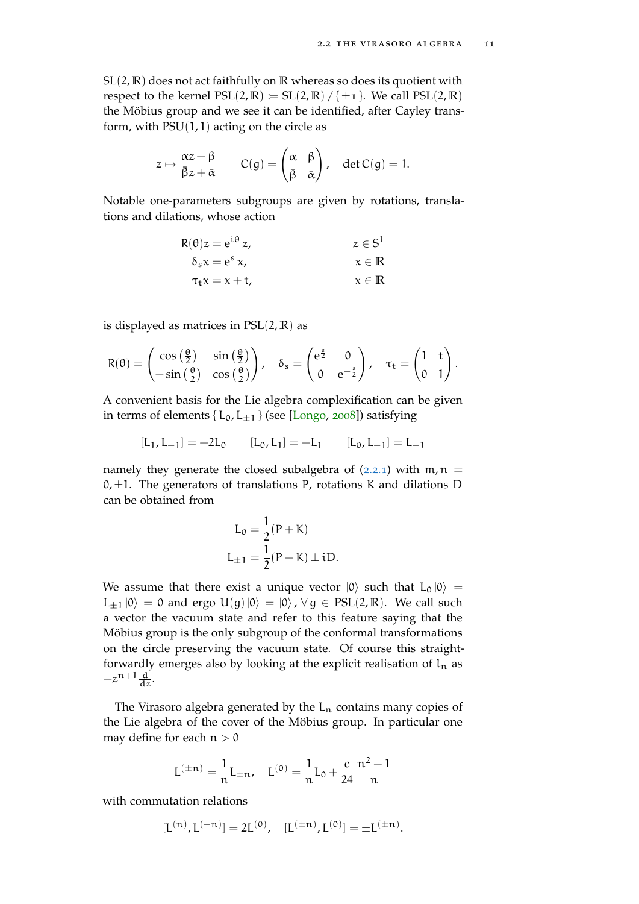$SL(2,\mathbb{R})$ does not act faithfully on $\overline{\mathbb{R}}$ whereas so does its quotient with respect to the kernel $PSL(2,\mathbb{R}) := SL(2,\mathbb{R}) / \{\pm\mathbf{1}\}$. We call $PSL(2,\mathbb{R})$ the Möbius group and we see it can be identified, after Cayley transform, with $PSU(1,1)$ acting on the circle as

$$z \mapsto \frac{\alpha z + \beta}{\bar{\beta} z + \bar{\alpha}} \qquad C(g) = \begin{pmatrix} \alpha & \beta \\ \bar{\beta} & \bar{\alpha} \end{pmatrix}, \quad \det C(g) = 1.$$

Notable one-parameters subgroups are given by rotations, translations and dilations, whose action

$$\begin{aligned} R(\theta)z &= e^{i\theta} z, & z &\in S^1 \\ \delta_s x &= e^s x, & x &\in \mathbb{R} \\ \tau_t x &= x + t, & x &\in \mathbb{R} \end{aligned}$$

is displayed as matrices in $PSL(2,\mathbb{R})$ as

$$R(\theta) = \begin{pmatrix} \cos\left(\frac{\theta}{2}\right) & \sin\left(\frac{\theta}{2}\right) \\ -\sin\left(\frac{\theta}{2}\right) & \cos\left(\frac{\theta}{2}\right) \end{pmatrix}, \quad \delta_s = \begin{pmatrix} e^{\frac{s}{2}} & 0 \\ 0 & e^{-\frac{s}{2}} \end{pmatrix}, \quad \tau_t = \begin{pmatrix} 1 & t \\ 0 & 1 \end{pmatrix}.$$

A convenient basis for the Lie algebra complexification can be given in terms of elements $\{L_0, L_{\pm 1}\}$ (see [Longo, 2008]) satisfying

$$[L_1, L_{-1}] = -2L_0 \qquad [L_0, L_1] = -L_1 \qquad [L_0, L_{-1}] = L_{-1}$$

namely they generate the closed subalgebra of (2.2.1) with $m, n = 0, \pm 1$. The generators of translations $P$, rotations $K$ and dilations $D$ can be obtained from

$$\begin{aligned} L_0 &= \frac{1}{2}(P + K) \\ L_{\pm 1} &= \frac{1}{2}(P - K) \pm iD. \end{aligned}$$

We assume that there exist a unique vector $|0\rangle$ such that $L_0 |0\rangle = L_{\pm 1} |0\rangle = 0$ and ergo $U(g) |0\rangle = |0\rangle, \forall g \in PSL(2,\mathbb{R})$. We call such a vector the vacuum state and refer to this feature saying that the Möbius group is the only subgroup of the conformal transformations on the circle preserving the vacuum state. Of course this straightforwardly emerges also by looking at the explicit realisation of $l_n$ as $-z^{n+1}\frac{d}{dz}$.

The Virasoro algebra generated by the $L_n$ contains many copies of the Lie algebra of the cover of the Möbius group. In particular one may define for each $n > 0$

$$L^{(\pm n)} = \frac{1}{n} L_{\pm n}, \quad L^{(0)} = \frac{1}{n} L_0 + \frac{c}{24} \frac{n^2 - 1}{n}$$

with commutation relations

$$[L^{(n)}, L^{(-n)}] = 2L^{(0)}, \quad [L^{(\pm n)}, L^{(0)}] = \pm L^{(\pm n)}.$$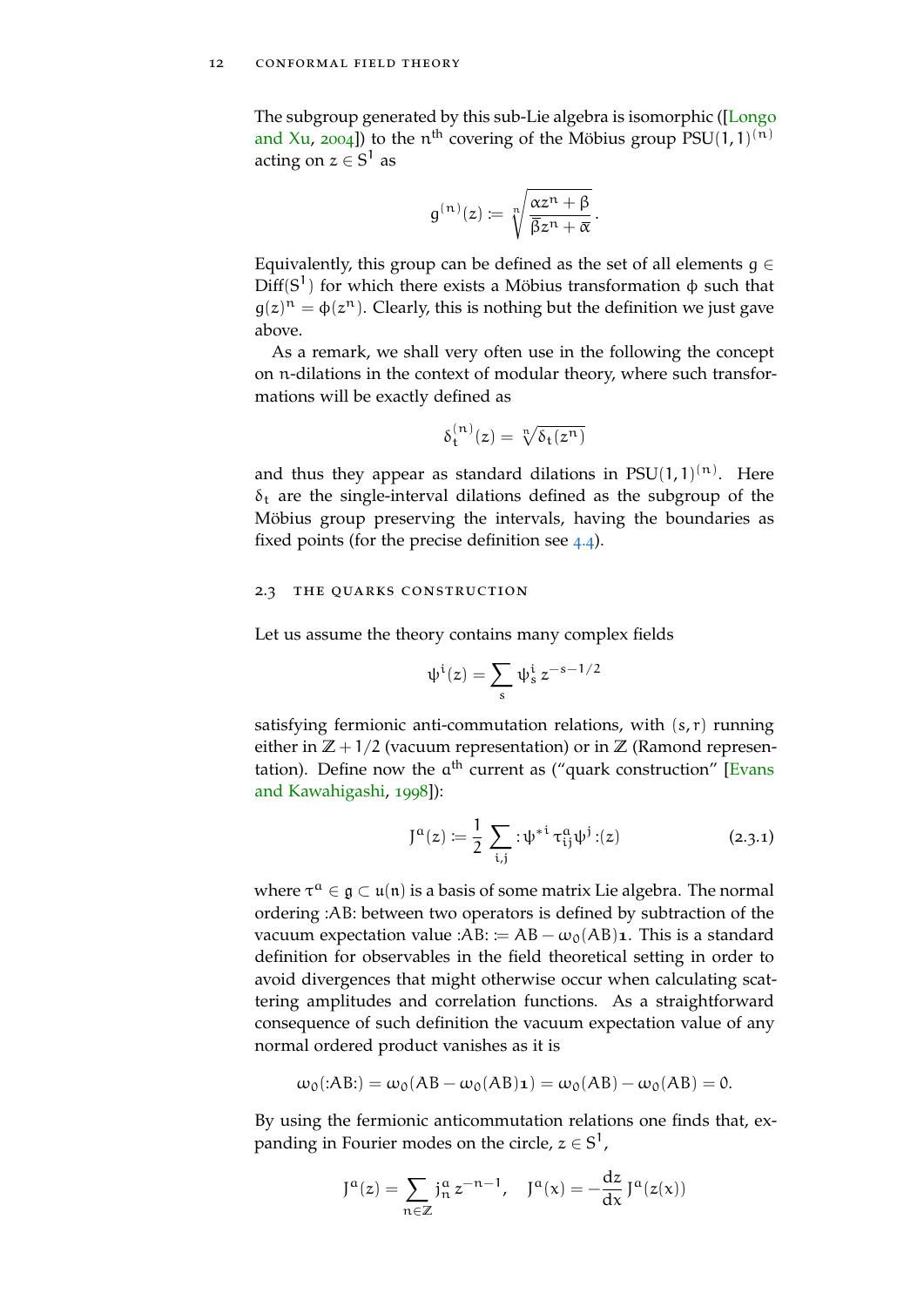The subgroup generated by this sub-Lie algebra is isomorphic ([Longo and Xu, 2004]) to the $n^{\text{th}}$ covering of the Möbius group $PSU(1,1)^{(n)}$ acting on $z \in S^1$ as

$$g^{(n)}(z) := \sqrt[n]{\frac{\alpha z^n + \beta}{\bar{\beta} z^n + \bar{\alpha}}}\,.$$

Equivalently, this group can be defined as the set of all elements $g \in \mathrm{Diff}(S^1)$ for which there exists a Möbius transformation $\phi$ such that $g(z)^n = \phi(z^n)$. Clearly, this is nothing but the definition we just gave above.

As a remark, we shall very often use in the following the concept on $n$-dilations in the context of modular theory, where such transformations will be exactly defined as

$$\delta_t^{(n)}(z) = \sqrt[n]{\delta_t(z^n)}$$

and thus they appear as standard dilations in $PSU(1,1)^{(n)}$. Here $\delta_t$ are the single-interval dilations defined as the subgroup of the Möbius group preserving the intervals, having the boundaries as fixed points (for the precise definition see 4.4).

## 2.3 The quarks construction

Let us assume the theory contains many complex fields

$$\psi^i(z) = \sum_s \psi_s^i \, z^{-s-1/2}$$

satisfying fermionic anti-commutation relations, with $(s, r)$ running either in $\mathbb{Z} + 1/2$ (vacuum representation) or in $\mathbb{Z}$ (Ramond representation). Define now the $a^{\text{th}}$ current as ("quark construction" [Evans and Kawahigashi, 1998]):

$$J^a(z) := \frac{1}{2} \sum_{i,j} :\psi^{*\,i}\, \tau_{ij}^a \psi^j:(z) \tag{2.3.1}$$

where $\tau^a \in \mathfrak{g} \subset \mathfrak{u}(n)$ is a basis of some matrix Lie algebra. The normal ordering $:AB:$ between two operators is defined by subtraction of the vacuum expectation value $:AB: := AB - \omega_0(AB)\mathbf{1}$. This is a standard definition for observables in the field theoretical setting in order to avoid divergences that might otherwise occur when calculating scattering amplitudes and correlation functions. As a straightforward consequence of such definition the vacuum expectation value of any normal ordered product vanishes as it is

$$\omega_0(:AB:) = \omega_0(AB - \omega_0(AB)\mathbf{1}) = \omega_0(AB) - \omega_0(AB) = 0.$$

By using the fermionic anticommutation relations one finds that, expanding in Fourier modes on the circle, $z \in S^1$,

$$J^a(z) = \sum_{n \in \mathbb{Z}} j_n^a \, z^{-n-1}, \quad J^a(x) = -\frac{dz}{dx} J^a(z(x))$$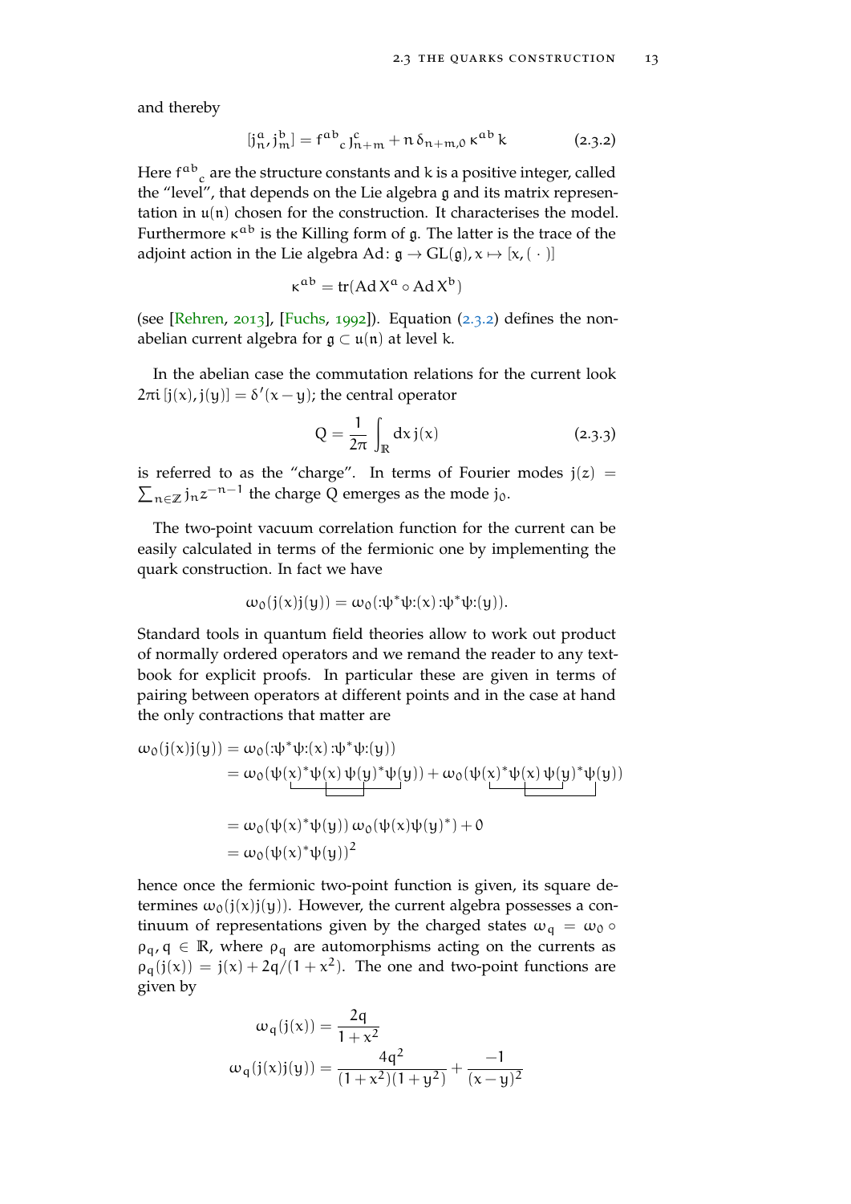and thereby

$$[j_n^a, j_m^b] = f^{ab}{}_c\, j_{n+m}^c + n\, \delta_{n+m,0}\, \kappa^{ab}\, k \tag{2.3.2}$$

Here $f^{ab}{}_c$ are the structure constants and $k$ is a positive integer, called the "level", that depends on the Lie algebra $\mathfrak{g}$ and its matrix representation in $\mathfrak{u}(n)$ chosen for the construction. It characterises the model. Furthermore $\kappa^{ab}$ is the Killing form of $\mathfrak{g}$. The latter is the trace of the adjoint action in the Lie algebra $\mathrm{Ad}\colon \mathfrak{g} \to \mathrm{GL}(\mathfrak{g}), x \mapsto [x, (\,\cdot\,)]$

$$\kappa^{ab} = \mathrm{tr}(\mathrm{Ad}\, X^a \circ \mathrm{Ad}\, X^b)$$

(see [Rehren, 2013], [Fuchs, 1992]). Equation (2.3.2) defines the non-abelian current algebra for $\mathfrak{g} \subset \mathfrak{u}(n)$ at level $k$.

In the abelian case the commutation relations for the current look $2\pi i\, [j(x), j(y)] = \delta'(x-y)$; the central operator

$$Q = \frac{1}{2\pi} \int_{\mathbb{R}} dx\, j(x) \tag{2.3.3}$$

is referred to as the "charge". In terms of Fourier modes $j(z) = \sum_{n\in\mathbb{Z}} j_n z^{-n-1}$ the charge $Q$ emerges as the mode $j_0$.

The two-point vacuum correlation function for the current can be easily calculated in terms of the fermionic one by implementing the quark construction. In fact we have

$$\omega_0(j(x)j(y)) = \omega_0({:}\psi^*\psi{:}(x)\, {:}\psi^*\psi{:}(y)).$$

Standard tools in quantum field theories allow to work out product of normally ordered operators and we remand the reader to any textbook for explicit proofs. In particular these are given in terms of pairing between operators at different points and in the case at hand the only contractions that matter are

$$\begin{aligned}
\omega_0(j(x)j(y)) &= \omega_0({:}\psi^*\psi{:}(x)\, {:}\psi^*\psi{:}(y)) \\
&= \omega_0(\psi(x)^*\psi(x)\, \psi(y)^*\psi(y)) + \omega_0(\psi(x)^*\psi(x)\, \psi(y)^*\psi(y)) \\
&= \omega_0(\psi(x)^*\psi(y))\, \omega_0(\psi(x)\psi(y)^*) + 0 \\
&= \omega_0(\psi(x)^*\psi(y))^2
\end{aligned}$$

hence once the fermionic two-point function is given, its square determines $\omega_0(j(x)j(y))$. However, the current algebra possesses a continuum of representations given by the charged states $\omega_q = \omega_0 \circ \rho_q, q \in \mathbb{R}$, where $\rho_q$ are automorphisms acting on the currents as $\rho_q(j(x)) = j(x) + 2q/(1+x^2)$. The one and two-point functions are given by

$$\begin{aligned}
\omega_q(j(x)) &= \frac{2q}{1+x^2} \\
\omega_q(j(x)j(y)) &= \frac{4q^2}{(1+x^2)(1+y^2)} + \frac{-1}{(x-y)^2}
\end{aligned}$$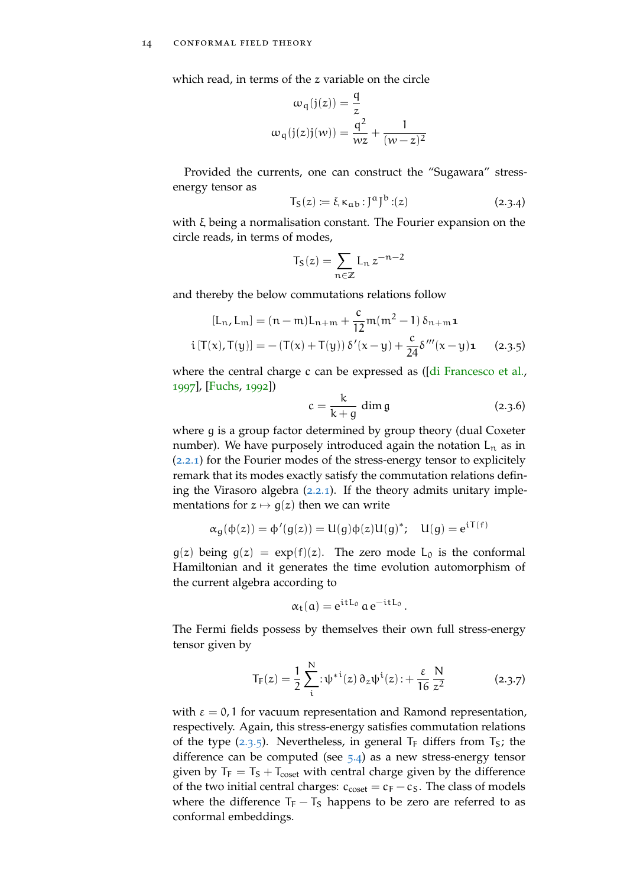which read, in terms of the $z$ variable on the circle

$$\omega_q(j(z)) = \frac{q}{z}$$

$$\omega_q(j(z)j(w)) = \frac{q^2}{wz} + \frac{1}{(w-z)^2}$$

Provided the currents, one can construct the "Sugawara" stress-energy tensor as

$$T_S(z) := \xi\, \kappa_{ab} : J^a J^b :(z) \tag{2.3.4}$$

with $\xi$ being a normalisation constant. The Fourier expansion on the circle reads, in terms of modes,

$$T_S(z) = \sum_{n \in \mathbb{Z}} L_n\, z^{-n-2}$$

and thereby the below commutations relations follow

$$[L_n, L_m] = (n-m)L_{n+m} + \frac{c}{12} m(m^2-1)\, \delta_{n+m}\mathbf{1}$$

$$i\,[T(x), T(y)] = -\,(T(x)+T(y))\,\delta'(x-y) + \frac{c}{24}\delta'''(x-y)\mathbf{1} \tag{2.3.5}$$

where the central charge $c$ can be expressed as ([di Francesco et al., 1997], [Fuchs, 1992])

$$c = \frac{k}{k+g}\, \dim \mathfrak{g} \tag{2.3.6}$$

where $g$ is a group factor determined by group theory (dual Coxeter number). We have purposely introduced again the notation $L_n$ as in (2.2.1) for the Fourier modes of the stress-energy tensor to explicitely remark that its modes exactly satisfy the commutation relations defining the Virasoro algebra (2.2.1). If the theory admits unitary implementations for $z \mapsto g(z)$ then we can write

$$\alpha_g(\phi(z)) = \phi'(g(z)) = U(g)\phi(z)U(g)^*; \quad U(g) = e^{iT(f)}$$

$g(z)$ being $g(z) = \exp(f)(z)$. The zero mode $L_0$ is the conformal Hamiltonian and it generates the time evolution automorphism of the current algebra according to

$$\alpha_t(a) = e^{itL_0}\, a\, e^{-itL_0}\,.$$

The Fermi fields possess by themselves their own full stress-energy tensor given by

$$T_F(z) = \frac{1}{2}\sum_i^N : \psi^{*i}(z)\,\partial_z \psi^i(z) : + \frac{\varepsilon}{16}\frac{N}{z^2} \tag{2.3.7}$$

with $\varepsilon = 0, 1$ for vacuum representation and Ramond representation, respectively. Again, this stress-energy satisfies commutation relations of the type (2.3.5). Nevertheless, in general $T_F$ differs from $T_S$; the difference can be computed (see 5.4) as a new stress-energy tensor given by $T_F = T_S + T_{coset}$ with central charge given by the difference of the two initial central charges: $c_{coset} = c_F - c_S$. The class of models where the difference $T_F - T_S$ happens to be zero are referred to as conformal embeddings.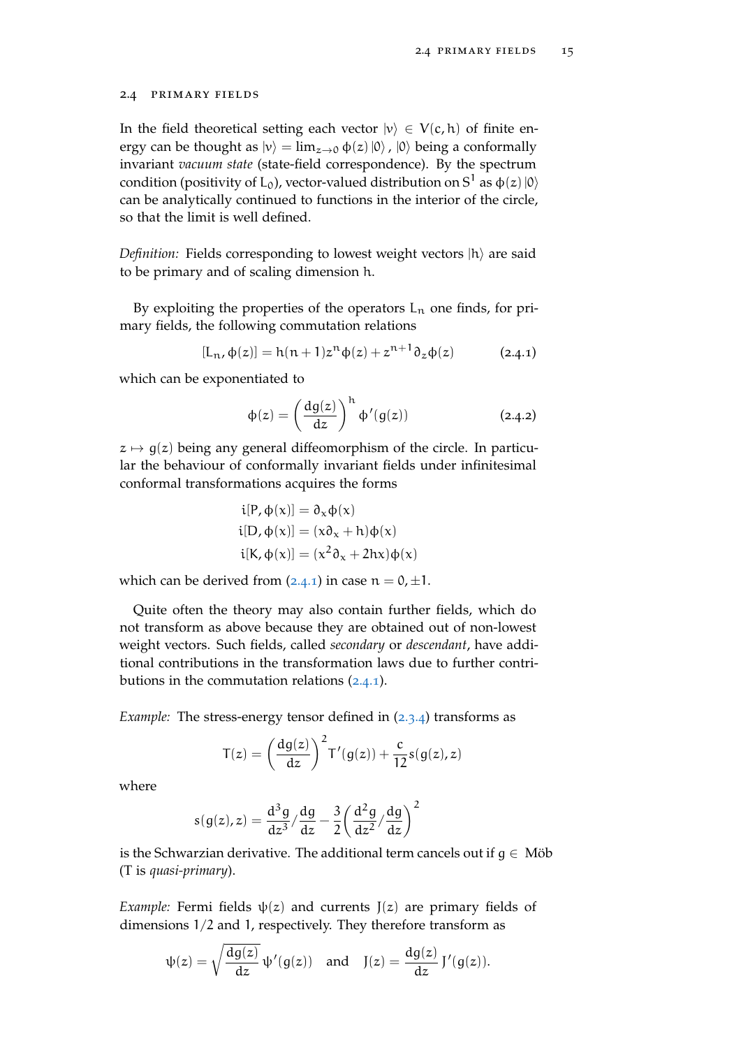## 2.4 PRIMARY FIELDS

In the field theoretical setting each vector $|v\rangle \in V(c,h)$ of finite energy can be thought as $|v\rangle = \lim_{z\to 0} \phi(z)|0\rangle$, $|0\rangle$ being a conformally invariant *vacuum state* (state-field correspondence). By the spectrum condition (positivity of $L_0$), vector-valued distribution on $S^1$ as $\phi(z)|0\rangle$ can be analytically continued to functions in the interior of the circle, so that the limit is well defined.

*Definition:* Fields corresponding to lowest weight vectors $|h\rangle$ are said to be primary and of scaling dimension $h$.

By exploiting the properties of the operators $L_n$ one finds, for primary fields, the following commutation relations

$$[L_n, \phi(z)] = h(n+1)z^n\phi(z) + z^{n+1}\partial_z\phi(z) \tag{2.4.1}$$

which can be exponentiated to

$$\phi(z) = \left(\frac{dg(z)}{dz}\right)^h \phi'(g(z)) \tag{2.4.2}$$

$z \mapsto g(z)$ being any general diffeomorphism of the circle. In particular the behaviour of conformally invariant fields under infinitesimal conformal transformations acquires the forms

$$\begin{aligned}
i[P,\phi(x)] &= \partial_x\phi(x)\\
i[D,\phi(x)] &= (x\partial_x + h)\phi(x)\\
i[K,\phi(x)] &= (x^2\partial_x + 2hx)\phi(x)
\end{aligned}$$

which can be derived from (2.4.1) in case $n = 0, \pm 1$.

Quite often the theory may also contain further fields, which do not transform as above because they are obtained out of non-lowest weight vectors. Such fields, called *secondary* or *descendant*, have additional contributions in the transformation laws due to further contributions in the commutation relations (2.4.1).

*Example:* The stress-energy tensor defined in (2.3.4) transforms as

$$T(z) = \left(\frac{dg(z)}{dz}\right)^2 T'(g(z)) + \frac{c}{12}s(g(z),z)$$

where

$$s(g(z),z) = \frac{d^3g}{dz^3}\Big/\frac{dg}{dz} - \frac{3}{2}\left(\frac{d^2g}{dz^2}\Big/\frac{dg}{dz}\right)^2$$

is the Schwarzian derivative. The additional term cancels out if $g \in$ Möb ($T$ is *quasi-primary*).

*Example:* Fermi fields $\psi(z)$ and currents $J(z)$ are primary fields of dimensions $1/2$ and $1$, respectively. They therefore transform as

$$\psi(z) = \sqrt{\frac{dg(z)}{dz}}\,\psi'(g(z)) \quad \text{and} \quad J(z) = \frac{dg(z)}{dz}\,J'(g(z)).$$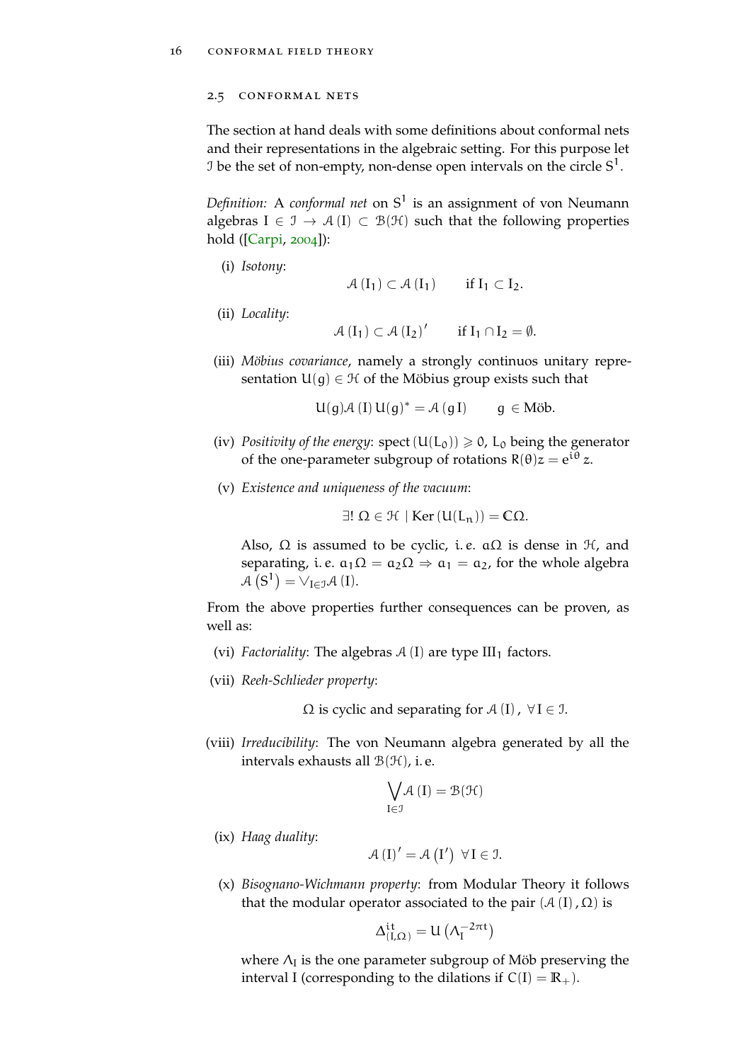## 2.5 Conformal nets

The section at hand deals with some definitions about conformal nets and their representations in the algebraic setting. For this purpose let $\mathcal{I}$ be the set of non-empty, non-dense open intervals on the circle $S^1$.

*Definition:* A *conformal net* on $S^1$ is an assignment of von Neumann algebras $I \in \mathcal{I} \to \mathcal{A}(I) \subset \mathcal{B}(\mathcal{H})$ such that the following properties hold ([Carpi, 2004]):

(i) *Isotony*:
$$\mathcal{A}(I_1) \subset \mathcal{A}(I_1) \qquad \text{if } I_1 \subset I_2.$$

(ii) *Locality*:
$$\mathcal{A}(I_1) \subset \mathcal{A}(I_2)' \qquad \text{if } I_1 \cap I_2 = \emptyset.$$

(iii) *Möbius covariance*, namely a strongly continuos unitary representation $U(g) \in \mathcal{H}$ of the Möbius group exists such that
$$U(g)\mathcal{A}(I)\,U(g)^* = \mathcal{A}(g\,I) \qquad g \in \text{Möb}.$$

(iv) *Positivity of the energy*: $\text{spect}\,(U(L_0)) \geqslant 0$, $L_0$ being the generator of the one-parameter subgroup of rotations $R(\theta)z = e^{i\theta} z$.

(v) *Existence and uniqueness of the vacuum*:
$$\exists!\ \Omega \in \mathcal{H} \mid \text{Ker}\,(U(L_n)) = \mathbb{C}\Omega.$$

Also, $\Omega$ is assumed to be cyclic, i. e. $a\Omega$ is dense in $\mathcal{H}$, and separating, i. e. $a_1\Omega = a_2\Omega \Rightarrow a_1 = a_2$, for the whole algebra $\mathcal{A}(S^1) = \vee_{I\in\mathcal{I}}\mathcal{A}(I)$.

From the above properties further consequences can be proven, as well as:

(vi) *Factoriality*: The algebras $\mathcal{A}(I)$ are type $\text{III}_1$ factors.

(vii) *Reeh-Schlieder property*:
$$\Omega \text{ is cyclic and separating for } \mathcal{A}(I),\ \forall I \in \mathcal{I}.$$

(viii) *Irreducibility*: The von Neumann algebra generated by all the intervals exhausts all $\mathcal{B}(\mathcal{H})$, i. e.
$$\bigvee_{I\in\mathcal{I}} \mathcal{A}(I) = \mathcal{B}(\mathcal{H})$$

(ix) *Haag duality*:
$$\mathcal{A}(I)' = \mathcal{A}(I')\ \ \forall I \in \mathcal{I}.$$

(x) *Bisognano-Wichmann property*: from Modular Theory it follows that the modular operator associated to the pair $(\mathcal{A}(I), \Omega)$ is
$$\Delta^{it}_{(I,\Omega)} = U\left(\Lambda_I^{-2\pi t}\right)$$

where $\Lambda_I$ is the one parameter subgroup of Möb preserving the interval I (corresponding to the dilations if $C(I) = \mathbb{R}_+$).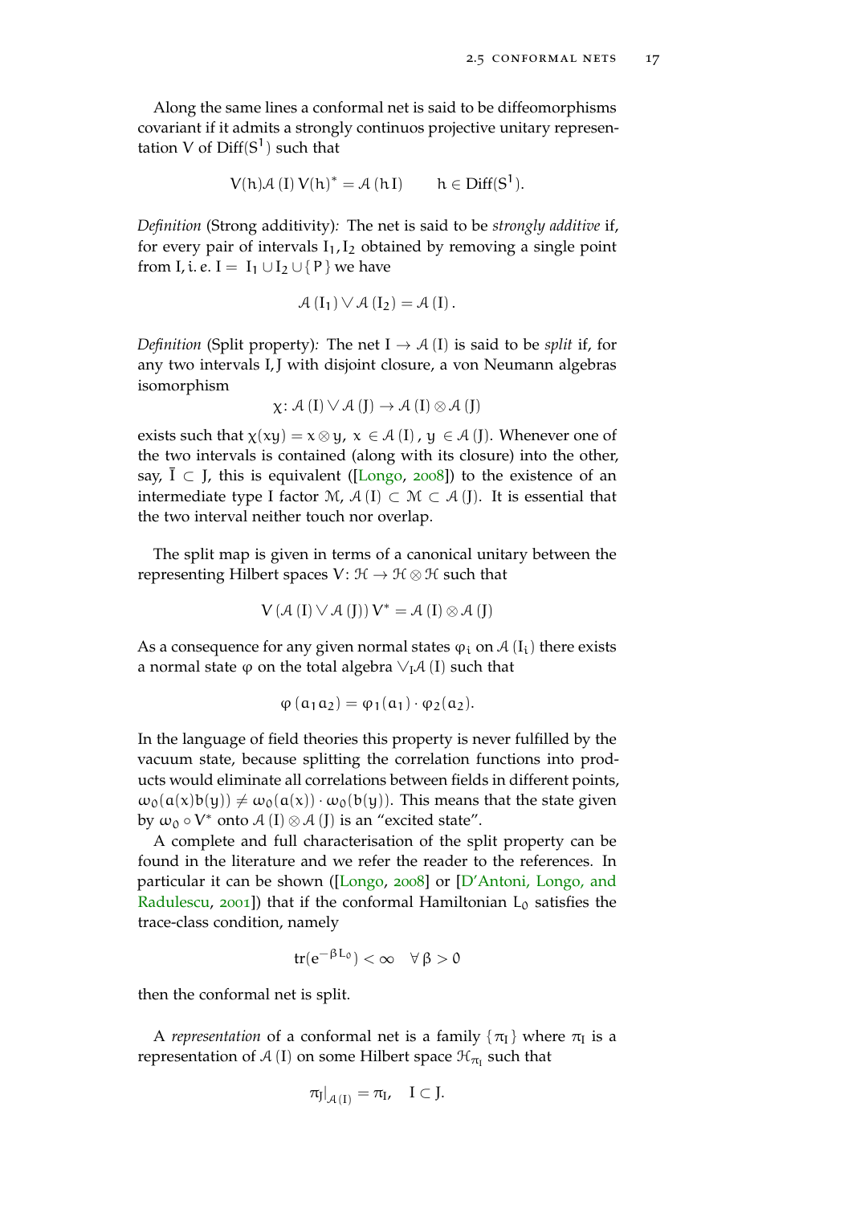Along the same lines a conformal net is said to be diffeomorphisms covariant if it admits a strongly continuos projective unitary representation $V$ of $\mathrm{Diff}(S^1)$ such that

$$V(h)\mathcal{A}(I)V(h)^* = \mathcal{A}(hI) \qquad h \in \mathrm{Diff}(S^1).$$

*Definition* (Strong additivity)*:* The net is said to be *strongly additive* if, for every pair of intervals $I_1, I_2$ obtained by removing a single point from $I$, i. e. $I = I_1 \cup I_2 \cup \{P\}$ we have

$$\mathcal{A}(I_1) \vee \mathcal{A}(I_2) = \mathcal{A}(I).$$

*Definition* (Split property)*:* The net $I \to \mathcal{A}(I)$ is said to be *split* if, for any two intervals $I, J$ with disjoint closure, a von Neumann algebras isomorphism

$$\chi\colon \mathcal{A}(I) \vee \mathcal{A}(J) \to \mathcal{A}(I) \otimes \mathcal{A}(J)$$

exists such that $\chi(xy) = x \otimes y$, $x \in \mathcal{A}(I)$, $y \in \mathcal{A}(J)$. Whenever one of the two intervals is contained (along with its closure) into the other, say, $\bar{I} \subset J$, this is equivalent ([Longo, 2008]) to the existence of an intermediate type I factor $\mathcal{M}$, $\mathcal{A}(I) \subset \mathcal{M} \subset \mathcal{A}(J)$. It is essential that the two interval neither touch nor overlap.

The split map is given in terms of a canonical unitary between the representing Hilbert spaces $V\colon \mathcal{H} \to \mathcal{H} \otimes \mathcal{H}$ such that

$$V\left(\mathcal{A}(I) \vee \mathcal{A}(J)\right)V^* = \mathcal{A}(I) \otimes \mathcal{A}(J)$$

As a consequence for any given normal states $\varphi_i$ on $\mathcal{A}(I_i)$ there exists a normal state $\varphi$ on the total algebra $\vee_I \mathcal{A}(I)$ such that

$$\varphi(a_1 a_2) = \varphi_1(a_1) \cdot \varphi_2(a_2).$$

In the language of field theories this property is never fulfilled by the vacuum state, because splitting the correlation functions into products would eliminate all correlations between fields in different points, $\omega_0(a(x)b(y)) \neq \omega_0(a(x)) \cdot \omega_0(b(y))$. This means that the state given by $\omega_0 \circ V^*$ onto $\mathcal{A}(I) \otimes \mathcal{A}(J)$ is an "excited state".

A complete and full characterisation of the split property can be found in the literature and we refer the reader to the references. In particular it can be shown ([Longo, 2008] or [D'Antoni, Longo, and Radulescu, 2001]) that if the conformal Hamiltonian $L_0$ satisfies the trace-class condition, namely

$$\mathrm{tr}(e^{-\beta L_0}) < \infty \quad \forall \beta > 0$$

then the conformal net is split.

A *representation* of a conformal net is a family $\{\pi_I\}$ where $\pi_I$ is a representation of $\mathcal{A}(I)$ on some Hilbert space $\mathcal{H}_{\pi_I}$ such that

$$\pi_J|_{\mathcal{A}(I)} = \pi_I, \quad I \subset J.$$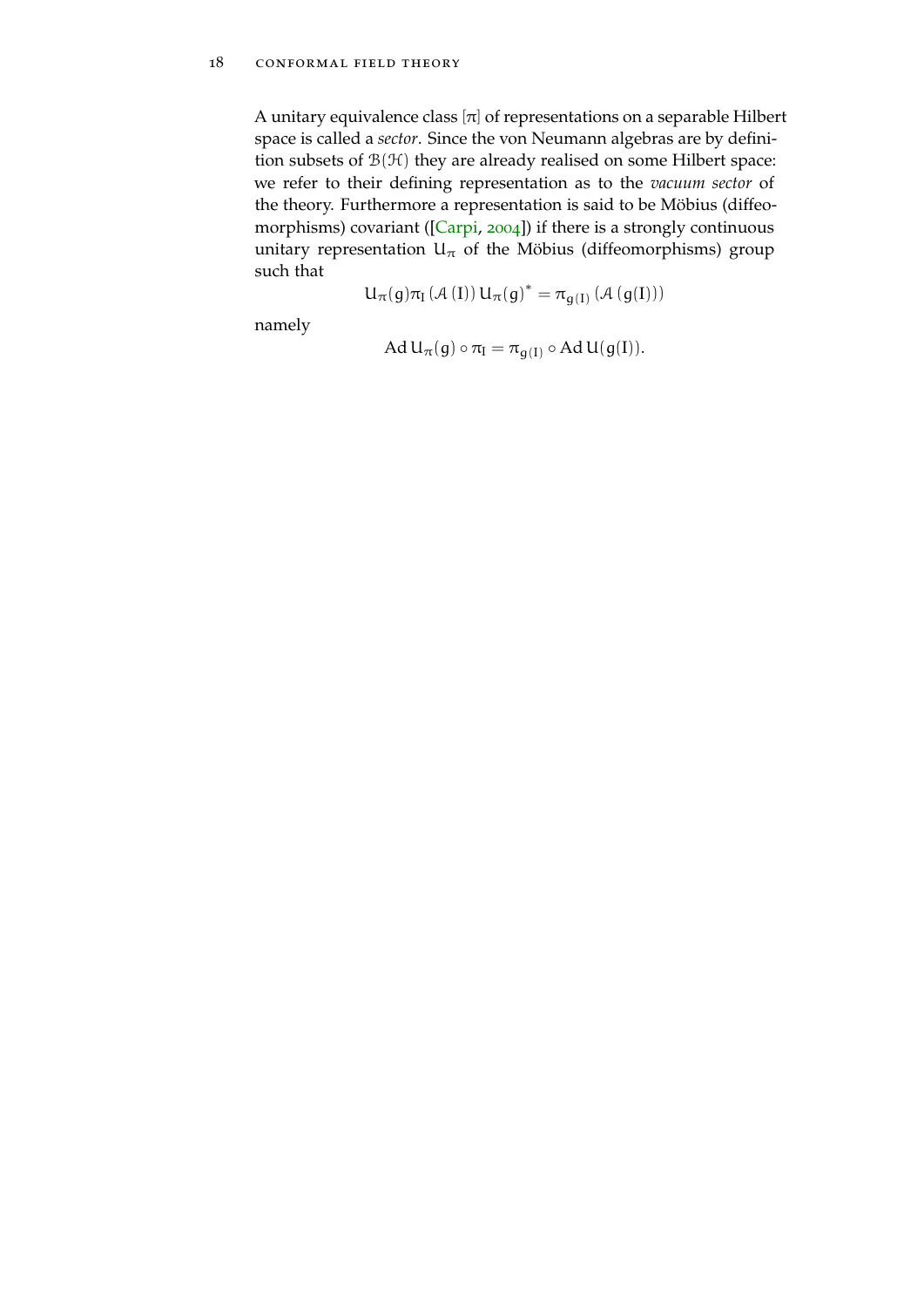A unitary equivalence class $[\pi]$ of representations on a separable Hilbert space is called a *sector*. Since the von Neumann algebras are by definition subsets of $\mathcal{B}(\mathcal{H})$ they are already realised on some Hilbert space: we refer to their defining representation as to the *vacuum sector* of the theory. Furthermore a representation is said to be Möbius (diffeomorphisms) covariant ([Carpi, 2004]) if there is a strongly continuous unitary representation $U_\pi$ of the Möbius (diffeomorphisms) group such that

$$U_\pi(g)\pi_I\left(\mathcal{A}\left(I\right)\right)U_\pi(g)^* = \pi_{g(I)}\left(\mathcal{A}\left(g(I)\right)\right)$$

namely

$$\operatorname{Ad} U_\pi(g) \circ \pi_I = \pi_{g(I)} \circ \operatorname{Ad} U(g(I)).$$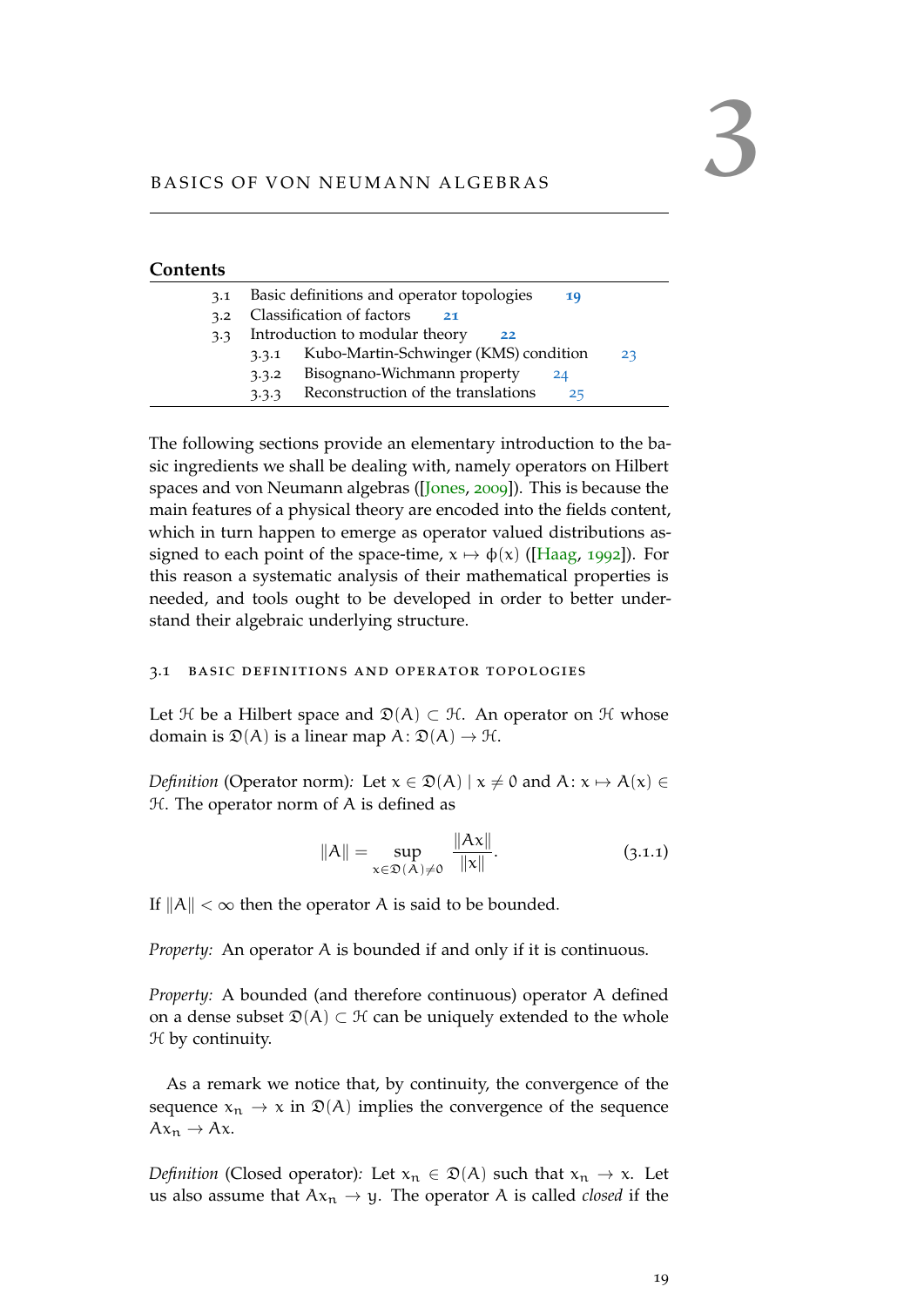# 3 BASICS OF VON NEUMANN ALGEBRAS

**Contents**

| | | |
|---|---|---|
| 3.1 | Basic definitions and operator topologies | 19 |
| 3.2 | Classification of factors | 21 |
| 3.3 | Introduction to modular theory | 22 |
| 3.3.1 | Kubo-Martin-Schwinger (KMS) condition | 23 |
| 3.3.2 | Bisognano-Wichmann property | 24 |
| 3.3.3 | Reconstruction of the translations | 25 |

The following sections provide an elementary introduction to the basic ingredients we shall be dealing with, namely operators on Hilbert spaces and von Neumann algebras ([Jones, 2009]). This is because the main features of a physical theory are encoded into the fields content, which in turn happen to emerge as operator valued distributions assigned to each point of the space-time, $x \mapsto \phi(x)$ ([Haag, 1992]). For this reason a systematic analysis of their mathematical properties is needed, and tools ought to be developed in order to better understand their algebraic underlying structure.

## 3.1 BASIC DEFINITIONS AND OPERATOR TOPOLOGIES

Let $\mathcal{H}$ be a Hilbert space and $\mathfrak{D}(A) \subset \mathcal{H}$. An operator on $\mathcal{H}$ whose domain is $\mathfrak{D}(A)$ is a linear map $A \colon \mathfrak{D}(A) \to \mathcal{H}$.

*Definition* (Operator norm)*:* Let $x \in \mathfrak{D}(A) \mid x \neq 0$ and $A \colon x \mapsto A(x) \in \mathcal{H}$. The operator norm of A is defined as

$$\|A\| = \sup_{x \in \mathfrak{D}(A) \neq 0} \frac{\|Ax\|}{\|x\|}. \tag{3.1.1}$$

If $\|A\| < \infty$ then the operator A is said to be bounded.

*Property:* An operator A is bounded if and only if it is continuous.

*Property:* A bounded (and therefore continuous) operator A defined on a dense subset $\mathfrak{D}(A) \subset \mathcal{H}$ can be uniquely extended to the whole $\mathcal{H}$ by continuity.

As a remark we notice that, by continuity, the convergence of the sequence $x_n \to x$ in $\mathfrak{D}(A)$ implies the convergence of the sequence $Ax_n \to Ax$.

*Definition* (Closed operator)*:* Let $x_n \in \mathfrak{D}(A)$ such that $x_n \to x$. Let us also assume that $Ax_n \to y$. The operator A is called *closed* if the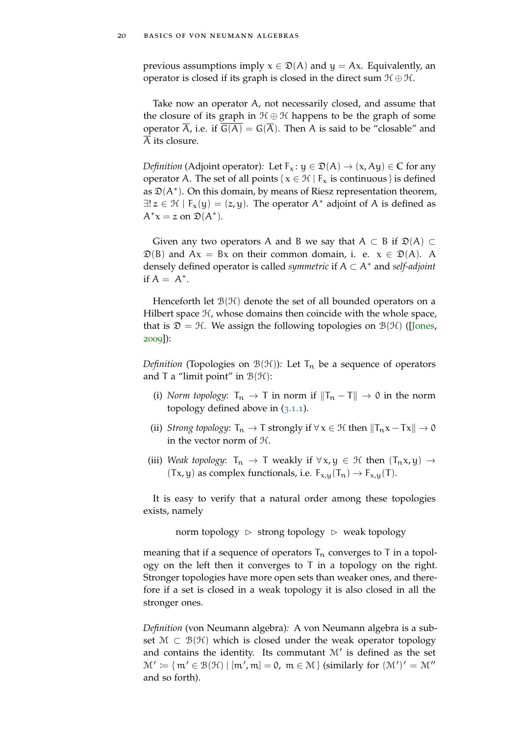previous assumptions imply $x \in \mathfrak{D}(A)$ and $y = Ax$. Equivalently, an operator is closed if its graph is closed in the direct sum $\mathcal{H} \oplus \mathcal{H}$.

Take now an operator A, not necessarily closed, and assume that the closure of its graph in $\mathcal{H} \oplus \mathcal{H}$ happens to be the graph of some operator $\overline{A}$, i.e. if $\overline{G(A)} = G(\overline{A})$. Then A is said to be "closable" and $\overline{A}$ its closure.

*Definition* (Adjoint operator)*:* Let $F_x \colon y \in \mathfrak{D}(A) \to (x, Ay) \in \mathbb{C}$ for any operator A. The set of all points $\{ x \in \mathcal{H} \mid F_x \text{ is continuous} \}$ is defined as $\mathfrak{D}(A^*)$. On this domain, by means of Riesz representation theorem, $\exists! \, z \in \mathcal{H} \mid F_x(y) = (z, y)$. The operator $A^*$ adjoint of A is defined as $A^* x = z$ on $\mathfrak{D}(A^*)$.

Given any two operators A and B we say that $A \subset B$ if $\mathfrak{D}(A) \subset \mathfrak{D}(B)$ and $Ax = Bx$ on their common domain, i. e. $x \in \mathfrak{D}(A)$. A densely defined operator is called *symmetric* if $A \subset A^*$ and *self-adjoint* if $A = A^*$.

Henceforth let $\mathcal{B}(\mathcal{H})$ denote the set of all bounded operators on a Hilbert space $\mathcal{H}$, whose domains then coincide with the whole space, that is $\mathfrak{D} = \mathcal{H}$. We assign the following topologies on $\mathcal{B}(\mathcal{H})$ ([Jones, 2009]):

*Definition* (Topologies on $\mathcal{B}(\mathcal{H})$)*:* Let $T_n$ be a sequence of operators and T a "limit point" in $\mathcal{B}(\mathcal{H})$:

(i) *Norm topology*: $T_n \to T$ in norm if $\|T_n - T\| \to 0$ in the norm topology defined above in (3.1.1).

(ii) *Strong topology*: $T_n \to T$ strongly if $\forall \, x \in \mathcal{H}$ then $\|T_n x - Tx\| \to 0$ in the vector norm of $\mathcal{H}$.

(iii) *Weak topology*: $T_n \to T$ weakly if $\forall \, x, y \in \mathcal{H}$ then $(T_n x, y) \to (Tx, y)$ as complex functionals, i.e. $F_{x,y}(T_n) \to F_{x,y}(T)$.

It is easy to verify that a natural order among these topologies exists, namely

$$\text{norm topology} \;\triangleright\; \text{strong topology} \;\triangleright\; \text{weak topology}$$

meaning that if a sequence of operators $T_n$ converges to T in a topology on the left then it converges to T in a topology on the right. Stronger topologies have more open sets than weaker ones, and therefore if a set is closed in a weak topology it is also closed in all the stronger ones.

*Definition* (von Neumann algebra)*:* A von Neumann algebra is a subset $\mathcal{M} \subset \mathcal{B}(\mathcal{H})$ which is closed under the weak operator topology and contains the identity. Its commutant $\mathcal{M}'$ is defined as the set $\mathcal{M}' \coloneqq \{ m' \in \mathcal{B}(\mathcal{H}) \mid [m', m] = 0, \; m \in \mathcal{M} \}$ (similarly for $(\mathcal{M}')' = \mathcal{M}''$ and so forth).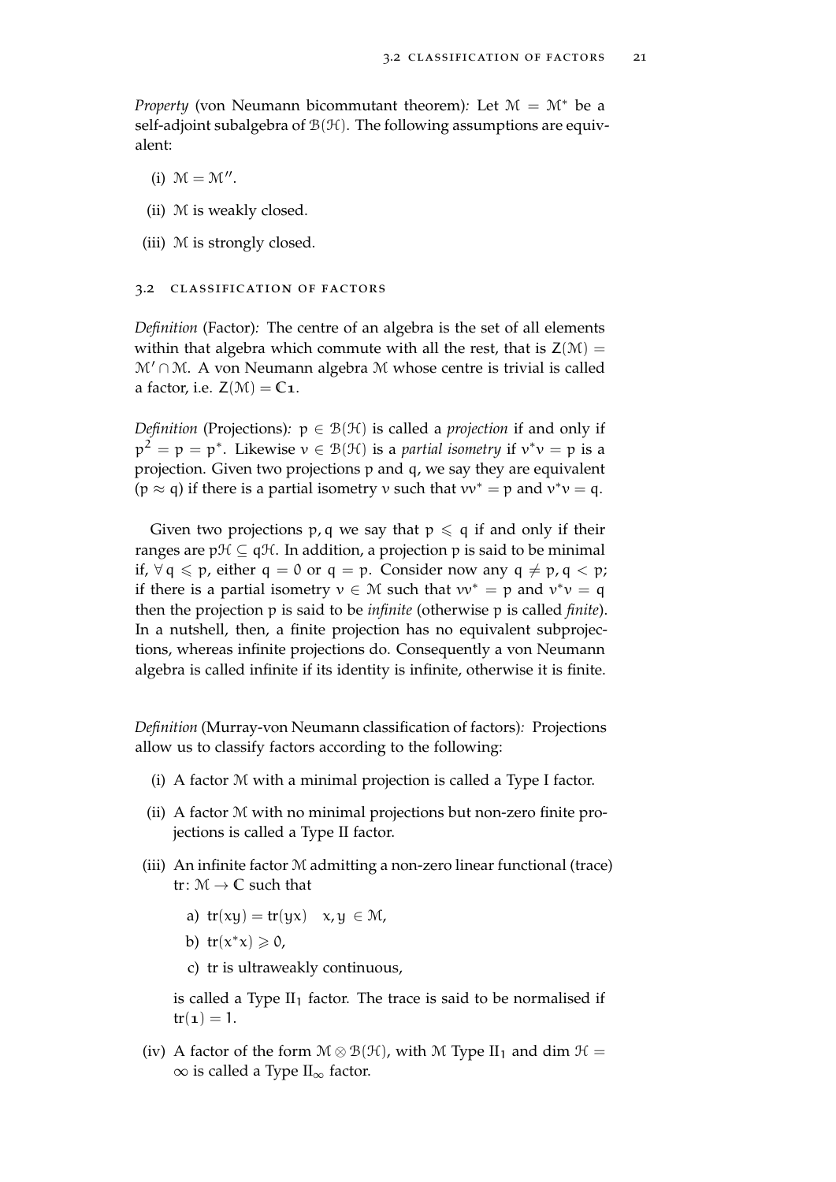*Property* (von Neumann bicommutant theorem)*:* Let $\mathcal{M} = \mathcal{M}^*$ be a self-adjoint subalgebra of $\mathcal{B}(\mathcal{H})$. The following assumptions are equivalent:

(i) $\mathcal{M} = \mathcal{M}''$.

(ii) $\mathcal{M}$ is weakly closed.

(iii) $\mathcal{M}$ is strongly closed.

## 3.2 Classification of factors

*Definition* (Factor)*:* The centre of an algebra is the set of all elements within that algebra which commute with all the rest, that is $Z(\mathcal{M}) = \mathcal{M}' \cap \mathcal{M}$. A von Neumann algebra $\mathcal{M}$ whose centre is trivial is called a factor, i.e. $Z(\mathcal{M}) = \mathbb{C}\mathbb{1}$.

*Definition* (Projections)*:* $p \in \mathcal{B}(\mathcal{H})$ is called a *projection* if and only if $p^2 = p = p^*$. Likewise $v \in \mathcal{B}(\mathcal{H})$ is a *partial isometry* if $v^*v = p$ is a projection. Given two projections $p$ and $q$, we say they are equivalent ($p \approx q$) if there is a partial isometry $v$ such that $vv^* = p$ and $v^*v = q$.

Given two projections $p, q$ we say that $p \leqslant q$ if and only if their ranges are $p\mathcal{H} \subseteq q\mathcal{H}$. In addition, a projection $p$ is said to be minimal if, $\forall\, q \leqslant p$, either $q = 0$ or $q = p$. Consider now any $q \neq p, q < p$; if there is a partial isometry $v \in \mathcal{M}$ such that $vv^* = p$ and $v^*v = q$ then the projection $p$ is said to be *infinite* (otherwise $p$ is called *finite*). In a nutshell, then, a finite projection has no equivalent subprojections, whereas infinite projections do. Consequently a von Neumann algebra is called infinite if its identity is infinite, otherwise it is finite.

*Definition* (Murray-von Neumann classification of factors)*:* Projections allow us to classify factors according to the following:

(i) A factor $\mathcal{M}$ with a minimal projection is called a Type I factor.

(ii) A factor $\mathcal{M}$ with no minimal projections but non-zero finite projections is called a Type II factor.

(iii) An infinite factor $\mathcal{M}$ admitting a non-zero linear functional (trace) $\mathrm{tr}\colon \mathcal{M} \to \mathbb{C}$ such that

   a) $\mathrm{tr}(xy) = \mathrm{tr}(yx) \quad x, y \in \mathcal{M}$,

   b) $\mathrm{tr}(x^*x) \geqslant 0$,

   c) tr is ultraweakly continuous,

   is called a Type $\mathrm{II}_1$ factor. The trace is said to be normalised if $\mathrm{tr}(\mathbb{1}) = 1$.

(iv) A factor of the form $\mathcal{M} \otimes \mathcal{B}(\mathcal{H})$, with $\mathcal{M}$ Type $\mathrm{II}_1$ and $\dim \mathcal{H} = \infty$ is called a Type $\mathrm{II}_\infty$ factor.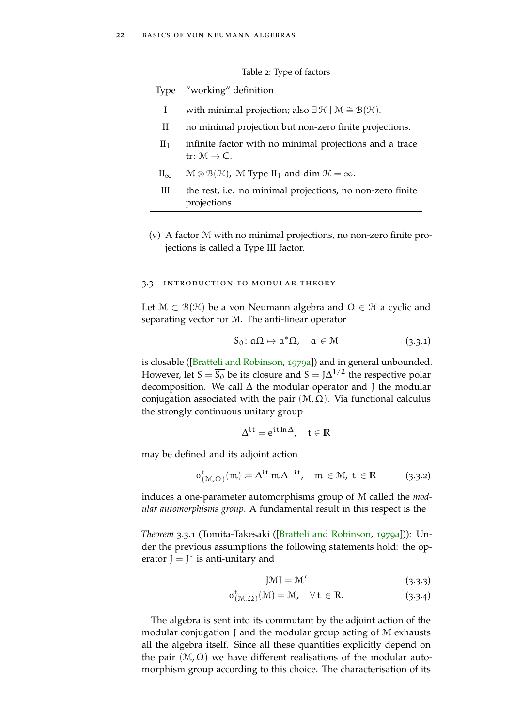Table 2: Type of factors

| Type | "working" definition |
|---|---|
| I | with minimal projection; also $\exists \mathcal{H} \mid \mathcal{M} \cong \mathcal{B}(\mathcal{H})$. |
| II | no minimal projection but non-zero finite projections. |
| $\mathrm{II}_1$ | infinite factor with no minimal projections and a trace $\mathrm{tr}\colon \mathcal{M} \to \mathbb{C}$. |
| $\mathrm{II}_\infty$ | $\mathcal{M} \otimes \mathcal{B}(\mathcal{H})$, $\mathcal{M}$ Type $\mathrm{II}_1$ and $\dim \mathcal{H} = \infty$. |
| III | the rest, i.e. no minimal projections, no non-zero finite projections. |

(v) A factor $\mathcal{M}$ with no minimal projections, no non-zero finite projections is called a Type III factor.

## 3.3 Introduction to modular theory

Let $\mathcal{M} \subset \mathcal{B}(\mathcal{H})$ be a von Neumann algebra and $\Omega \in \mathcal{H}$ a cyclic and separating vector for $\mathcal{M}$. The anti-linear operator

$$S_0 \colon a\Omega \mapsto a^*\Omega, \quad a \in \mathcal{M} \tag{3.3.1}$$

is closable ([Bratteli and Robinson, 1979a]) and in general unbounded. However, let $S = \overline{S_0}$ be its closure and $S = J\Delta^{1/2}$ the respective polar decomposition. We call $\Delta$ the modular operator and $J$ the modular conjugation associated with the pair $(\mathcal{M}, \Omega)$. Via functional calculus the strongly continuous unitary group

$$\Delta^{it} = e^{it \ln \Delta}, \quad t \in \mathbb{R}$$

may be defined and its adjoint action

$$\sigma^t_{(\mathcal{M},\Omega)}(m) \coloneqq \Delta^{it}\, m\, \Delta^{-it}, \quad m \in \mathcal{M},\ t \in \mathbb{R} \tag{3.3.2}$$

induces a one-parameter automorphisms group of $\mathcal{M}$ called the *modular automorphisms group*. A fundamental result in this respect is the

*Theorem* 3.3.1 (Tomita-Takesaki ([Bratteli and Robinson, 1979a]))*:* Under the previous assumptions the following statements hold: the operator $J = J^*$ is anti-unitary and

$$J\mathcal{M}J = \mathcal{M}' \tag{3.3.3}$$

$$\sigma^t_{(\mathcal{M},\Omega)}(\mathcal{M}) = \mathcal{M}, \quad \forall\, t \in \mathbb{R}. \tag{3.3.4}$$

The algebra is sent into its commutant by the adjoint action of the modular conjugation $J$ and the modular group acting of $\mathcal{M}$ exhausts all the algebra itself. Since all these quantities explicitly depend on the pair $(\mathcal{M}, \Omega)$ we have different realisations of the modular automorphism group according to this choice. The characterisation of its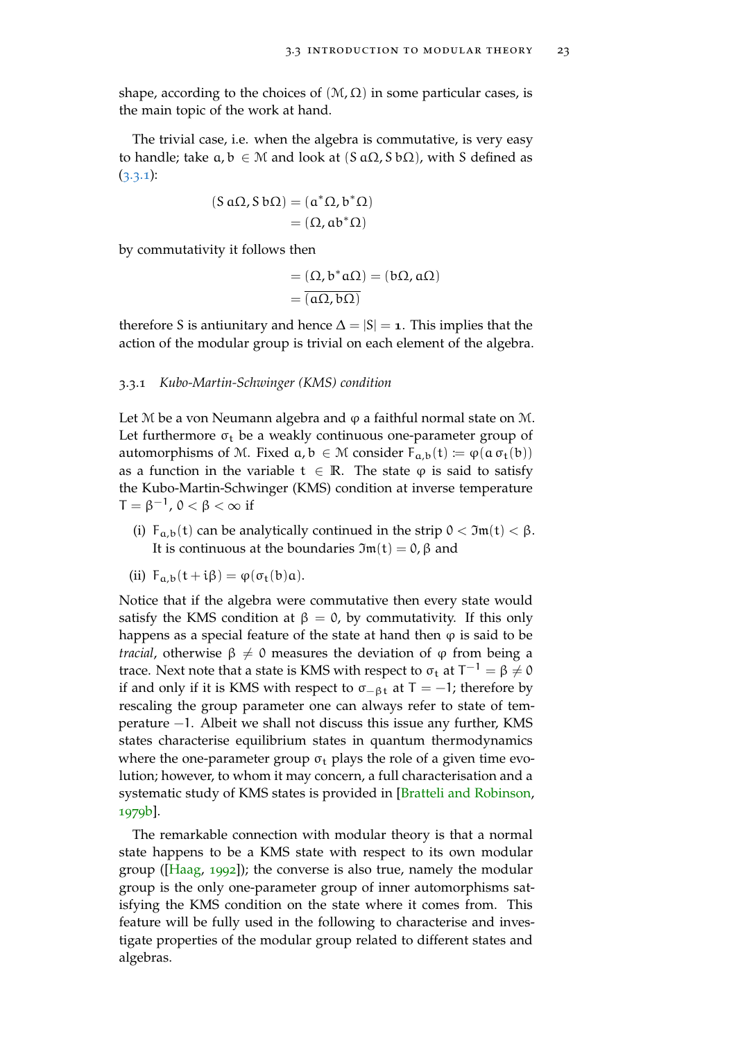shape, according to the choices of $(\mathcal{M}, \Omega)$ in some particular cases, is the main topic of the work at hand.

The trivial case, i.e. when the algebra is commutative, is very easy to handle; take $a, b \in \mathcal{M}$ and look at $(S\, a\Omega, S\, b\Omega)$, with $S$ defined as (3.3.1):

$$
\begin{aligned}
(S\, a\Omega, S\, b\Omega) &= (a^*\Omega, b^*\Omega) \\
&= (\Omega, ab^*\Omega)
\end{aligned}
$$

by commutativity it follows then

$$
\begin{aligned}
&= (\Omega, b^*a\Omega) = (b\Omega, a\Omega) \\
&= \overline{(a\Omega, b\Omega)}
\end{aligned}
$$

therefore $S$ is antiunitary and hence $\Delta = |S| = \mathbb{1}$. This implies that the action of the modular group is trivial on each element of the algebra.

### 3.3.1 *Kubo-Martin-Schwinger (KMS) condition*

Let $\mathcal{M}$ be a von Neumann algebra and $\varphi$ a faithful normal state on $\mathcal{M}$. Let furthermore $\sigma_t$ be a weakly continuous one-parameter group of automorphisms of $\mathcal{M}$. Fixed $a, b \in \mathcal{M}$ consider $F_{a,b}(t) := \varphi(a\, \sigma_t(b))$ as a function in the variable $t \in \mathbb{R}$. The state $\varphi$ is said to satisfy the Kubo-Martin-Schwinger (KMS) condition at inverse temperature $T = \beta^{-1}$, $0 < \beta < \infty$ if

(i) $F_{a,b}(t)$ can be analytically continued in the strip $0 < \Im\mathfrak{m}(t) < \beta$. It is continuous at the boundaries $\Im\mathfrak{m}(t) = 0, \beta$ and

(ii) $F_{a,b}(t + i\beta) = \varphi(\sigma_t(b)a)$.

Notice that if the algebra were commutative then every state would satisfy the KMS condition at $\beta = 0$, by commutativity. If this only happens as a special feature of the state at hand then $\varphi$ is said to be *tracial*, otherwise $\beta \neq 0$ measures the deviation of $\varphi$ from being a trace. Next note that a state is KMS with respect to $\sigma_t$ at $T^{-1} = \beta \neq 0$ if and only if it is KMS with respect to $\sigma_{-\beta t}$ at $T = -1$; therefore by rescaling the group parameter one can always refer to state of temperature $-1$. Albeit we shall not discuss this issue any further, KMS states characterise equilibrium states in quantum thermodynamics where the one-parameter group $\sigma_t$ plays the role of a given time evolution; however, to whom it may concern, a full characterisation and a systematic study of KMS states is provided in [Bratteli and Robinson, 1979b].

The remarkable connection with modular theory is that a normal state happens to be a KMS state with respect to its own modular group ([Haag, 1992]); the converse is also true, namely the modular group is the only one-parameter group of inner automorphisms satisfying the KMS condition on the state where it comes from. This feature will be fully used in the following to characterise and investigate properties of the modular group related to different states and algebras.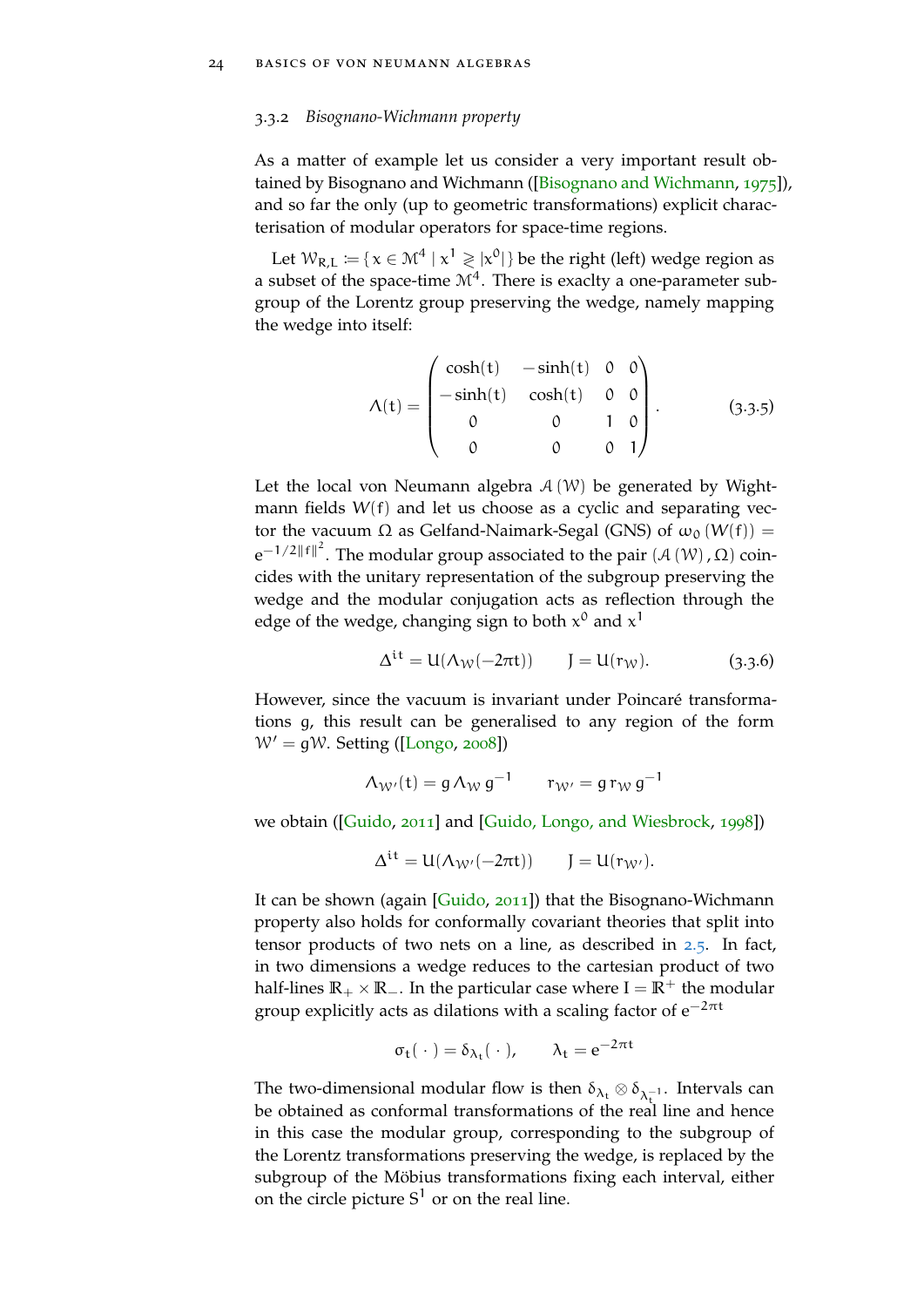### 3.3.2 *Bisognano-Wichmann property*

As a matter of example let us consider a very important result obtained by Bisognano and Wichmann ([Bisognano and Wichmann, 1975]), and so far the only (up to geometric transformations) explicit characterisation of modular operators for space-time regions.

Let $\mathcal{W}_{R,L} := \{ x \in \mathcal{M}^4 \mid x^1 \gtrless |x^0| \}$ be the right (left) wedge region as a subset of the space-time $\mathcal{M}^4$. There is exaclty a one-parameter subgroup of the Lorentz group preserving the wedge, namely mapping the wedge into itself:

$$\Lambda(t) = \begin{pmatrix} \cosh(t) & -\sinh(t) & 0 & 0 \\ -\sinh(t) & \cosh(t) & 0 & 0 \\ 0 & 0 & 1 & 0 \\ 0 & 0 & 0 & 1 \end{pmatrix}. \tag{3.3.5}$$

Let the local von Neumann algebra $\mathcal{A}(\mathcal{W})$ be generated by Wightmann fields $W(f)$ and let us choose as a cyclic and separating vector the vacuum $\Omega$ as Gelfand-Naimark-Segal (GNS) of $\omega_0(W(f)) = e^{-1/2\|f\|^2}$. The modular group associated to the pair $(\mathcal{A}(\mathcal{W}), \Omega)$ coincides with the unitary representation of the subgroup preserving the wedge and the modular conjugation acts as reflection through the edge of the wedge, changing sign to both $x^0$ and $x^1$

$$\Delta^{it} = U(\Lambda_{\mathcal{W}}(-2\pi t)) \qquad J = U(r_{\mathcal{W}}). \tag{3.3.6}$$

However, since the vacuum is invariant under Poincaré transformations $g$, this result can be generalised to any region of the form $\mathcal{W}' = g\mathcal{W}$. Setting ([Longo, 2008])

$$\Lambda_{\mathcal{W}'}(t) = g\,\Lambda_{\mathcal{W}}\,g^{-1} \qquad r_{\mathcal{W}'} = g\,r_{\mathcal{W}}\,g^{-1}$$

we obtain ([Guido, 2011] and [Guido, Longo, and Wiesbrock, 1998])

$$\Delta^{it} = U(\Lambda_{\mathcal{W}'}(-2\pi t)) \qquad J = U(r_{\mathcal{W}'}).$$

It can be shown (again [Guido, 2011]) that the Bisognano-Wichmann property also holds for conformally covariant theories that split into tensor products of two nets on a line, as described in 2.5. In fact, in two dimensions a wedge reduces to the cartesian product of two half-lines $\mathbb{R}_+ \times \mathbb{R}_-$. In the particular case where $I = \mathbb{R}^+$ the modular group explicitly acts as dilations with a scaling factor of $e^{-2\pi t}$

$$\sigma_t(\,\cdot\,) = \delta_{\lambda_t}(\,\cdot\,), \qquad \lambda_t = e^{-2\pi t}$$

The two-dimensional modular flow is then $\delta_{\lambda_t} \otimes \delta_{\lambda_t^{-1}}$. Intervals can be obtained as conformal transformations of the real line and hence in this case the modular group, corresponding to the subgroup of the Lorentz transformations preserving the wedge, is replaced by the subgroup of the Möbius transformations fixing each interval, either on the circle picture $S^1$ or on the real line.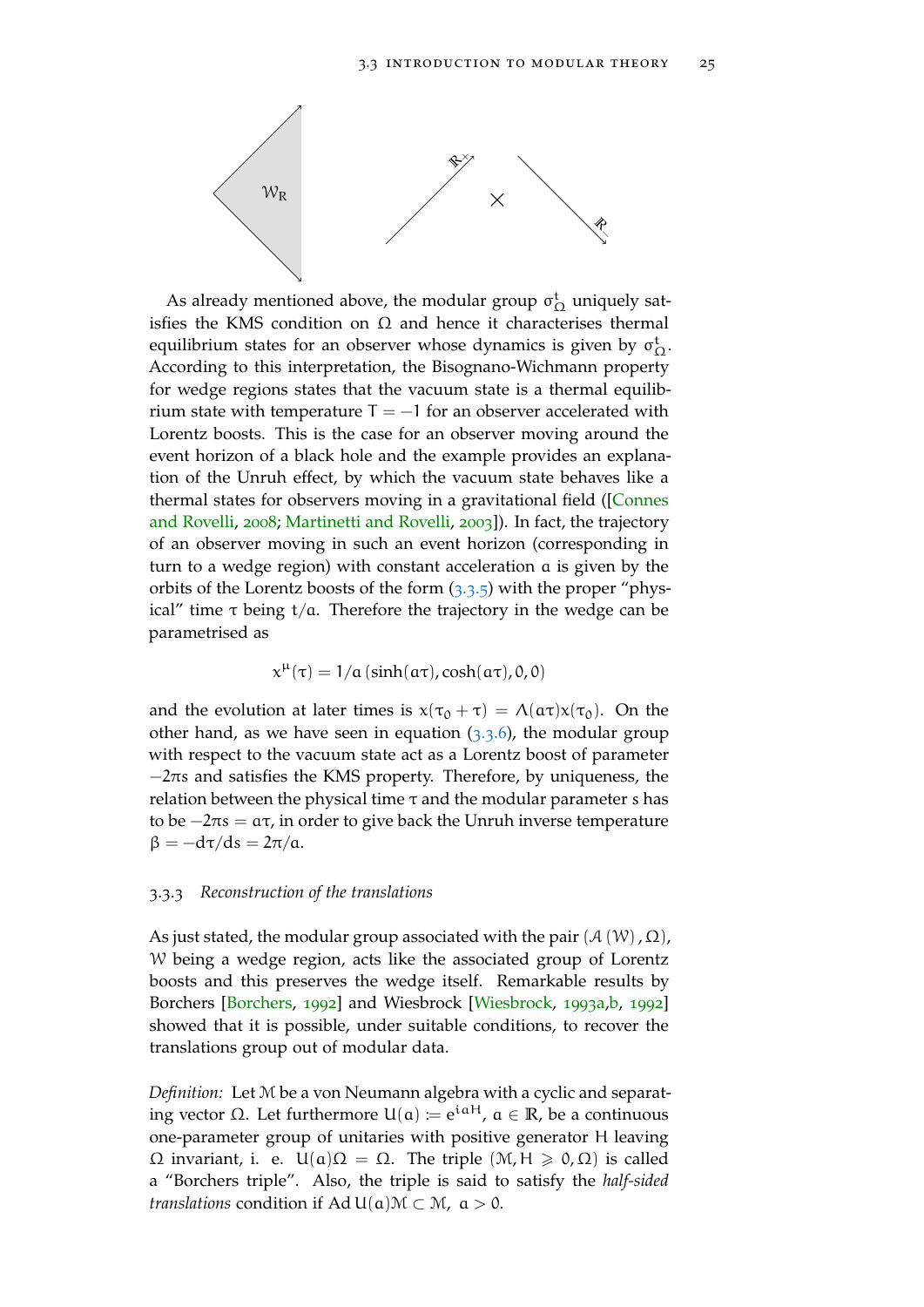As already mentioned above, the modular group $\sigma^t_\Omega$ uniquely satisfies the KMS condition on $\Omega$ and hence it characterises thermal equilibrium states for an observer whose dynamics is given by $\sigma^t_\Omega$. According to this interpretation, the Bisognano-Wichmann property for wedge regions states that the vacuum state is a thermal equilibrium state with temperature $T = -1$ for an observer accelerated with Lorentz boosts. This is the case for an observer moving around the event horizon of a black hole and the example provides an explanation of the Unruh effect, by which the vacuum state behaves like a thermal states for observers moving in a gravitational field ([Connes and Rovelli, 2008; Martinetti and Rovelli, 2003]). In fact, the trajectory of an observer moving in such an event horizon (corresponding in turn to a wedge region) with constant acceleration $a$ is given by the orbits of the Lorentz boosts of the form (3.3.5) with the proper "physical" time $\tau$ being $t/a$. Therefore the trajectory in the wedge can be parametrised as

$$x^\mu(\tau) = 1/a\,(\sinh(a\tau), \cosh(a\tau), 0, 0)$$

and the evolution at later times is $x(\tau_0 + \tau) = \Lambda(a\tau)x(\tau_0)$. On the other hand, as we have seen in equation (3.3.6), the modular group with respect to the vacuum state act as a Lorentz boost of parameter $-2\pi s$ and satisfies the KMS property. Therefore, by uniqueness, the relation between the physical time $\tau$ and the modular parameter $s$ has to be $-2\pi s = a\tau$, in order to give back the Unruh inverse temperature $\beta = -d\tau/ds = 2\pi/a$.

### 3.3.3 *Reconstruction of the translations*

As just stated, the modular group associated with the pair $(\mathcal{A}(\mathcal{W}), \Omega)$, $\mathcal{W}$ being a wedge region, acts like the associated group of Lorentz boosts and this preserves the wedge itself. Remarkable results by Borchers [Borchers, 1992] and Wiesbrock [Wiesbrock, 1993a,b, 1992] showed that it is possible, under suitable conditions, to recover the translations group out of modular data.

*Definition:* Let $\mathcal{M}$ be a von Neumann algebra with a cyclic and separating vector $\Omega$. Let furthermore $U(a) := e^{iaH}$, $a \in \mathbb{R}$, be a continuous one-parameter group of unitaries with positive generator $H$ leaving $\Omega$ invariant, i. e. $U(a)\Omega = \Omega$. The triple $(\mathcal{M}, H \geqslant 0, \Omega)$ is called a "Borchers triple". Also, the triple is said to satisfy the *half-sided translations* condition if $\mathrm{Ad}\,U(a)\mathcal{M} \subset \mathcal{M}$, $a > 0$.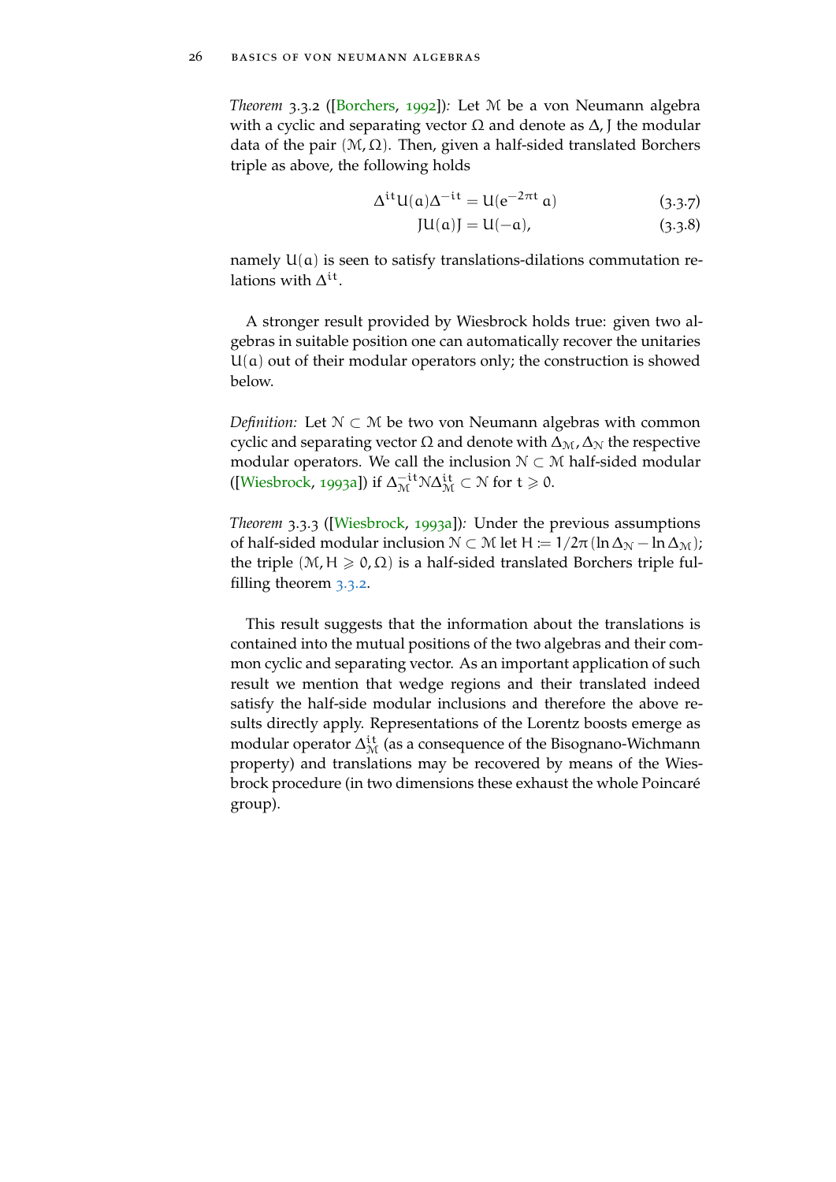*Theorem* 3.3.2 ([Borchers, 1992])*:* Let $\mathcal{M}$ be a von Neumann algebra with a cyclic and separating vector $\Omega$ and denote as $\Delta, J$ the modular data of the pair $(\mathcal{M}, \Omega)$. Then, given a half-sided translated Borchers triple as above, the following holds

$$\Delta^{it} U(a) \Delta^{-it} = U(e^{-2\pi t}\, a) \tag{3.3.7}$$

$$J U(a) J = U(-a), \tag{3.3.8}$$

namely $U(a)$ is seen to satisfy translations-dilations commutation relations with $\Delta^{it}$.

A stronger result provided by Wiesbrock holds true: given two algebras in suitable position one can automatically recover the unitaries $U(a)$ out of their modular operators only; the construction is showed below.

*Definition:* Let $\mathcal{N} \subset \mathcal{M}$ be two von Neumann algebras with common cyclic and separating vector $\Omega$ and denote with $\Delta_{\mathcal{M}}, \Delta_{\mathcal{N}}$ the respective modular operators. We call the inclusion $\mathcal{N} \subset \mathcal{M}$ half-sided modular ([Wiesbrock, 1993a]) if $\Delta_{\mathcal{M}}^{-it} \mathcal{N} \Delta_{\mathcal{M}}^{it} \subset \mathcal{N}$ for $t \geqslant 0$.

*Theorem* 3.3.3 ([Wiesbrock, 1993a])*:* Under the previous assumptions of half-sided modular inclusion $\mathcal{N} \subset \mathcal{M}$ let $H := 1/2\pi\,(\ln \Delta_{\mathcal{N}} - \ln \Delta_{\mathcal{M}})$; the triple $(\mathcal{M}, H \geqslant 0, \Omega)$ is a half-sided translated Borchers triple fulfilling theorem 3.3.2.

This result suggests that the information about the translations is contained into the mutual positions of the two algebras and their common cyclic and separating vector. As an important application of such result we mention that wedge regions and their translated indeed satisfy the half-side modular inclusions and therefore the above results directly apply. Representations of the Lorentz boosts emerge as modular operator $\Delta_{\mathcal{M}}^{it}$ (as a consequence of the Bisognano-Wichmann property) and translations may be recovered by means of the Wiesbrock procedure (in two dimensions these exhaust the whole Poincaré group).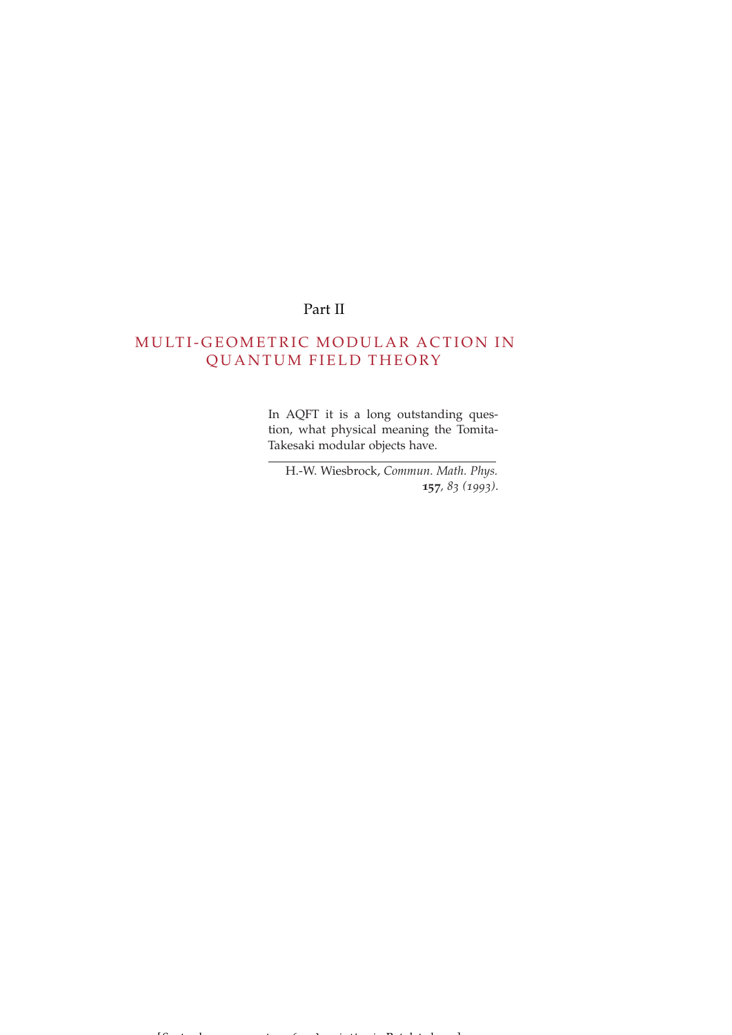Part II

# MULTI-GEOMETRIC MODULAR ACTION IN QUANTUM FIELD THEORY

> In AQFT it is a long outstanding question, what physical meaning the Tomita-Takesaki modular objects have.
>
> — H.-W. Wiesbrock, *Commun. Math. Phys.* **157**, *83 (1993)*.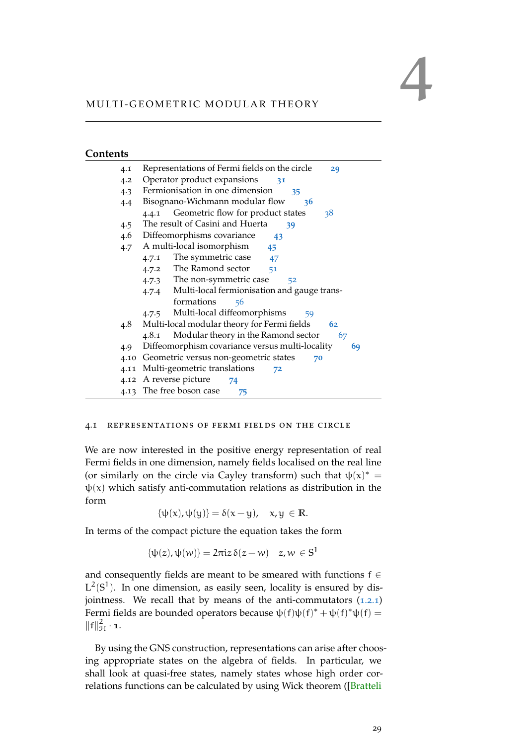# 4 MULTI-GEOMETRIC MODULAR THEORY

## Contents

- 4.1 Representations of Fermi fields on the circle 29
- 4.2 Operator product expansions 31
- 4.3 Fermionisation in one dimension 35
- 4.4 Bisognano-Wichmann modular flow 36
  - 4.4.1 Geometric flow for product states 38
- 4.5 The result of Casini and Huerta 39
- 4.6 Diffeomorphisms covariance 43
- 4.7 A multi-local isomorphism 45
  - 4.7.1 The symmetric case 47
  - 4.7.2 The Ramond sector 51
  - 4.7.3 The non-symmetric case 52
  - 4.7.4 Multi-local fermionisation and gauge transformations 56
  - 4.7.5 Multi-local diffeomorphisms 59
- 4.8 Multi-local modular theory for Fermi fields 62
  - 4.8.1 Modular theory in the Ramond sector 67
- 4.9 Diffeomorphism covariance versus multi-locality 69
- 4.10 Geometric versus non-geometric states 70
- 4.11 Multi-geometric translations 72
- 4.12 A reverse picture 74
- 4.13 The free boson case 75

## 4.1 REPRESENTATIONS OF FERMI FIELDS ON THE CIRCLE

We are now interested in the positive energy representation of real Fermi fields in one dimension, namely fields localised on the real line (or similarly on the circle via Cayley transform) such that $\psi(x)^* = \psi(x)$ which satisfy anti-commutation relations as distribution in the form

$$\{\psi(x), \psi(y)\} = \delta(x-y), \quad x, y \in \mathbb{R}.$$

In terms of the compact picture the equation takes the form

$$\{\psi(z), \psi(w)\} = 2\pi i z\, \delta(z-w) \quad z, w \in S^1$$

and consequently fields are meant to be smeared with functions $f \in L^2(S^1)$. In one dimension, as easily seen, locality is ensured by disjointness. We recall that by means of the anti-commutators (1.2.1) Fermi fields are bounded operators because $\psi(f)\psi(f)^* + \psi(f)^*\psi(f) = \|f\|^2_{\mathcal{H}} \cdot \mathbf{1}$.

By using the GNS construction, representations can arise after choosing appropriate states on the algebra of fields. In particular, we shall look at quasi-free states, namely states whose high order correlations functions can be calculated by using Wick theorem ([Bratteli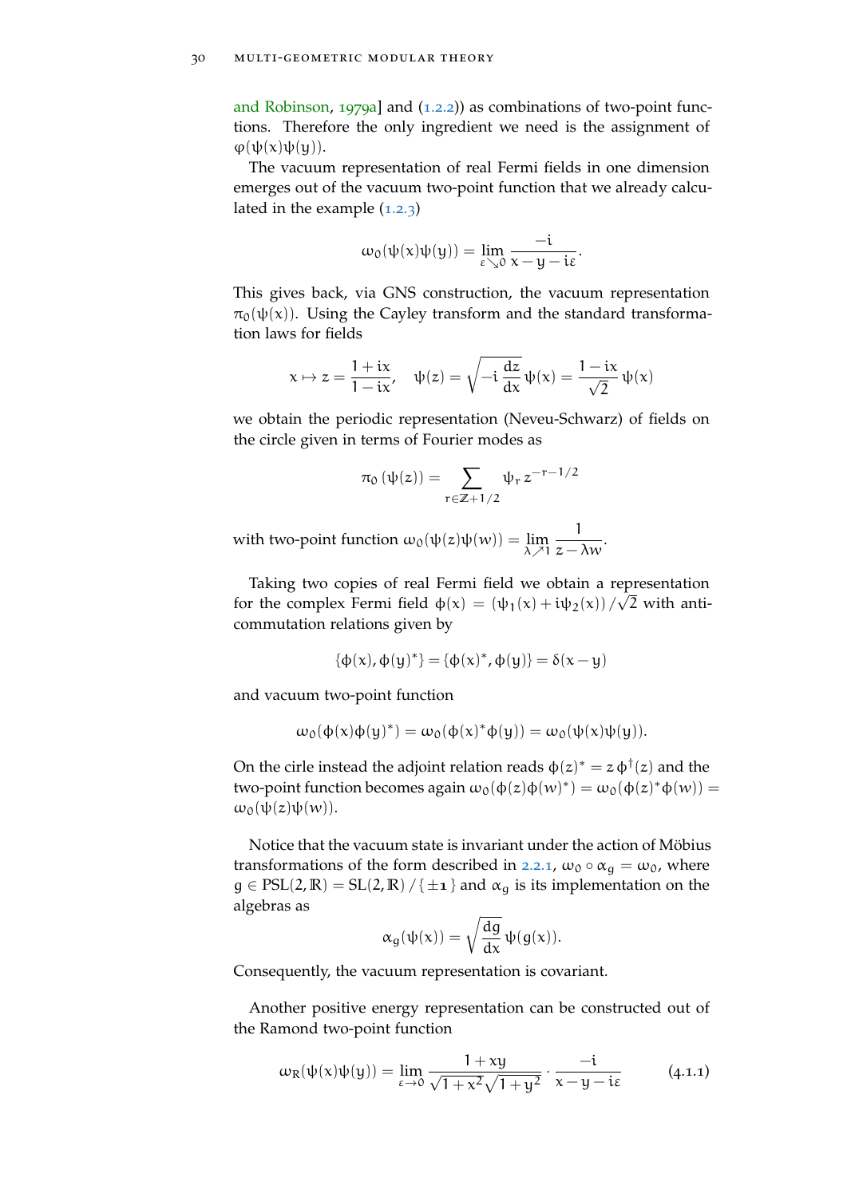and Robinson, 1979a] and (1.2.2)) as combinations of two-point functions. Therefore the only ingredient we need is the assignment of $\varphi(\psi(x)\psi(y))$.

The vacuum representation of real Fermi fields in one dimension emerges out of the vacuum two-point function that we already calculated in the example (1.2.3)

$$\omega_0(\psi(x)\psi(y)) = \lim_{\varepsilon \searrow 0} \frac{-i}{x - y - i\varepsilon}.$$

This gives back, via GNS construction, the vacuum representation $\pi_0(\psi(x))$. Using the Cayley transform and the standard transformation laws for fields

$$x \mapsto z = \frac{1+ix}{1-ix}, \quad \psi(z) = \sqrt{-i\,\frac{dz}{dx}}\,\psi(x) = \frac{1-ix}{\sqrt{2}}\,\psi(x)$$

we obtain the periodic representation (Neveu-Schwarz) of fields on the circle given in terms of Fourier modes as

$$\pi_0\left(\psi(z)\right) = \sum_{r \in \mathbb{Z}+1/2} \psi_r\, z^{-r-1/2}$$

with two-point function $\omega_0(\psi(z)\psi(w)) = \lim_{\lambda \nearrow 1} \dfrac{1}{z - \lambda w}$.

Taking two copies of real Fermi field we obtain a representation for the complex Fermi field $\phi(x) = (\psi_1(x) + i\psi_2(x))/\sqrt{2}$ with anticommutation relations given by

$$\{\phi(x), \phi(y)^*\} = \{\phi(x)^*, \phi(y)\} = \delta(x-y)$$

and vacuum two-point function

$$\omega_0(\phi(x)\phi(y)^*) = \omega_0(\phi(x)^*\phi(y)) = \omega_0(\psi(x)\psi(y)).$$

On the cirle instead the adjoint relation reads $\phi(z)^* = z\,\phi^\dagger(z)$ and the two-point function becomes again $\omega_0(\phi(z)\phi(w)^*) = \omega_0(\phi(z)^*\phi(w)) = \omega_0(\psi(z)\psi(w))$.

Notice that the vacuum state is invariant under the action of Möbius transformations of the form described in 2.2.1, $\omega_0 \circ \alpha_g = \omega_0$, where $g \in \mathrm{PSL}(2,\mathbb{R}) = \mathrm{SL}(2,\mathbb{R})\,/\,\{\pm\mathbf{1}\}$ and $\alpha_g$ is its implementation on the algebras as

$$\alpha_g(\psi(x)) = \sqrt{\frac{dg}{dx}}\,\psi(g(x)).$$

Consequently, the vacuum representation is covariant.

Another positive energy representation can be constructed out of the Ramond two-point function

$$\omega_R(\psi(x)\psi(y)) = \lim_{\varepsilon \to 0} \frac{1+xy}{\sqrt{1+x^2}\sqrt{1+y^2}} \cdot \frac{-i}{x - y - i\varepsilon} \tag{4.1.1}$$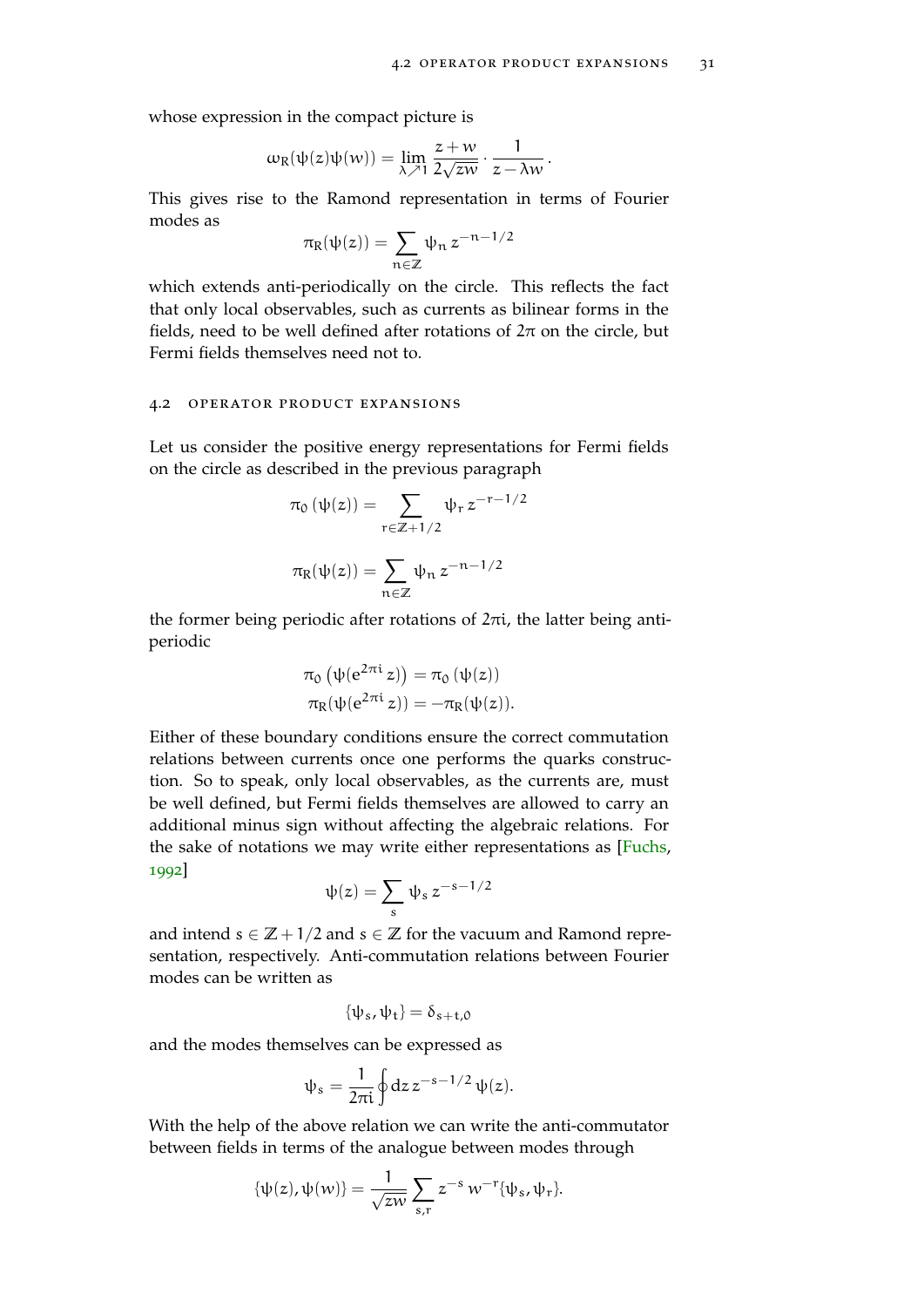whose expression in the compact picture is

$$\omega_R(\psi(z)\psi(w)) = \lim_{\lambda \nearrow 1} \frac{z+w}{2\sqrt{zw}} \cdot \frac{1}{z - \lambda w}.$$

This gives rise to the Ramond representation in terms of Fourier modes as

$$\pi_R(\psi(z)) = \sum_{n \in \mathbb{Z}} \psi_n \, z^{-n-1/2}$$

which extends anti-periodically on the circle. This reflects the fact that only local observables, such as currents as bilinear forms in the fields, need to be well defined after rotations of $2\pi$ on the circle, but Fermi fields themselves need not to.

## 4.2 Operator product expansions

Let us consider the positive energy representations for Fermi fields on the circle as described in the previous paragraph

$$\pi_0\left(\psi(z)\right) = \sum_{r \in \mathbb{Z}+1/2} \psi_r \, z^{-r-1/2}$$

$$\pi_R(\psi(z)) = \sum_{n \in \mathbb{Z}} \psi_n \, z^{-n-1/2}$$

the former being periodic after rotations of $2\pi i$, the latter being anti-periodic

$$\pi_0\left(\psi(e^{2\pi i} z)\right) = \pi_0\left(\psi(z)\right)$$
$$\pi_R(\psi(e^{2\pi i} z)) = -\pi_R(\psi(z)).$$

Either of these boundary conditions ensure the correct commutation relations between currents once one performs the quarks construction. So to speak, only local observables, as the currents are, must be well defined, but Fermi fields themselves are allowed to carry an additional minus sign without affecting the algebraic relations. For the sake of notations we may write either representations as [Fuchs, 1992]

$$\psi(z) = \sum_s \psi_s \, z^{-s-1/2}$$

and intend $s \in \mathbb{Z} + 1/2$ and $s \in \mathbb{Z}$ for the vacuum and Ramond representation, respectively. Anti-commutation relations between Fourier modes can be written as

$$\{\psi_s, \psi_t\} = \delta_{s+t,0}$$

and the modes themselves can be expressed as

$$\psi_s = \frac{1}{2\pi i} \oint dz \, z^{-s-1/2} \, \psi(z).$$

With the help of the above relation we can write the anti-commutator between fields in terms of the analogue between modes through

$$\{\psi(z), \psi(w)\} = \frac{1}{\sqrt{zw}} \sum_{s,r} z^{-s} \, w^{-r} \{\psi_s, \psi_r\}.$$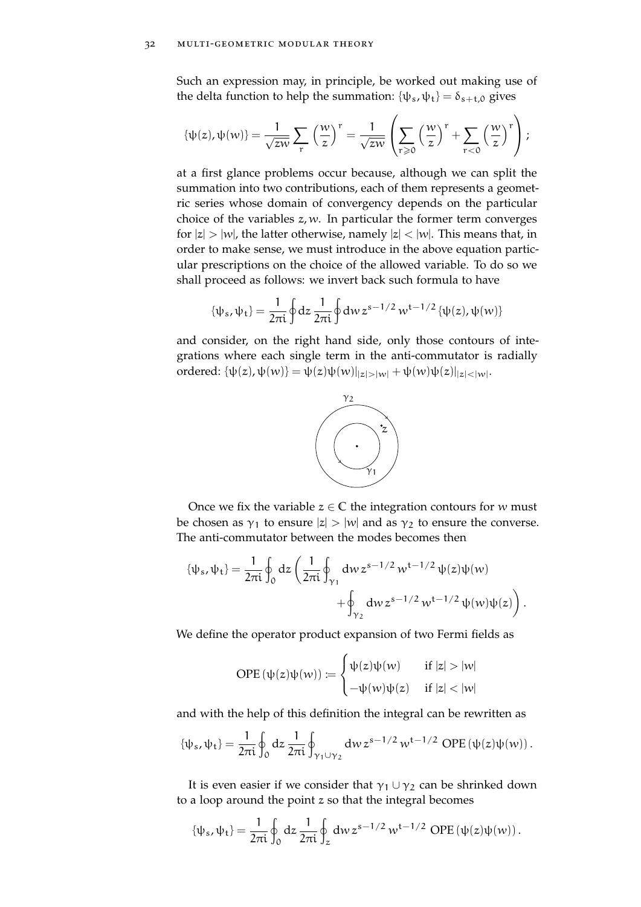Such an expression may, in principle, be worked out making use of the delta function to help the summation: $\{\psi_s, \psi_t\} = \delta_{s+t,0}$ gives

$$\{\psi(z), \psi(w)\} = \frac{1}{\sqrt{zw}} \sum_r \left(\frac{w}{z}\right)^r = \frac{1}{\sqrt{zw}} \left( \sum_{r \geqslant 0} \left(\frac{w}{z}\right)^r + \sum_{r<0} \left(\frac{w}{z}\right)^r \right);$$

at a first glance problems occur because, although we can split the summation into two contributions, each of them represents a geometric series whose domain of convergency depends on the particular choice of the variables $z, w$. In particular the former term converges for $|z| > |w|$, the latter otherwise, namely $|z| < |w|$. This means that, in order to make sense, we must introduce in the above equation particular prescriptions on the choice of the allowed variable. To do so we shall proceed as follows: we invert back such formula to have

$$\{\psi_s, \psi_t\} = \frac{1}{2\pi i} \oint dz \, \frac{1}{2\pi i} \oint dw \, z^{s-1/2} \, w^{t-1/2} \, \{\psi(z), \psi(w)\}$$

and consider, on the right hand side, only those contours of integrations where each single term in the anti-commutator is radially ordered: $\{\psi(z), \psi(w)\} = \psi(z)\psi(w)|_{|z|>|w|} + \psi(w)\psi(z)|_{|z|<|w|}$.

Once we fix the variable $z \in \mathbb{C}$ the integration contours for $w$ must be chosen as $\gamma_1$ to ensure $|z| > |w|$ and as $\gamma_2$ to ensure the converse. The anti-commutator between the modes becomes then

$$\{\psi_s, \psi_t\} = \frac{1}{2\pi i} \oint_0 dz \left( \frac{1}{2\pi i} \oint_{\gamma_1} dw \, z^{s-1/2} \, w^{t-1/2} \, \psi(z)\psi(w) + \oint_{\gamma_2} dw \, z^{s-1/2} \, w^{t-1/2} \, \psi(w)\psi(z) \right).$$

We define the operator product expansion of two Fermi fields as

$$\mathrm{OPE}\left(\psi(z)\psi(w)\right) := \begin{cases} \psi(z)\psi(w) & \text{if } |z| > |w| \\ -\psi(w)\psi(z) & \text{if } |z| < |w| \end{cases}$$

and with the help of this definition the integral can be rewritten as

$$\{\psi_s, \psi_t\} = \frac{1}{2\pi i} \oint_0 dz \, \frac{1}{2\pi i} \oint_{\gamma_1 \cup \gamma_2} dw \, z^{s-1/2} \, w^{t-1/2} \, \mathrm{OPE}\left(\psi(z)\psi(w)\right).$$

It is even easier if we consider that $\gamma_1 \cup \gamma_2$ can be shrinked down to a loop around the point $z$ so that the integral becomes

$$\{\psi_s, \psi_t\} = \frac{1}{2\pi i} \oint_0 dz \, \frac{1}{2\pi i} \oint_z dw \, z^{s-1/2} \, w^{t-1/2} \, \mathrm{OPE}\left(\psi(z)\psi(w)\right).$$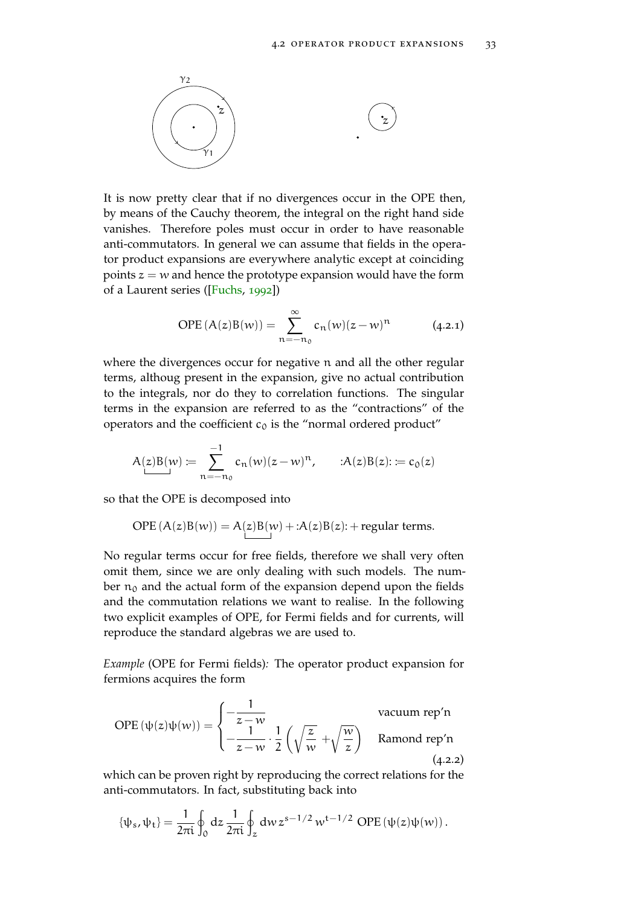It is now pretty clear that if no divergences occur in the OPE then, by means of the Cauchy theorem, the integral on the right hand side vanishes. Therefore poles must occur in order to have reasonable anti-commutators. In general we can assume that fields in the operator product expansions are everywhere analytic except at coinciding points $z = w$ and hence the prototype expansion would have the form of a Laurent series ([Fuchs, 1992])

$$\mathrm{OPE}\left(A(z)B(w)\right) = \sum_{n=-n_0}^{\infty} c_n(w)(z-w)^n \tag{4.2.1}$$

where the divergences occur for negative $n$ and all the other regular terms, althoug present in the expansion, give no actual contribution to the integrals, nor do they to correlation functions. The singular terms in the expansion are referred to as the "contractions" of the operators and the coefficient $c_0$ is the "normal ordered product"

$$\underbrace{A(z)B(w)} \coloneqq \sum_{n=-n_0}^{-1} c_n(w)(z-w)^n, \qquad :\!A(z)B(z)\!: \coloneqq c_0(z)$$

so that the OPE is decomposed into

$$\mathrm{OPE}\left(A(z)B(w)\right) = \underbrace{A(z)B(w)} + :\!A(z)B(z)\!: + \text{regular terms.}$$

No regular terms occur for free fields, therefore we shall very often omit them, since we are only dealing with such models. The number $n_0$ and the actual form of the expansion depend upon the fields and the commutation relations we want to realise. In the following two explicit examples of OPE, for Fermi fields and for currents, will reproduce the standard algebras we are used to.

*Example* (OPE for Fermi fields)*:* The operator product expansion for fermions acquires the form

$$\mathrm{OPE}\left(\psi(z)\psi(w)\right) = \begin{cases} -\dfrac{1}{z-w} & \text{vacuum rep'n} \\ -\dfrac{1}{z-w} \cdot \dfrac{1}{2}\left(\sqrt{\dfrac{z}{w}} + \sqrt{\dfrac{w}{z}}\right) & \text{Ramond rep'n} \end{cases} \tag{4.2.2}$$

which can be proven right by reproducing the correct relations for the anti-commutators. In fact, substituting back into

$$\{\psi_s, \psi_t\} = \frac{1}{2\pi i}\oint_0 dz \, \frac{1}{2\pi i}\oint_z dw \, z^{s-1/2}\, w^{t-1/2} \; \mathrm{OPE}\left(\psi(z)\psi(w)\right).$$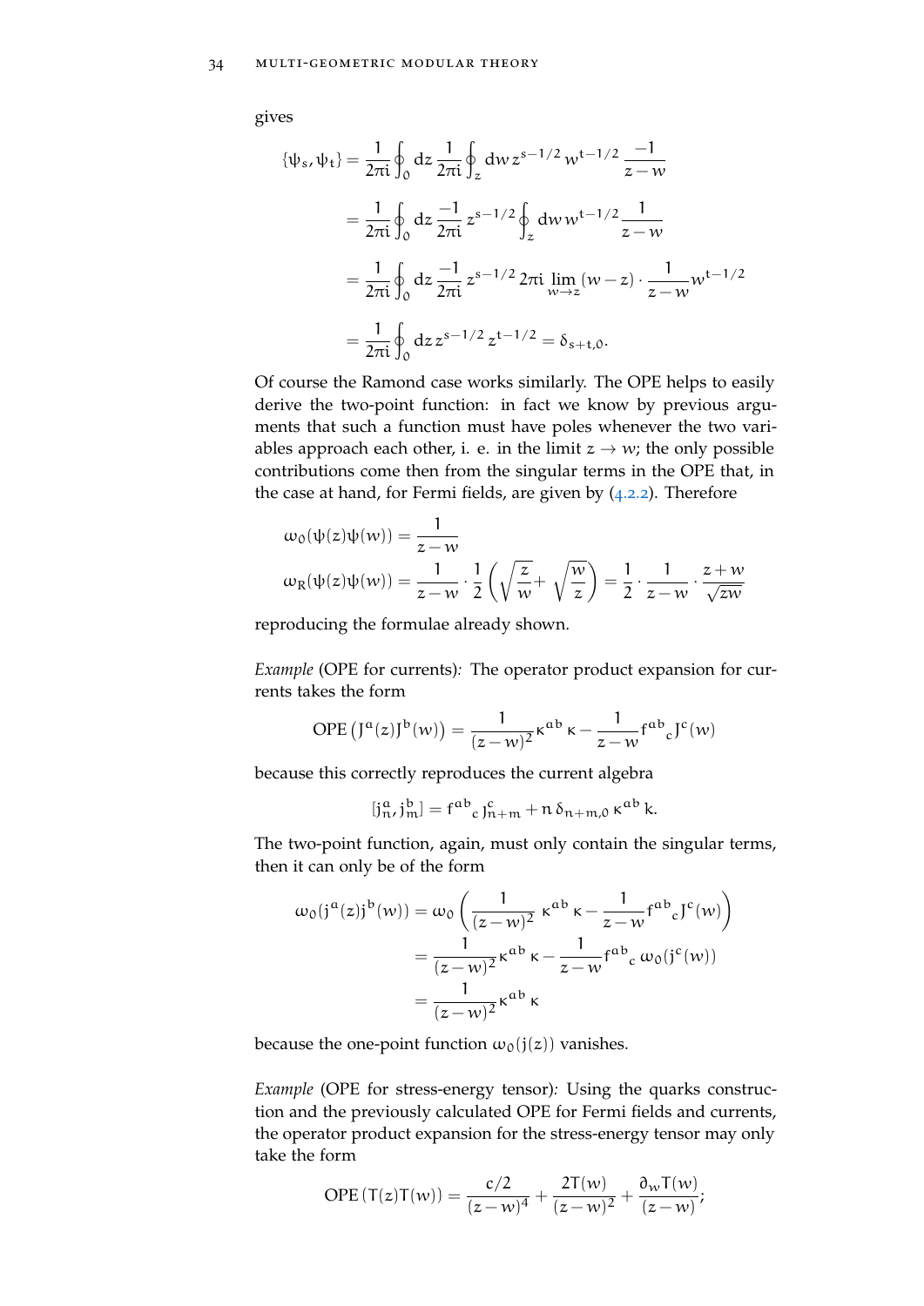gives

$$
\begin{aligned}
\{\psi_s, \psi_t\} &= \frac{1}{2\pi i}\oint_0 dz \, \frac{1}{2\pi i}\oint_z dw \, z^{s-1/2}\, w^{t-1/2}\, \frac{-1}{z-w} \\
&= \frac{1}{2\pi i}\oint_0 dz \, \frac{-1}{2\pi i}\, z^{s-1/2} \oint_z dw \, w^{t-1/2}\, \frac{1}{z-w} \\
&= \frac{1}{2\pi i}\oint_0 dz \, \frac{-1}{2\pi i}\, z^{s-1/2}\, 2\pi i \lim_{w\to z} (w-z)\cdot \frac{1}{z-w} w^{t-1/2} \\
&= \frac{1}{2\pi i}\oint_0 dz \, z^{s-1/2}\, z^{t-1/2} = \delta_{s+t,0}.
\end{aligned}
$$

Of course the Ramond case works similarly. The OPE helps to easily derive the two-point function: in fact we know by previous arguments that such a function must have poles whenever the two variables approach each other, i. e. in the limit $z \to w$; the only possible contributions come then from the singular terms in the OPE that, in the case at hand, for Fermi fields, are given by (4.2.2). Therefore

$$
\begin{aligned}
\omega_0(\psi(z)\psi(w)) &= \frac{1}{z-w} \\
\omega_R(\psi(z)\psi(w)) &= \frac{1}{z-w}\cdot \frac{1}{2}\left(\sqrt{\frac{z}{w}} + \sqrt{\frac{w}{z}}\right) = \frac{1}{2}\cdot \frac{1}{z-w}\cdot \frac{z+w}{\sqrt{zw}}
\end{aligned}
$$

reproducing the formulae already shown.

*Example* (OPE for currents)*:* The operator product expansion for currents takes the form

$$
\mathrm{OPE}\left(J^a(z)J^b(w)\right) = \frac{1}{(z-w)^2}\kappa^{ab}\,\kappa - \frac{1}{z-w} f^{ab}{}_c J^c(w)
$$

because this correctly reproduces the current algebra

$$
[j^a_n, j^b_m] = f^{ab}{}_c\, j^c_{n+m} + n\,\delta_{n+m,0}\,\kappa^{ab}\,k.
$$

The two-point function, again, must only contain the singular terms, then it can only be of the form

$$
\begin{aligned}
\omega_0(j^a(z)j^b(w)) &= \omega_0\left(\frac{1}{(z-w)^2}\,\kappa^{ab}\,\kappa - \frac{1}{z-w} f^{ab}{}_c J^c(w)\right) \\
&= \frac{1}{(z-w)^2}\kappa^{ab}\,\kappa - \frac{1}{z-w} f^{ab}{}_c\, \omega_0(j^c(w)) \\
&= \frac{1}{(z-w)^2}\kappa^{ab}\,\kappa
\end{aligned}
$$

because the one-point function $\omega_0(j(z))$ vanishes.

*Example* (OPE for stress-energy tensor)*:* Using the quarks construction and the previously calculated OPE for Fermi fields and currents, the operator product expansion for the stress-energy tensor may only take the form

$$
\mathrm{OPE}\left(T(z)T(w)\right) = \frac{c/2}{(z-w)^4} + \frac{2T(w)}{(z-w)^2} + \frac{\partial_w T(w)}{(z-w)};
$$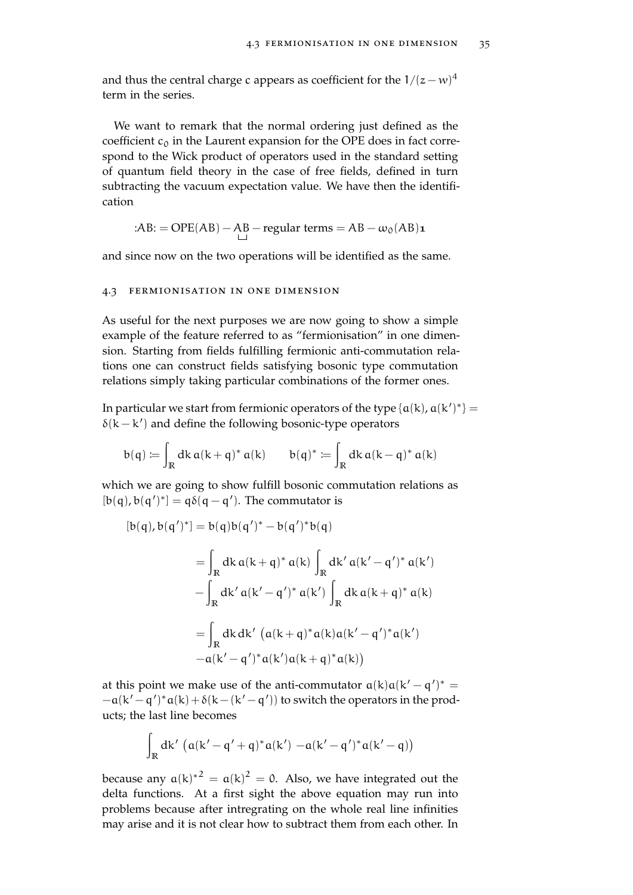and thus the central charge c appears as coefficient for the $1/(z-w)^4$ term in the series.

We want to remark that the normal ordering just defined as the coefficient $c_0$ in the Laurent expansion for the OPE does in fact correspond to the Wick product of operators used in the standard setting of quantum field theory in the case of free fields, defined in turn subtracting the vacuum expectation value. We have then the identification

$$:\!AB\!: = \text{OPE}(AB) - \underset{\sqcup}{AB} - \text{regular terms} = AB - \omega_0(AB)\mathbf{1}$$

and since now on the two operations will be identified as the same.

## 4.3 Fermionisation in one dimension

As useful for the next purposes we are now going to show a simple example of the feature referred to as "fermionisation" in one dimension. Starting from fields fulfilling fermionic anti-commutation relations one can construct fields satisfying bosonic type commutation relations simply taking particular combinations of the former ones.

In particular we start from fermionic operators of the type $\{a(k), a(k')^*\} = \delta(k-k')$ and define the following bosonic-type operators

$$b(q) \coloneqq \int_{\mathbb{R}} dk\, a(k+q)^*\, a(k) \qquad b(q)^* \coloneqq \int_{\mathbb{R}} dk\, a(k-q)^*\, a(k)$$

which we are going to show fulfill bosonic commutation relations as $[b(q), b(q')^*] = q\delta(q-q')$. The commutator is

$$\begin{aligned}
[b(q), b(q')^*] &= b(q)b(q')^* - b(q')^*b(q) \\
&= \int_{\mathbb{R}} dk\, a(k+q)^*\, a(k) \int_{\mathbb{R}} dk'\, a(k'-q')^*\, a(k') \\
&\quad - \int_{\mathbb{R}} dk'\, a(k'-q')^*\, a(k') \int_{\mathbb{R}} dk\, a(k+q)^*\, a(k) \\
&= \int_{\mathbb{R}} dk\, dk' \, \big( a(k+q)^* a(k) a(k'-q')^* a(k') \\
&\quad - a(k'-q')^* a(k') a(k+q)^* a(k) \big)
\end{aligned}$$

at this point we make use of the anti-commutator $a(k)a(k'-q')^* = -a(k'-q')^*a(k) + \delta(k-(k'-q'))$ to switch the operators in the products; the last line becomes

$$\int_{\mathbb{R}} dk' \, \big( a(k'-q'+q)^* a(k') \; - a(k'-q')^* a(k'-q) \big)$$

because any $a(k)^{*2} = a(k)^2 = 0$. Also, we have integrated out the delta functions. At a first sight the above equation may run into problems because after intregrating on the whole real line infinities may arise and it is not clear how to subtract them from each other. In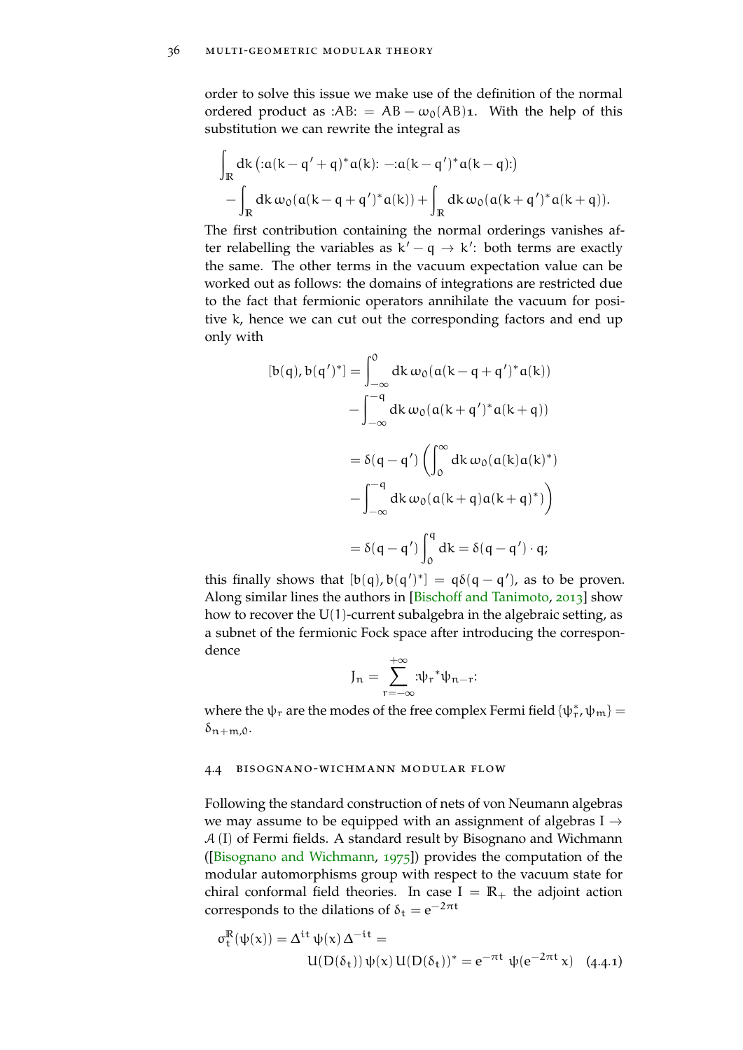order to solve this issue we make use of the definition of the normal ordered product as $:AB: = AB - \omega_0(AB)\mathbf{1}$. With the help of this substitution we can rewrite the integral as

$$\int_{\mathbb{R}} dk \left( :a(k - q' + q)^* a(k): - :a(k - q')^* a(k - q): \right)$$
$$- \int_{\mathbb{R}} dk\, \omega_0(a(k - q + q')^* a(k)) + \int_{\mathbb{R}} dk\, \omega_0(a(k + q')^* a(k + q)).$$

The first contribution containing the normal orderings vanishes after relabelling the variables as $k' - q \to k'$: both terms are exactly the same. The other terms in the vacuum expectation value can be worked out as follows: the domains of integrations are restricted due to the fact that fermionic operators annihilate the vacuum for positive $k$, hence we can cut out the corresponding factors and end up only with

$$\begin{aligned}
[b(q), b(q')^*] &= \int_{-\infty}^{0} dk\, \omega_0(a(k - q + q')^* a(k)) \\
&\quad - \int_{-\infty}^{-q} dk\, \omega_0(a(k + q')^* a(k + q)) \\
&= \delta(q - q') \left( \int_{0}^{\infty} dk\, \omega_0(a(k) a(k)^*) \right. \\
&\quad \left. - \int_{-\infty}^{-q} dk\, \omega_0(a(k + q) a(k + q)^*) \right) \\
&= \delta(q - q') \int_{0}^{q} dk = \delta(q - q') \cdot q;
\end{aligned}$$

this finally shows that $[b(q), b(q')^*] = q\delta(q - q')$, as to be proven. Along similar lines the authors in [Bischoff and Tanimoto, 2013] show how to recover the $U(1)$-current subalgebra in the algebraic setting, as a subnet of the fermionic Fock space after introducing the correspondence

$$J_n = \sum_{r=-\infty}^{+\infty} :\psi_r{}^* \psi_{n-r}:$$

where the $\psi_r$ are the modes of the free complex Fermi field $\{\psi_r^*, \psi_m\} = \delta_{n+m,0}$.

## 4.4 Bisognano-Wichmann modular flow

Following the standard construction of nets of von Neumann algebras we may assume to be equipped with an assignment of algebras $I \to \mathcal{A}(I)$ of Fermi fields. A standard result by Bisognano and Wichmann ([Bisognano and Wichmann, 1975]) provides the computation of the modular automorphisms group with respect to the vacuum state for chiral conformal field theories. In case $I = \mathbb{R}_+$ the adjoint action corresponds to the dilations of $\delta_t = e^{-2\pi t}$

$$\sigma_t^{\mathbb{R}}(\psi(x)) = \Delta^{it}\, \psi(x)\, \Delta^{-it} = U(D(\delta_t))\, \psi(x)\, U(D(\delta_t))^* = e^{-\pi t}\; \psi(e^{-2\pi t}\, x) \quad (4.4.1)$$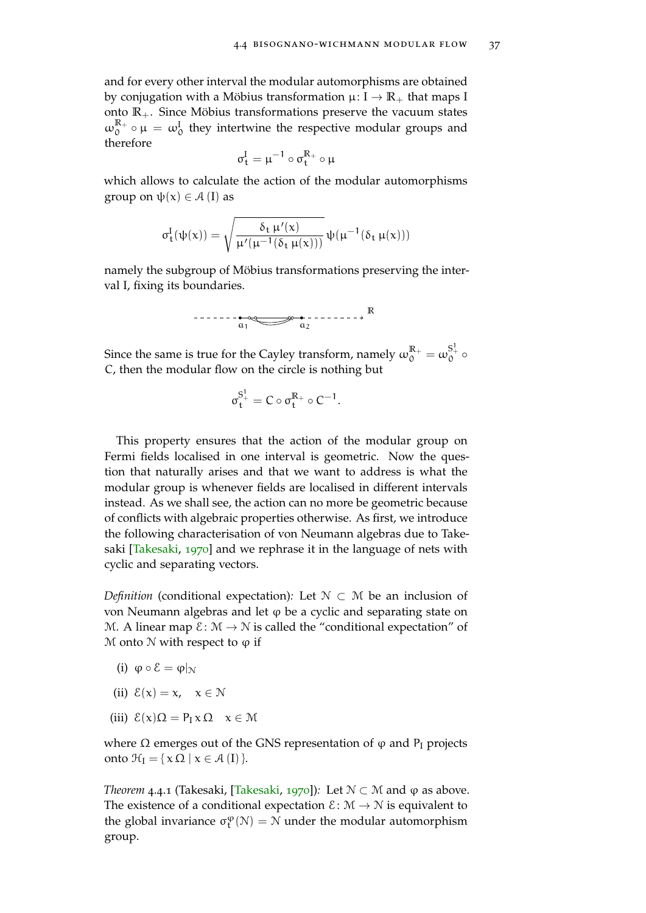and for every other interval the modular automorphisms are obtained by conjugation with a Möbius transformation $\mu\colon I \to \mathbb{R}_+$ that maps I onto $\mathbb{R}_+$. Since Möbius transformations preserve the vacuum states $\omega_0^{\mathbb{R}_+} \circ \mu = \omega_0^I$ they intertwine the respective modular groups and therefore

$$\sigma_t^I = \mu^{-1} \circ \sigma_t^{\mathbb{R}_+} \circ \mu$$

which allows to calculate the action of the modular automorphisms group on $\psi(x) \in \mathcal{A}(I)$ as

$$\sigma_t^I(\psi(x)) = \sqrt{\frac{\delta_t\, \mu'(x)}{\mu'(\mu^{-1}(\delta_t\, \mu(x)))}}\, \psi(\mu^{-1}(\delta_t\, \mu(x)))$$

namely the subgroup of Möbius transformations preserving the interval I, fixing its boundaries.

Since the same is true for the Cayley transform, namely $\omega_0^{\mathbb{R}_+} = \omega_0^{S^1_+} \circ C$, then the modular flow on the circle is nothing but

$$\sigma_t^{S^1_+} = C \circ \sigma_t^{\mathbb{R}_+} \circ C^{-1}.$$

This property ensures that the action of the modular group on Fermi fields localised in one interval is geometric. Now the question that naturally arises and that we want to address is what the modular group is whenever fields are localised in different intervals instead. As we shall see, the action can no more be geometric because of conflicts with algebraic properties otherwise. As first, we introduce the following characterisation of von Neumann algebras due to Takesaki [Takesaki, 1970] and we rephrase it in the language of nets with cyclic and separating vectors.

*Definition* (conditional expectation)*:* Let $\mathcal{N} \subset \mathcal{M}$ be an inclusion of von Neumann algebras and let $\varphi$ be a cyclic and separating state on $\mathcal{M}$. A linear map $\mathcal{E}\colon \mathcal{M} \to \mathcal{N}$ is called the "conditional expectation" of $\mathcal{M}$ onto $\mathcal{N}$ with respect to $\varphi$ if

(i) $\varphi \circ \mathcal{E} = \varphi|_{\mathcal{N}}$

(ii) $\mathcal{E}(x) = x, \quad x \in \mathcal{N}$

(iii) $\mathcal{E}(x)\Omega = P_I\, x\, \Omega \quad x \in \mathcal{M}$

where $\Omega$ emerges out of the GNS representation of $\varphi$ and $P_I$ projects onto $\mathcal{H}_I = \{\, x\,\Omega \mid x \in \mathcal{A}(I)\,\}$.

*Theorem* 4.4.1 (Takesaki, [Takesaki, 1970])*:* Let $\mathcal{N} \subset \mathcal{M}$ and $\varphi$ as above. The existence of a conditional expectation $\mathcal{E}\colon \mathcal{M} \to \mathcal{N}$ is equivalent to the global invariance $\sigma_t^{\varphi}(\mathcal{N}) = \mathcal{N}$ under the modular automorphism group.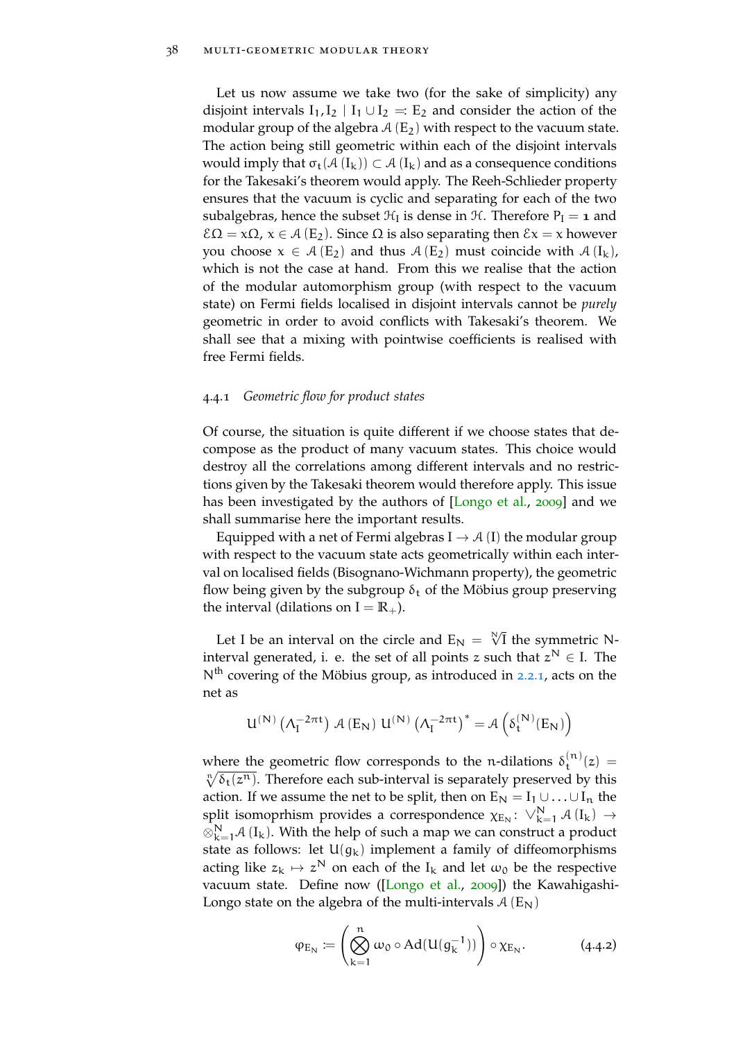Let us now assume we take two (for the sake of simplicity) any disjoint intervals $I_1, I_2 \mid I_1 \cup I_2 =: E_2$ and consider the action of the modular group of the algebra $\mathcal{A}(E_2)$ with respect to the vacuum state. The action being still geometric within each of the disjoint intervals would imply that $\sigma_t(\mathcal{A}(I_k)) \subset \mathcal{A}(I_k)$ and as a consequence conditions for the Takesaki's theorem would apply. The Reeh-Schlieder property ensures that the vacuum is cyclic and separating for each of the two subalgebras, hence the subset $\mathcal{H}_I$ is dense in $\mathcal{H}$. Therefore $P_I = \mathbb{1}$ and $\mathcal{E}\Omega = x\Omega$, $x \in \mathcal{A}(E_2)$. Since $\Omega$ is also separating then $\mathcal{E}x = x$ however you choose $x \in \mathcal{A}(E_2)$ and thus $\mathcal{A}(E_2)$ must coincide with $\mathcal{A}(I_k)$, which is not the case at hand. From this we realise that the action of the modular automorphism group (with respect to the vacuum state) on Fermi fields localised in disjoint intervals cannot be *purely* geometric in order to avoid conflicts with Takesaki's theorem. We shall see that a mixing with pointwise coefficients is realised with free Fermi fields.

### 4.4.1 *Geometric flow for product states*

Of course, the situation is quite different if we choose states that decompose as the product of many vacuum states. This choice would destroy all the correlations among different intervals and no restrictions given by the Takesaki theorem would therefore apply. This issue has been investigated by the authors of [Longo et al., 2009] and we shall summarise here the important results.

Equipped with a net of Fermi algebras $I \to \mathcal{A}(I)$ the modular group with respect to the vacuum state acts geometrically within each interval on localised fields (Bisognano-Wichmann property), the geometric flow being given by the subgroup $\delta_t$ of the Möbius group preserving the interval (dilations on $I = \mathbb{R}_+$).

Let $I$ be an interval on the circle and $E_N = \sqrt[N]{I}$ the symmetric $N$-interval generated, i. e. the set of all points $z$ such that $z^N \in I$. The $N^{\text{th}}$ covering of the Möbius group, as introduced in 2.2.1, acts on the net as

$$U^{(N)}\left(\Lambda_I^{-2\pi t}\right) \mathcal{A}(E_N)\, U^{(N)}\left(\Lambda_I^{-2\pi t}\right)^* = \mathcal{A}\left(\delta_t^{(N)}(E_N)\right)$$

where the geometric flow corresponds to the $n$-dilations $\delta_t^{(n)}(z) = \sqrt[n]{\delta_t(z^n)}$. Therefore each sub-interval is separately preserved by this action. If we assume the net to be split, then on $E_N = I_1 \cup \ldots \cup I_n$ the split isomoprhism provides a correspondence $\chi_{E_N} \colon \bigvee_{k=1}^N \mathcal{A}(I_k) \to \otimes_{k=1}^N \mathcal{A}(I_k)$. With the help of such a map we can construct a product state as follows: let $U(g_k)$ implement a family of diffeomorphisms acting like $z_k \mapsto z^N$ on each of the $I_k$ and let $\omega_0$ be the respective vacuum state. Define now ([Longo et al., 2009]) the Kawahigashi-Longo state on the algebra of the multi-intervals $\mathcal{A}(E_N)$

$$\varphi_{E_N} \coloneqq \left( \bigotimes_{k=1}^{n} \omega_0 \circ \mathrm{Ad}(U(g_k^{-1})) \right) \circ \chi_{E_N}. \tag{4.4.2}$$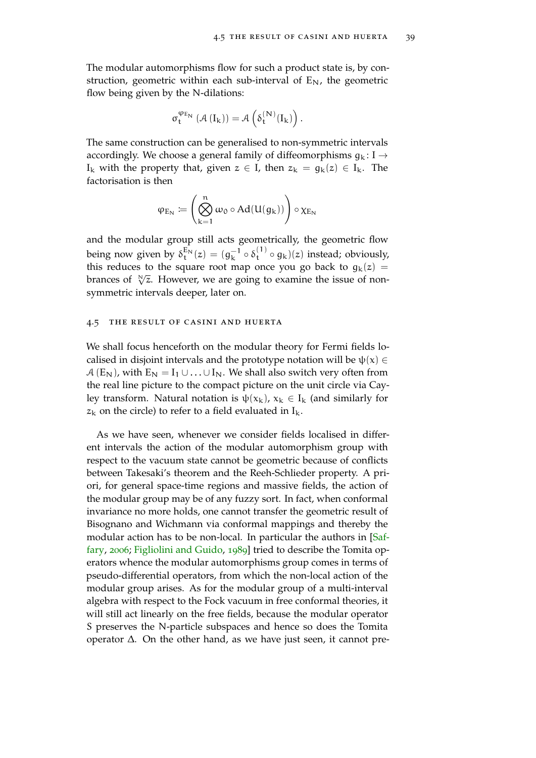The modular automorphisms flow for such a product state is, by construction, geometric within each sub-interval of $E_N$, the geometric flow being given by the N-dilations:

$$\sigma_t^{\varphi_{E_N}}\left(\mathcal{A}\left(I_k\right)\right) = \mathcal{A}\left(\delta_t^{(N)}(I_k)\right).$$

The same construction can be generalised to non-symmetric intervals accordingly. We choose a general family of diffeomorphisms $g_k \colon I \to I_k$ with the property that, given $z \in I$, then $z_k = g_k(z) \in I_k$. The factorisation is then

$$\varphi_{E_N} \coloneqq \left(\bigotimes_{k=1}^{n} \omega_0 \circ \mathrm{Ad}(U(g_k))\right) \circ \chi_{E_N}$$

and the modular group still acts geometrically, the geometric flow being now given by $\delta_t^{E_N}(z) = (g_k^{-1} \circ \delta_t^{(1)} \circ g_k)(z)$ instead; obviously, this reduces to the square root map once you go back to $g_k(z) =$ brances of $\sqrt[N]{z}$. However, we are going to examine the issue of non-symmetric intervals deeper, later on.

## 4.5 The result of Casini and Huerta

We shall focus henceforth on the modular theory for Fermi fields localised in disjoint intervals and the prototype notation will be $\psi(x) \in \mathcal{A}(E_N)$, with $E_N = I_1 \cup \ldots \cup I_N$. We shall also switch very often from the real line picture to the compact picture on the unit circle via Cayley transform. Natural notation is $\psi(x_k)$, $x_k \in I_k$ (and similarly for $z_k$ on the circle) to refer to a field evaluated in $I_k$.

As we have seen, whenever we consider fields localised in different intervals the action of the modular automorphism group with respect to the vacuum state cannot be geometric because of conflicts between Takesaki's theorem and the Reeh-Schlieder property. A priori, for general space-time regions and massive fields, the action of the modular group may be of any fuzzy sort. In fact, when conformal invariance no more holds, one cannot transfer the geometric result of Bisognano and Wichmann via conformal mappings and thereby the modular action has to be non-local. In particular the authors in [Saffary, 2006; Figliolini and Guido, 1989] tried to describe the Tomita operators whence the modular automorphisms group comes in terms of pseudo-differential operators, from which the non-local action of the modular group arises. As for the modular group of a multi-interval algebra with respect to the Fock vacuum in free conformal theories, it will still act linearly on the free fields, because the modular operator $S$ preserves the N-particle subspaces and hence so does the Tomita operator $\Delta$. On the other hand, as we have just seen, it cannot pre-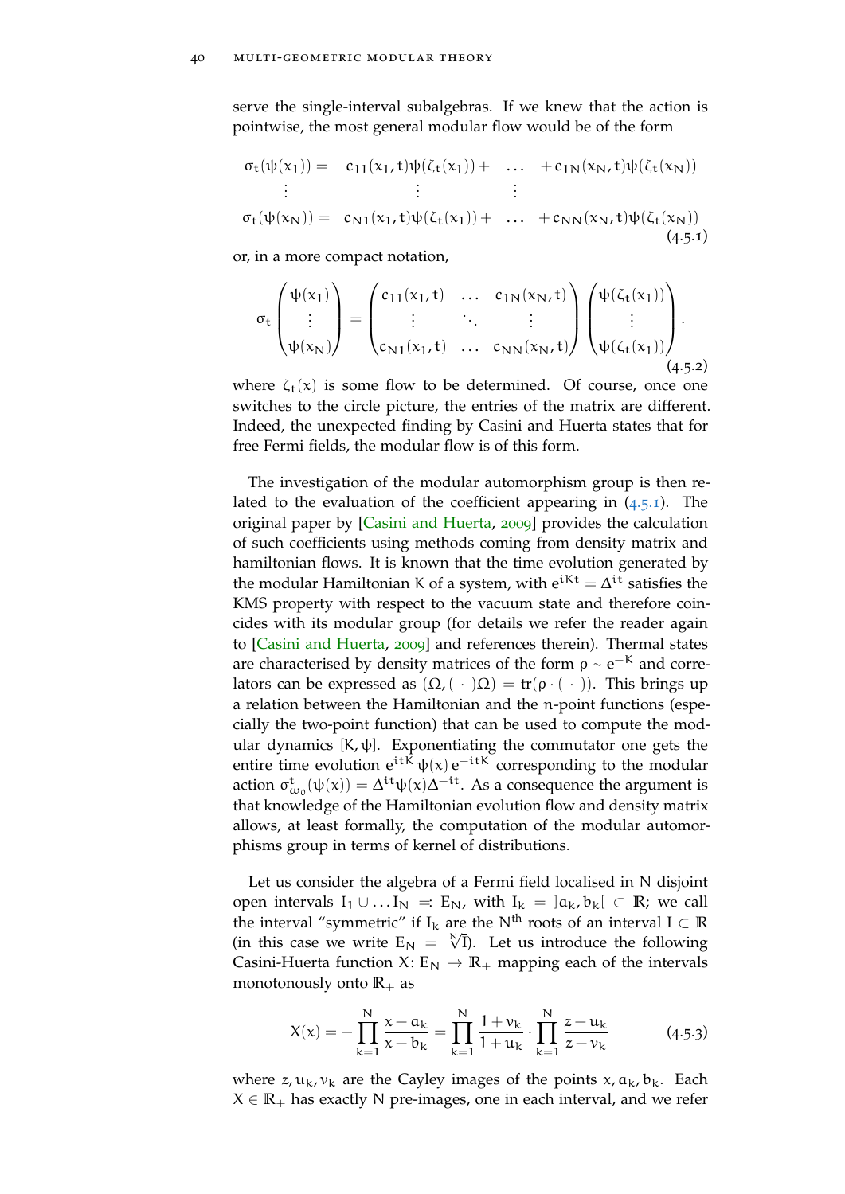serve the single-interval subalgebras. If we knew that the action is pointwise, the most general modular flow would be of the form

$$
\begin{aligned}
\sigma_t(\psi(x_1)) = &\quad c_{11}(x_1,t)\psi(\zeta_t(x_1)) + \quad \dots \quad + c_{1N}(x_N,t)\psi(\zeta_t(x_N)) \\
\vdots \qquad & \qquad\qquad \vdots \qquad\qquad\qquad \vdots \\
\sigma_t(\psi(x_N)) = &\quad c_{N1}(x_1,t)\psi(\zeta_t(x_1)) + \quad \dots \quad + c_{NN}(x_N,t)\psi(\zeta_t(x_N))
\end{aligned}
\tag{4.5.1}
$$

or, in a more compact notation,

$$
\sigma_t \begin{pmatrix} \psi(x_1) \\ \vdots \\ \psi(x_N) \end{pmatrix} = \begin{pmatrix} c_{11}(x_1,t) & \dots & c_{1N}(x_N,t) \\ \vdots & \ddots & \vdots \\ c_{N1}(x_1,t) & \dots & c_{NN}(x_N,t) \end{pmatrix} \begin{pmatrix} \psi(\zeta_t(x_1)) \\ \vdots \\ \psi(\zeta_t(x_1)) \end{pmatrix}.
\tag{4.5.2}
$$

where $\zeta_t(x)$ is some flow to be determined. Of course, once one switches to the circle picture, the entries of the matrix are different. Indeed, the unexpected finding by Casini and Huerta states that for free Fermi fields, the modular flow is of this form.

The investigation of the modular automorphism group is then related to the evaluation of the coefficient appearing in (4.5.1). The original paper by [Casini and Huerta, 2009] provides the calculation of such coefficients using methods coming from density matrix and hamiltonian flows. It is known that the time evolution generated by the modular Hamiltonian K of a system, with $e^{iKt} = \Delta^{it}$ satisfies the KMS property with respect to the vacuum state and therefore coincides with its modular group (for details we refer the reader again to [Casini and Huerta, 2009] and references therein). Thermal states are characterised by density matrices of the form $\rho \sim e^{-K}$ and correlators can be expressed as $(\Omega, (\,\cdot\,)\Omega) = \operatorname{tr}(\rho \cdot (\,\cdot\,))$. This brings up a relation between the Hamiltonian and the n-point functions (especially the two-point function) that can be used to compute the modular dynamics $[K, \psi]$. Exponentiating the commutator one gets the entire time evolution $e^{itK}\psi(x)e^{-itK}$ corresponding to the modular action $\sigma^t_{\omega_0}(\psi(x)) = \Delta^{it}\psi(x)\Delta^{-it}$. As a consequence the argument is that knowledge of the Hamiltonian evolution flow and density matrix allows, at least formally, the computation of the modular automorphisms group in terms of kernel of distributions.

Let us consider the algebra of a Fermi field localised in N disjoint open intervals $I_1 \cup \dots I_N =: E_N$, with $I_k = ]a_k, b_k[ \subset \mathbb{R}$; we call the interval "symmetric" if $I_k$ are the $N^{\text{th}}$ roots of an interval $I \subset \mathbb{R}$ (in this case we write $E_N = \sqrt[N]{I}$). Let us introduce the following Casini-Huerta function $X\colon E_N \to \mathbb{R}_+$ mapping each of the intervals monotonously onto $\mathbb{R}_+$ as

$$
X(x) = -\prod_{k=1}^{N} \frac{x - a_k}{x - b_k} = \prod_{k=1}^{N} \frac{1 + v_k}{1 + u_k} \cdot \prod_{k=1}^{N} \frac{z - u_k}{z - v_k}
\tag{4.5.3}
$$

where $z, u_k, v_k$ are the Cayley images of the points $x, a_k, b_k$. Each $X \in \mathbb{R}_+$ has exactly N pre-images, one in each interval, and we refer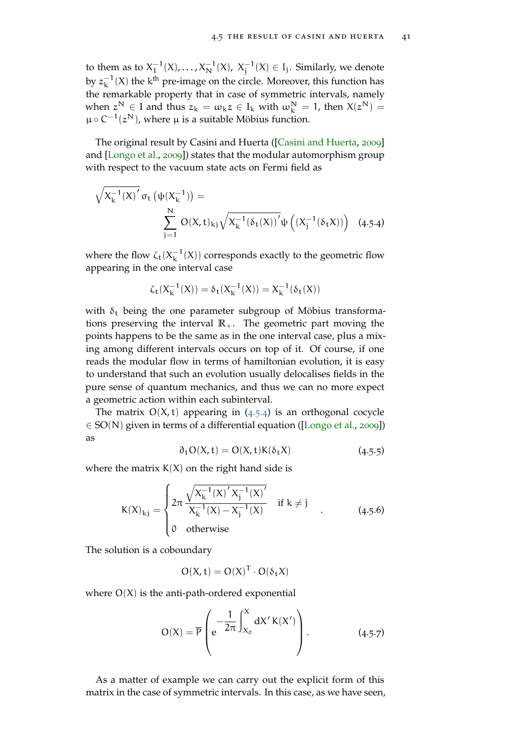to them as to $X_1^{-1}(X), \dots, X_N^{-1}(X)$, $X_j^{-1}(X) \in I_j$. Similarly, we denote by $z_k^{-1}(X)$ the $k^{\text{th}}$ pre-image on the circle. Moreover, this function has the remarkable property that in case of symmetric intervals, namely when $z^N \in I$ and thus $z_k = \omega_k z \in I_k$ with $\omega_k^N = 1$, then $X(z^N) = \mu \circ C^{-1}(z^N)$, where $\mu$ is a suitable Möbius function.

The original result by Casini and Huerta ([Casini and Huerta, 2009] and [Longo et al., 2009]) states that the modular automorphism group with respect to the vacuum state acts on Fermi field as

$$
\sqrt{X_k^{-1}(X)'}\,\sigma_t\left(\psi(X_k^{-1})\right) = \sum_{j=1}^{N} O(X,t)_{kj}\sqrt{X_k^{-1}(\delta_t(X))'}\,\psi\left((X_j^{-1}(\delta_t X))\right) \quad (4.5.4)
$$

where the flow $\zeta_t(X_k^{-1}(X))$ corresponds exactly to the geometric flow appearing in the one interval case

$$
\zeta_t(X_k^{-1}(X)) = \delta_t(X_k^{-1}(X)) = X_k^{-1}(\delta_t(X))
$$

with $\delta_t$ being the one parameter subgroup of Möbius transformations preserving the interval $\mathbb{R}_+$. The geometric part moving the points happens to be the same as in the one interval case, plus a mixing among different intervals occurs on top of it. Of course, if one reads the modular flow in terms of hamiltonian evolution, it is easy to understand that such an evolution usually delocalises fields in the pure sense of quantum mechanics, and thus we can no more expect a geometric action within each subinterval.

The matrix $O(X,t)$ appearing in (4.5.4) is an orthogonal cocycle $\in SO(N)$ given in terms of a differential equation ([Longo et al., 2009]) as

$$
\partial_t O(X,t) = O(X,t) K(\delta_t X) \quad (4.5.5)
$$

where the matrix $K(X)$ on the right hand side is

$$
K(X)_{kj} = \begin{cases} 2\pi \dfrac{\sqrt{X_k^{-1}(X)'\,X_j^{-1}(X)'}}{X_k^{-1}(X) - X_j^{-1}(X)} & \text{if } k \neq j \\ 0 \quad \text{otherwise} \end{cases} . \quad (4.5.6)
$$

The solution is a coboundary

$$
O(X,t) = O(X)^T \cdot O(\delta_t X)
$$

where $O(X)$ is the anti-path-ordered exponential

$$
O(X) = \overline{P}\left( e^{-\frac{1}{2\pi}\int_{X_0}^{X} dX'\,K(X')} \right). \quad (4.5.7)
$$

As a matter of example we can carry out the explicit form of this matrix in the case of symmetric intervals. In this case, as we have seen,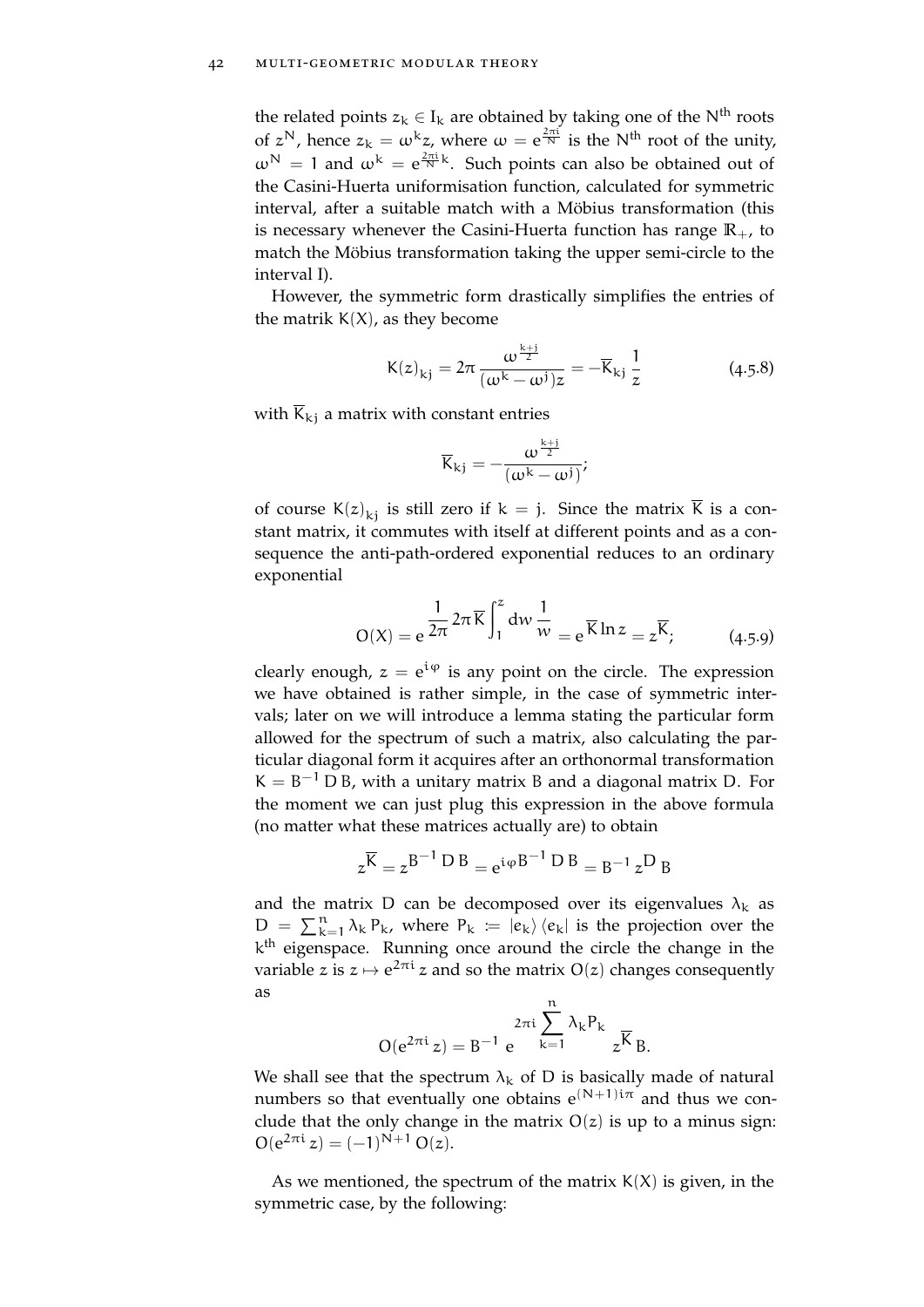the related points $z_k \in I_k$ are obtained by taking one of the $N^{th}$ roots of $z^N$, hence $z_k = \omega^k z$, where $\omega = e^{\frac{2\pi i}{N}}$ is the $N^{th}$ root of the unity, $\omega^N = 1$ and $\omega^k = e^{\frac{2\pi i}{N}k}$. Such points can also be obtained out of the Casini-Huerta uniformisation function, calculated for symmetric interval, after a suitable match with a Möbius transformation (this is necessary whenever the Casini-Huerta function has range $\mathbb{R}_+$, to match the Möbius transformation taking the upper semi-circle to the interval I).

However, the symmetric form drastically simplifies the entries of the matrik $K(X)$, as they become

$$K(z)_{kj} = 2\pi \frac{\omega^{\frac{k+j}{2}}}{(\omega^k - \omega^j)z} = -\overline{K}_{kj}\, \frac{1}{z} \tag{4.5.8}$$

with $\overline{K}_{kj}$ a matrix with constant entries

$$\overline{K}_{kj} = -\frac{\omega^{\frac{k+j}{2}}}{(\omega^k - \omega^j)};$$

of course $K(z)_{kj}$ is still zero if $k = j$. Since the matrix $\overline{K}$ is a constant matrix, it commutes with itself at different points and as a consequence the anti-path-ordered exponential reduces to an ordinary exponential

$$O(X) = e^{\dfrac{1}{2\pi} 2\pi \overline{K} \displaystyle\int_1^z dw\, \frac{1}{w}} = e^{\overline{K} \ln z} = z^{\overline{K}}; \tag{4.5.9}$$

clearly enough, $z = e^{i\varphi}$ is any point on the circle. The expression we have obtained is rather simple, in the case of symmetric intervals; later on we will introduce a lemma stating the particular form allowed for the spectrum of such a matrix, also calculating the particular diagonal form it acquires after an orthonormal transformation $K = B^{-1} D\, B$, with a unitary matrix B and a diagonal matrix D. For the moment we can just plug this expression in the above formula (no matter what these matrices actually are) to obtain

$$z^{\overline{K}} = z^{B^{-1}\, D\, B} = e^{i\varphi B^{-1}\, D\, B} = B^{-1}\, z^D\, B$$

and the matrix D can be decomposed over its eigenvalues $\lambda_k$ as $D = \sum_{k=1}^n \lambda_k P_k$, where $P_k := |e_k\rangle\langle e_k|$ is the projection over the $k^{th}$ eigenspace. Running once around the circle the change in the variable $z$ is $z \mapsto e^{2\pi i} z$ and so the matrix $O(z)$ changes consequently as

$$O(e^{2\pi i} z) = B^{-1}\, e^{2\pi i \sum\limits_{k=1}^{n} \lambda_k P_k}\, z^{\overline{K}}\, B.$$

We shall see that the spectrum $\lambda_k$ of D is basically made of natural numbers so that eventually one obtains $e^{(N+1)i\pi}$ and thus we conclude that the only change in the matrix $O(z)$ is up to a minus sign: $O(e^{2\pi i} z) = (-1)^{N+1}\, O(z)$.

As we mentioned, the spectrum of the matrix $K(X)$ is given, in the symmetric case, by the following: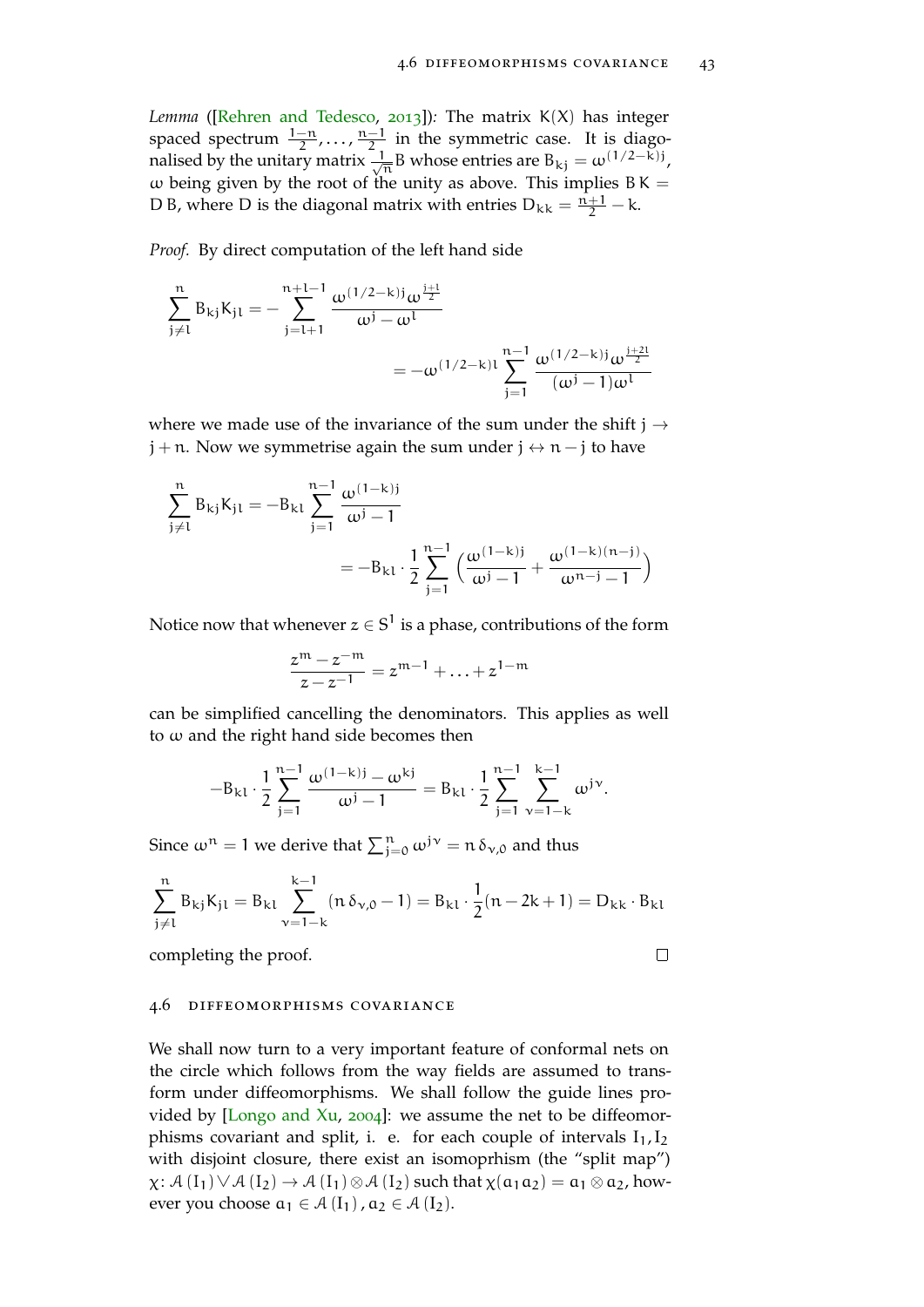*Lemma* ([Rehren and Tedesco, 2013]): The matrix $K(X)$ has integer spaced spectrum $\frac{1-n}{2}, \ldots, \frac{n-1}{2}$ in the symmetric case. It is diagonalised by the unitary matrix $\frac{1}{\sqrt{n}} B$ whose entries are $B_{kj} = \omega^{(1/2-k)j}$, $\omega$ being given by the root of the unity as above. This implies $B\,K = D\,B$, where $D$ is the diagonal matrix with entries $D_{kk} = \frac{n+1}{2} - k$.

*Proof.* By direct computation of the left hand side

$$\sum_{j \neq l}^{n} B_{kj} K_{jl} = -\sum_{j=l+1}^{n+l-1} \frac{\omega^{(1/2-k)j}\omega^{\frac{j+l}{2}}}{\omega^{j} - \omega^{l}}$$
$$= -\omega^{(1/2-k)l} \sum_{j=1}^{n-1} \frac{\omega^{(1/2-k)j}\omega^{\frac{j+2l}{2}}}{(\omega^{j} - 1)\omega^{l}}$$

where we made use of the invariance of the sum under the shift $j \to j+n$. Now we symmetrise again the sum under $j \leftrightarrow n-j$ to have

$$\sum_{j \neq l}^{n} B_{kj} K_{jl} = -B_{kl} \sum_{j=1}^{n-1} \frac{\omega^{(1-k)j}}{\omega^{j} - 1}$$
$$= -B_{kl} \cdot \frac{1}{2} \sum_{j=1}^{n-1} \left( \frac{\omega^{(1-k)j}}{\omega^{j} - 1} + \frac{\omega^{(1-k)(n-j)}}{\omega^{n-j} - 1} \right)$$

Notice now that whenever $z \in S^1$ is a phase, contributions of the form

$$\frac{z^m - z^{-m}}{z - z^{-1}} = z^{m-1} + \ldots + z^{1-m}$$

can be simplified cancelling the denominators. This applies as well to $\omega$ and the right hand side becomes then

$$-B_{kl} \cdot \frac{1}{2} \sum_{j=1}^{n-1} \frac{\omega^{(1-k)j} - \omega^{kj}}{\omega^{j} - 1} = B_{kl} \cdot \frac{1}{2} \sum_{j=1}^{n-1} \sum_{\nu=1-k}^{k-1} \omega^{j\nu}.$$

Since $\omega^n = 1$ we derive that $\sum_{j=0}^{n} \omega^{j\nu} = n\,\delta_{\nu,0}$ and thus

$$\sum_{j \neq l}^{n} B_{kj} K_{jl} = B_{kl} \sum_{\nu=1-k}^{k-1} (n\,\delta_{\nu,0} - 1) = B_{kl} \cdot \frac{1}{2}(n - 2k + 1) = D_{kk} \cdot B_{kl}$$

completing the proof. □

## 4.6 Diffeomorphisms covariance

We shall now turn to a very important feature of conformal nets on the circle which follows from the way fields are assumed to transform under diffeomorphisms. We shall follow the guide lines provided by [Longo and Xu, 2004]: we assume the net to be diffeomorphisms covariant and split, i. e. for each couple of intervals $I_1, I_2$ with disjoint closure, there exist an isomoprhism (the "split map") $\chi \colon \mathcal{A}(I_1) \vee \mathcal{A}(I_2) \to \mathcal{A}(I_1) \otimes \mathcal{A}(I_2)$ such that $\chi(a_1 a_2) = a_1 \otimes a_2$, however you choose $a_1 \in \mathcal{A}(I_1)$, $a_2 \in \mathcal{A}(I_2)$.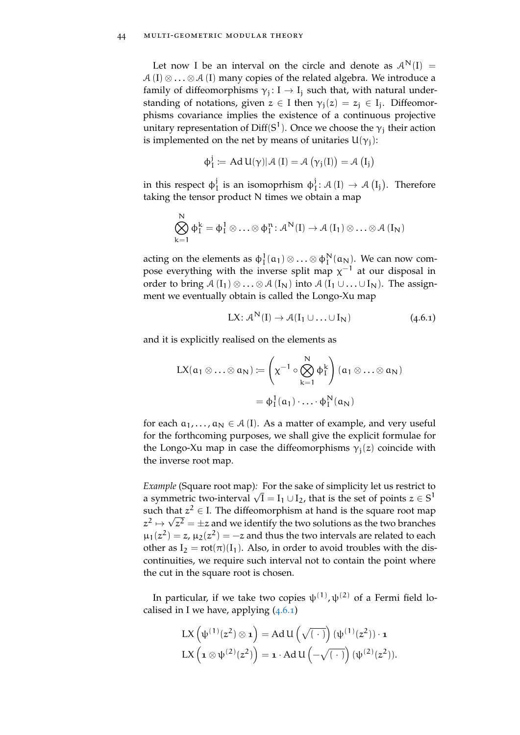Let now I be an interval on the circle and denote as $\mathcal{A}^N(I) = \mathcal{A}(I) \otimes \ldots \otimes \mathcal{A}(I)$ many copies of the related algebra. We introduce a family of diffeomorphisms $\gamma_j \colon I \to I_j$ such that, with natural understanding of notations, given $z \in I$ then $\gamma_j(z) = z_j \in I_j$. Diffeomorphisms covariance implies the existence of a continuous projective unitary representation of $\mathrm{Diff}(S^1)$. Once we choose the $\gamma_j$ their action is implemented on the net by means of unitaries $U(\gamma_j)$:

$$\phi_I^j \coloneqq \mathrm{Ad}\, U(\gamma) | \mathcal{A}(I) = \mathcal{A}\left(\gamma_j(I)\right) = \mathcal{A}\left(I_j\right)$$

in this respect $\phi_I^j$ is an isomoprhism $\phi_I^j \colon \mathcal{A}(I) \to \mathcal{A}\left(I_j\right)$. Therefore taking the tensor product N times we obtain a map

$$\bigotimes_{k=1}^{N} \phi_I^k = \phi_I^1 \otimes \ldots \otimes \phi_I^n \colon \mathcal{A}^N(I) \to \mathcal{A}(I_1) \otimes \ldots \otimes \mathcal{A}(I_N)$$

acting on the elements as $\phi_I^1(a_1) \otimes \ldots \otimes \phi_I^N(a_N)$. We can now compose everything with the inverse split map $\chi^{-1}$ at our disposal in order to bring $\mathcal{A}(I_1) \otimes \ldots \otimes \mathcal{A}(I_N)$ into $\mathcal{A}(I_1 \cup \ldots \cup I_N)$. The assignment we eventually obtain is called the Longo-Xu map

$$\mathrm{LX} \colon \mathcal{A}^N(I) \to \mathcal{A}(I_1 \cup \ldots \cup I_N) \tag{4.6.1}$$

and it is explicitly realised on the elements as

$$\begin{aligned}
\mathrm{LX}(a_1 \otimes \ldots \otimes a_N) &\coloneqq \left(\chi^{-1} \circ \bigotimes_{k=1}^{N} \phi_I^k\right)(a_1 \otimes \ldots \otimes a_N) \\
&= \phi_I^1(a_1) \cdot \ldots \cdot \phi_I^N(a_N)
\end{aligned}$$

for each $a_1, \ldots, a_N \in \mathcal{A}(I)$. As a matter of example, and very useful for the forthcoming purposes, we shall give the explicit formulae for the Longo-Xu map in case the diffeomorphisms $\gamma_j(z)$ coincide with the inverse root map.

*Example* (Square root map)*:* For the sake of simplicity let us restrict to a symmetric two-interval $\sqrt{I} = I_1 \cup I_2$, that is the set of points $z \in S^1$ such that $z^2 \in I$. The diffeomorphism at hand is the square root map $z^2 \mapsto \sqrt{z^2} = \pm z$ and we identify the two solutions as the two branches $\mu_1(z^2) = z$, $\mu_2(z^2) = -z$ and thus the two intervals are related to each other as $I_2 = \mathrm{rot}(\pi)(I_1)$. Also, in order to avoid troubles with the discontinuities, we require such interval not to contain the point where the cut in the square root is chosen.

In particular, if we take two copies $\psi^{(1)}, \psi^{(2)}$ of a Fermi field localised in I we have, applying (4.6.1)

$$\begin{aligned}
\mathrm{LX}\left(\psi^{(1)}(z^2) \otimes \mathbf{1}\right) &= \mathrm{Ad}\, U\left(\sqrt{(\,\cdot\,)}\right)(\psi^{(1)}(z^2)) \cdot \mathbf{1} \\
\mathrm{LX}\left(\mathbf{1} \otimes \psi^{(2)}(z^2)\right) &= \mathbf{1} \cdot \mathrm{Ad}\, U\left(-\sqrt{(\,\cdot\,)}\right)(\psi^{(2)}(z^2)).
\end{aligned}$$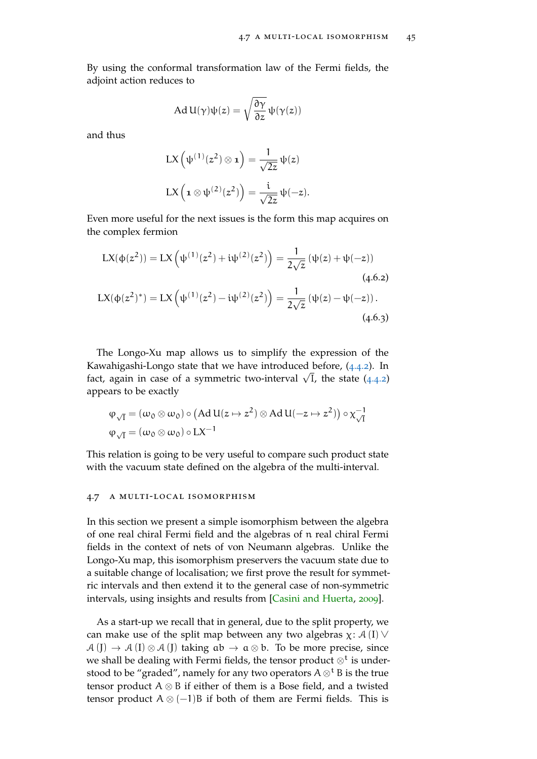By using the conformal transformation law of the Fermi fields, the adjoint action reduces to

$$\mathrm{Ad}\, U(\gamma)\psi(z) = \sqrt{\frac{\partial \gamma}{\partial z}}\, \psi(\gamma(z))$$

and thus

$$\mathrm{LX}\left(\psi^{(1)}(z^2) \otimes \mathbf{1}\right) = \frac{1}{\sqrt{2z}}\, \psi(z)$$

$$\mathrm{LX}\left(\mathbf{1} \otimes \psi^{(2)}(z^2)\right) = \frac{i}{\sqrt{2z}}\, \psi(-z).$$

Even more useful for the next issues is the form this map acquires on the complex fermion

$$\mathrm{LX}(\phi(z^2)) = \mathrm{LX}\left(\psi^{(1)}(z^2) + i\psi^{(2)}(z^2)\right) = \frac{1}{2\sqrt{z}}\left(\psi(z) + \psi(-z)\right) \tag{4.6.2}$$

$$\mathrm{LX}(\phi(z^2)^*) = \mathrm{LX}\left(\psi^{(1)}(z^2) - i\psi^{(2)}(z^2)\right) = \frac{1}{2\sqrt{z}}\left(\psi(z) - \psi(-z)\right). \tag{4.6.3}$$

The Longo-Xu map allows us to simplify the expression of the Kawahigashi-Longo state that we have introduced before, (4.4.2). In fact, again in case of a symmetric two-interval $\sqrt{I}$, the state (4.4.2) appears to be exactly

$$\varphi_{\sqrt{I}} = (\omega_0 \otimes \omega_0) \circ \left(\mathrm{Ad}\, U(z \mapsto z^2) \otimes \mathrm{Ad}\, U(-z \mapsto z^2)\right) \circ \chi_{\sqrt{I}}^{-1}$$
$$\varphi_{\sqrt{I}} = (\omega_0 \otimes \omega_0) \circ \mathrm{LX}^{-1}$$

This relation is going to be very useful to compare such product state with the vacuum state defined on the algebra of the multi-interval.

## 4.7 A multi-local isomorphism

In this section we present a simple isomorphism between the algebra of one real chiral Fermi field and the algebras of $n$ real chiral Fermi fields in the context of nets of von Neumann algebras. Unlike the Longo-Xu map, this isomorphism preservers the vacuum state due to a suitable change of localisation; we first prove the result for symmetric intervals and then extend it to the general case of non-symmetric intervals, using insights and results from [Casini and Huerta, 2009].

As a start-up we recall that in general, due to the split property, we can make use of the split map between any two algebras $\chi\colon \mathcal{A}(I) \vee \mathcal{A}(J) \to \mathcal{A}(I) \otimes \mathcal{A}(J)$ taking $ab \to a \otimes b$. To be more precise, since we shall be dealing with Fermi fields, the tensor product $\otimes^t$ is understood to be "graded", namely for any two operators $A \otimes^t B$ is the true tensor product $A \otimes B$ if either of them is a Bose field, and a twisted tensor product $A \otimes (-1)B$ if both of them are Fermi fields. This is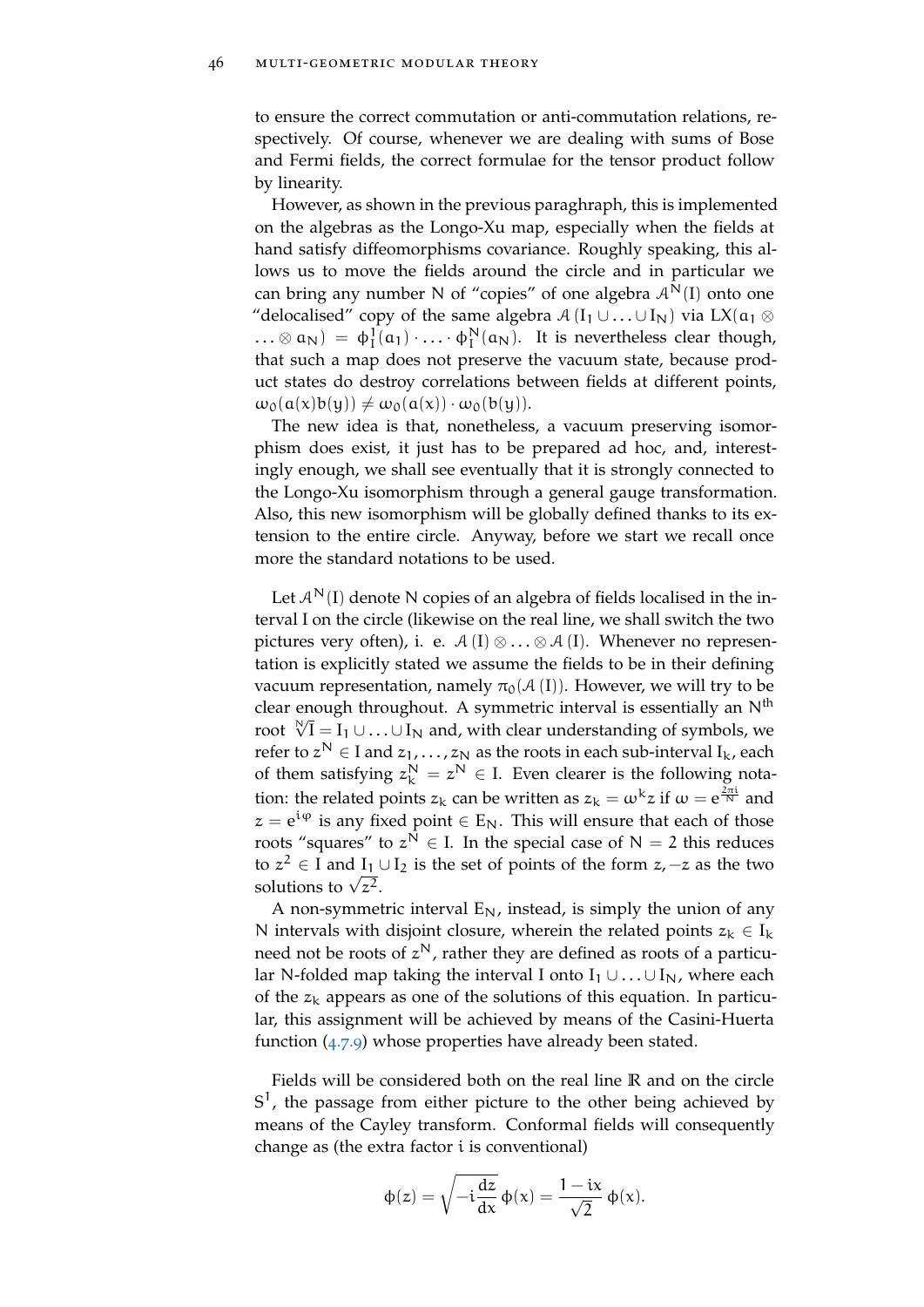to ensure the correct commutation or anti-commutation relations, respectively. Of course, whenever we are dealing with sums of Bose and Fermi fields, the correct formulae for the tensor product follow by linearity.

However, as shown in the previous paraghraph, this is implemented on the algebras as the Longo-Xu map, especially when the fields at hand satisfy diffeomorphisms covariance. Roughly speaking, this allows us to move the fields around the circle and in particular we can bring any number N of "copies" of one algebra $\mathcal{A}^N(I)$ onto one "delocalised" copy of the same algebra $\mathcal{A}(I_1 \cup \ldots \cup I_N)$ via $LX(a_1 \otimes \ldots \otimes a_N) = \phi_I^1(a_1) \cdot \ldots \cdot \phi_I^N(a_N)$. It is nevertheless clear though, that such a map does not preserve the vacuum state, because product states do destroy correlations between fields at different points, $\omega_0(a(x)b(y)) \neq \omega_0(a(x)) \cdot \omega_0(b(y))$.

The new idea is that, nonetheless, a vacuum preserving isomorphism does exist, it just has to be prepared ad hoc, and, interestingly enough, we shall see eventually that it is strongly connected to the Longo-Xu isomorphism through a general gauge transformation. Also, this new isomorphism will be globally defined thanks to its extension to the entire circle. Anyway, before we start we recall once more the standard notations to be used.

Let $\mathcal{A}^N(I)$ denote N copies of an algebra of fields localised in the interval I on the circle (likewise on the real line, we shall switch the two pictures very often), i. e. $\mathcal{A}(I) \otimes \ldots \otimes \mathcal{A}(I)$. Whenever no representation is explicitly stated we assume the fields to be in their defining vacuum representation, namely $\pi_0(\mathcal{A}(I))$. However, we will try to be clear enough throughout. A symmetric interval is essentially an $N^{\text{th}}$ root $\sqrt[N]{I} = I_1 \cup \ldots \cup I_N$ and, with clear understanding of symbols, we refer to $z^N \in I$ and $z_1, \ldots, z_N$ as the roots in each sub-interval $I_k$, each of them satisfying $z_k^N = z^N \in I$. Even clearer is the following notation: the related points $z_k$ can be written as $z_k = \omega^k z$ if $\omega = e^{\frac{2\pi i}{N}}$ and $z = e^{i\varphi}$ is any fixed point $\in E_N$. This will ensure that each of those roots "squares" to $z^N \in I$. In the special case of $N = 2$ this reduces to $z^2 \in I$ and $I_1 \cup I_2$ is the set of points of the form $z, -z$ as the two solutions to $\sqrt{z^2}$.

A non-symmetric interval $E_N$, instead, is simply the union of any N intervals with disjoint closure, wherein the related points $z_k \in I_k$ need not be roots of $z^N$, rather they are defined as roots of a particular N-folded map taking the interval I onto $I_1 \cup \ldots \cup I_N$, where each of the $z_k$ appears as one of the solutions of this equation. In particular, this assignment will be achieved by means of the Casini-Huerta function (4.7.9) whose properties have already been stated.

Fields will be considered both on the real line $\mathbb{R}$ and on the circle $S^1$, the passage from either picture to the other being achieved by means of the Cayley transform. Conformal fields will consequently change as (the extra factor i is conventional)

$$\phi(z) = \sqrt{-i\frac{dz}{dx}}\,\phi(x) = \frac{1-ix}{\sqrt{2}}\,\phi(x).$$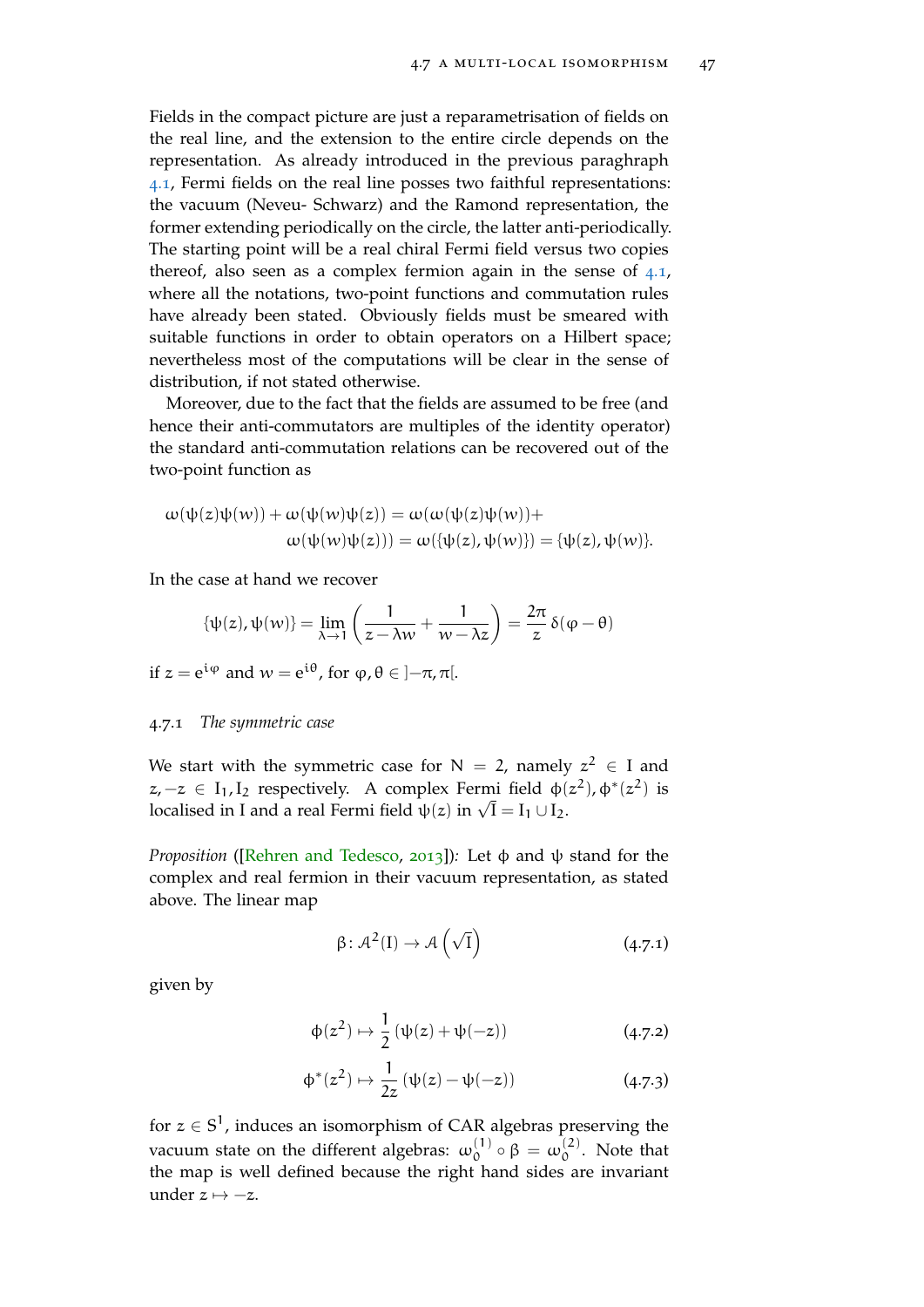Fields in the compact picture are just a reparametrisation of fields on the real line, and the extension to the entire circle depends on the representation. As already introduced in the previous paraghraph 4.1, Fermi fields on the real line posses two faithful representations: the vacuum (Neveu- Schwarz) and the Ramond representation, the former extending periodically on the circle, the latter anti-periodically. The starting point will be a real chiral Fermi field versus two copies thereof, also seen as a complex fermion again in the sense of 4.1, where all the notations, two-point functions and commutation rules have already been stated. Obviously fields must be smeared with suitable functions in order to obtain operators on a Hilbert space; nevertheless most of the computations will be clear in the sense of distribution, if not stated otherwise.

Moreover, due to the fact that the fields are assumed to be free (and hence their anti-commutators are multiples of the identity operator) the standard anti-commutation relations can be recovered out of the two-point function as

$$\omega(\psi(z)\psi(w)) + \omega(\psi(w)\psi(z)) = \omega(\omega(\psi(z)\psi(w))+ \\ \omega(\psi(w)\psi(z))) = \omega(\{\psi(z),\psi(w)\}) = \{\psi(z),\psi(w)\}.$$

In the case at hand we recover

$$\{\psi(z),\psi(w)\} = \lim_{\lambda\to 1}\left(\frac{1}{z-\lambda w}+\frac{1}{w-\lambda z}\right) = \frac{2\pi}{z}\,\delta(\varphi-\theta)$$

if $z = e^{i\varphi}$ and $w = e^{i\theta}$, for $\varphi,\theta \in ]{-\pi},\pi[$.

### 4.7.1 *The symmetric case*

We start with the symmetric case for $N = 2$, namely $z^2 \in I$ and $z, -z \in I_1, I_2$ respectively. A complex Fermi field $\phi(z^2), \phi^*(z^2)$ is localised in $I$ and a real Fermi field $\psi(z)$ in $\sqrt{I} = I_1 \cup I_2$.

*Proposition* ([Rehren and Tedesco, 2013])*:* Let $\phi$ and $\psi$ stand for the complex and real fermion in their vacuum representation, as stated above. The linear map

$$\beta\colon \mathcal{A}^2(I) \to \mathcal{A}\left(\sqrt{I}\right) \tag{4.7.1}$$

given by

$$\phi(z^2) \mapsto \frac{1}{2}\left(\psi(z)+\psi(-z)\right) \tag{4.7.2}$$

$$\phi^*(z^2) \mapsto \frac{1}{2z}\left(\psi(z)-\psi(-z)\right) \tag{4.7.3}$$

for $z \in S^1$, induces an isomorphism of CAR algebras preserving the vacuum state on the different algebras: $\omega_0^{(1)} \circ \beta = \omega_0^{(2)}$. Note that the map is well defined because the right hand sides are invariant under $z \mapsto -z$.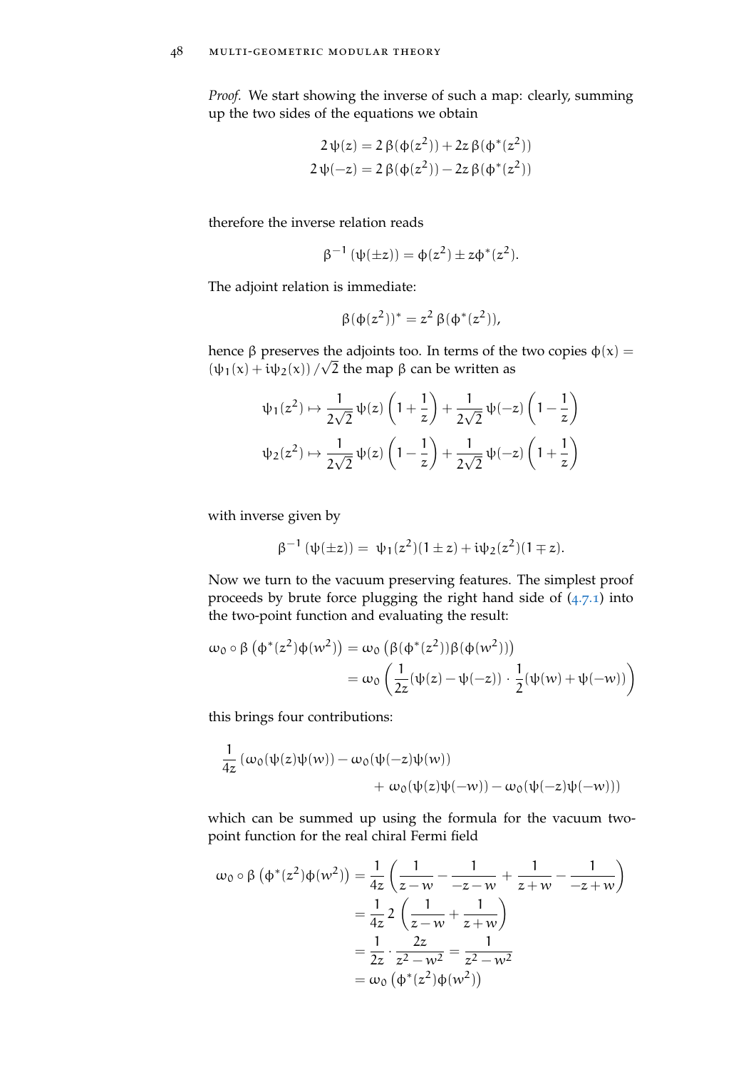*Proof.* We start showing the inverse of such a map: clearly, summing up the two sides of the equations we obtain

$$
\begin{aligned}
2\,\psi(z) &= 2\,\beta(\phi(z^2)) + 2z\,\beta(\phi^*(z^2)) \\
2\,\psi(-z) &= 2\,\beta(\phi(z^2)) - 2z\,\beta(\phi^*(z^2))
\end{aligned}
$$

therefore the inverse relation reads

$$
\beta^{-1}\left(\psi(\pm z)\right) = \phi(z^2) \pm z\phi^*(z^2).
$$

The adjoint relation is immediate:

$$
\beta(\phi(z^2))^* = z^2\,\beta(\phi^*(z^2)),
$$

hence $\beta$ preserves the adjoints too. In terms of the two copies $\phi(x) = (\psi_1(x) + i\psi_2(x))/\sqrt{2}$ the map $\beta$ can be written as

$$
\begin{aligned}
\psi_1(z^2) &\mapsto \frac{1}{2\sqrt{2}}\,\psi(z)\left(1+\frac{1}{z}\right) + \frac{1}{2\sqrt{2}}\,\psi(-z)\left(1-\frac{1}{z}\right) \\
\psi_2(z^2) &\mapsto \frac{1}{2\sqrt{2}}\,\psi(z)\left(1-\frac{1}{z}\right) + \frac{1}{2\sqrt{2}}\,\psi(-z)\left(1+\frac{1}{z}\right)
\end{aligned}
$$

with inverse given by

$$
\beta^{-1}\left(\psi(\pm z)\right) = \psi_1(z^2)(1 \pm z) + i\psi_2(z^2)(1 \mp z).
$$

Now we turn to the vacuum preserving features. The simplest proof proceeds by brute force plugging the right hand side of (4.7.1) into the two-point function and evaluating the result:

$$
\begin{aligned}
\omega_0 \circ \beta\left(\phi^*(z^2)\phi(w^2)\right) &= \omega_0\left(\beta(\phi^*(z^2))\beta(\phi(w^2))\right) \\
&= \omega_0\left(\frac{1}{2z}(\psi(z) - \psi(-z)) \cdot \frac{1}{2}(\psi(w) + \psi(-w))\right)
\end{aligned}
$$

this brings four contributions:

$$
\begin{aligned}
\frac{1}{4z}\big(\omega_0(\psi(z)\psi(w)) &- \omega_0(\psi(-z)\psi(w)) \\
&+ \omega_0(\psi(z)\psi(-w)) - \omega_0(\psi(-z)\psi(-w))\big)
\end{aligned}
$$

which can be summed up using the formula for the vacuum two-point function for the real chiral Fermi field

$$
\begin{aligned}
\omega_0 \circ \beta\left(\phi^*(z^2)\phi(w^2)\right) &= \frac{1}{4z}\left(\frac{1}{z-w} - \frac{1}{-z-w} + \frac{1}{z+w} - \frac{1}{-z+w}\right) \\
&= \frac{1}{4z}\,2\left(\frac{1}{z-w} + \frac{1}{z+w}\right) \\
&= \frac{1}{2z} \cdot \frac{2z}{z^2 - w^2} = \frac{1}{z^2 - w^2} \\
&= \omega_0\left(\phi^*(z^2)\phi(w^2)\right)
\end{aligned}
$$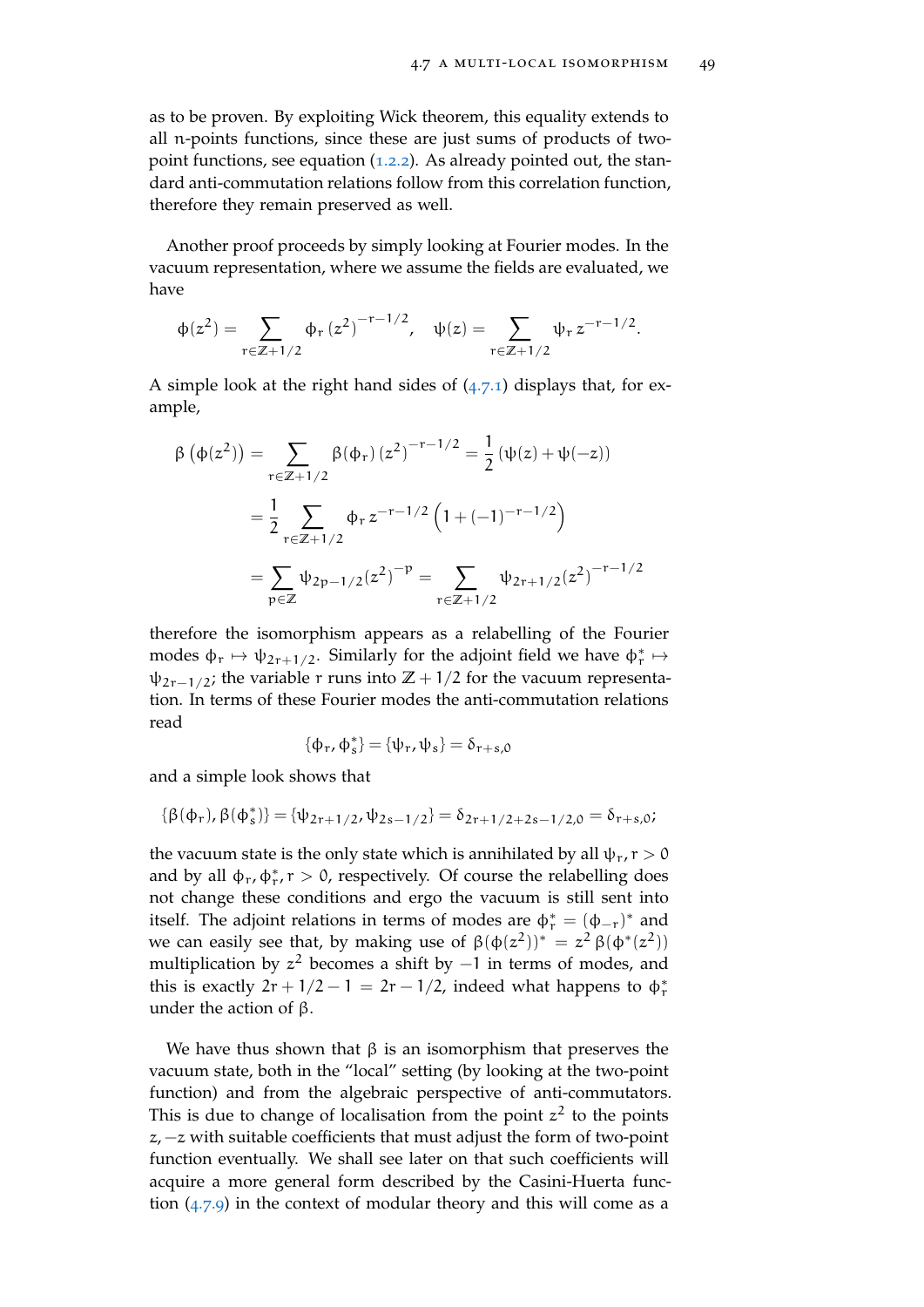as to be proven. By exploiting Wick theorem, this equality extends to all n-points functions, since these are just sums of products of two-point functions, see equation (1.2.2). As already pointed out, the standard anti-commutation relations follow from this correlation function, therefore they remain preserved as well.

Another proof proceeds by simply looking at Fourier modes. In the vacuum representation, where we assume the fields are evaluated, we have

$$\phi(z^2) = \sum_{r\in\mathbb{Z}+1/2} \phi_r \, (z^2)^{-r-1/2}, \quad \psi(z) = \sum_{r\in\mathbb{Z}+1/2} \psi_r \, z^{-r-1/2}.$$

A simple look at the right hand sides of (4.7.1) displays that, for example,

$$\begin{aligned}
\beta\left(\phi(z^2)\right) &= \sum_{r\in\mathbb{Z}+1/2} \beta(\phi_r)\,(z^2)^{-r-1/2} = \frac{1}{2}\left(\psi(z)+\psi(-z)\right) \\
&= \frac{1}{2}\sum_{r\in\mathbb{Z}+1/2} \phi_r \, z^{-r-1/2}\left(1+(-1)^{-r-1/2}\right) \\
&= \sum_{p\in\mathbb{Z}} \psi_{2p-1/2}(z^2)^{-p} = \sum_{r\in\mathbb{Z}+1/2} \psi_{2r+1/2}(z^2)^{-r-1/2}
\end{aligned}$$

therefore the isomorphism appears as a relabelling of the Fourier modes $\phi_r \mapsto \psi_{2r+1/2}$. Similarly for the adjoint field we have $\phi_r^* \mapsto \psi_{2r-1/2}$; the variable $r$ runs into $\mathbb{Z}+1/2$ for the vacuum representation. In terms of these Fourier modes the anti-commutation relations read

$$\{\phi_r, \phi_s^*\} = \{\psi_r, \psi_s\} = \delta_{r+s,0}$$

and a simple look shows that

$$\{\beta(\phi_r), \beta(\phi_s^*)\} = \{\psi_{2r+1/2}, \psi_{2s-1/2}\} = \delta_{2r+1/2+2s-1/2,0} = \delta_{r+s,0};$$

the vacuum state is the only state which is annihilated by all $\psi_r, r > 0$ and by all $\phi_r, \phi_r^*, r > 0$, respectively. Of course the relabelling does not change these conditions and ergo the vacuum is still sent into itself. The adjoint relations in terms of modes are $\phi_r^* = (\phi_{-r})^*$ and we can easily see that, by making use of $\beta(\phi(z^2))^* = z^2\,\beta(\phi^*(z^2))$ multiplication by $z^2$ becomes a shift by $-1$ in terms of modes, and this is exactly $2r + 1/2 - 1 = 2r - 1/2$, indeed what happens to $\phi_r^*$ under the action of $\beta$.

We have thus shown that $\beta$ is an isomorphism that preserves the vacuum state, both in the "local" setting (by looking at the two-point function) and from the algebraic perspective of anti-commutators. This is due to change of localisation from the point $z^2$ to the points $z, -z$ with suitable coefficients that must adjust the form of two-point function eventually. We shall see later on that such coefficients will acquire a more general form described by the Casini-Huerta function (4.7.9) in the context of modular theory and this will come as a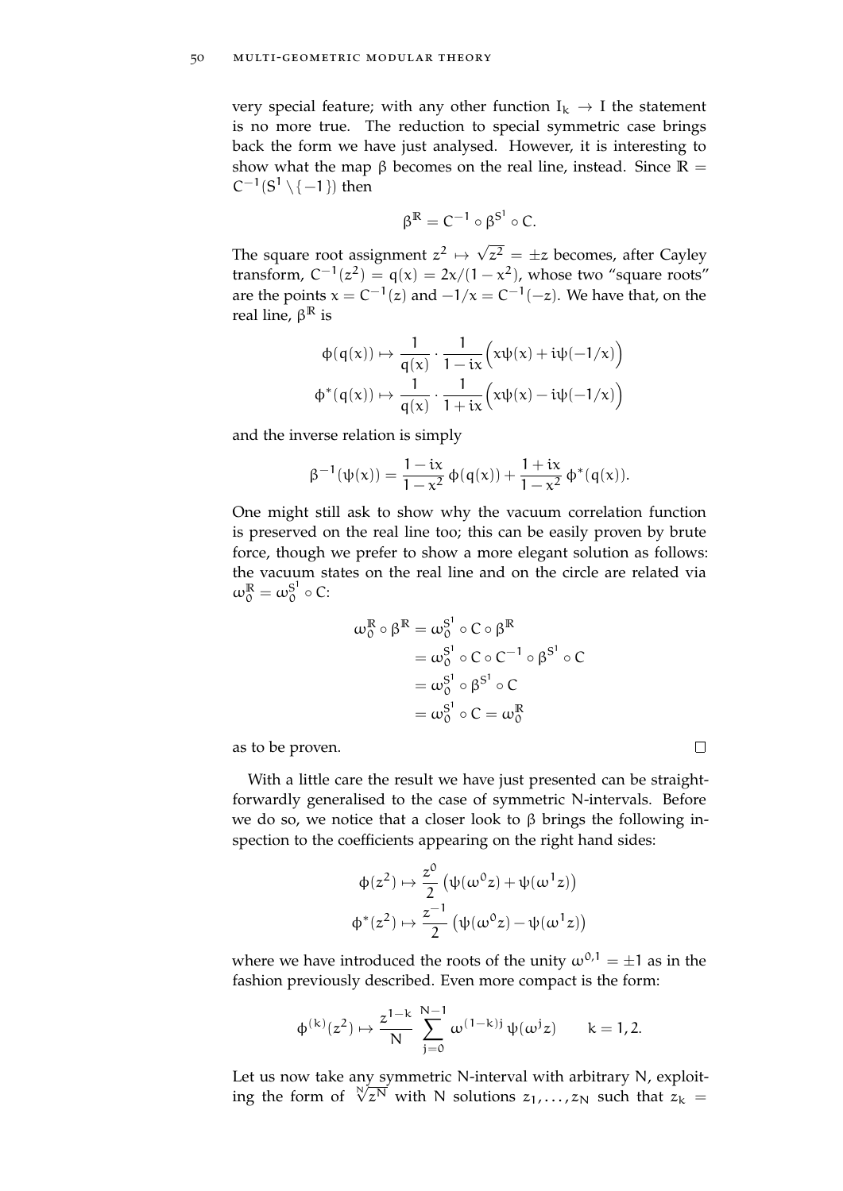very special feature; with any other function $I_k \to I$ the statement is no more true. The reduction to special symmetric case brings back the form we have just analysed. However, it is interesting to show what the map $\beta$ becomes on the real line, instead. Since $\mathbb{R} = C^{-1}(S^1 \setminus \{-1\})$ then

$$\beta^{\mathbb{R}} = C^{-1} \circ \beta^{S^1} \circ C.$$

The square root assignment $z^2 \mapsto \sqrt{z^2} = \pm z$ becomes, after Cayley transform, $C^{-1}(z^2) = q(x) = 2x/(1-x^2)$, whose two "square roots" are the points $x = C^{-1}(z)$ and $-1/x = C^{-1}(-z)$. We have that, on the real line, $\beta^{\mathbb{R}}$ is

$$\phi(q(x)) \mapsto \frac{1}{q(x)} \cdot \frac{1}{1-ix}\Big(x\psi(x) + i\psi(-1/x)\Big)$$
$$\phi^*(q(x)) \mapsto \frac{1}{q(x)} \cdot \frac{1}{1+ix}\Big(x\psi(x) - i\psi(-1/x)\Big)$$

and the inverse relation is simply

$$\beta^{-1}(\psi(x)) = \frac{1-ix}{1-x^2}\,\phi(q(x)) + \frac{1+ix}{1-x^2}\,\phi^*(q(x)).$$

One might still ask to show why the vacuum correlation function is preserved on the real line too; this can be easily proven by brute force, though we prefer to show a more elegant solution as follows: the vacuum states on the real line and on the circle are related via $\omega_0^{\mathbb{R}} = \omega_0^{S^1} \circ C$:

$$\begin{aligned}
\omega_0^{\mathbb{R}} \circ \beta^{\mathbb{R}} &= \omega_0^{S^1} \circ C \circ \beta^{\mathbb{R}} \\
&= \omega_0^{S^1} \circ C \circ C^{-1} \circ \beta^{S^1} \circ C \\
&= \omega_0^{S^1} \circ \beta^{S^1} \circ C \\
&= \omega_0^{S^1} \circ C = \omega_0^{\mathbb{R}}
\end{aligned}$$

as to be proven. □

With a little care the result we have just presented can be straightforwardly generalised to the case of symmetric N-intervals. Before we do so, we notice that a closer look to $\beta$ brings the following inspection to the coefficients appearing on the right hand sides:

$$\phi(z^2) \mapsto \frac{z^0}{2}\left(\psi(\omega^0 z) + \psi(\omega^1 z)\right)$$
$$\phi^*(z^2) \mapsto \frac{z^{-1}}{2}\left(\psi(\omega^0 z) - \psi(\omega^1 z)\right)$$

where we have introduced the roots of the unity $\omega^{0,1} = \pm 1$ as in the fashion previously described. Even more compact is the form:

$$\phi^{(k)}(z^2) \mapsto \frac{z^{1-k}}{N} \sum_{j=0}^{N-1} \omega^{(1-k)j}\,\psi(\omega^j z) \qquad k = 1, 2.$$

Let us now take any symmetric N-interval with arbitrary N, exploiting the form of $\sqrt[N]{z^N}$ with N solutions $z_1, \ldots, z_N$ such that $z_k =$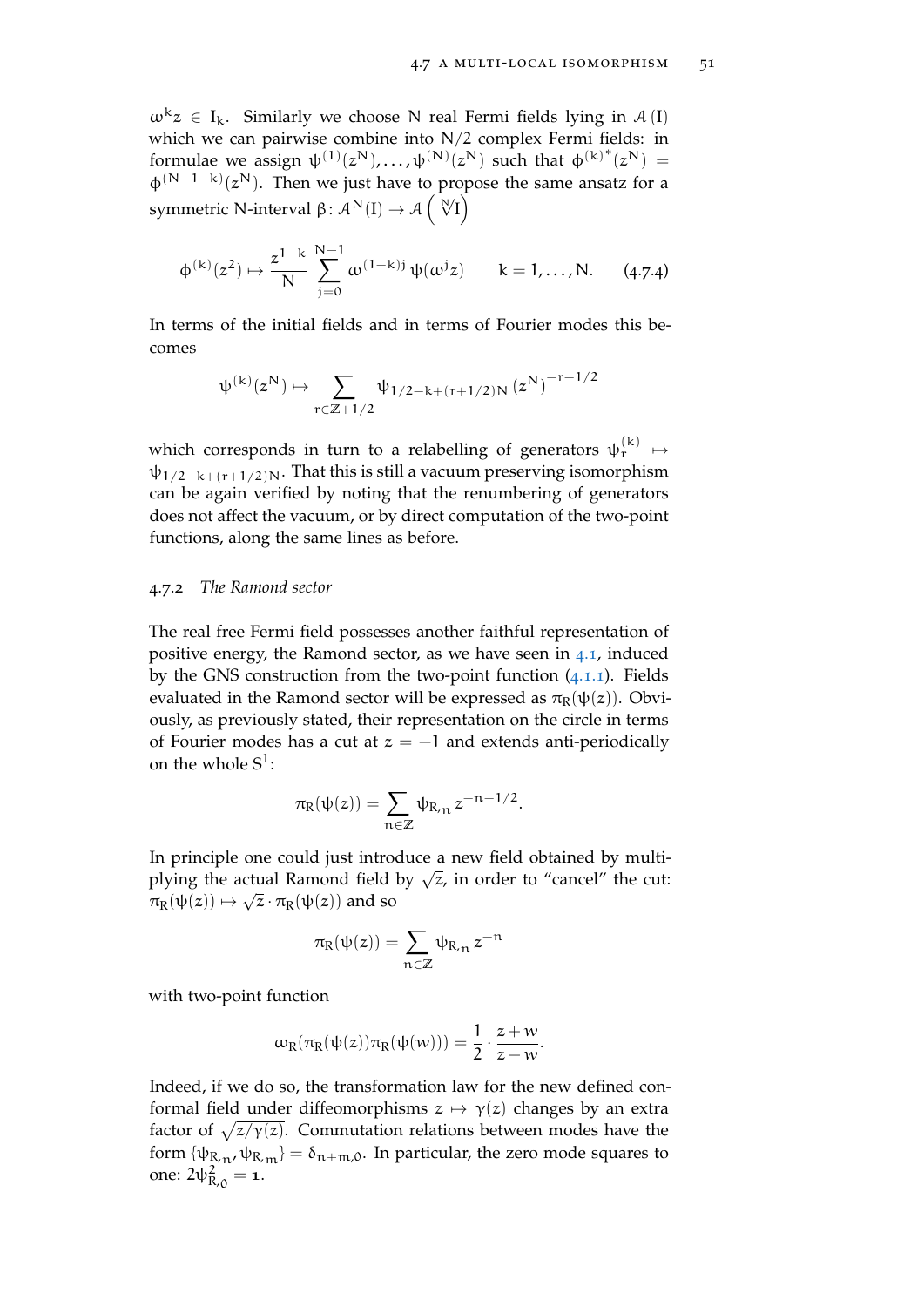$\omega^k z \in I_k$. Similarly we choose N real Fermi fields lying in $\mathcal{A}(I)$ which we can pairwise combine into $N/2$ complex Fermi fields: in formulae we assign $\psi^{(1)}(z^N), \dots, \psi^{(N)}(z^N)$ such that $\phi^{(k)^*}(z^N) = \phi^{(N+1-k)}(z^N)$. Then we just have to propose the same ansatz for a symmetric N-interval $\beta \colon \mathcal{A}^N(I) \to \mathcal{A}\left(\sqrt[N]{I}\right)$

$$\phi^{(k)}(z^2) \mapsto \frac{z^{1-k}}{N} \sum_{j=0}^{N-1} \omega^{(1-k)j}\, \psi(\omega^j z) \qquad k = 1, \dots, N. \tag{4.7.4}$$

In terms of the initial fields and in terms of Fourier modes this becomes

$$\psi^{(k)}(z^N) \mapsto \sum_{r \in \mathbb{Z}+1/2} \psi_{1/2-k+(r+1/2)N} \left(z^N\right)^{-r-1/2}$$

which corresponds in turn to a relabelling of generators $\psi_r^{(k)} \mapsto \psi_{1/2-k+(r+1/2)N}$. That this is still a vacuum preserving isomorphism can be again verified by noting that the renumbering of generators does not affect the vacuum, or by direct computation of the two-point functions, along the same lines as before.

### 4.7.2 *The Ramond sector*

The real free Fermi field possesses another faithful representation of positive energy, the Ramond sector, as we have seen in 4.1, induced by the GNS construction from the two-point function (4.1.1). Fields evaluated in the Ramond sector will be expressed as $\pi_R(\psi(z))$. Obviously, as previously stated, their representation on the circle in terms of Fourier modes has a cut at $z = -1$ and extends anti-periodically on the whole $S^1$:

$$\pi_R(\psi(z)) = \sum_{n \in \mathbb{Z}} \psi_{R,n}\, z^{-n-1/2}.$$

In principle one could just introduce a new field obtained by multiplying the actual Ramond field by $\sqrt{z}$, in order to "cancel" the cut: $\pi_R(\psi(z)) \mapsto \sqrt{z} \cdot \pi_R(\psi(z))$ and so

$$\pi_R(\psi(z)) = \sum_{n \in \mathbb{Z}} \psi_{R,n}\, z^{-n}$$

with two-point function

$$\omega_R(\pi_R(\psi(z))\pi_R(\psi(w))) = \frac{1}{2} \cdot \frac{z+w}{z-w}.$$

Indeed, if we do so, the transformation law for the new defined conformal field under diffeomorphisms $z \mapsto \gamma(z)$ changes by an extra factor of $\sqrt{z/\gamma(z)}$. Commutation relations between modes have the form $\{\psi_{R,n}, \psi_{R,m}\} = \delta_{n+m,0}$. In particular, the zero mode squares to one: $2\psi_{R,0}^2 = \mathbf{1}$.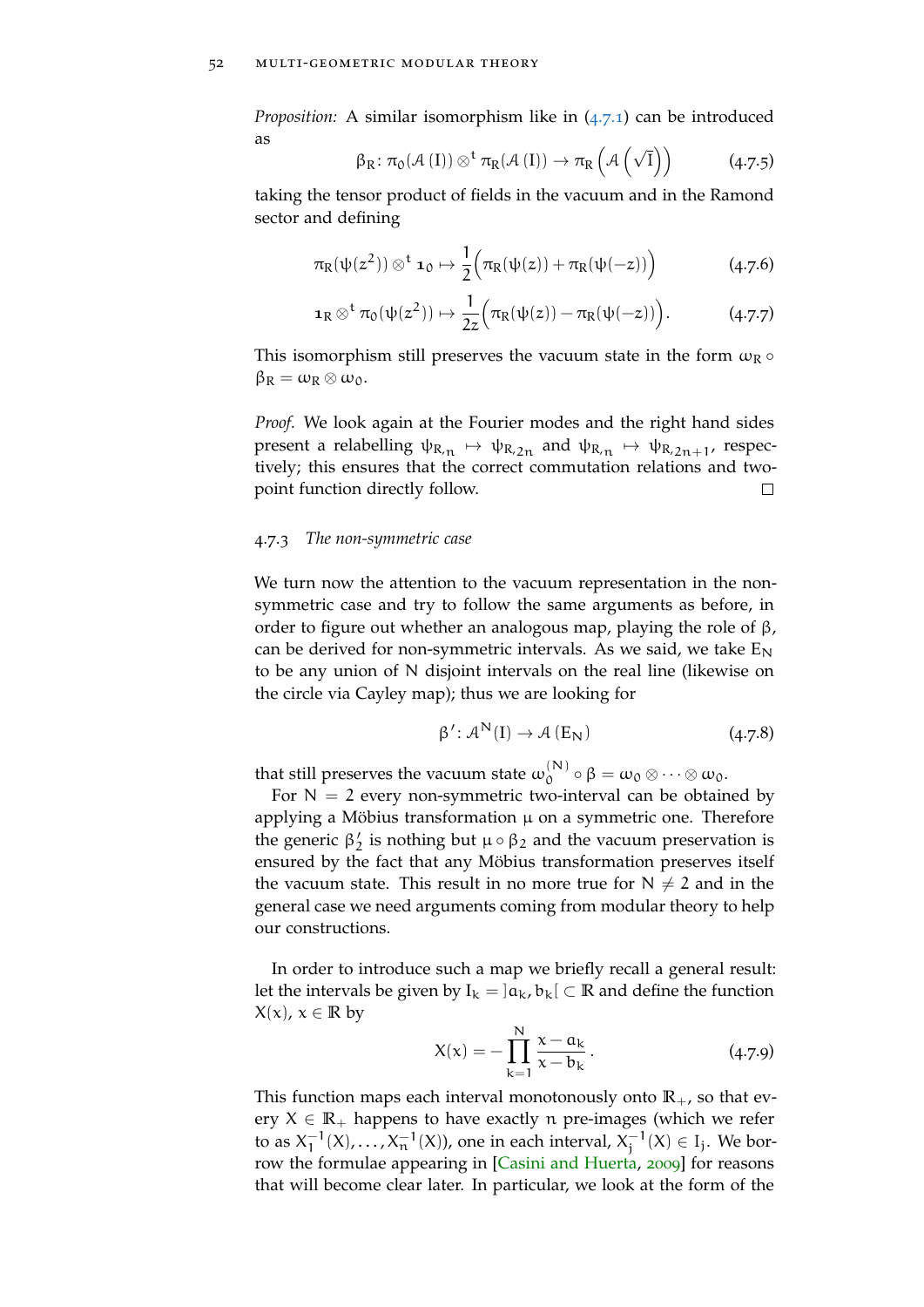*Proposition:* A similar isomorphism like in (4.7.1) can be introduced as

$$\beta_R \colon \pi_0(\mathcal{A}\,(I)) \otimes^t \pi_R(\mathcal{A}\,(I)) \to \pi_R\left(\mathcal{A}\left(\sqrt{I}\right)\right) \tag{4.7.5}$$

taking the tensor product of fields in the vacuum and in the Ramond sector and defining

$$\pi_R(\psi(z^2)) \otimes^t \mathbf{1}_0 \mapsto \frac{1}{2}\Big(\pi_R(\psi(z)) + \pi_R(\psi(-z))\Big) \tag{4.7.6}$$

$$\mathbf{1}_R \otimes^t \pi_0(\psi(z^2)) \mapsto \frac{1}{2z}\Big(\pi_R(\psi(z)) - \pi_R(\psi(-z))\Big). \tag{4.7.7}$$

This isomorphism still preserves the vacuum state in the form $\omega_R \circ \beta_R = \omega_R \otimes \omega_0$.

*Proof.* We look again at the Fourier modes and the right hand sides present a relabelling $\psi_{R,n} \mapsto \psi_{R,2n}$ and $\psi_{R,n} \mapsto \psi_{R,2n+1}$, respectively; this ensures that the correct commutation relations and two-point function directly follow. □

### 4.7.3 *The non-symmetric case*

We turn now the attention to the vacuum representation in the non-symmetric case and try to follow the same arguments as before, in order to figure out whether an analogous map, playing the role of $\beta$, can be derived for non-symmetric intervals. As we said, we take $E_N$ to be any union of $N$ disjoint intervals on the real line (likewise on the circle via Cayley map); thus we are looking for

$$\beta' \colon \mathcal{A}^N(I) \to \mathcal{A}\,(E_N) \tag{4.7.8}$$

that still preserves the vacuum state $\omega_0^{(N)} \circ \beta = \omega_0 \otimes \cdots \otimes \omega_0$.

For $N = 2$ every non-symmetric two-interval can be obtained by applying a Möbius transformation $\mu$ on a symmetric one. Therefore the generic $\beta_2'$ is nothing but $\mu \circ \beta_2$ and the vacuum preservation is ensured by the fact that any Möbius transformation preserves itself the vacuum state. This result in no more true for $N \neq 2$ and in the general case we need arguments coming from modular theory to help our constructions.

In order to introduce such a map we briefly recall a general result: let the intervals be given by $I_k = ]a_k, b_k[ \subset \mathbb{R}$ and define the function $X(x)$, $x \in \mathbb{R}$ by

$$X(x) = -\prod_{k=1}^{N} \frac{x - a_k}{x - b_k}. \tag{4.7.9}$$

This function maps each interval monotonously onto $\mathbb{R}_+$, so that every $X \in \mathbb{R}_+$ happens to have exactly $n$ pre-images (which we refer to as $X_1^{-1}(X), \ldots, X_n^{-1}(X)$), one in each interval, $X_j^{-1}(X) \in I_j$. We borrow the formulae appearing in [Casini and Huerta, 2009] for reasons that will become clear later. In particular, we look at the form of the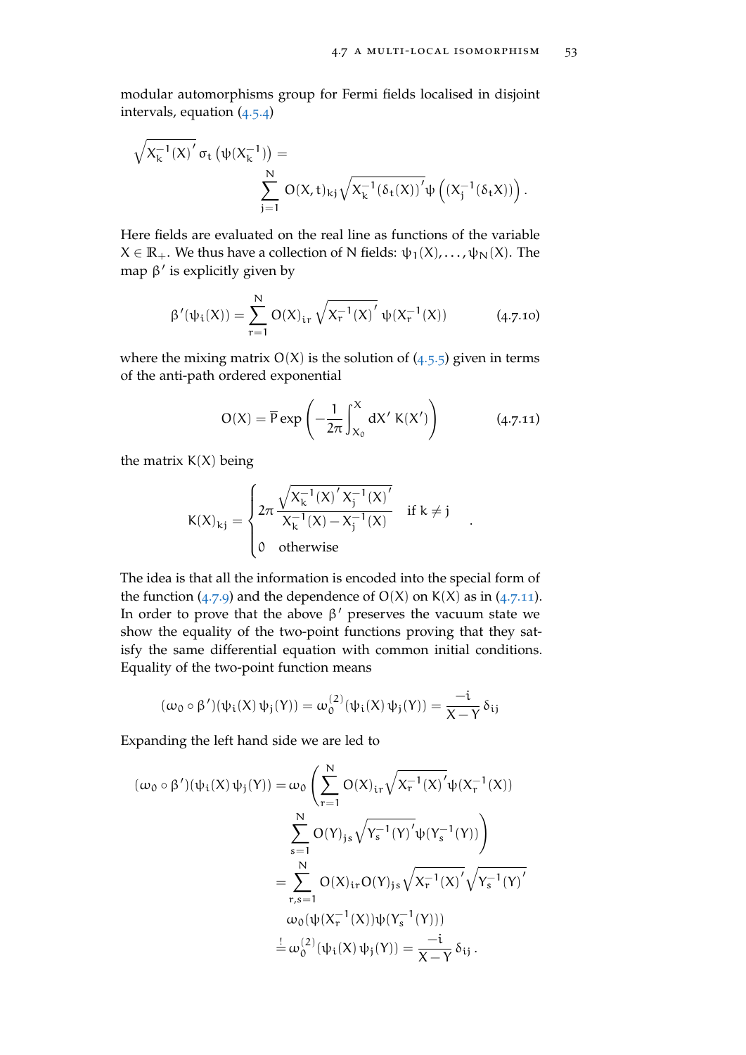modular automorphisms group for Fermi fields localised in disjoint intervals, equation (4.5.4)

$$\sqrt{X_k^{-1}(X)'}\,\sigma_t\left(\psi(X_k^{-1})\right) = \sum_{j=1}^{N} O(X,t)_{kj}\sqrt{X_k^{-1}(\delta_t(X))'}\,\psi\left((X_j^{-1}(\delta_t X))\right).$$

Here fields are evaluated on the real line as functions of the variable $X \in \mathbb{R}_+$. We thus have a collection of N fields: $\psi_1(X), \ldots, \psi_N(X)$. The map $\beta'$ is explicitly given by

$$\beta'(\psi_i(X)) = \sum_{r=1}^{N} O(X)_{ir}\sqrt{X_r^{-1}(X)'}\,\psi(X_r^{-1}(X)) \tag{4.7.10}$$

where the mixing matrix $O(X)$ is the solution of (4.5.5) given in terms of the anti-path ordered exponential

$$O(X) = \overline{P}\exp\left(-\frac{1}{2\pi}\int_{X_0}^{X} dX'\,K(X')\right) \tag{4.7.11}$$

the matrix $K(X)$ being

$$K(X)_{kj} = \begin{cases} 2\pi\,\dfrac{\sqrt{X_k^{-1}(X)'\,X_j^{-1}(X)'}}{X_k^{-1}(X) - X_j^{-1}(X)} & \text{if } k \neq j \\ 0 & \text{otherwise} \end{cases}.$$

The idea is that all the information is encoded into the special form of the function (4.7.9) and the dependence of $O(X)$ on $K(X)$ as in (4.7.11). In order to prove that the above $\beta'$ preserves the vacuum state we show the equality of the two-point functions proving that they satisfy the same differential equation with common initial conditions. Equality of the two-point function means

$$(\omega_0 \circ \beta')(\psi_i(X)\,\psi_j(Y)) = \omega_0^{(2)}(\psi_i(X)\,\psi_j(Y)) = \frac{-i}{X-Y}\,\delta_{ij}$$

Expanding the left hand side we are led to

$$\begin{aligned}
(\omega_0 \circ \beta')(\psi_i(X)\,\psi_j(Y)) &= \omega_0\Bigg(\sum_{r=1}^{N} O(X)_{ir}\sqrt{X_r^{-1}(X)'}\psi(X_r^{-1}(X)) \\
&\qquad \sum_{s=1}^{N} O(Y)_{js}\sqrt{Y_s^{-1}(Y)'}\psi(Y_s^{-1}(Y))\Bigg) \\
&= \sum_{r,s=1}^{N} O(X)_{ir}O(Y)_{js}\sqrt{X_r^{-1}(X)'}\sqrt{Y_s^{-1}(Y)'} \\
&\qquad \omega_0(\psi(X_r^{-1}(X))\psi(Y_s^{-1}(Y))) \\
&\overset{!}{=} \omega_0^{(2)}(\psi_i(X)\,\psi_j(Y)) = \frac{-i}{X-Y}\,\delta_{ij}\,.
\end{aligned}$$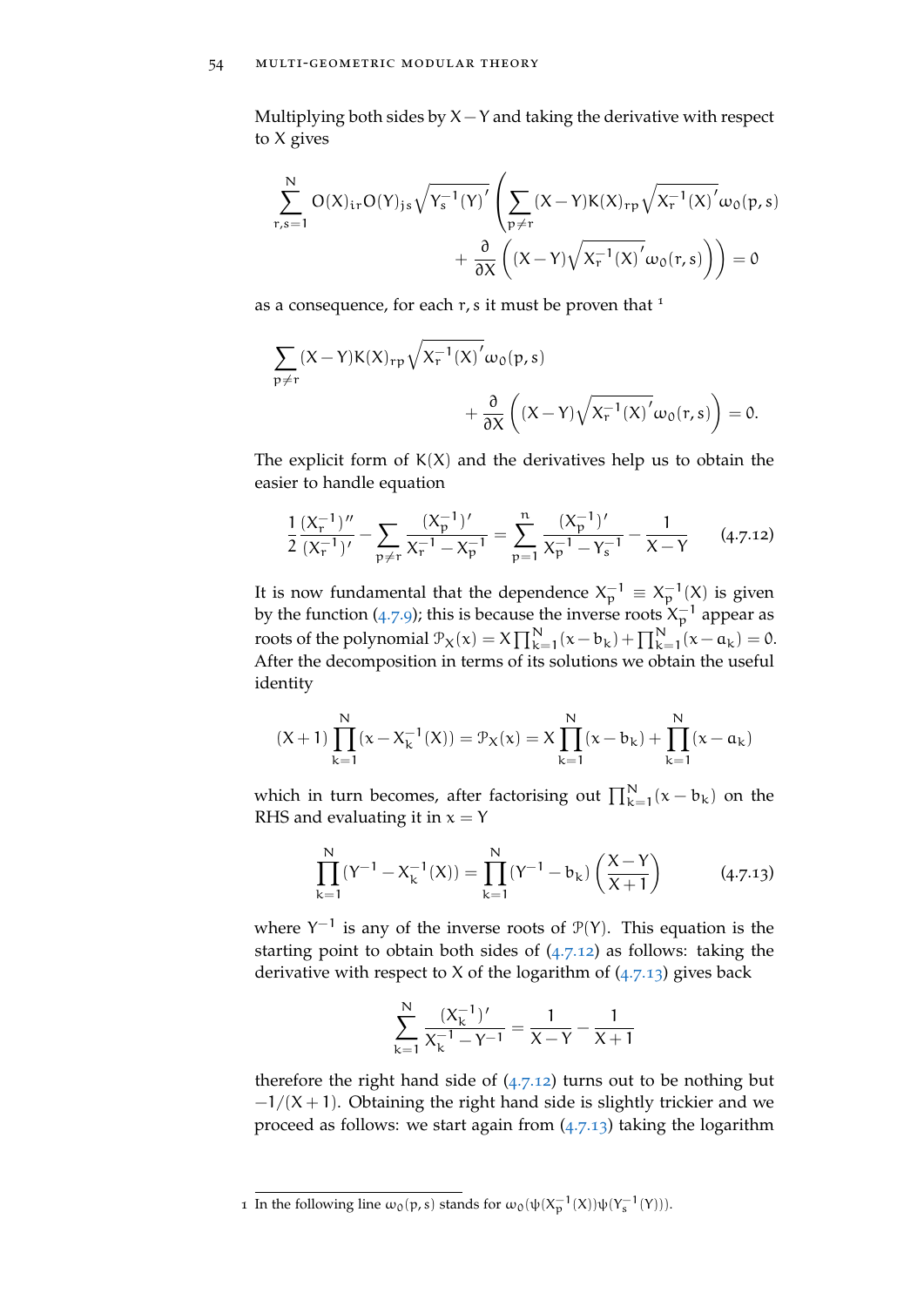Multiplying both sides by $X - Y$ and taking the derivative with respect to $X$ gives

$$\sum_{r,s=1}^{N} O(X)_{ir} O(Y)_{js} \sqrt{Y_s^{-1}(Y)'} \left( \sum_{p \neq r} (X-Y) K(X)_{rp} \sqrt{X_r^{-1}(X)'} \omega_0(p,s) \right. \\ \left. + \frac{\partial}{\partial X} \left( (X-Y) \sqrt{X_r^{-1}(X)'} \omega_0(r,s) \right) \right) = 0$$

as a consequence, for each $r, s$ it must be proven that [1]

$$\sum_{p \neq r} (X-Y) K(X)_{rp} \sqrt{X_r^{-1}(X)'} \omega_0(p,s) \\ + \frac{\partial}{\partial X} \left( (X-Y) \sqrt{X_r^{-1}(X)'} \omega_0(r,s) \right) = 0.$$

The explicit form of $K(X)$ and the derivatives help us to obtain the easier to handle equation

$$\frac{1}{2} \frac{(X_r^{-1})''}{(X_r^{-1})'} - \sum_{p \neq r} \frac{(X_p^{-1})'}{X_r^{-1} - X_p^{-1}} = \sum_{p=1}^{n} \frac{(X_p^{-1})'}{X_p^{-1} - Y_s^{-1}} - \frac{1}{X-Y} \tag{4.7.12}$$

It is now fundamental that the dependence $X_p^{-1} \equiv X_p^{-1}(X)$ is given by the function (4.7.9); this is because the inverse roots $X_p^{-1}$ appear as roots of the polynomial $\mathcal{P}_X(x) = X \prod_{k=1}^{N} (x - b_k) + \prod_{k=1}^{N} (x - a_k) = 0$. After the decomposition in terms of its solutions we obtain the useful identity

$$(X+1) \prod_{k=1}^{N} (x - X_k^{-1}(X)) = \mathcal{P}_X(x) = X \prod_{k=1}^{N} (x - b_k) + \prod_{k=1}^{N} (x - a_k)$$

which in turn becomes, after factorising out $\prod_{k=1}^{N} (x - b_k)$ on the RHS and evaluating it in $x = Y$

$$\prod_{k=1}^{N} (Y^{-1} - X_k^{-1}(X)) = \prod_{k=1}^{N} (Y^{-1} - b_k) \left( \frac{X-Y}{X+1} \right) \tag{4.7.13}$$

where $Y^{-1}$ is any of the inverse roots of $\mathcal{P}(Y)$. This equation is the starting point to obtain both sides of (4.7.12) as follows: taking the derivative with respect to $X$ of the logarithm of (4.7.13) gives back

$$\sum_{k=1}^{N} \frac{(X_k^{-1})'}{X_k^{-1} - Y^{-1}} = \frac{1}{X-Y} - \frac{1}{X+1}$$

therefore the right hand side of (4.7.12) turns out to be nothing but $-1/(X+1)$. Obtaining the right hand side is slightly trickier and we proceed as follows: we start again from (4.7.13) taking the logarithm

[1] In the following line $\omega_0(p,s)$ stands for $\omega_0(\psi(X_p^{-1}(X))\psi(Y_s^{-1}(Y)))$.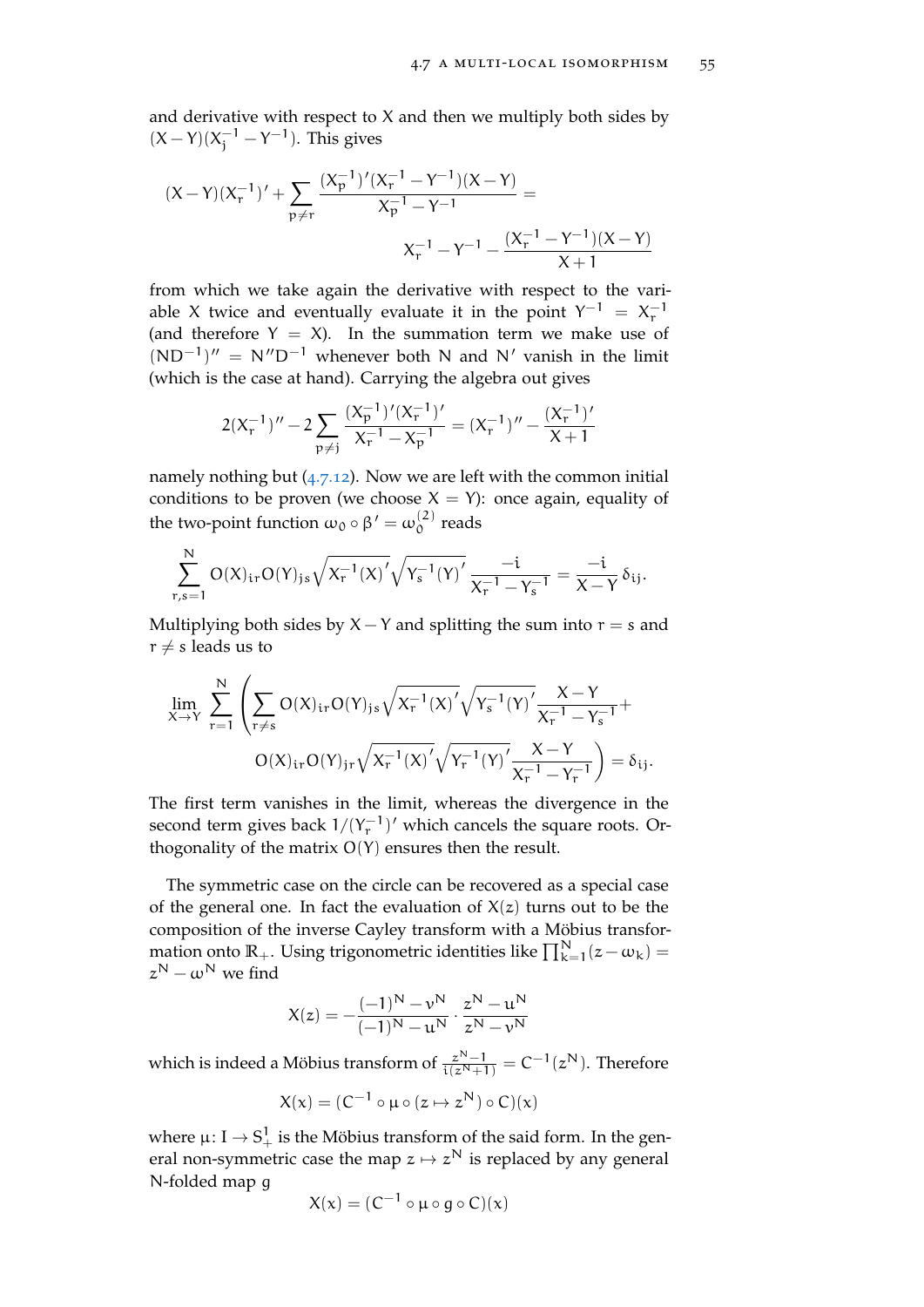and derivative with respect to $X$ and then we multiply both sides by $(X-Y)(X_j^{-1}-Y^{-1})$. This gives

$$(X-Y)(X_r^{-1})' + \sum_{p\neq r} \frac{(X_p^{-1})'(X_r^{-1}-Y^{-1})(X-Y)}{X_p^{-1}-Y^{-1}} = X_r^{-1}-Y^{-1} - \frac{(X_r^{-1}-Y^{-1})(X-Y)}{X+1}$$

from which we take again the derivative with respect to the variable $X$ twice and eventually evaluate it in the point $Y^{-1} = X_r^{-1}$ (and therefore $Y = X$). In the summation term we make use of $(ND^{-1})'' = N''D^{-1}$ whenever both $N$ and $N'$ vanish in the limit (which is the case at hand). Carrying the algebra out gives

$$2(X_r^{-1})'' - 2\sum_{p\neq j} \frac{(X_p^{-1})'(X_r^{-1})'}{X_r^{-1}-X_p^{-1}} = (X_r^{-1})'' - \frac{(X_r^{-1})'}{X+1}$$

namely nothing but (4.7.12). Now we are left with the common initial conditions to be proven (we choose $X = Y$): once again, equality of the two-point function $\omega_0 \circ \beta' = \omega_0^{(2)}$ reads

$$\sum_{r,s=1}^{N} O(X)_{ir}O(Y)_{js}\sqrt{X_r^{-1}(X)'}\sqrt{Y_s^{-1}(Y)'}\,\frac{-i}{X_r^{-1}-Y_s^{-1}} = \frac{-i}{X-Y}\,\delta_{ij}.$$

Multiplying both sides by $X-Y$ and splitting the sum into $r = s$ and $r \neq s$ leads us to

$$\lim_{X\to Y}\sum_{r=1}^{N}\left(\sum_{r\neq s} O(X)_{ir}O(Y)_{js}\sqrt{X_r^{-1}(X)'}\sqrt{Y_s^{-1}(Y)'}\frac{X-Y}{X_r^{-1}-Y_s^{-1}} + O(X)_{ir}O(Y)_{jr}\sqrt{X_r^{-1}(X)'}\sqrt{Y_r^{-1}(Y)'}\frac{X-Y}{X_r^{-1}-Y_r^{-1}}\right) = \delta_{ij}.$$

The first term vanishes in the limit, whereas the divergence in the second term gives back $1/(Y_r^{-1})'$ which cancels the square roots. Orthogonality of the matrix $O(Y)$ ensures then the result.

The symmetric case on the circle can be recovered as a special case of the general one. In fact the evaluation of $X(z)$ turns out to be the composition of the inverse Cayley transform with a Möbius transformation onto $\mathbb{R}_+$. Using trigonometric identities like $\prod_{k=1}^{N}(z-\omega_k) = z^N - \omega^N$ we find

$$X(z) = -\frac{(-1)^N - v^N}{(-1)^N - u^N} \cdot \frac{z^N - u^N}{z^N - v^N}$$

which is indeed a Möbius transform of $\frac{z^N-1}{i(z^N+1)} = C^{-1}(z^N)$. Therefore

$$X(x) = (C^{-1} \circ \mu \circ (z \mapsto z^N) \circ C)(x)$$

where $\mu\colon I \to S^1_+$ is the Möbius transform of the said form. In the general non-symmetric case the map $z \mapsto z^N$ is replaced by any general $N$-folded map $g$

$$X(x) = (C^{-1} \circ \mu \circ g \circ C)(x)$$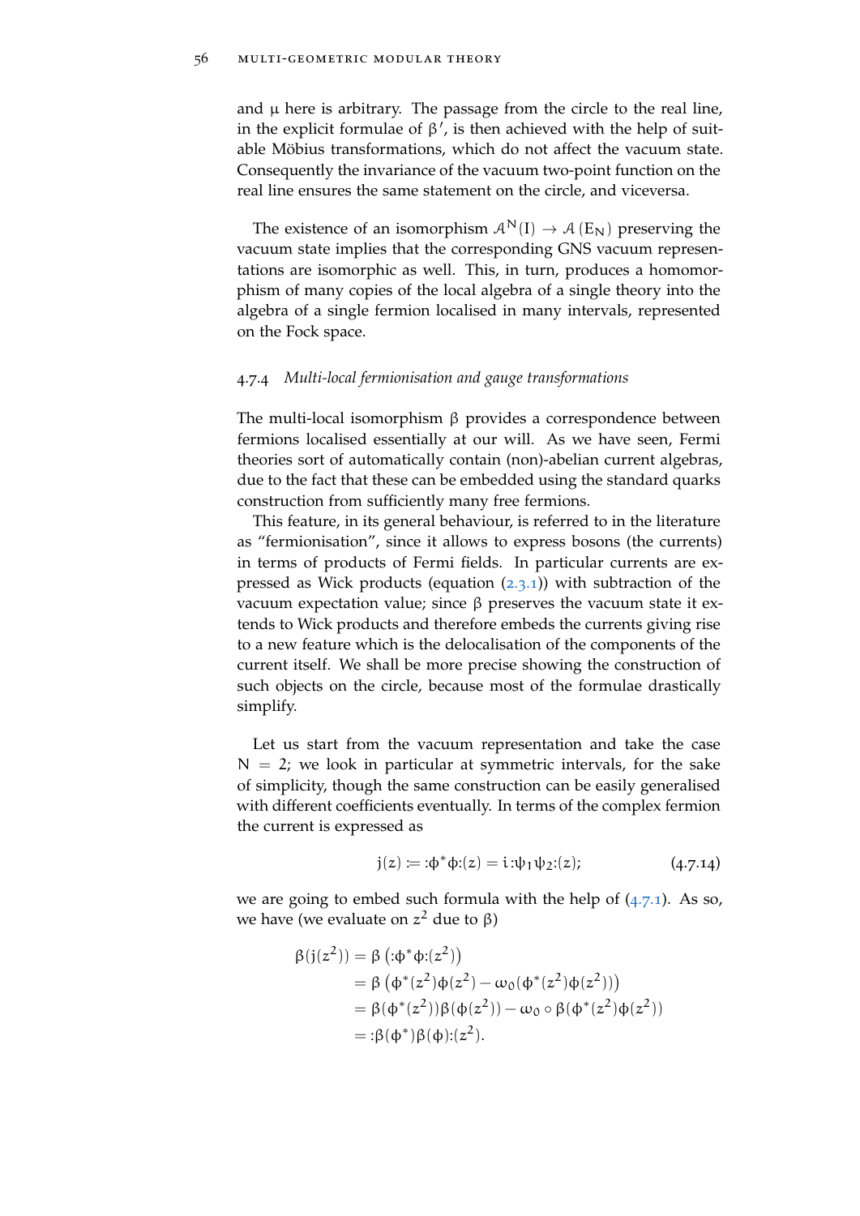and $\mu$ here is arbitrary. The passage from the circle to the real line, in the explicit formulae of $\beta'$, is then achieved with the help of suitable Möbius transformations, which do not affect the vacuum state. Consequently the invariance of the vacuum two-point function on the real line ensures the same statement on the circle, and viceversa.

The existence of an isomorphism $\mathcal{A}^N(I) \to \mathcal{A}(E_N)$ preserving the vacuum state implies that the corresponding GNS vacuum representations are isomorphic as well. This, in turn, produces a homomorphism of many copies of the local algebra of a single theory into the algebra of a single fermion localised in many intervals, represented on the Fock space.

### 4.7.4 *Multi-local fermionisation and gauge transformations*

The multi-local isomorphism $\beta$ provides a correspondence between fermions localised essentially at our will. As we have seen, Fermi theories sort of automatically contain (non)-abelian current algebras, due to the fact that these can be embedded using the standard quarks construction from sufficiently many free fermions.

This feature, in its general behaviour, is referred to in the literature as "fermionisation", since it allows to express bosons (the currents) in terms of products of Fermi fields. In particular currents are expressed as Wick products (equation (2.3.1)) with subtraction of the vacuum expectation value; since $\beta$ preserves the vacuum state it extends to Wick products and therefore embeds the currents giving rise to a new feature which is the delocalisation of the components of the current itself. We shall be more precise showing the construction of such objects on the circle, because most of the formulae drastically simplify.

Let us start from the vacuum representation and take the case $N = 2$; we look in particular at symmetric intervals, for the sake of simplicity, though the same construction can be easily generalised with different coefficients eventually. In terms of the complex fermion the current is expressed as

$$j(z) := {:}\phi^*\phi{:}(z) = i\,{:}\psi_1\psi_2{:}(z); \tag{4.7.14}$$

we are going to embed such formula with the help of (4.7.1). As so, we have (we evaluate on $z^2$ due to $\beta$)

$$\begin{aligned}
\beta(j(z^2)) &= \beta\left({:}\phi^*\phi{:}(z^2)\right) \\
&= \beta\left(\phi^*(z^2)\phi(z^2) - \omega_0(\phi^*(z^2)\phi(z^2))\right) \\
&= \beta(\phi^*(z^2))\beta(\phi(z^2)) - \omega_0 \circ \beta(\phi^*(z^2)\phi(z^2)) \\
&= {:}\beta(\phi^*)\beta(\phi){:}(z^2).
\end{aligned}$$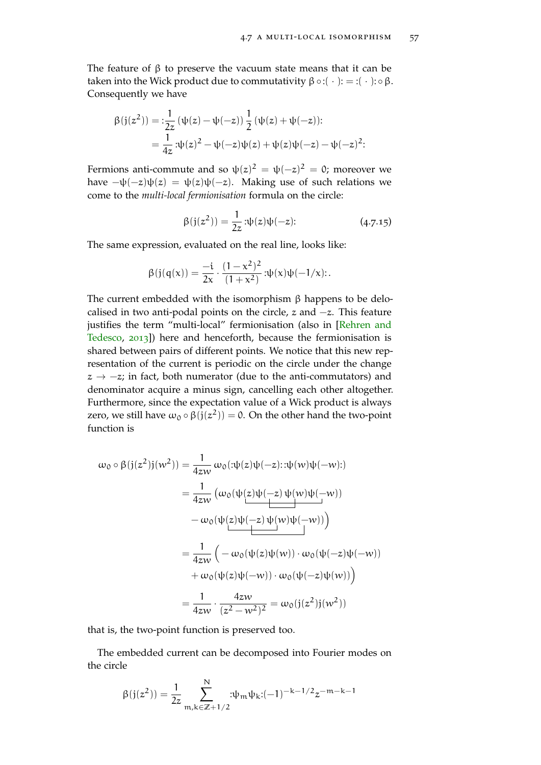The feature of $\beta$ to preserve the vacuum state means that it can be taken into the Wick product due to commutativity $\beta \circ :(\,\cdot\,): = :(\,\cdot\,): \circ \beta$. Consequently we have

$$
\begin{aligned}
\beta(j(z^2)) &= :\frac{1}{2z}\left(\psi(z) - \psi(-z)\right)\frac{1}{2}\left(\psi(z) + \psi(-z)\right): \\
&= \frac{1}{4z} :\psi(z)^2 - \psi(-z)\psi(z) + \psi(z)\psi(-z) - \psi(-z)^2:
\end{aligned}
$$

Fermions anti-commute and so $\psi(z)^2 = \psi(-z)^2 = 0$; moreover we have $-\psi(-z)\psi(z) = \psi(z)\psi(-z)$. Making use of such relations we come to the *multi-local fermionisation* formula on the circle:

$$
\beta(j(z^2)) = \frac{1}{2z} :\psi(z)\psi(-z): \tag{4.7.15}
$$

The same expression, evaluated on the real line, looks like:

$$
\beta(j(q(x)) = \frac{-i}{2x} \cdot \frac{(1-x^2)^2}{(1+x^2)} :\psi(x)\psi(-1/x):.
$$

The current embedded with the isomorphism $\beta$ happens to be delocalised in two anti-podal points on the circle, $z$ and $-z$. This feature justifies the term "multi-local" fermionisation (also in [Rehren and Tedesco, 2013]) here and henceforth, because the fermionisation is shared between pairs of different points. We notice that this new representation of the current is periodic on the circle under the change $z \to -z$; in fact, both numerator (due to the anti-commutators) and denominator acquire a minus sign, cancelling each other altogether. Furthermore, since the expectation value of a Wick product is always zero, we still have $\omega_0 \circ \beta(j(z^2)) = 0$. On the other hand the two-point function is

$$
\begin{aligned}
\omega_0 \circ \beta(j(z^2)j(w^2)) &= \frac{1}{4zw}\, \omega_0(:\psi(z)\psi(-z)::\psi(w)\psi(-w):) \\
&= \frac{1}{4zw}\Big(\omega_0(\psi(z)\psi(-z)\,\psi(w)\psi(-w)) \\
&\quad - \omega_0(\psi(z)\psi(-z)\,\psi(w)\psi(-w))\Big) \\
&= \frac{1}{4zw}\Big( -\omega_0(\psi(z)\psi(w)) \cdot \omega_0(\psi(-z)\psi(-w)) \\
&\quad + \omega_0(\psi(z)\psi(-w)) \cdot \omega_0(\psi(-z)\psi(w))\Big) \\
&= \frac{1}{4zw} \cdot \frac{4zw}{(z^2 - w^2)^2} = \omega_0(j(z^2)j(w^2))
\end{aligned}
$$

that is, the two-point function is preserved too.

The embedded current can be decomposed into Fourier modes on the circle

$$
\beta(j(z^2)) = \frac{1}{2z} \sum_{m,k \in \mathbb{Z}+1/2}^{N} :\psi_m \psi_k: (-1)^{-k-1/2} z^{-m-k-1}
$$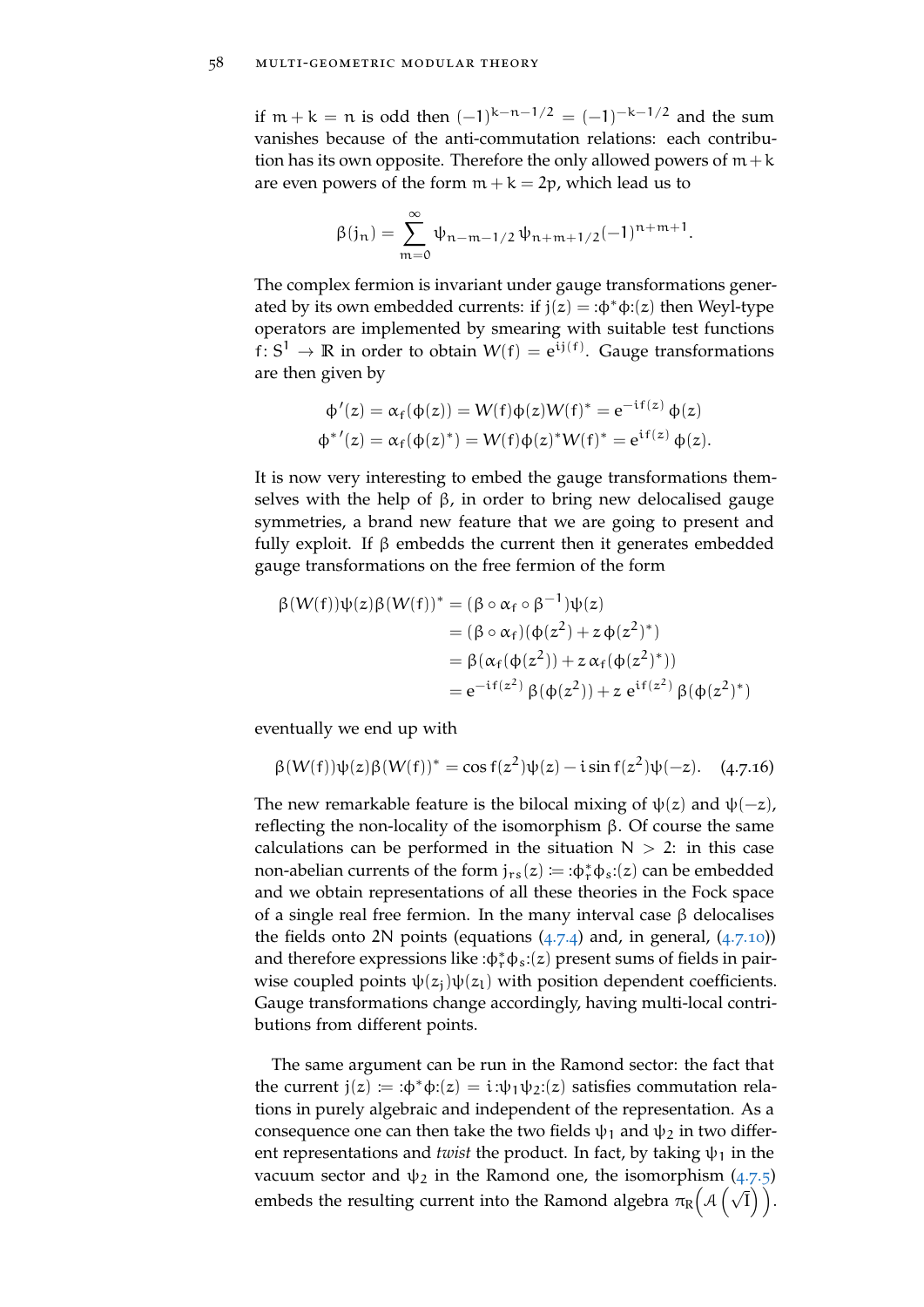if $m + k = n$ is odd then $(-1)^{k-n-1/2} = (-1)^{-k-1/2}$ and the sum vanishes because of the anti-commutation relations: each contribution has its own opposite. Therefore the only allowed powers of $m+k$ are even powers of the form $m + k = 2p$, which lead us to

$$\beta(j_n) = \sum_{m=0}^{\infty} \psi_{n-m-1/2}\,\psi_{n+m+1/2}(-1)^{n+m+1}.$$

The complex fermion is invariant under gauge transformations generated by its own embedded currents: if $j(z) = {:}\phi^*\phi{:}(z)$ then Weyl-type operators are implemented by smearing with suitable test functions $f\colon S^1 \to \mathbb{R}$ in order to obtain $W(f) = e^{ij(f)}$. Gauge transformations are then given by

$$\begin{aligned}
\phi'(z) &= \alpha_f(\phi(z)) = W(f)\phi(z)W(f)^* = e^{-if(z)}\,\phi(z)\\
\phi^{*\prime}(z) &= \alpha_f(\phi(z)^*) = W(f)\phi(z)^*W(f)^* = e^{if(z)}\,\phi(z).
\end{aligned}$$

It is now very interesting to embed the gauge transformations themselves with the help of $\beta$, in order to bring new delocalised gauge symmetries, a brand new feature that we are going to present and fully exploit. If $\beta$ embedds the current then it generates embedded gauge transformations on the free fermion of the form

$$\begin{aligned}
\beta(W(f))\psi(z)\beta(W(f))^* &= (\beta \circ \alpha_f \circ \beta^{-1})\psi(z)\\
&= (\beta \circ \alpha_f)(\phi(z^2) + z\,\phi(z^2)^*)\\
&= \beta(\alpha_f(\phi(z^2)) + z\,\alpha_f(\phi(z^2)^*))\\
&= e^{-if(z^2)}\,\beta(\phi(z^2)) + z\,e^{if(z^2)}\,\beta(\phi(z^2)^*)
\end{aligned}$$

eventually we end up with

$$\beta(W(f))\psi(z)\beta(W(f))^* = \cos f(z^2)\psi(z) - i\sin f(z^2)\psi(-z). \tag{4.7.16}$$

The new remarkable feature is the bilocal mixing of $\psi(z)$ and $\psi(-z)$, reflecting the non-locality of the isomorphism $\beta$. Of course the same calculations can be performed in the situation $N > 2$: in this case non-abelian currents of the form $j_{rs}(z) \coloneqq {:}\phi_r^*\phi_s{:}(z)$ can be embedded and we obtain representations of all these theories in the Fock space of a single real free fermion. In the many interval case $\beta$ delocalises the fields onto $2N$ points (equations (4.7.4) and, in general, (4.7.10)) and therefore expressions like ${:}\phi_r^*\phi_s{:}(z)$ present sums of fields in pairwise coupled points $\psi(z_j)\psi(z_l)$ with position dependent coefficients. Gauge transformations change accordingly, having multi-local contributions from different points.

The same argument can be run in the Ramond sector: the fact that the current $j(z) \coloneqq {:}\phi^*\phi{:}(z) = i{:}\psi_1\psi_2{:}(z)$ satisfies commutation relations in purely algebraic and independent of the representation. As a consequence one can then take the two fields $\psi_1$ and $\psi_2$ in two different representations and *twist* the product. In fact, by taking $\psi_1$ in the vacuum sector and $\psi_2$ in the Ramond one, the isomorphism (4.7.5) embeds the resulting current into the Ramond algebra $\pi_R\Big(\mathcal{A}\left(\sqrt{I}\right)\Big)$.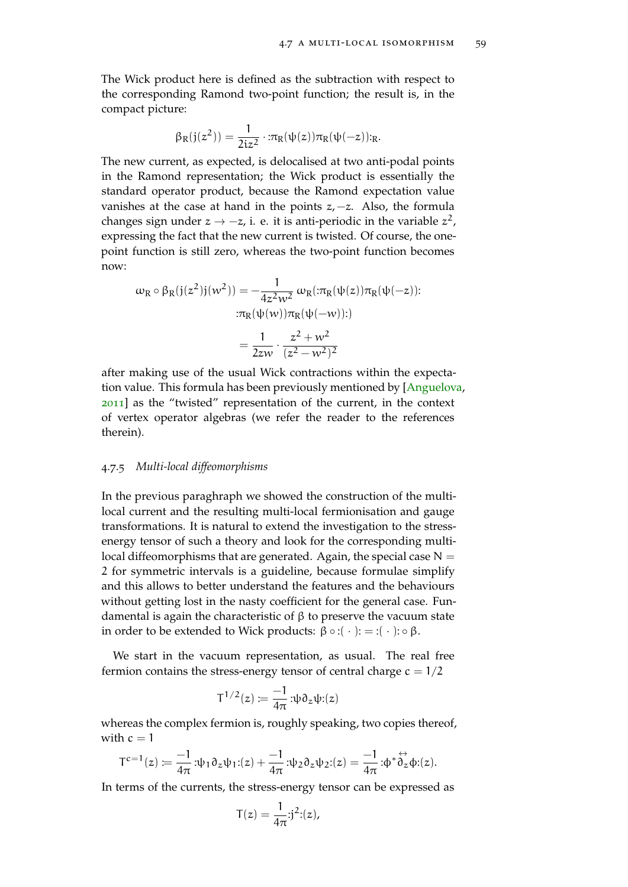The Wick product here is defined as the subtraction with respect to the corresponding Ramond two-point function; the result is, in the compact picture:

$$\beta_R(j(z^2)) = \frac{1}{2iz^2} \cdot {:}\pi_R(\psi(z))\pi_R(\psi(-z)){:}_R.$$

The new current, as expected, is delocalised at two anti-podal points in the Ramond representation; the Wick product is essentially the standard operator product, because the Ramond expectation value vanishes at the case at hand in the points $z, -z$. Also, the formula changes sign under $z \to -z$, i. e. it is anti-periodic in the variable $z^2$, expressing the fact that the new current is twisted. Of course, the one-point function is still zero, whereas the two-point function becomes now:

$$\begin{aligned}
\omega_R \circ \beta_R(j(z^2)j(w^2)) &= -\frac{1}{4z^2w^2}\, \omega_R({:}\pi_R(\psi(z))\pi_R(\psi(-z)){:} \\
&\qquad {:}\pi_R(\psi(w))\pi_R(\psi(-w)){:}) \\
&= \frac{1}{2zw} \cdot \frac{z^2+w^2}{(z^2-w^2)^2}
\end{aligned}$$

after making use of the usual Wick contractions within the expectation value. This formula has been previously mentioned by [Anguelova, 2011] as the "twisted" representation of the current, in the context of vertex operator algebras (we refer the reader to the references therein).

### 4.7.5 *Multi-local diffeomorphisms*

In the previous paraghraph we showed the construction of the multi-local current and the resulting multi-local fermionisation and gauge transformations. It is natural to extend the investigation to the stress-energy tensor of such a theory and look for the corresponding multi-local diffeomorphisms that are generated. Again, the special case $N = 2$ for symmetric intervals is a guideline, because formulae simplify and this allows to better understand the features and the behaviours without getting lost in the nasty coefficient for the general case. Fundamental is again the characteristic of $\beta$ to preserve the vacuum state in order to be extended to Wick products: $\beta \circ {:}(\ \cdot\ ){:} = {:}(\ \cdot\ ){:} \circ \beta$.

We start in the vacuum representation, as usual. The real free fermion contains the stress-energy tensor of central charge $c = 1/2$

$$T^{1/2}(z) \coloneqq \frac{-1}{4\pi}\, {:}\psi\partial_z\psi{:}(z)$$

whereas the complex fermion is, roughly speaking, two copies thereof, with $c = 1$

$$T^{c=1}(z) \coloneqq \frac{-1}{4\pi}\, {:}\psi_1\partial_z\psi_1{:}(z) + \frac{-1}{4\pi}\, {:}\psi_2\partial_z\psi_2{:}(z) = \frac{-1}{4\pi}\, {:}\phi^*\overset{\leftrightarrow}{\partial}_z\phi{:}(z).$$

In terms of the currents, the stress-energy tensor can be expressed as

$$T(z) = \frac{1}{4\pi}{:}j^2{:}(z),$$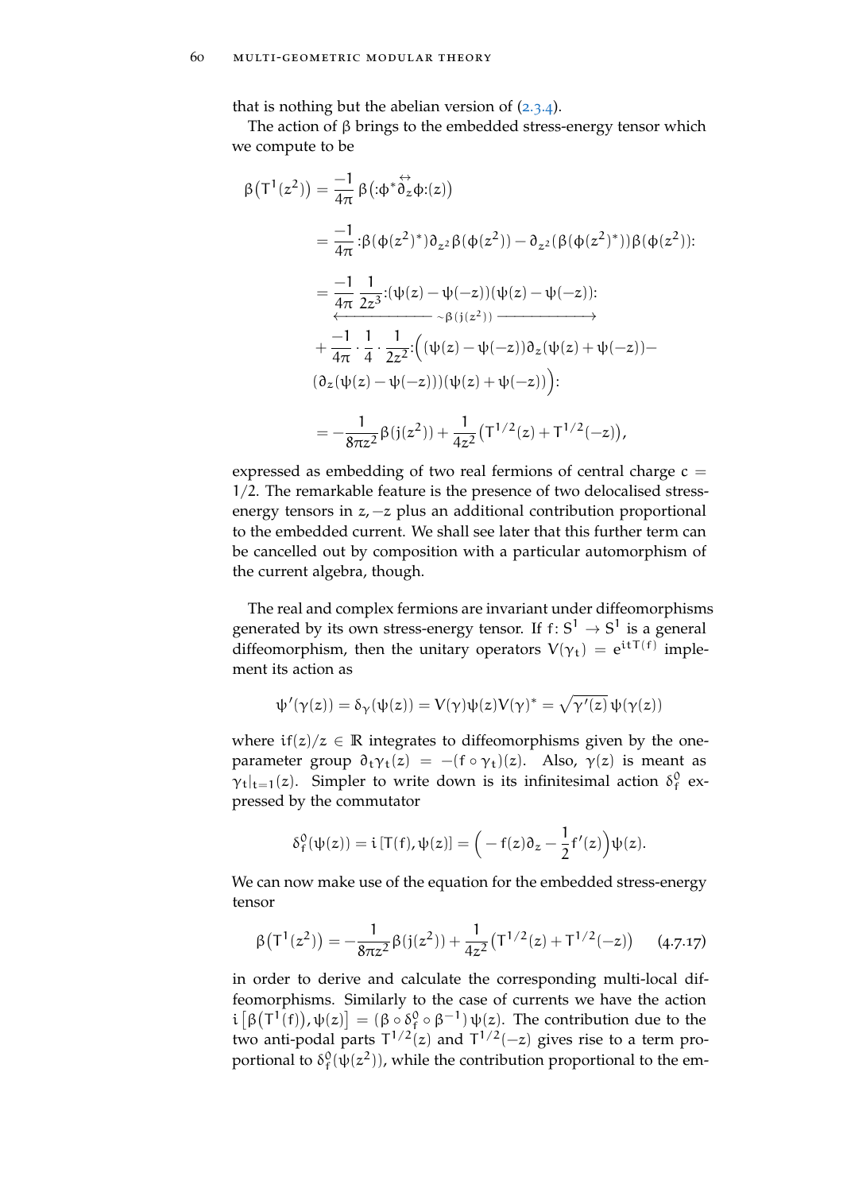that is nothing but the abelian version of (2.3.4).

The action of $\beta$ brings to the embedded stress-energy tensor which we compute to be

$$
\begin{aligned}
\beta\big(T^1(z^2)\big) &= \frac{-1}{4\pi}\,\beta\big(:\phi^* \overleftrightarrow{\partial}_z \phi:(z)\big) \\
&= \frac{-1}{4\pi}\,:\beta(\phi(z^2)^*)\partial_{z^2}\beta(\phi(z^2)) - \partial_{z^2}(\beta(\phi(z^2)^*))\beta(\phi(z^2)): \\
&= \underbrace{\frac{-1}{4\pi}\,\frac{1}{2z^3}:(\psi(z)-\psi(-z))(\psi(z)-\psi(-z)):}_{\sim \beta(j(z^2))} \\
&\quad + \frac{-1}{4\pi}\cdot\frac{1}{4}\cdot\frac{1}{2z^2}:\Big((\psi(z)-\psi(-z))\partial_z(\psi(z)+\psi(-z)) - \\
&\quad (\partial_z(\psi(z)-\psi(-z)))(\psi(z)+\psi(-z))\Big): \\
&= -\frac{1}{8\pi z^2}\beta(j(z^2)) + \frac{1}{4z^2}\big(T^{1/2}(z)+T^{1/2}(-z)\big),
\end{aligned}
$$

expressed as embedding of two real fermions of central charge $c = 1/2$. The remarkable feature is the presence of two delocalised stress-energy tensors in $z, -z$ plus an additional contribution proportional to the embedded current. We shall see later that this further term can be cancelled out by composition with a particular automorphism of the current algebra, though.

The real and complex fermions are invariant under diffeomorphisms generated by its own stress-energy tensor. If $f\colon S^1 \to S^1$ is a general diffeomorphism, then the unitary operators $V(\gamma_t) = e^{itT(f)}$ implement its action as

$$
\psi'(\gamma(z)) = \delta_\gamma(\psi(z)) = V(\gamma)\psi(z)V(\gamma)^* = \sqrt{\gamma'(z)}\,\psi(\gamma(z))
$$

where $if(z)/z \in \mathbb{R}$ integrates to diffeomorphisms given by the one-parameter group $\partial_t\gamma_t(z) = -(f\circ\gamma_t)(z)$. Also, $\gamma(z)$ is meant as $\gamma_t|_{t=1}(z)$. Simpler to write down is its infinitesimal action $\delta^0_f$ expressed by the commutator

$$
\delta^0_f(\psi(z)) = i\,[T(f), \psi(z)] = \Big(-f(z)\partial_z - \frac{1}{2}f'(z)\Big)\psi(z).
$$

We can now make use of the equation for the embedded stress-energy tensor

$$
\beta\big(T^1(z^2)\big) = -\frac{1}{8\pi z^2}\beta(j(z^2)) + \frac{1}{4z^2}\big(T^{1/2}(z)+T^{1/2}(-z)\big) \qquad (4.7.17)
$$

in order to derive and calculate the corresponding multi-local diffeomorphisms. Similarly to the case of currents we have the action $i\left[\beta\big(T^1(f)\big), \psi(z)\right] = (\beta\circ\delta^0_f\circ\beta^{-1})\,\psi(z)$. The contribution due to the two anti-podal parts $T^{1/2}(z)$ and $T^{1/2}(-z)$ gives rise to a term proportional to $\delta^0_f(\psi(z^2))$, while the contribution proportional to the em-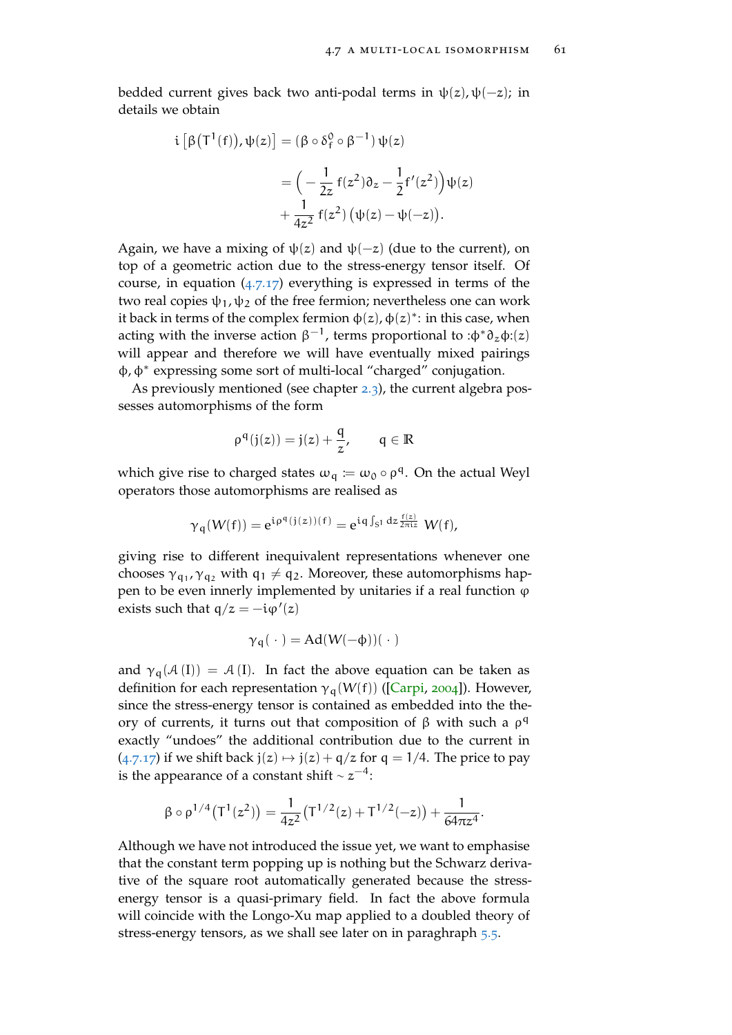bedded current gives back two anti-podal terms in $\psi(z), \psi(-z)$; in details we obtain

$$
\begin{aligned}
i\left[\beta\big(T^1(f)\big), \psi(z)\right] &= (\beta \circ \delta_f^0 \circ \beta^{-1})\, \psi(z) \\
&= \Big(-\frac{1}{2z}\, f(z^2)\partial_z - \frac{1}{2} f'(z^2)\Big)\psi(z) \\
&\quad + \frac{1}{4z^2}\, f(z^2)\, \big(\psi(z) - \psi(-z)\big).
\end{aligned}
$$

Again, we have a mixing of $\psi(z)$ and $\psi(-z)$ (due to the current), on top of a geometric action due to the stress-energy tensor itself. Of course, in equation (4.7.17) everything is expressed in terms of the two real copies $\psi_1, \psi_2$ of the free fermion; nevertheless one can work it back in terms of the complex fermion $\phi(z), \phi(z)^*$: in this case, when acting with the inverse action $\beta^{-1}$, terms proportional to $:\phi^*\partial_z\phi:(z)$ will appear and therefore we will have eventually mixed pairings $\phi, \phi^*$ expressing some sort of multi-local "charged" conjugation.

As previously mentioned (see chapter 2.3), the current algebra possesses automorphisms of the form

$$
\rho^q(j(z)) = j(z) + \frac{q}{z}, \qquad q \in \mathbb{R}
$$

which give rise to charged states $\omega_q \coloneqq \omega_0 \circ \rho^q$. On the actual Weyl operators those automorphisms are realised as

$$
\gamma_q(W(f)) = e^{i\rho^q(j(z))(f)} = e^{iq\int_{S^1} dz \frac{f(z)}{2\pi i z}}\, W(f),
$$

giving rise to different inequivalent representations whenever one chooses $\gamma_{q_1}, \gamma_{q_2}$ with $q_1 \neq q_2$. Moreover, these automorphisms happen to be even innerly implemented by unitaries if a real function $\varphi$ exists such that $q/z = -i\varphi'(z)$

$$
\gamma_q(\,\cdot\,) = \mathrm{Ad}(W(-\phi))(\,\cdot\,)
$$

and $\gamma_q(\mathcal{A}(I)) = \mathcal{A}(I)$. In fact the above equation can be taken as definition for each representation $\gamma_q(W(f))$ ([Carpi, 2004]). However, since the stress-energy tensor is contained as embedded into the theory of currents, it turns out that composition of $\beta$ with such a $\rho^q$ exactly "undoes" the additional contribution due to the current in (4.7.17) if we shift back $j(z) \mapsto j(z) + q/z$ for $q = 1/4$. The price to pay is the appearance of a constant shift $\sim z^{-4}$:

$$
\beta \circ \rho^{1/4}\big(T^1(z^2)\big) = \frac{1}{4z^2}\big(T^{1/2}(z) + T^{1/2}(-z)\big) + \frac{1}{64\pi z^4}.
$$

Although we have not introduced the issue yet, we want to emphasise that the constant term popping up is nothing but the Schwarz derivative of the square root automatically generated because the stress-energy tensor is a quasi-primary field. In fact the above formula will coincide with the Longo-Xu map applied to a doubled theory of stress-energy tensors, as we shall see later on in paraghraph 5.5.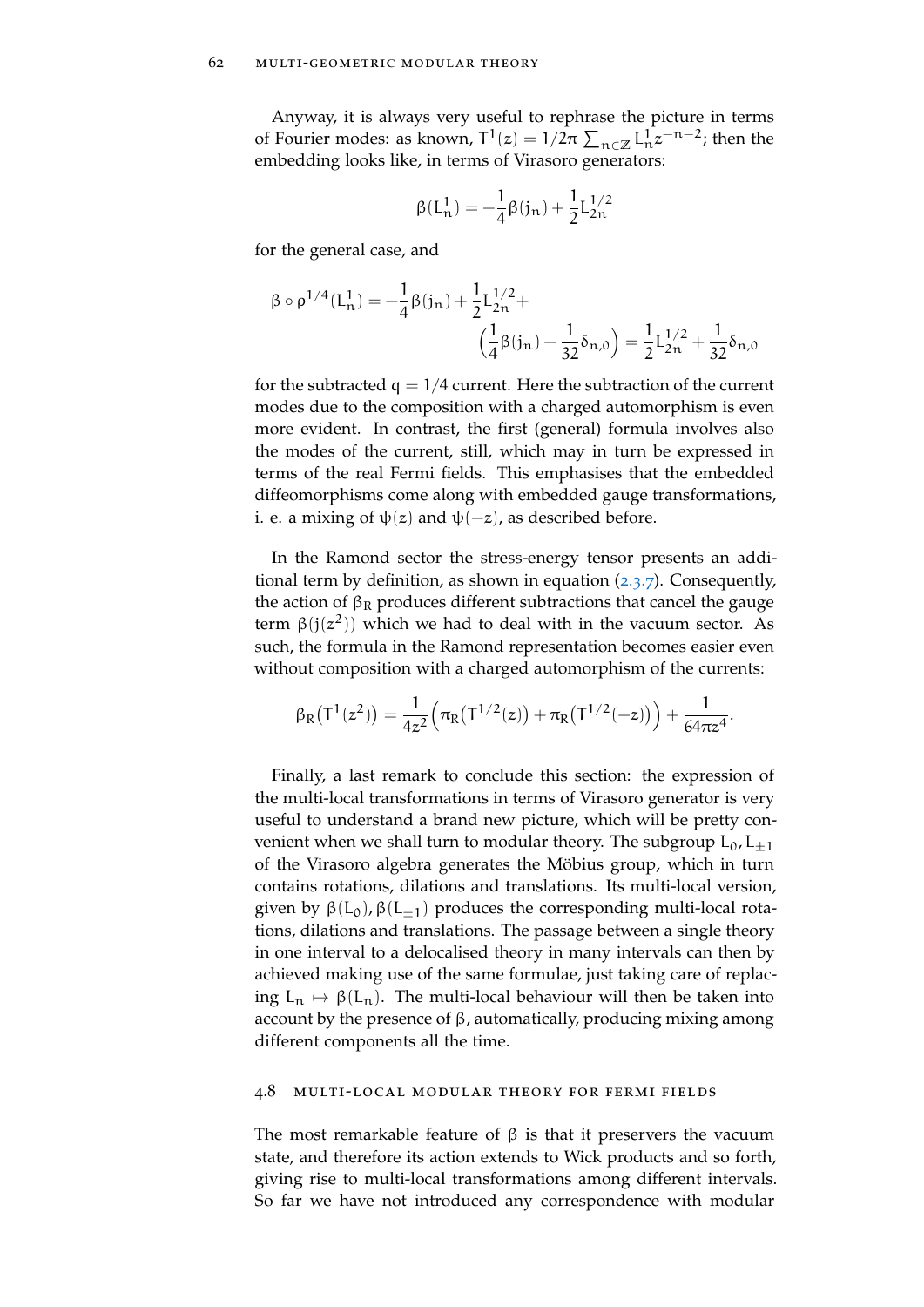Anyway, it is always very useful to rephrase the picture in terms of Fourier modes: as known, $T^1(z) = 1/2\pi \sum_{n\in\mathbb{Z}} L^1_n z^{-n-2}$; then the embedding looks like, in terms of Virasoro generators:

$$\beta(L^1_n) = -\frac{1}{4}\beta(j_n) + \frac{1}{2}L^{1/2}_{2n}$$

for the general case, and

$$\beta \circ \rho^{1/4}(L^1_n) = -\frac{1}{4}\beta(j_n) + \frac{1}{2}L^{1/2}_{2n} + \left(\frac{1}{4}\beta(j_n) + \frac{1}{32}\delta_{n,0}\right) = \frac{1}{2}L^{1/2}_{2n} + \frac{1}{32}\delta_{n,0}$$

for the subtracted $q = 1/4$ current. Here the subtraction of the current modes due to the composition with a charged automorphism is even more evident. In contrast, the first (general) formula involves also the modes of the current, still, which may in turn be expressed in terms of the real Fermi fields. This emphasises that the embedded diffeomorphisms come along with embedded gauge transformations, i. e. a mixing of $\psi(z)$ and $\psi(-z)$, as described before.

In the Ramond sector the stress-energy tensor presents an additional term by definition, as shown in equation (2.3.7). Consequently, the action of $\beta_R$ produces different subtractions that cancel the gauge term $\beta(j(z^2))$ which we had to deal with in the vacuum sector. As such, the formula in the Ramond representation becomes easier even without composition with a charged automorphism of the currents:

$$\beta_R\big(T^1(z^2)\big) = \frac{1}{4z^2}\Big(\pi_R\big(T^{1/2}(z)\big) + \pi_R\big(T^{1/2}(-z)\big)\Big) + \frac{1}{64\pi z^4}.$$

Finally, a last remark to conclude this section: the expression of the multi-local transformations in terms of Virasoro generator is very useful to understand a brand new picture, which will be pretty convenient when we shall turn to modular theory. The subgroup $L_0, L_{\pm 1}$ of the Virasoro algebra generates the Möbius group, which in turn contains rotations, dilations and translations. Its multi-local version, given by $\beta(L_0), \beta(L_{\pm 1})$ produces the corresponding multi-local rotations, dilations and translations. The passage between a single theory in one interval to a delocalised theory in many intervals can then by achieved making use of the same formulae, just taking care of replacing $L_n \mapsto \beta(L_n)$. The multi-local behaviour will then be taken into account by the presence of $\beta$, automatically, producing mixing among different components all the time.

## 4.8 Multi-local modular theory for Fermi fields

The most remarkable feature of $\beta$ is that it preservers the vacuum state, and therefore its action extends to Wick products and so forth, giving rise to multi-local transformations among different intervals. So far we have not introduced any correspondence with modular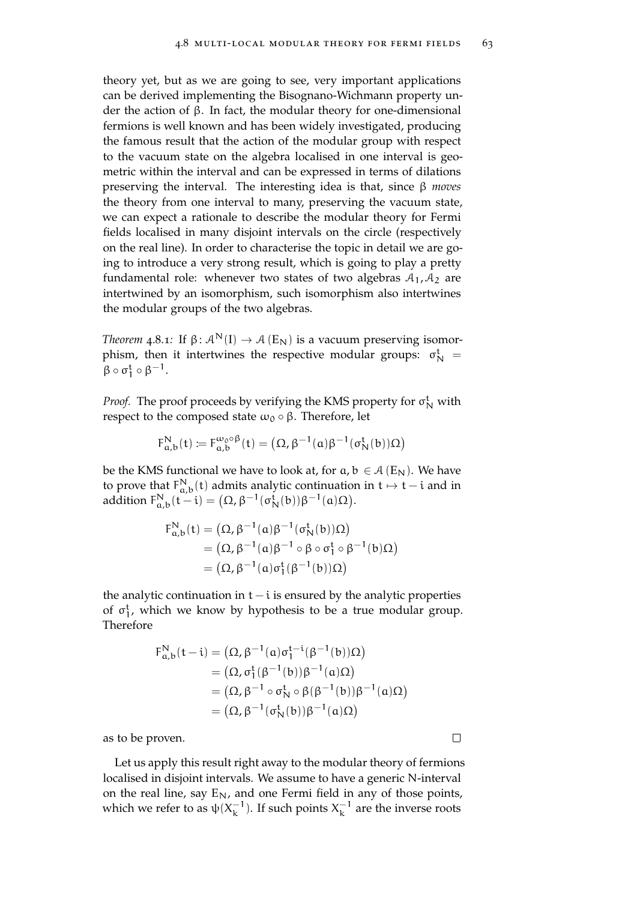theory yet, but as we are going to see, very important applications can be derived implementing the Bisognano-Wichmann property under the action of $\beta$. In fact, the modular theory for one-dimensional fermions is well known and has been widely investigated, producing the famous result that the action of the modular group with respect to the vacuum state on the algebra localised in one interval is geometric within the interval and can be expressed in terms of dilations preserving the interval. The interesting idea is that, since $\beta$ *moves* the theory from one interval to many, preserving the vacuum state, we can expect a rationale to describe the modular theory for Fermi fields localised in many disjoint intervals on the circle (respectively on the real line). In order to characterise the topic in detail we are going to introduce a very strong result, which is going to play a pretty fundamental role: whenever two states of two algebras $\mathcal{A}_1, \mathcal{A}_2$ are intertwined by an isomorphism, such isomorphism also intertwines the modular groups of the two algebras.

*Theorem* 4.8.1*:* If $\beta\colon \mathcal{A}^N(I) \to \mathcal{A}(E_N)$ is a vacuum preserving isomorphism, then it intertwines the respective modular groups: $\sigma_N^t = \beta \circ \sigma_1^t \circ \beta^{-1}$.

*Proof.* The proof proceeds by verifying the KMS property for $\sigma_N^t$ with respect to the composed state $\omega_0 \circ \beta$. Therefore, let

$$F^N_{a,b}(t) := F^{\omega_0 \circ \beta}_{a,b}(t) = \left(\Omega, \beta^{-1}(a)\beta^{-1}(\sigma_N^t(b))\Omega\right)$$

be the KMS functional we have to look at, for $a, b \in \mathcal{A}(E_N)$. We have to prove that $F^N_{a,b}(t)$ admits analytic continuation in $t \mapsto t - i$ and in addition $F^N_{a,b}(t-i) = \left(\Omega, \beta^{-1}(\sigma_N^t(b))\beta^{-1}(a)\Omega\right)$.

$$\begin{aligned}
F^N_{a,b}(t) &= \left(\Omega, \beta^{-1}(a)\beta^{-1}(\sigma_N^t(b))\Omega\right) \\
&= \left(\Omega, \beta^{-1}(a)\beta^{-1} \circ \beta \circ \sigma_1^t \circ \beta^{-1}(b)\Omega\right) \\
&= \left(\Omega, \beta^{-1}(a)\sigma_1^t(\beta^{-1}(b))\Omega\right)
\end{aligned}$$

the analytic continuation in $t - i$ is ensured by the analytic properties of $\sigma_1^t$, which we know by hypothesis to be a true modular group. Therefore

$$\begin{aligned}
F^N_{a,b}(t-i) &= \left(\Omega, \beta^{-1}(a)\sigma_1^{t-i}(\beta^{-1}(b))\Omega\right) \\
&= \left(\Omega, \sigma_1^t(\beta^{-1}(b))\beta^{-1}(a)\Omega\right) \\
&= \left(\Omega, \beta^{-1} \circ \sigma_N^t \circ \beta(\beta^{-1}(b))\beta^{-1}(a)\Omega\right) \\
&= \left(\Omega, \beta^{-1}(\sigma_N^t(b))\beta^{-1}(a)\Omega\right)
\end{aligned}$$

as to be proven. □

Let us apply this result right away to the modular theory of fermions localised in disjoint intervals. We assume to have a generic N-interval on the real line, say $E_N$, and one Fermi field in any of those points, which we refer to as $\psi(X_k^{-1})$. If such points $X_k^{-1}$ are the inverse roots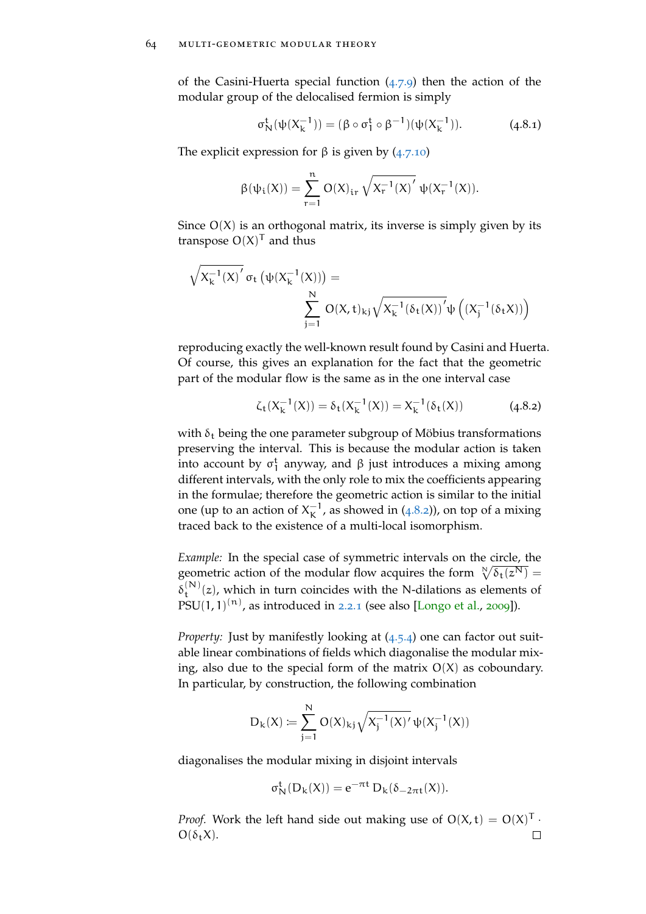of the Casini-Huerta special function (4.7.9) then the action of the modular group of the delocalised fermion is simply

$$\sigma_N^t(\psi(X_k^{-1})) = (\beta \circ \sigma_1^t \circ \beta^{-1})(\psi(X_k^{-1})). \tag{4.8.1}$$

The explicit expression for $\beta$ is given by (4.7.10)

$$\beta(\psi_i(X)) = \sum_{r=1}^{n} O(X)_{ir} \sqrt{X_r^{-1}(X)'}\, \psi(X_r^{-1}(X)).$$

Since $O(X)$ is an orthogonal matrix, its inverse is simply given by its transpose $O(X)^T$ and thus

$$\sqrt{X_k^{-1}(X)'}\, \sigma_t \left(\psi(X_k^{-1}(X))\right) = \sum_{j=1}^{N} O(X,t)_{kj} \sqrt{X_k^{-1}(\delta_t(X))'}\, \psi\left((X_j^{-1}(\delta_t X))\right)$$

reproducing exactly the well-known result found by Casini and Huerta. Of course, this gives an explanation for the fact that the geometric part of the modular flow is the same as in the one interval case

$$\zeta_t(X_k^{-1}(X)) = \delta_t(X_k^{-1}(X)) = X_k^{-1}(\delta_t(X)) \tag{4.8.2}$$

with $\delta_t$ being the one parameter subgroup of Möbius transformations preserving the interval. This is because the modular action is taken into account by $\sigma_1^t$ anyway, and $\beta$ just introduces a mixing among different intervals, with the only role to mix the coefficients appearing in the formulae; therefore the geometric action is similar to the initial one (up to an action of $X_K^{-1}$, as showed in (4.8.2)), on top of a mixing traced back to the existence of a multi-local isomorphism.

*Example:* In the special case of symmetric intervals on the circle, the geometric action of the modular flow acquires the form $\sqrt[N]{\delta_t(z^N)} = \delta_t^{(N)}(z)$, which in turn coincides with the N-dilations as elements of $PSU(1,1)^{(n)}$, as introduced in 2.2.1 (see also [Longo et al., 2009]).

*Property:* Just by manifestly looking at (4.5.4) one can factor out suitable linear combinations of fields which diagonalise the modular mixing, also due to the special form of the matrix $O(X)$ as coboundary. In particular, by construction, the following combination

$$D_k(X) \coloneqq \sum_{j=1}^{N} O(X)_{kj} \sqrt{X_j^{-1}(X)'}\, \psi(X_j^{-1}(X))$$

diagonalises the modular mixing in disjoint intervals

$$\sigma_N^t(D_k(X)) = e^{-\pi t}\, D_k(\delta_{-2\pi t}(X)).$$

*Proof.* Work the left hand side out making use of $O(X,t) = O(X)^T \cdot O(\delta_t X)$. $\square$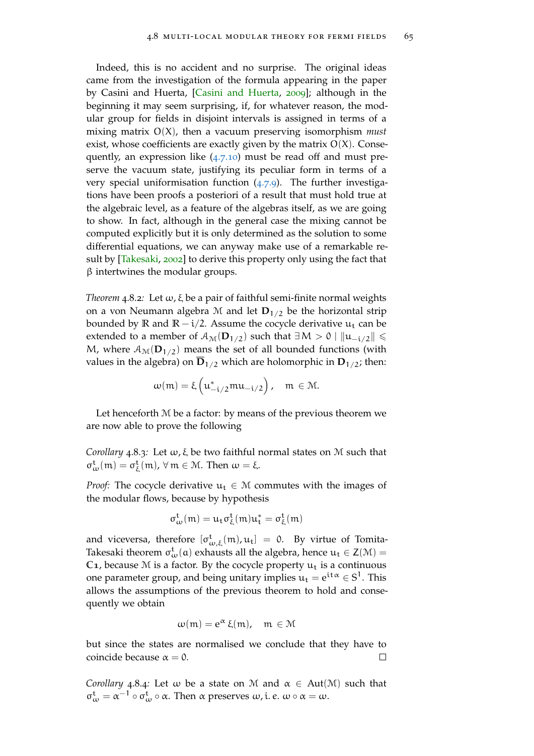Indeed, this is no accident and no surprise. The original ideas came from the investigation of the formula appearing in the paper by Casini and Huerta, [Casini and Huerta, 2009]; although in the beginning it may seem surprising, if, for whatever reason, the modular group for fields in disjoint intervals is assigned in terms of a mixing matrix $O(X)$, then a vacuum preserving isomorphism *must* exist, whose coefficients are exactly given by the matrix $O(X)$. Consequently, an expression like (4.7.10) must be read off and must preserve the vacuum state, justifying its peculiar form in terms of a very special uniformisation function (4.7.9). The further investigations have been proofs a posteriori of a result that must hold true at the algebraic level, as a feature of the algebras itself, as we are going to show. In fact, although in the general case the mixing cannot be computed explicitly but it is only determined as the solution to some differential equations, we can anyway make use of a remarkable result by [Takesaki, 2002] to derive this property only using the fact that $\beta$ intertwines the modular groups.

*Theorem* 4.8.2*:* Let $\omega, \xi$ be a pair of faithful semi-finite normal weights on a von Neumann algebra $\mathcal{M}$ and let $\mathbf{D}_{1/2}$ be the horizontal strip bounded by $\mathbb{R}$ and $\mathbb{R} - i/2$. Assume the cocycle derivative $u_t$ can be extended to a member of $\mathcal{A}_{\mathcal{M}}(\mathbf{D}_{1/2})$ such that $\exists M > 0 \mid \|u_{-i/2}\| \leqslant M$, where $\mathcal{A}_{\mathcal{M}}(\mathbf{D}_{1/2})$ means the set of all bounded functions (with values in the algebra) on $\overline{\mathbf{D}}_{1/2}$ which are holomorphic in $\mathbf{D}_{1/2}$; then:

$$\omega(m) = \xi\left(u^*_{-i/2} m u_{-i/2}\right), \quad m \in \mathcal{M}.$$

Let henceforth $\mathcal{M}$ be a factor: by means of the previous theorem we are now able to prove the following

*Corollary* 4.8.3*:* Let $\omega, \xi$ be two faithful normal states on $\mathcal{M}$ such that $\sigma^t_\omega(m) = \sigma^t_\xi(m)$, $\forall\, m \in \mathcal{M}$. Then $\omega = \xi$.

*Proof:* The cocycle derivative $u_t \in \mathcal{M}$ commutes with the images of the modular flows, because by hypothesis

$$\sigma^t_\omega(m) = u_t \sigma^t_\xi(m) u^*_t = \sigma^t_\xi(m)$$

and viceversa, therefore $[\sigma^t_{\omega,\xi}(m), u_t] = 0$. By virtue of Tomita-Takesaki theorem $\sigma^t_\omega(a)$ exhausts all the algebra, hence $u_t \in Z(\mathcal{M}) = \mathbb{C}\mathbf{1}$, because $\mathcal{M}$ is a factor. By the cocycle property $u_t$ is a continuous one parameter group, and being unitary implies $u_t = e^{it\alpha} \in S^1$. This allows the assumptions of the previous theorem to hold and consequently we obtain

$$\omega(m) = e^{\alpha}\, \xi(m), \quad m \in \mathcal{M}$$

but since the states are normalised we conclude that they have to coincide because $\alpha = 0$. □

*Corollary* 4.8.4*:* Let $\omega$ be a state on $\mathcal{M}$ and $\alpha \in \mathrm{Aut}(\mathcal{M})$ such that $\sigma^t_\omega = \alpha^{-1} \circ \sigma^t_\omega \circ \alpha$. Then $\alpha$ preserves $\omega$, i. e. $\omega \circ \alpha = \omega$.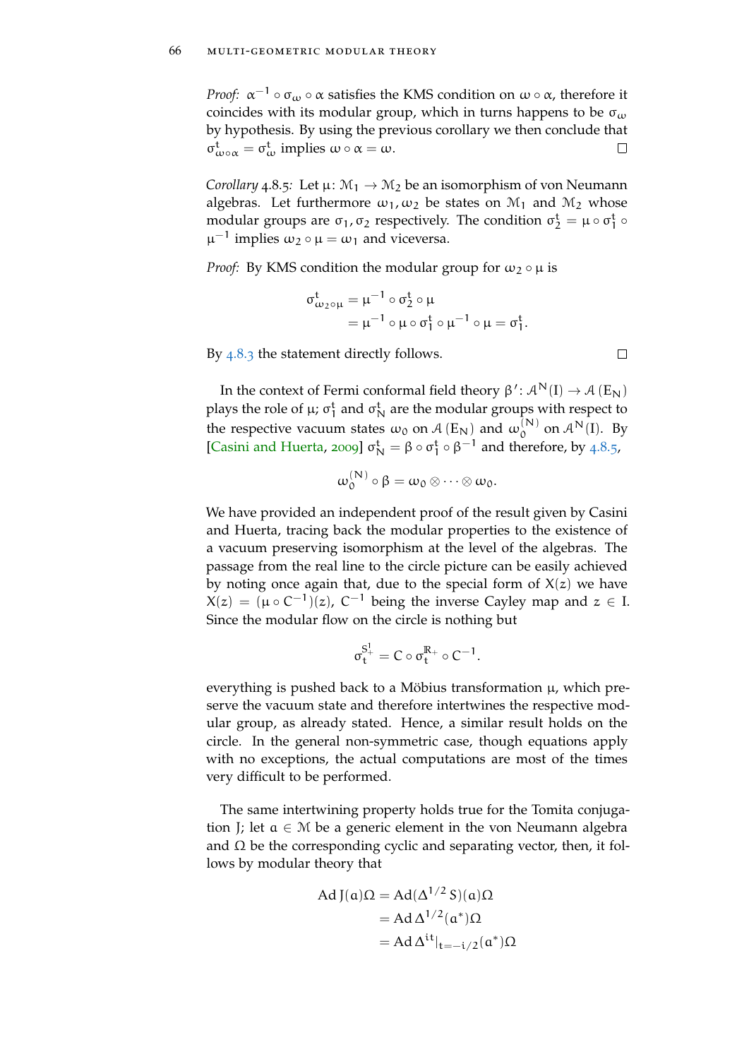*Proof:* $\alpha^{-1} \circ \sigma_\omega \circ \alpha$ satisfies the KMS condition on $\omega \circ \alpha$, therefore it coincides with its modular group, which in turns happens to be $\sigma_\omega$ by hypothesis. By using the previous corollary we then conclude that $\sigma^t_{\omega\circ\alpha} = \sigma^t_\omega$ implies $\omega \circ \alpha = \omega$. □

*Corollary* 4.8.5*:* Let $\mu \colon \mathcal{M}_1 \to \mathcal{M}_2$ be an isomorphism of von Neumann algebras. Let furthermore $\omega_1, \omega_2$ be states on $\mathcal{M}_1$ and $\mathcal{M}_2$ whose modular groups are $\sigma_1, \sigma_2$ respectively. The condition $\sigma_2^t = \mu \circ \sigma_1^t \circ \mu^{-1}$ implies $\omega_2 \circ \mu = \omega_1$ and viceversa.

*Proof:* By KMS condition the modular group for $\omega_2 \circ \mu$ is

$$
\begin{aligned}
\sigma^t_{\omega_2\circ\mu} &= \mu^{-1} \circ \sigma_2^t \circ \mu \\
&= \mu^{-1} \circ \mu \circ \sigma_1^t \circ \mu^{-1} \circ \mu = \sigma_1^t.
\end{aligned}
$$

By 4.8.3 the statement directly follows. □

In the context of Fermi conformal field theory $\beta' \colon \mathcal{A}^N(I) \to \mathcal{A}(E_N)$ plays the role of $\mu$; $\sigma_1^t$ and $\sigma_N^t$ are the modular groups with respect to the respective vacuum states $\omega_0$ on $\mathcal{A}(E_N)$ and $\omega_0^{(N)}$ on $\mathcal{A}^N(I)$. By [Casini and Huerta, 2009] $\sigma_N^t = \beta \circ \sigma_1^t \circ \beta^{-1}$ and therefore, by 4.8.5,

$$
\omega_0^{(N)} \circ \beta = \omega_0 \otimes \cdots \otimes \omega_0.
$$

We have provided an independent proof of the result given by Casini and Huerta, tracing back the modular properties to the existence of a vacuum preserving isomorphism at the level of the algebras. The passage from the real line to the circle picture can be easily achieved by noting once again that, due to the special form of $X(z)$ we have $X(z) = (\mu \circ C^{-1})(z)$, $C^{-1}$ being the inverse Cayley map and $z \in I$. Since the modular flow on the circle is nothing but

$$
\sigma_t^{S^1_+} = C \circ \sigma_t^{\mathbb{R}_+} \circ C^{-1}.
$$

everything is pushed back to a Möbius transformation $\mu$, which preserve the vacuum state and therefore intertwines the respective modular group, as already stated. Hence, a similar result holds on the circle. In the general non-symmetric case, though equations apply with no exceptions, the actual computations are most of the times very difficult to be performed.

The same intertwining property holds true for the Tomita conjugation $J$; let $a \in \mathcal{M}$ be a generic element in the von Neumann algebra and $\Omega$ be the corresponding cyclic and separating vector, then, it follows by modular theory that

$$
\begin{aligned}
\mathrm{Ad}\, J(a)\Omega &= \mathrm{Ad}(\Delta^{1/2} S)(a)\Omega \\
&= \mathrm{Ad}\, \Delta^{1/2}(a^*)\Omega \\
&= \mathrm{Ad}\, \Delta^{it}|_{t=-i/2}(a^*)\Omega
\end{aligned}
$$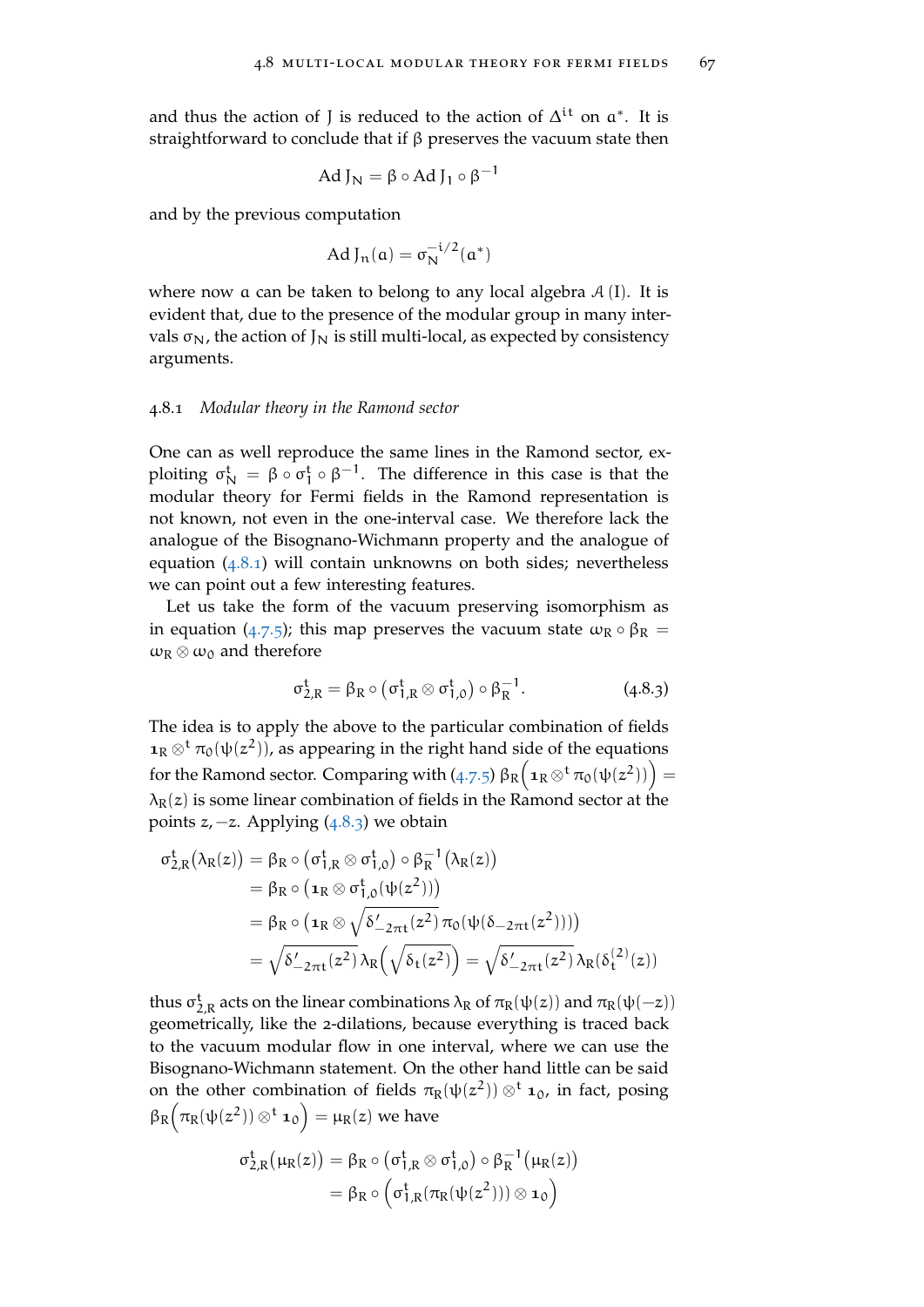and thus the action of J is reduced to the action of $\Delta^{it}$ on $a^*$. It is straightforward to conclude that if $\beta$ preserves the vacuum state then

$$\mathrm{Ad}\, J_N = \beta \circ \mathrm{Ad}\, J_1 \circ \beta^{-1}$$

and by the previous computation

$$\mathrm{Ad}\, J_n(a) = \sigma_N^{-i/2}(a^*)$$

where now $a$ can be taken to belong to any local algebra $\mathcal{A}(I)$. It is evident that, due to the presence of the modular group in many intervals $\sigma_N$, the action of $J_N$ is still multi-local, as expected by consistency arguments.

### 4.8.1 *Modular theory in the Ramond sector*

One can as well reproduce the same lines in the Ramond sector, exploiting $\sigma_N^t = \beta \circ \sigma_1^t \circ \beta^{-1}$. The difference in this case is that the modular theory for Fermi fields in the Ramond representation is not known, not even in the one-interval case. We therefore lack the analogue of the Bisognano-Wichmann property and the analogue of equation (4.8.1) will contain unknowns on both sides; nevertheless we can point out a few interesting features.

Let us take the form of the vacuum preserving isomorphism as in equation (4.7.5); this map preserves the vacuum state $\omega_R \circ \beta_R = \omega_R \otimes \omega_0$ and therefore

$$\sigma_{2,R}^t = \beta_R \circ \left(\sigma_{1,R}^t \otimes \sigma_{1,0}^t\right) \circ \beta_R^{-1}. \tag{4.8.3}$$

The idea is to apply the above to the particular combination of fields $\mathbf{1}_R \otimes^t \pi_0(\psi(z^2))$, as appearing in the right hand side of the equations for the Ramond sector. Comparing with (4.7.5) $\beta_R\Big(\mathbf{1}_R \otimes^t \pi_0(\psi(z^2))\Big) = \lambda_R(z)$ is some linear combination of fields in the Ramond sector at the points $z, -z$. Applying (4.8.3) we obtain

$$\begin{aligned}
\sigma_{2,R}^t\big(\lambda_R(z)\big) &= \beta_R \circ \left(\sigma_{1,R}^t \otimes \sigma_{1,0}^t\right) \circ \beta_R^{-1}\big(\lambda_R(z)\big) \\
&= \beta_R \circ \left(\mathbf{1}_R \otimes \sigma_{1,0}^t(\psi(z^2))\right) \\
&= \beta_R \circ \left(\mathbf{1}_R \otimes \sqrt{\delta'_{-2\pi t}(z^2)}\, \pi_0(\psi(\delta_{-2\pi t}(z^2)))\right) \\
&= \sqrt{\delta'_{-2\pi t}(z^2)}\, \lambda_R\Big(\sqrt{\delta_t(z^2)}\Big) = \sqrt{\delta'_{-2\pi t}(z^2)}\, \lambda_R(\delta_t^{(2)}(z))
\end{aligned}$$

thus $\sigma_{2,R}^t$ acts on the linear combinations $\lambda_R$ of $\pi_R(\psi(z))$ and $\pi_R(\psi(-z))$ geometrically, like the 2-dilations, because everything is traced back to the vacuum modular flow in one interval, where we can use the Bisognano-Wichmann statement. On the other hand little can be said on the other combination of fields $\pi_R(\psi(z^2)) \otimes^t \mathbf{1}_0$, in fact, posing $\beta_R\Big(\pi_R(\psi(z^2)) \otimes^t \mathbf{1}_0\Big) = \mu_R(z)$ we have

$$\begin{aligned}
\sigma_{2,R}^t\big(\mu_R(z)\big) &= \beta_R \circ \left(\sigma_{1,R}^t \otimes \sigma_{1,0}^t\right) \circ \beta_R^{-1}\big(\mu_R(z)\big) \\
&= \beta_R \circ \Big(\sigma_{1,R}^t(\pi_R(\psi(z^2))) \otimes \mathbf{1}_0\Big)
\end{aligned}$$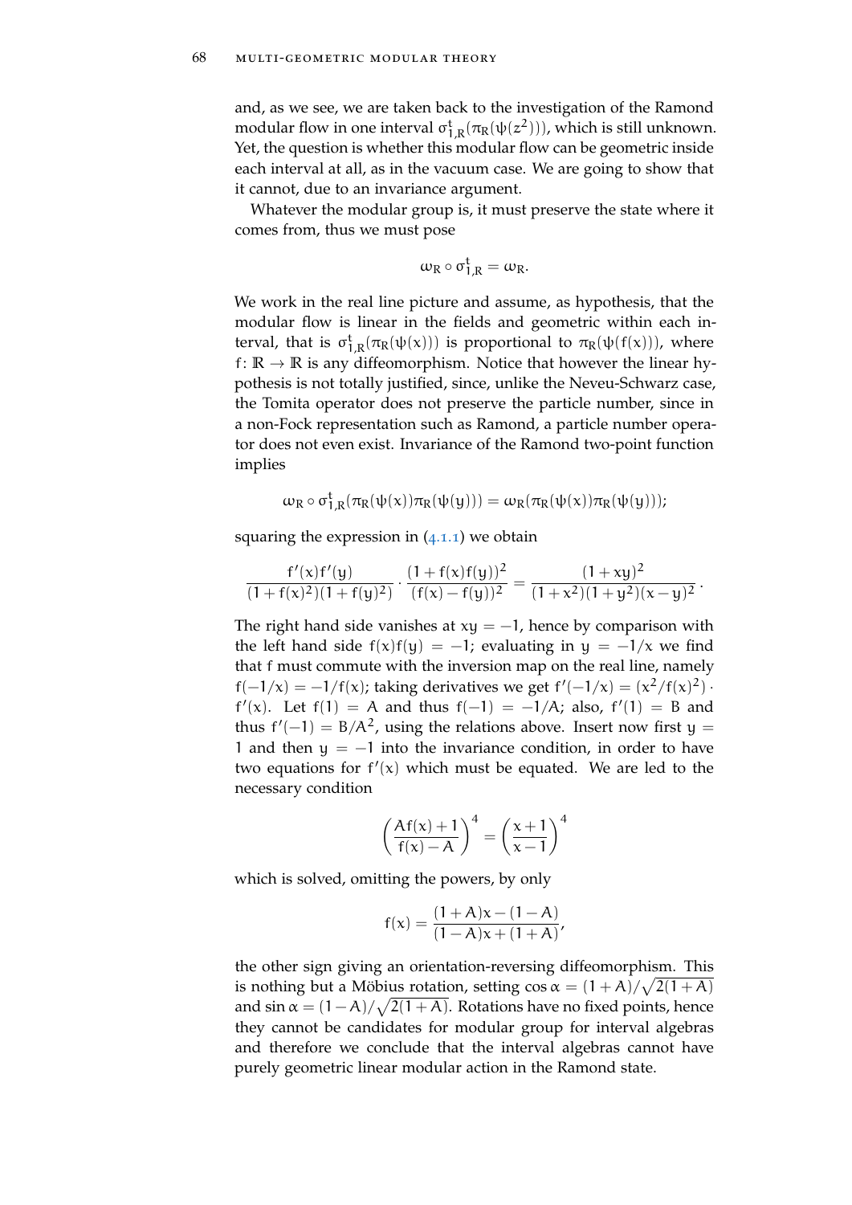and, as we see, we are taken back to the investigation of the Ramond modular flow in one interval $\sigma^t_{1,R}(\pi_R(\psi(z^2)))$, which is still unknown. Yet, the question is whether this modular flow can be geometric inside each interval at all, as in the vacuum case. We are going to show that it cannot, due to an invariance argument.

Whatever the modular group is, it must preserve the state where it comes from, thus we must pose

$$\omega_R \circ \sigma^t_{1,R} = \omega_R.$$

We work in the real line picture and assume, as hypothesis, that the modular flow is linear in the fields and geometric within each interval, that is $\sigma^t_{1,R}(\pi_R(\psi(x)))$ is proportional to $\pi_R(\psi(f(x)))$, where $f\colon \mathbb{R} \to \mathbb{R}$ is any diffeomorphism. Notice that however the linear hypothesis is not totally justified, since, unlike the Neveu-Schwarz case, the Tomita operator does not preserve the particle number, since in a non-Fock representation such as Ramond, a particle number operator does not even exist. Invariance of the Ramond two-point function implies

$$\omega_R \circ \sigma^t_{1,R}(\pi_R(\psi(x))\pi_R(\psi(y))) = \omega_R(\pi_R(\psi(x))\pi_R(\psi(y)));$$

squaring the expression in (4.1.1) we obtain

$$\frac{f'(x)f'(y)}{(1+f(x)^2)(1+f(y)^2)} \cdot \frac{(1+f(x)f(y))^2}{(f(x)-f(y))^2} = \frac{(1+xy)^2}{(1+x^2)(1+y^2)(x-y)^2}.$$

The right hand side vanishes at $xy = -1$, hence by comparison with the left hand side $f(x)f(y) = -1$; evaluating in $y = -1/x$ we find that $f$ must commute with the inversion map on the real line, namely $f(-1/x) = -1/f(x)$; taking derivatives we get $f'(-1/x) = (x^2/f(x)^2) \cdot f'(x)$. Let $f(1) = A$ and thus $f(-1) = -1/A$; also, $f'(1) = B$ and thus $f'(-1) = B/A^2$, using the relations above. Insert now first $y = 1$ and then $y = -1$ into the invariance condition, in order to have two equations for $f'(x)$ which must be equated. We are led to the necessary condition

$$\left(\frac{Af(x)+1}{f(x)-A}\right)^4 = \left(\frac{x+1}{x-1}\right)^4$$

which is solved, omitting the powers, by only

$$f(x) = \frac{(1+A)x-(1-A)}{(1-A)x+(1+A)},$$

the other sign giving an orientation-reversing diffeomorphism. This is nothing but a Möbius rotation, setting $\cos\alpha = (1+A)/\sqrt{2(1+A)}$ and $\sin\alpha = (1-A)/\sqrt{2(1+A)}$. Rotations have no fixed points, hence they cannot be candidates for modular group for interval algebras and therefore we conclude that the interval algebras cannot have purely geometric linear modular action in the Ramond state.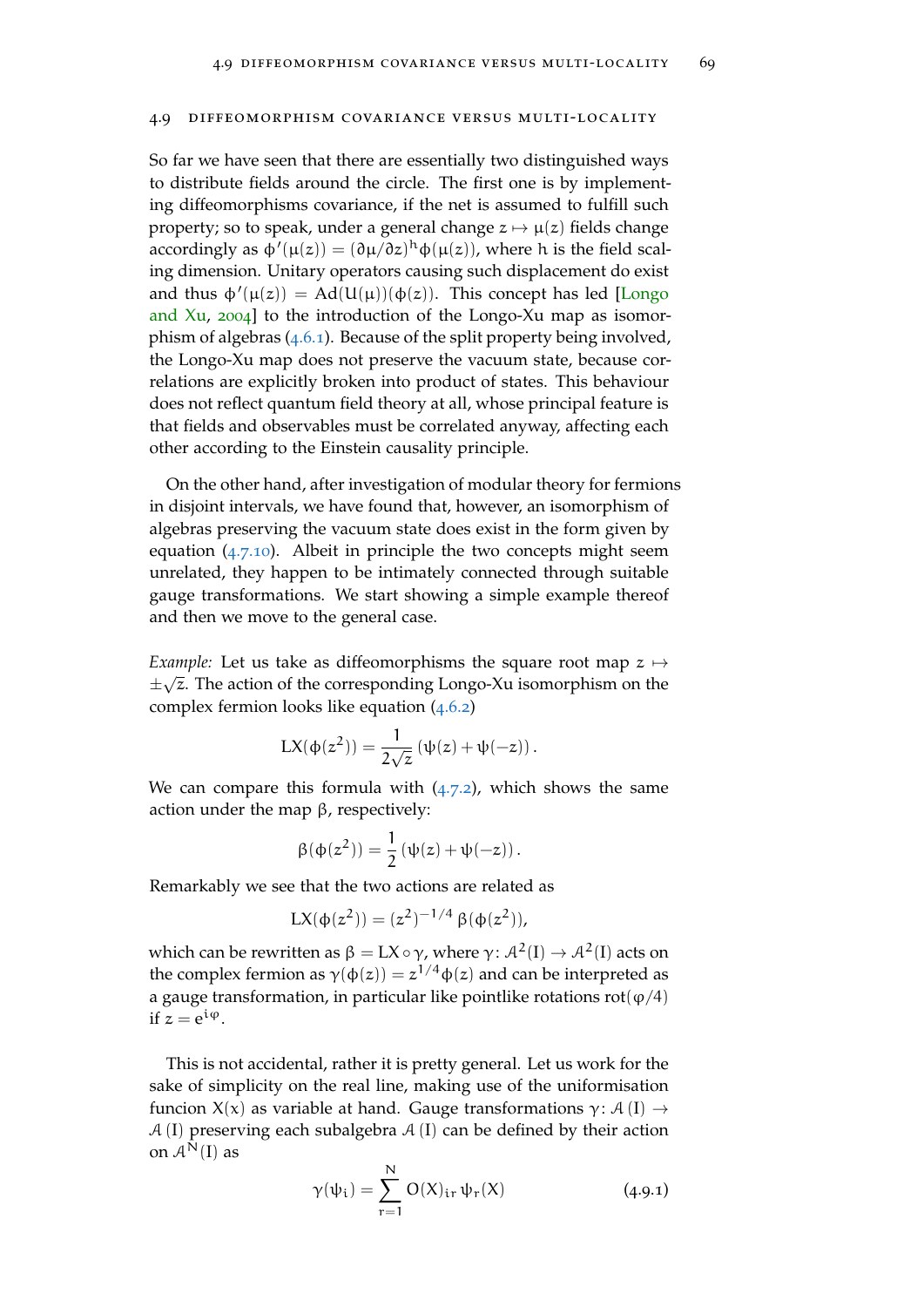## 4.9 Diffeomorphism covariance versus multi-locality

So far we have seen that there are essentially two distinguished ways to distribute fields around the circle. The first one is by implementing diffeomorphisms covariance, if the net is assumed to fulfill such property; so to speak, under a general change $z \mapsto \mu(z)$ fields change accordingly as $\phi'(\mu(z)) = (\partial\mu/\partial z)^h \phi(\mu(z))$, where $h$ is the field scaling dimension. Unitary operators causing such displacement do exist and thus $\phi'(\mu(z)) = \mathrm{Ad}(U(\mu))(\phi(z))$. This concept has led [Longo and Xu, 2004] to the introduction of the Longo-Xu map as isomorphism of algebras (4.6.1). Because of the split property being involved, the Longo-Xu map does not preserve the vacuum state, because correlations are explicitly broken into product of states. This behaviour does not reflect quantum field theory at all, whose principal feature is that fields and observables must be correlated anyway, affecting each other according to the Einstein causality principle.

On the other hand, after investigation of modular theory for fermions in disjoint intervals, we have found that, however, an isomorphism of algebras preserving the vacuum state does exist in the form given by equation (4.7.10). Albeit in principle the two concepts might seem unrelated, they happen to be intimately connected through suitable gauge transformations. We start showing a simple example thereof and then we move to the general case.

*Example:* Let us take as diffeomorphisms the square root map $z \mapsto \pm\sqrt{z}$. The action of the corresponding Longo-Xu isomorphism on the complex fermion looks like equation (4.6.2)

$$\mathrm{LX}(\phi(z^2)) = \frac{1}{2\sqrt{z}}\left(\psi(z) + \psi(-z)\right).$$

We can compare this formula with (4.7.2), which shows the same action under the map $\beta$, respectively:

$$\beta(\phi(z^2)) = \frac{1}{2}\left(\psi(z) + \psi(-z)\right).$$

Remarkably we see that the two actions are related as

$$\mathrm{LX}(\phi(z^2)) = (z^2)^{-1/4}\,\beta(\phi(z^2)),$$

which can be rewritten as $\beta = \mathrm{LX} \circ \gamma$, where $\gamma \colon \mathcal{A}^2(I) \to \mathcal{A}^2(I)$ acts on the complex fermion as $\gamma(\phi(z)) = z^{1/4}\phi(z)$ and can be interpreted as a gauge transformation, in particular like pointlike rotations $\mathrm{rot}(\varphi/4)$ if $z = e^{i\varphi}$.

This is not accidental, rather it is pretty general. Let us work for the sake of simplicity on the real line, making use of the uniformisation funcion $X(x)$ as variable at hand. Gauge transformations $\gamma \colon \mathcal{A}(I) \to \mathcal{A}(I)$ preserving each subalgebra $\mathcal{A}(I)$ can be defined by their action on $\mathcal{A}^N(I)$ as

$$\gamma(\psi_i) = \sum_{r=1}^{N} O(X)_{ir}\,\psi_r(X) \tag{4.9.1}$$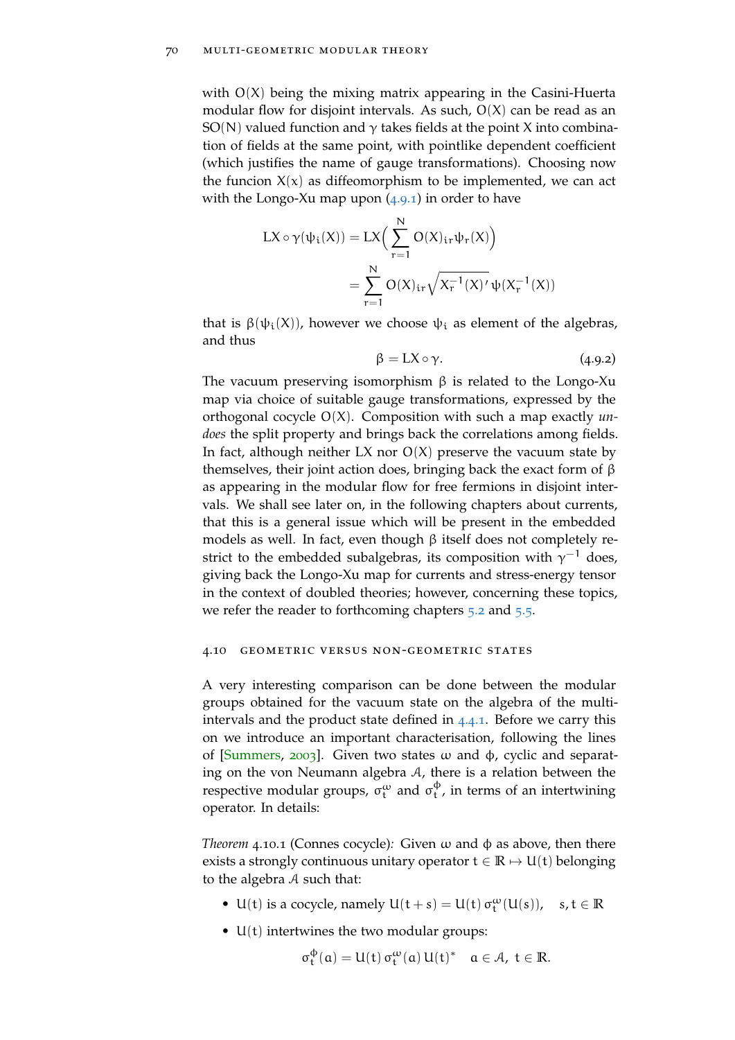with $O(X)$ being the mixing matrix appearing in the Casini-Huerta modular flow for disjoint intervals. As such, $O(X)$ can be read as an $SO(N)$ valued function and $\gamma$ takes fields at the point $X$ into combination of fields at the same point, with pointlike dependent coefficient (which justifies the name of gauge transformations). Choosing now the funcion $X(x)$ as diffeomorphism to be implemented, we can act with the Longo-Xu map upon (4.9.1) in order to have

$$
\begin{aligned}
LX \circ \gamma(\psi_i(X)) &= LX\Big(\sum_{r=1}^{N} O(X)_{ir}\psi_r(X)\Big) \\
&= \sum_{r=1}^{N} O(X)_{ir}\sqrt{X_r^{-1}(X)'}\,\psi(X_r^{-1}(X))
\end{aligned}
$$

that is $\beta(\psi_i(X))$, however we choose $\psi_i$ as element of the algebras, and thus

$$
\beta = LX \circ \gamma. \tag{4.9.2}
$$

The vacuum preserving isomorphism $\beta$ is related to the Longo-Xu map via choice of suitable gauge transformations, expressed by the orthogonal cocycle $O(X)$. Composition with such a map exactly *undoes* the split property and brings back the correlations among fields. In fact, although neither $LX$ nor $O(X)$ preserve the vacuum state by themselves, their joint action does, bringing back the exact form of $\beta$ as appearing in the modular flow for free fermions in disjoint intervals. We shall see later on, in the following chapters about currents, that this is a general issue which will be present in the embedded models as well. In fact, even though $\beta$ itself does not completely restrict to the embedded subalgebras, its composition with $\gamma^{-1}$ does, giving back the Longo-Xu map for currents and stress-energy tensor in the context of doubled theories; however, concerning these topics, we refer the reader to forthcoming chapters 5.2 and 5.5.

## 4.10 Geometric versus non-geometric states

A very interesting comparison can be done between the modular groups obtained for the vacuum state on the algebra of the multi-intervals and the product state defined in 4.4.1. Before we carry this on we introduce an important characterisation, following the lines of [Summers, 2003]. Given two states $\omega$ and $\phi$, cyclic and separating on the von Neumann algebra $\mathcal{A}$, there is a relation between the respective modular groups, $\sigma_t^{\omega}$ and $\sigma_t^{\phi}$, in terms of an intertwining operator. In details:

*Theorem* 4.10.1 (Connes cocycle)*:* Given $\omega$ and $\phi$ as above, then there exists a strongly continuous unitary operator $t \in \mathbb{R} \mapsto U(t)$ belonging to the algebra $\mathcal{A}$ such that:

- $U(t)$ is a cocycle, namely $U(t+s) = U(t)\,\sigma_t^{\omega}(U(s)), \quad s, t \in \mathbb{R}$
- $U(t)$ intertwines the two modular groups:

$$
\sigma_t^{\phi}(a) = U(t)\,\sigma_t^{\omega}(a)\,U(t)^* \quad a \in \mathcal{A},\ t \in \mathbb{R}.
$$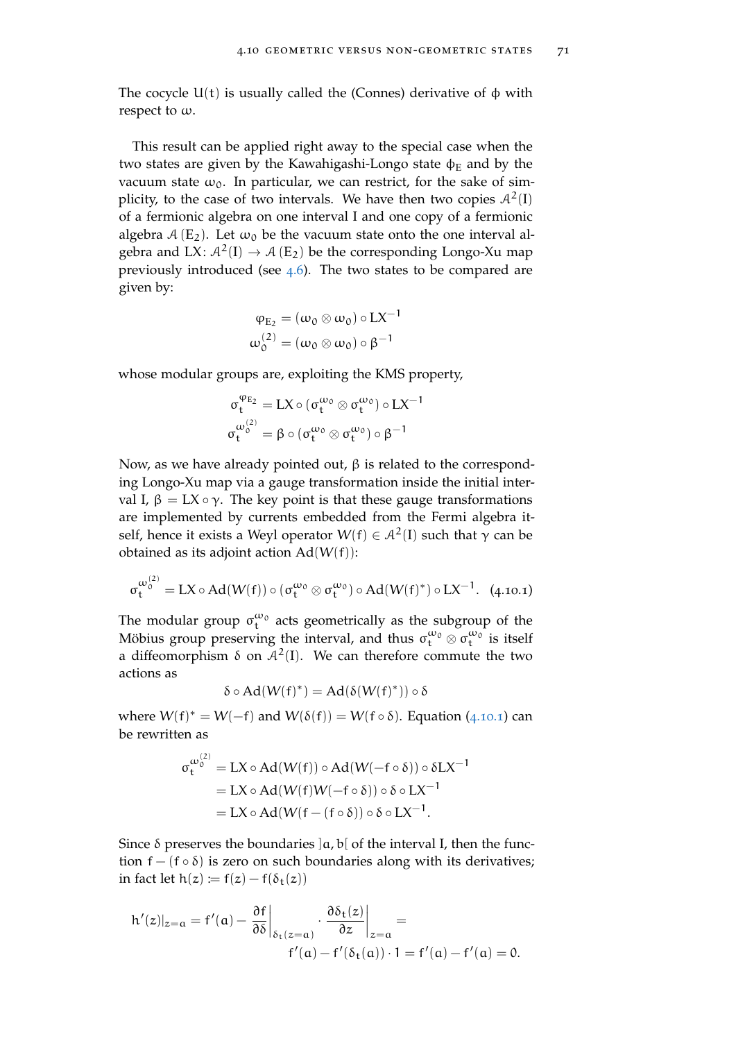The cocycle $U(t)$ is usually called the (Connes) derivative of $\phi$ with respect to $\omega$.

This result can be applied right away to the special case when the two states are given by the Kawahigashi-Longo state $\phi_E$ and by the vacuum state $\omega_0$. In particular, we can restrict, for the sake of simplicity, to the case of two intervals. We have then two copies $\mathcal{A}^2(I)$ of a fermionic algebra on one interval I and one copy of a fermionic algebra $\mathcal{A}(E_2)$. Let $\omega_0$ be the vacuum state onto the one interval algebra and $\mathrm{LX}\colon \mathcal{A}^2(I) \to \mathcal{A}(E_2)$ be the corresponding Longo-Xu map previously introduced (see 4.6). The two states to be compared are given by:

$$
\begin{aligned}
\varphi_{E_2} &= (\omega_0 \otimes \omega_0) \circ \mathrm{LX}^{-1} \\
\omega_0^{(2)} &= (\omega_0 \otimes \omega_0) \circ \beta^{-1}
\end{aligned}
$$

whose modular groups are, exploiting the KMS property,

$$
\begin{aligned}
\sigma_t^{\varphi_{E_2}} &= \mathrm{LX} \circ (\sigma_t^{\omega_0} \otimes \sigma_t^{\omega_0}) \circ \mathrm{LX}^{-1} \\
\sigma_t^{\omega_0^{(2)}} &= \beta \circ (\sigma_t^{\omega_0} \otimes \sigma_t^{\omega_0}) \circ \beta^{-1}
\end{aligned}
$$

Now, as we have already pointed out, $\beta$ is related to the corresponding Longo-Xu map via a gauge transformation inside the initial interval I, $\beta = \mathrm{LX} \circ \gamma$. The key point is that these gauge transformations are implemented by currents embedded from the Fermi algebra itself, hence it exists a Weyl operator $W(f) \in \mathcal{A}^2(I)$ such that $\gamma$ can be obtained as its adjoint action $\mathrm{Ad}(W(f))$:

$$
\sigma_t^{\omega_0^{(2)}} = \mathrm{LX} \circ \mathrm{Ad}(W(f)) \circ (\sigma_t^{\omega_0} \otimes \sigma_t^{\omega_0}) \circ \mathrm{Ad}(W(f)^*) \circ \mathrm{LX}^{-1}. \quad (4.10.1)
$$

The modular group $\sigma_t^{\omega_0}$ acts geometrically as the subgroup of the Möbius group preserving the interval, and thus $\sigma_t^{\omega_0} \otimes \sigma_t^{\omega_0}$ is itself a diffeomorphism $\delta$ on $\mathcal{A}^2(I)$. We can therefore commute the two actions as

$$
\delta \circ \mathrm{Ad}(W(f)^*) = \mathrm{Ad}(\delta(W(f)^*)) \circ \delta
$$

where $W(f)^* = W(-f)$ and $W(\delta(f)) = W(f \circ \delta)$. Equation (4.10.1) can be rewritten as

$$
\begin{aligned}
\sigma_t^{\omega_0^{(2)}} &= \mathrm{LX} \circ \mathrm{Ad}(W(f)) \circ \mathrm{Ad}(W(-f \circ \delta)) \circ \delta \mathrm{LX}^{-1} \\
&= \mathrm{LX} \circ \mathrm{Ad}(W(f)W(-f \circ \delta)) \circ \delta \circ \mathrm{LX}^{-1} \\
&= \mathrm{LX} \circ \mathrm{Ad}(W(f - (f \circ \delta)) \circ \delta \circ \mathrm{LX}^{-1}.
\end{aligned}
$$

Since $\delta$ preserves the boundaries $]a, b[$ of the interval I, then the function $f - (f \circ \delta)$ is zero on such boundaries along with its derivatives; in fact let $h(z) := f(z) - f(\delta_t(z))$

$$
h'(z)|_{z=a} = f'(a) - \left.\frac{\partial f}{\partial \delta}\right|_{\delta_t(z=a)} \cdot \left.\frac{\partial \delta_t(z)}{\partial z}\right|_{z=a} = 
f'(a) - f'(\delta_t(a)) \cdot 1 = f'(a) - f'(a) = 0.
$$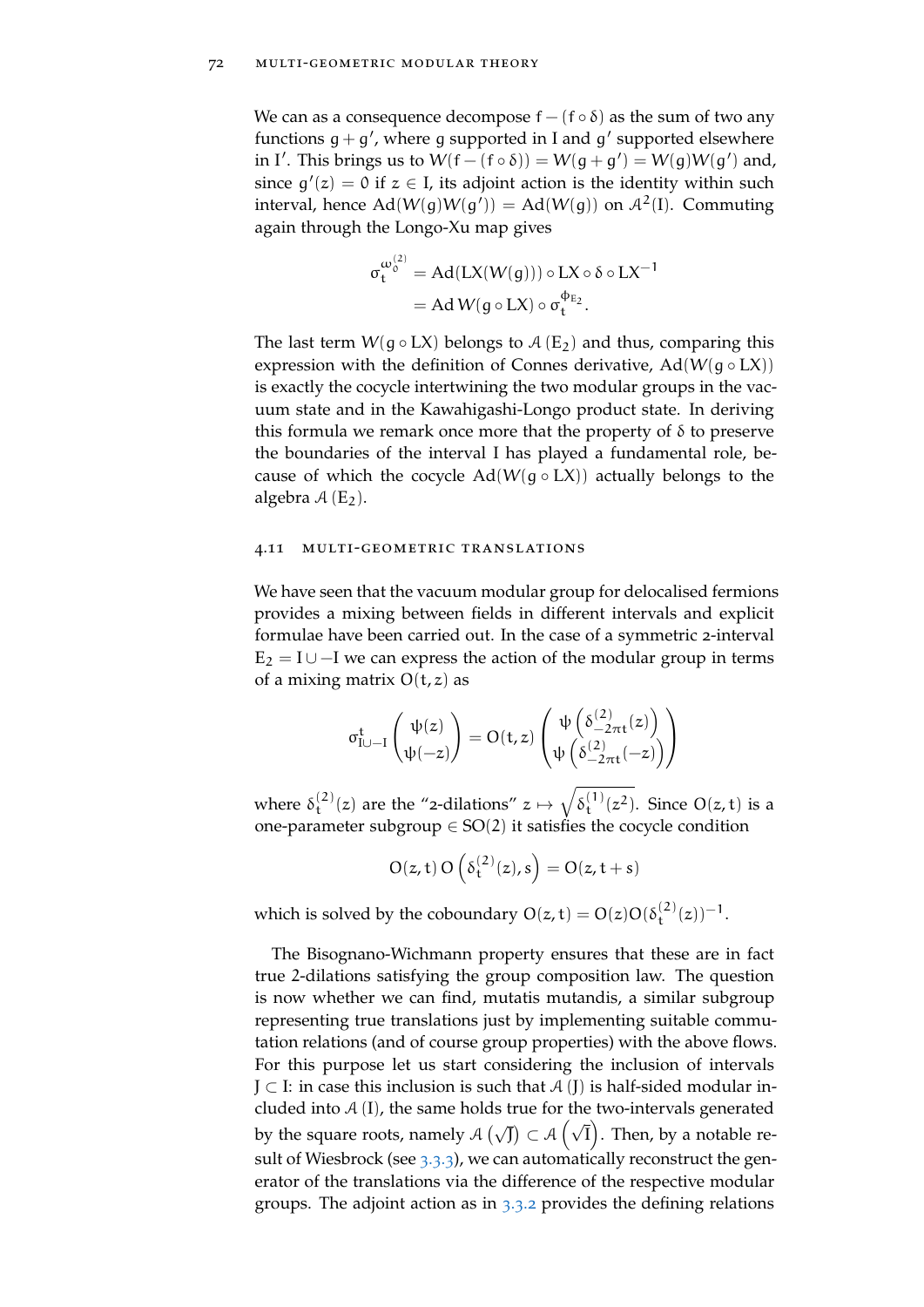We can as a consequence decompose $f - (f \circ \delta)$ as the sum of two any functions $g + g'$, where $g$ supported in I and $g'$ supported elsewhere in $I'$. This brings us to $W(f - (f \circ \delta)) = W(g + g') = W(g)W(g')$ and, since $g'(z) = 0$ if $z \in I$, its adjoint action is the identity within such interval, hence $\mathrm{Ad}(W(g)W(g')) = \mathrm{Ad}(W(g))$ on $\mathcal{A}^2(I)$. Commuting again through the Longo-Xu map gives

$$
\begin{aligned}
\sigma_t^{\omega_0^{(2)}} &= \mathrm{Ad}(\mathrm{LX}(W(g))) \circ \mathrm{LX} \circ \delta \circ \mathrm{LX}^{-1} \\
&= \mathrm{Ad}\, W(g \circ \mathrm{LX}) \circ \sigma_t^{\phi_{E_2}}.
\end{aligned}
$$

The last term $W(g \circ \mathrm{LX})$ belongs to $\mathcal{A}(E_2)$ and thus, comparing this expression with the definition of Connes derivative, $\mathrm{Ad}(W(g \circ \mathrm{LX}))$ is exactly the cocycle intertwining the two modular groups in the vacuum state and in the Kawahigashi-Longo product state. In deriving this formula we remark once more that the property of $\delta$ to preserve the boundaries of the interval I has played a fundamental role, because of which the cocycle $\mathrm{Ad}(W(g \circ \mathrm{LX}))$ actually belongs to the algebra $\mathcal{A}(E_2)$.

## 4.11 Multi-geometric translations

We have seen that the vacuum modular group for delocalised fermions provides a mixing between fields in different intervals and explicit formulae have been carried out. In the case of a symmetric 2-interval $E_2 = I \cup -I$ we can express the action of the modular group in terms of a mixing matrix $O(t, z)$ as

$$
\sigma^t_{I \cup -I} \begin{pmatrix} \psi(z) \\ \psi(-z) \end{pmatrix} = O(t, z) \begin{pmatrix} \psi\left(\delta^{(2)}_{-2\pi t}(z)\right) \\ \psi\left(\delta^{(2)}_{-2\pi t}(-z)\right) \end{pmatrix}
$$

where $\delta^{(2)}_t(z)$ are the "2-dilations" $z \mapsto \sqrt{\delta^{(1)}_t(z^2)}$. Since $O(z, t)$ is a one-parameter subgroup $\in SO(2)$ it satisfies the cocycle condition

$$
O(z, t)\, O\left(\delta^{(2)}_t(z), s\right) = O(z, t + s)
$$

which is solved by the coboundary $O(z, t) = O(z) O(\delta^{(2)}_t(z))^{-1}$.

The Bisognano-Wichmann property ensures that these are in fact true 2-dilations satisfying the group composition law. The question is now whether we can find, mutatis mutandis, a similar subgroup representing true translations just by implementing suitable commutation relations (and of course group properties) with the above flows. For this purpose let us start considering the inclusion of intervals $J \subset I$: in case this inclusion is such that $\mathcal{A}(J)$ is half-sided modular included into $\mathcal{A}(I)$, the same holds true for the two-intervals generated by the square roots, namely $\mathcal{A}\left(\sqrt{J}\right) \subset \mathcal{A}\left(\sqrt{I}\right)$. Then, by a notable result of Wiesbrock (see 3.3.3), we can automatically reconstruct the generator of the translations via the difference of the respective modular groups. The adjoint action as in 3.3.2 provides the defining relations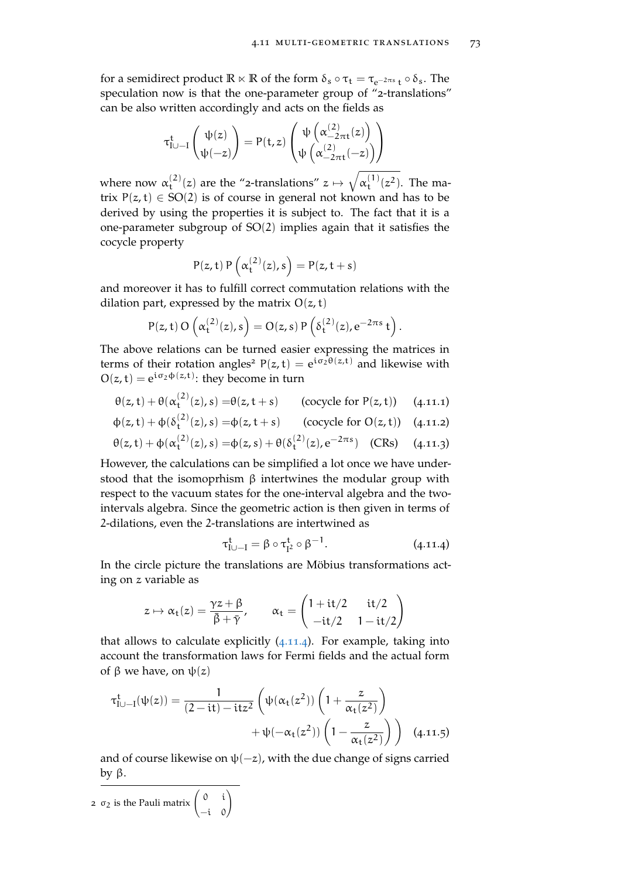for a semidirect product $\mathbb{R} \ltimes \mathbb{R}$ of the form $\delta_s \circ \tau_t = \tau_{e^{-2\pi s}\, t} \circ \delta_s$. The speculation now is that the one-parameter group of "2-translations" can be also written accordingly and acts on the fields as

$$\tau^t_{I \cup -I} \begin{pmatrix} \psi(z) \\ \psi(-z) \end{pmatrix} = P(t,z) \begin{pmatrix} \psi\left(\alpha^{(2)}_{-2\pi t}(z)\right) \\ \psi\left(\alpha^{(2)}_{-2\pi t}(-z)\right) \end{pmatrix}$$

where now $\alpha^{(2)}_t(z)$ are the "2-translations" $z \mapsto \sqrt{\alpha^{(1)}_t(z^2)}$. The matrix $P(z,t) \in SO(2)$ is of course in general not known and has to be derived by using the properties it is subject to. The fact that it is a one-parameter subgroup of $SO(2)$ implies again that it satisfies the cocycle property

$$P(z,t)\, P\left(\alpha^{(2)}_t(z), s\right) = P(z, t+s)$$

and moreover it has to fulfill correct commutation relations with the dilation part, expressed by the matrix $O(z,t)$

$$P(z,t)\, O\left(\alpha^{(2)}_t(z), s\right) = O(z,s)\, P\left(\delta^{(2)}_t(z), e^{-2\pi s}\, t\right).$$

The above relations can be turned easier expressing the matrices in terms of their rotation angles[2] $P(z,t) = e^{i\sigma_2 \theta(z,t)}$ and likewise with $O(z,t) = e^{i\sigma_2 \phi(z,t)}$: they become in turn

$$\theta(z,t) + \theta(\alpha^{(2)}_t(z), s) = \theta(z, t+s) \qquad \text{(cocycle for } P(z,t)\text{)} \qquad (4.11.1)$$

$$\phi(z,t) + \phi(\delta^{(2)}_t(z), s) = \phi(z, t+s) \qquad \text{(cocycle for } O(z,t)\text{)} \qquad (4.11.2)$$

$$\theta(z,t) + \phi(\alpha^{(2)}_t(z), s) = \phi(z,s) + \theta(\delta^{(2)}_t(z), e^{-2\pi s}) \quad \text{(CRs)} \qquad (4.11.3)$$

However, the calculations can be simplified a lot once we have understood that the isomoprhism $\beta$ intertwines the modular group with respect to the vacuum states for the one-interval algebra and the two-intervals algebra. Since the geometric action is then given in terms of 2-dilations, even the 2-translations are intertwined as

$$\tau^t_{I \cup -I} = \beta \circ \tau^t_{I^2} \circ \beta^{-1}. \qquad (4.11.4)$$

In the circle picture the translations are Möbius transformations acting on $z$ variable as

$$z \mapsto \alpha_t(z) = \frac{\gamma z + \beta}{\bar{\beta} + \bar{\gamma}}, \qquad \alpha_t = \begin{pmatrix} 1 + it/2 & it/2 \\ -it/2 & 1 - it/2 \end{pmatrix}$$

that allows to calculate explicitly (4.11.4). For example, taking into account the transformation laws for Fermi fields and the actual form of $\beta$ we have, on $\psi(z)$

$$\tau^t_{I \cup -I}(\psi(z)) = \frac{1}{(2 - it) - itz^2} \left( \psi(\alpha_t(z^2)) \left(1 + \frac{z}{\alpha_t(z^2)}\right) + \psi(-\alpha_t(z^2)) \left(1 - \frac{z}{\alpha_t(z^2)}\right) \right) \quad (4.11.5)$$

and of course likewise on $\psi(-z)$, with the due change of signs carried by $\beta$.

[2] $\sigma_2$ is the Pauli matrix $\begin{pmatrix} 0 & i \\ -i & 0 \end{pmatrix}$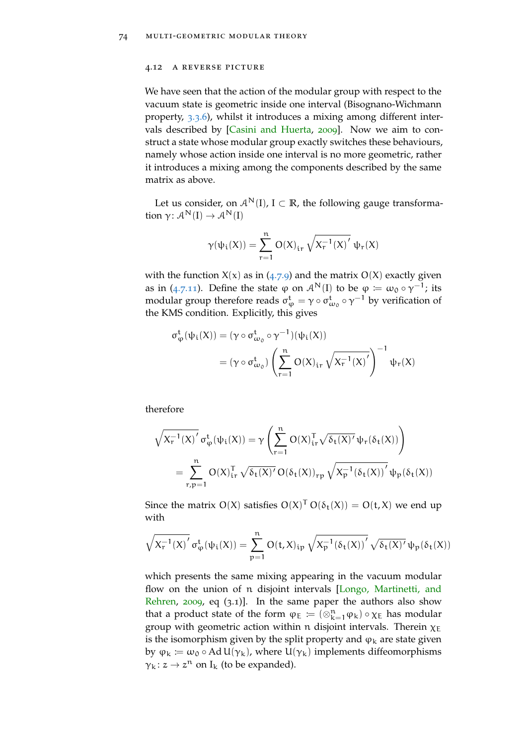## 4.12 A reverse picture

We have seen that the action of the modular group with respect to the vacuum state is geometric inside one interval (Bisognano-Wichmann property, 3.3.6), whilst it introduces a mixing among different intervals described by [Casini and Huerta, 2009]. Now we aim to construct a state whose modular group exactly switches these behaviours, namely whose action inside one interval is no more geometric, rather it introduces a mixing among the components described by the same matrix as above.

Let us consider, on $\mathcal{A}^N(I)$, $I \subset \mathbb{R}$, the following gauge transformation $\gamma\colon \mathcal{A}^N(I) \to \mathcal{A}^N(I)$

$$\gamma(\psi_i(X)) = \sum_{r=1}^{n} O(X)_{ir} \sqrt{X_r^{-1}(X)'}\, \psi_r(X)$$

with the function $X(x)$ as in (4.7.9) and the matrix $O(X)$ exactly given as in (4.7.11). Define the state $\varphi$ on $\mathcal{A}^N(I)$ to be $\varphi \coloneqq \omega_0 \circ \gamma^{-1}$; its modular group therefore reads $\sigma^t_\varphi = \gamma \circ \sigma^t_{\omega_0} \circ \gamma^{-1}$ by verification of the KMS condition. Explicitly, this gives

$$\begin{aligned}
\sigma^t_\varphi(\psi_i(X)) &= (\gamma \circ \sigma^t_{\omega_0} \circ \gamma^{-1})(\psi_i(X)) \\
&= (\gamma \circ \sigma^t_{\omega_0}) \left( \sum_{r=1}^{n} O(X)_{ir} \sqrt{X_r^{-1}(X)'} \right)^{-1} \psi_r(X)
\end{aligned}$$

therefore

$$\begin{aligned}
\sqrt{X_r^{-1}(X)'}\, \sigma^t_\varphi(\psi_i(X)) &= \gamma \left( \sum_{r=1}^{n} O(X)^T_{ir} \sqrt{\delta_t(X)'}\, \psi_r(\delta_t(X)) \right) \\
&= \sum_{r,p=1}^{n} O(X)^T_{ir} \sqrt{\delta_t(X)'}\, O(\delta_t(X))_{rp} \sqrt{X_p^{-1}(\delta_t(X))'}\, \psi_p(\delta_t(X))
\end{aligned}$$

Since the matrix $O(X)$ satisfies $O(X)^T\, O(\delta_t(X)) = O(t, X)$ we end up with

$$\sqrt{X_r^{-1}(X)'}\, \sigma^t_\varphi(\psi_i(X)) = \sum_{p=1}^{n} O(t,X)_{ip} \sqrt{X_p^{-1}(\delta_t(X))'} \sqrt{\delta_t(X)'}\, \psi_p(\delta_t(X))$$

which presents the same mixing appearing in the vacuum modular flow on the union of $n$ disjoint intervals [Longo, Martinetti, and Rehren, 2009, eq (3.1)]. In the same paper the authors also show that a product state of the form $\varphi_E \coloneqq (\otimes_{k=1}^{n} \varphi_k) \circ \chi_E$ has modular group with geometric action within $n$ disjoint intervals. Therein $\chi_E$ is the isomorphism given by the split property and $\varphi_k$ are state given by $\varphi_k \coloneqq \omega_0 \circ \mathrm{Ad}\, U(\gamma_k)$, where $U(\gamma_k)$ implements diffeomorphisms $\gamma_k\colon z \to z^n$ on $I_k$ (to be expanded).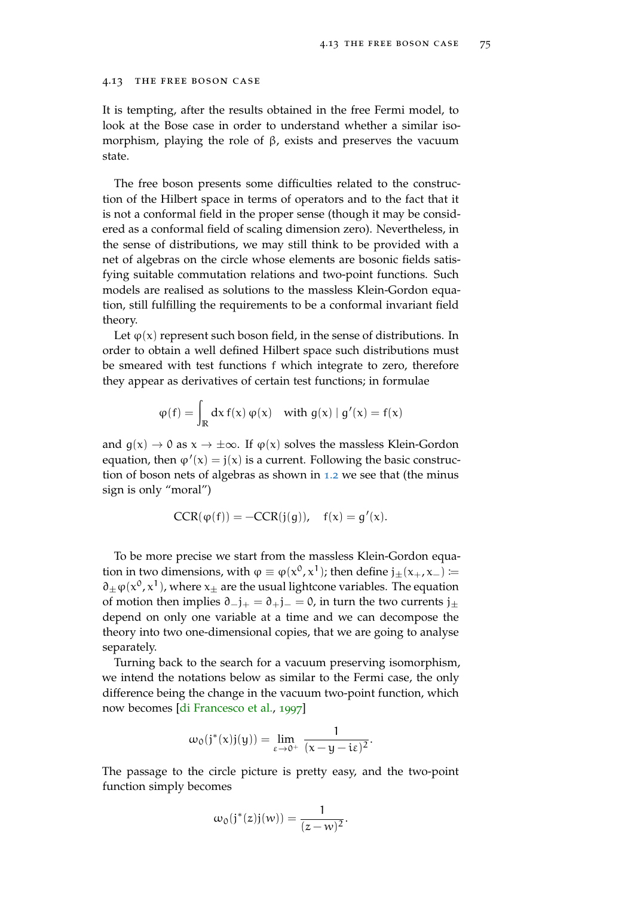## 4.13 The free boson case

It is tempting, after the results obtained in the free Fermi model, to look at the Bose case in order to understand whether a similar isomorphism, playing the role of $\beta$, exists and preserves the vacuum state.

The free boson presents some difficulties related to the construction of the Hilbert space in terms of operators and to the fact that it is not a conformal field in the proper sense (though it may be considered as a conformal field of scaling dimension zero). Nevertheless, in the sense of distributions, we may still think to be provided with a net of algebras on the circle whose elements are bosonic fields satisfying suitable commutation relations and two-point functions. Such models are realised as solutions to the massless Klein-Gordon equation, still fulfilling the requirements to be a conformal invariant field theory.

Let $\varphi(x)$ represent such boson field, in the sense of distributions. In order to obtain a well defined Hilbert space such distributions must be smeared with test functions $f$ which integrate to zero, therefore they appear as derivatives of certain test functions; in formulae

$$\varphi(f) = \int_{\mathbb{R}} dx\, f(x)\, \varphi(x) \quad \text{with } g(x) \mid g'(x) = f(x)$$

and $g(x) \to 0$ as $x \to \pm\infty$. If $\varphi(x)$ solves the massless Klein-Gordon equation, then $\varphi'(x) = j(x)$ is a current. Following the basic construction of boson nets of algebras as shown in 1.2 we see that (the minus sign is only "moral")

$$\mathrm{CCR}(\varphi(f)) = -\mathrm{CCR}(j(g)), \quad f(x) = g'(x).$$

To be more precise we start from the massless Klein-Gordon equation in two dimensions, with $\varphi \equiv \varphi(x^0, x^1)$; then define $j_\pm(x_+, x_-) := \partial_\pm \varphi(x^0, x^1)$, where $x_\pm$ are the usual lightcone variables. The equation of motion then implies $\partial_- j_+ = \partial_+ j_- = 0$, in turn the two currents $j_\pm$ depend on only one variable at a time and we can decompose the theory into two one-dimensional copies, that we are going to analyse separately.

Turning back to the search for a vacuum preserving isomorphism, we intend the notations below as similar to the Fermi case, the only difference being the change in the vacuum two-point function, which now becomes [di Francesco et al., 1997]

$$\omega_0(j^*(x)j(y)) = \lim_{\varepsilon \to 0^+} \frac{1}{(x - y - i\varepsilon)^2}.$$

The passage to the circle picture is pretty easy, and the two-point function simply becomes

$$\omega_0(j^*(z)j(w)) = \frac{1}{(z - w)^2}.$$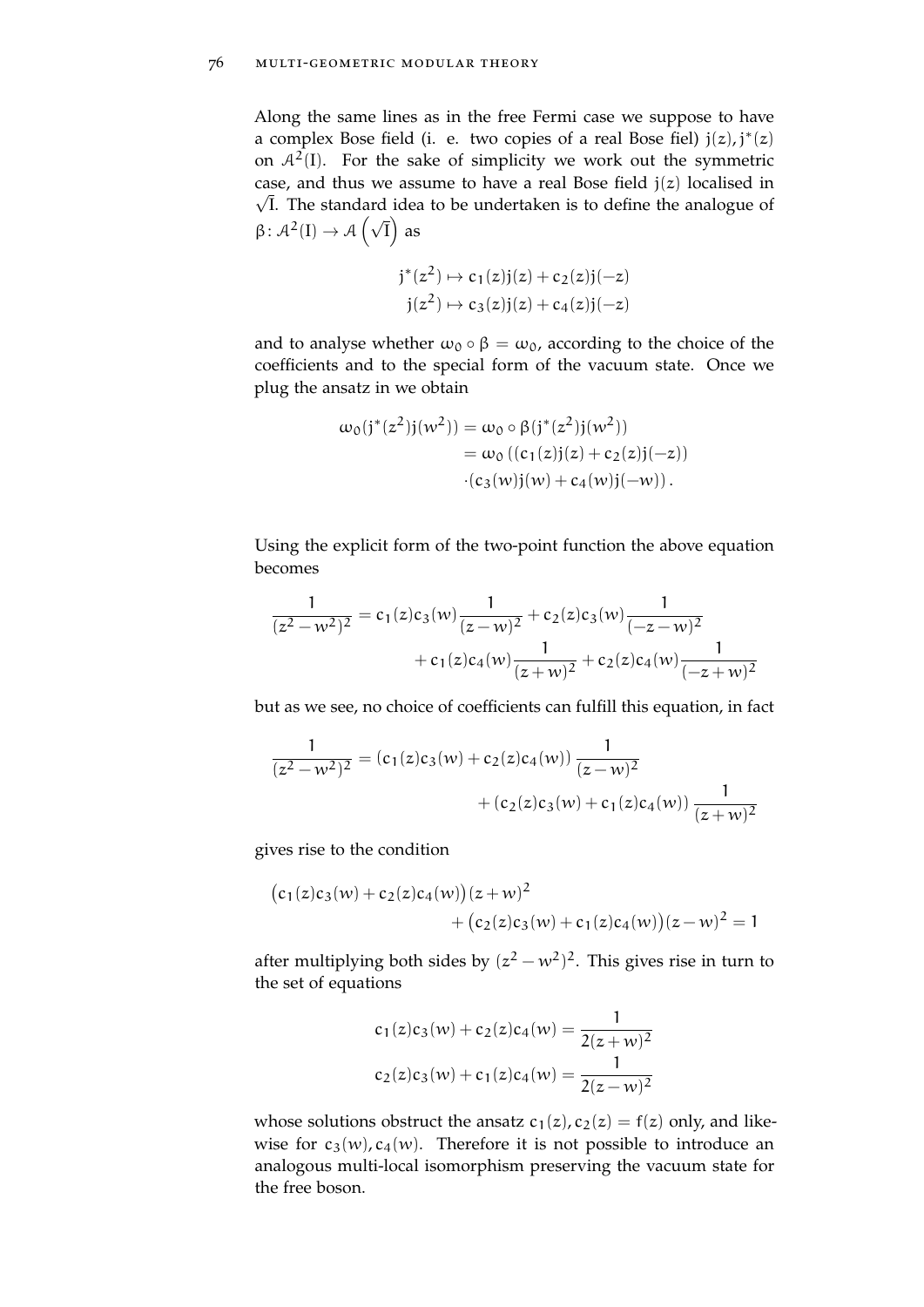Along the same lines as in the free Fermi case we suppose to have a complex Bose field (i. e. two copies of a real Bose fiel) $j(z), j^*(z)$ on $\mathcal{A}^2(I)$. For the sake of simplicity we work out the symmetric case, and thus we assume to have a real Bose field $j(z)$ localised in $\sqrt{I}$. The standard idea to be undertaken is to define the analogue of $\beta\colon \mathcal{A}^2(I) \to \mathcal{A}\left(\sqrt{I}\right)$ as

$$
\begin{aligned}
j^*(z^2) &\mapsto c_1(z)j(z) + c_2(z)j(-z) \\
j(z^2) &\mapsto c_3(z)j(z) + c_4(z)j(-z)
\end{aligned}
$$

and to analyse whether $\omega_0 \circ \beta = \omega_0$, according to the choice of the coefficients and to the special form of the vacuum state. Once we plug the ansatz in we obtain

$$
\begin{aligned}
\omega_0(j^*(z^2)j(w^2)) &= \omega_0 \circ \beta(j^*(z^2)j(w^2)) \\
&= \omega_0\left((c_1(z)j(z) + c_2(z)j(-z))\right. \\
&\quad \left.\cdot (c_3(w)j(w) + c_4(w)j(-w)\right).
\end{aligned}
$$

Using the explicit form of the two-point function the above equation becomes

$$
\begin{aligned}
\frac{1}{(z^2-w^2)^2} &= c_1(z)c_3(w)\frac{1}{(z-w)^2} + c_2(z)c_3(w)\frac{1}{(-z-w)^2} \\
&\quad + c_1(z)c_4(w)\frac{1}{(z+w)^2} + c_2(z)c_4(w)\frac{1}{(-z+w)^2}
\end{aligned}
$$

but as we see, no choice of coefficients can fulfill this equation, in fact

$$
\begin{aligned}
\frac{1}{(z^2-w^2)^2} &= \left(c_1(z)c_3(w) + c_2(z)c_4(w)\right)\frac{1}{(z-w)^2} \\
&\quad + \left(c_2(z)c_3(w) + c_1(z)c_4(w)\right)\frac{1}{(z+w)^2}
\end{aligned}
$$

gives rise to the condition

$$
\begin{aligned}
&\big(c_1(z)c_3(w) + c_2(z)c_4(w)\big)(z+w)^2 \\
&\qquad + \big(c_2(z)c_3(w) + c_1(z)c_4(w)\big)(z-w)^2 = 1
\end{aligned}
$$

after multiplying both sides by $(z^2-w^2)^2$. This gives rise in turn to the set of equations

$$
\begin{aligned}
c_1(z)c_3(w) + c_2(z)c_4(w) &= \frac{1}{2(z+w)^2} \\
c_2(z)c_3(w) + c_1(z)c_4(w) &= \frac{1}{2(z-w)^2}
\end{aligned}
$$

whose solutions obstruct the ansatz $c_1(z), c_2(z) = f(z)$ only, and likewise for $c_3(w), c_4(w)$. Therefore it is not possible to introduce an analogous multi-local isomorphism preserving the vacuum state for the free boson.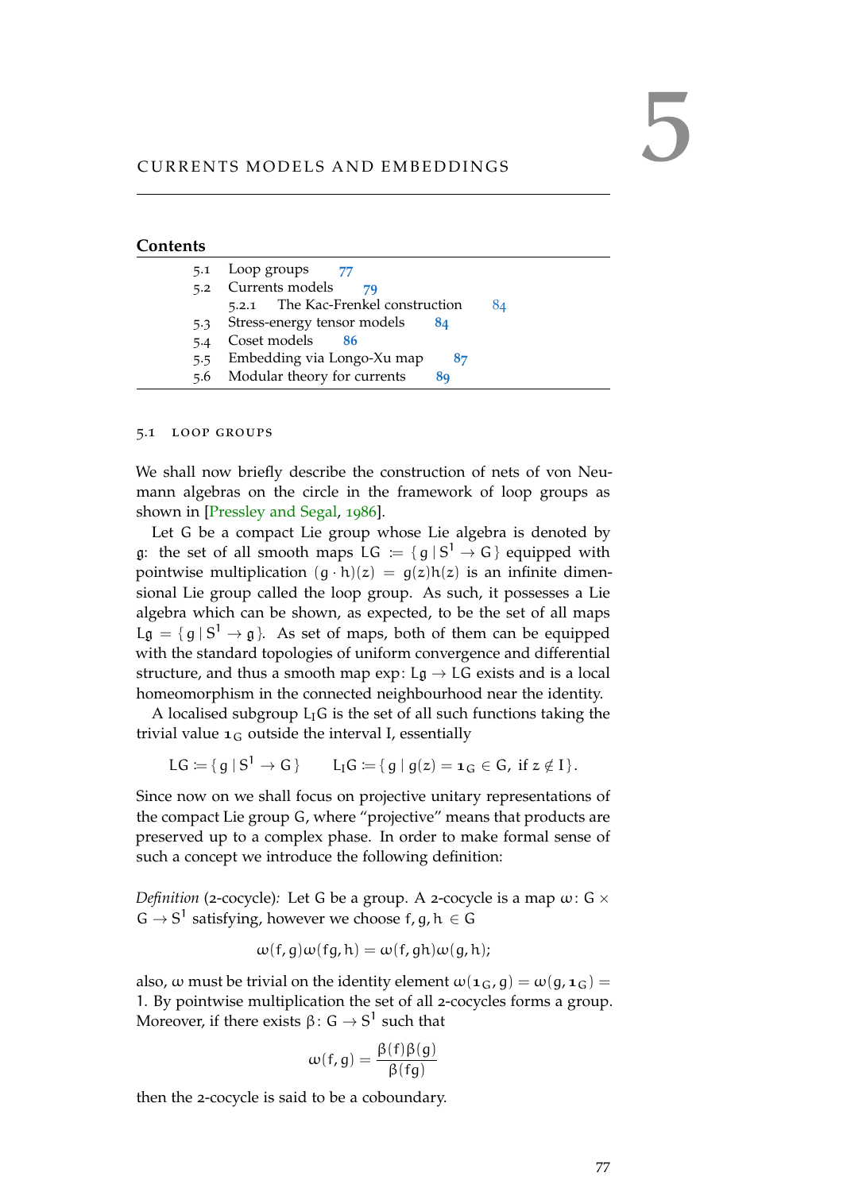# 5 CURRENTS MODELS AND EMBEDDINGS

## Contents

| | | |
|---|---|---|
| 5.1 | Loop groups | 77 |
| 5.2 | Currents models | 79 |
| 5.2.1 | The Kac-Frenkel construction | 84 |
| 5.3 | Stress-energy tensor models | 84 |
| 5.4 | Coset models | 86 |
| 5.5 | Embedding via Longo-Xu map | 87 |
| 5.6 | Modular theory for currents | 89 |

## 5.1 LOOP GROUPS

We shall now briefly describe the construction of nets of von Neumann algebras on the circle in the framework of loop groups as shown in [Pressley and Segal, 1986].

Let $G$ be a compact Lie group whose Lie algebra is denoted by $\mathfrak{g}$: the set of all smooth maps $LG := \{ g \mid S^1 \to G \}$ equipped with pointwise multiplication $(g \cdot h)(z) = g(z)h(z)$ is an infinite dimensional Lie group called the loop group. As such, it possesses a Lie algebra which can be shown, as expected, to be the set of all maps $L\mathfrak{g} = \{ g \mid S^1 \to \mathfrak{g} \}$. As set of maps, both of them can be equipped with the standard topologies of uniform convergence and differential structure, and thus a smooth map $\exp\colon L\mathfrak{g} \to LG$ exists and is a local homeomorphism in the connected neighbourhood near the identity.

A localised subgroup $L_I G$ is the set of all such functions taking the trivial value $\mathbf{1}_G$ outside the interval $I$, essentially

$$LG := \{ g \mid S^1 \to G \} \qquad L_I G := \{ g \mid g(z) = \mathbf{1}_G \in G, \text{ if } z \notin I \}.$$

Since now on we shall focus on projective unitary representations of the compact Lie group $G$, where "projective" means that products are preserved up to a complex phase. In order to make formal sense of such a concept we introduce the following definition:

*Definition* (2-cocycle)*:* Let $G$ be a group. A 2-cocycle is a map $\omega\colon G \times G \to S^1$ satisfying, however we choose $f, g, h \in G$

$$\omega(f,g)\omega(fg,h) = \omega(f,gh)\omega(g,h);$$

also, $\omega$ must be trivial on the identity element $\omega(\mathbf{1}_G, g) = \omega(g, \mathbf{1}_G) = 1$. By pointwise multiplication the set of all 2-cocycles forms a group. Moreover, if there exists $\beta\colon G \to S^1$ such that

$$\omega(f,g) = \frac{\beta(f)\beta(g)}{\beta(fg)}$$

then the 2-cocycle is said to be a coboundary.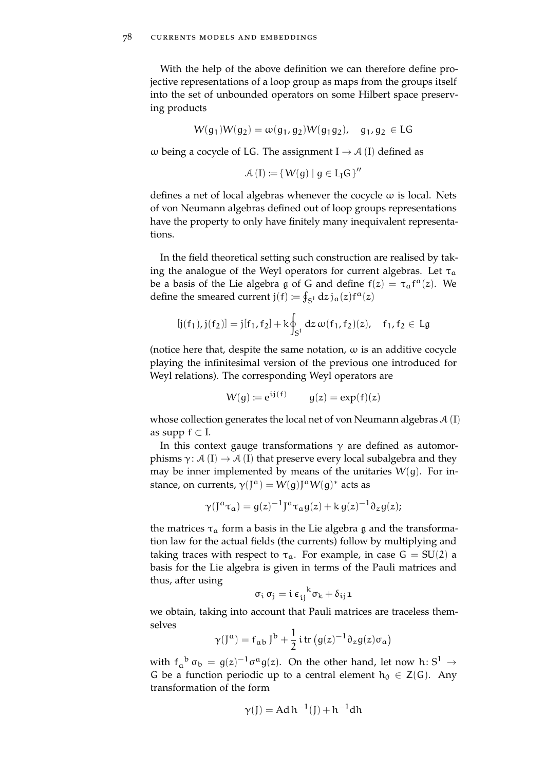With the help of the above definition we can therefore define projective representations of a loop group as maps from the groups itself into the set of unbounded operators on some Hilbert space preserving products

$$W(g_1)W(g_2) = \omega(g_1, g_2)W(g_1 g_2), \quad g_1, g_2 \in LG$$

$\omega$ being a cocycle of $LG$. The assignment $I \to \mathcal{A}(I)$ defined as

$$\mathcal{A}(I) := \{ W(g) \mid g \in L_I G \}''$$

defines a net of local algebras whenever the cocycle $\omega$ is local. Nets of von Neumann algebras defined out of loop groups representations have the property to only have finitely many inequivalent representations.

In the field theoretical setting such construction are realised by taking the analogue of the Weyl operators for current algebras. Let $\tau_a$ be a basis of the Lie algebra $\mathfrak{g}$ of $G$ and define $f(z) = \tau_a f^a(z)$. We define the smeared current $j(f) := \oint_{S^1} dz\, j_a(z) f^a(z)$

$$[j(f_1), j(f_2)] = j[f_1, f_2] + k \oint_{S^1} dz\, \omega(f_1, f_2)(z), \quad f_1, f_2 \in L\mathfrak{g}$$

(notice here that, despite the same notation, $\omega$ is an additive cocycle playing the infinitesimal version of the previous one introduced for Weyl relations). The corresponding Weyl operators are

$$W(g) := e^{ij(f)} \qquad g(z) = \exp(f)(z)$$

whose collection generates the local net of von Neumann algebras $\mathcal{A}(I)$ as $\operatorname{supp} f \subset I$.

In this context gauge transformations $\gamma$ are defined as automorphisms $\gamma \colon \mathcal{A}(I) \to \mathcal{A}(I)$ that preserve every local subalgebra and they may be inner implemented by means of the unitaries $W(g)$. For instance, on currents, $\gamma(J^a) = W(g) J^a W(g)^*$ acts as

$$\gamma(J^a \tau_a) = g(z)^{-1} J^a \tau_a g(z) + k\, g(z)^{-1} \partial_z g(z);$$

the matrices $\tau_a$ form a basis in the Lie algebra $\mathfrak{g}$ and the transformation law for the actual fields (the currents) follow by multiplying and taking traces with respect to $\tau_a$. For example, in case $G = SU(2)$ a basis for the Lie algebra is given in terms of the Pauli matrices and thus, after using

$$\sigma_i\, \sigma_j = i\, \epsilon_{ij}{}^{k} \sigma_k + \delta_{ij} \mathbf{1}$$

we obtain, taking into account that Pauli matrices are traceless themselves

$$\gamma(J^a) = f_{ab}\, J^b + \frac{1}{2}\, i \operatorname{tr}\left(g(z)^{-1} \partial_z g(z) \sigma_a\right)$$

with $f_a{}^b\, \sigma_b = g(z)^{-1} \sigma^a g(z)$. On the other hand, let now $h \colon S^1 \to G$ be a function periodic up to a central element $h_0 \in Z(G)$. Any transformation of the form

$$\gamma(J) = \operatorname{Ad} h^{-1}(J) + h^{-1} dh$$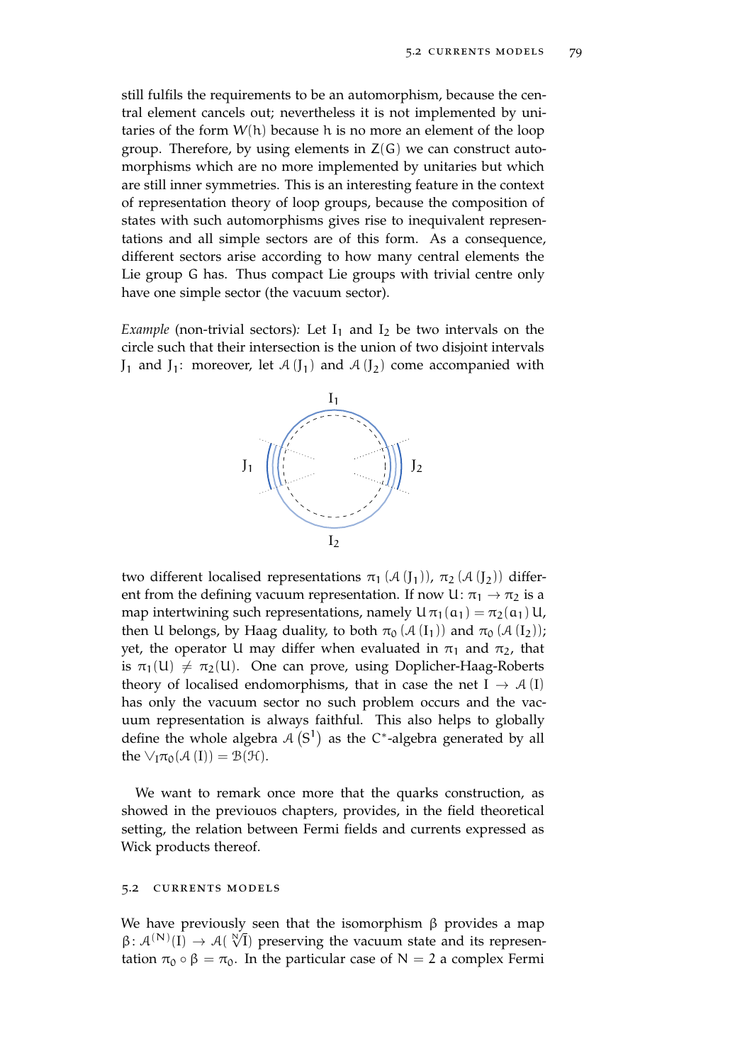still fulfils the requirements to be an automorphism, because the central element cancels out; nevertheless it is not implemented by unitaries of the form $W(h)$ because $h$ is no more an element of the loop group. Therefore, by using elements in $Z(G)$ we can construct automorphisms which are no more implemented by unitaries but which are still inner symmetries. This is an interesting feature in the context of representation theory of loop groups, because the composition of states with such automorphisms gives rise to inequivalent representations and all simple sectors are of this form. As a consequence, different sectors arise according to how many central elements the Lie group $G$ has. Thus compact Lie groups with trivial centre only have one simple sector (the vacuum sector).

*Example* (non-trivial sectors)*:* Let $I_1$ and $I_2$ be two intervals on the circle such that their intersection is the union of two disjoint intervals $J_1$ and $J_1$: moreover, let $\mathcal{A}(J_1)$ and $\mathcal{A}(J_2)$ come accompanied with two different localised representations $\pi_1(\mathcal{A}(J_1))$, $\pi_2(\mathcal{A}(J_2))$ different from the defining vacuum representation. If now $U\colon \pi_1 \to \pi_2$ is a map intertwining such representations, namely $U\pi_1(a_1) = \pi_2(a_1)U$, then $U$ belongs, by Haag duality, to both $\pi_0(\mathcal{A}(I_1))$ and $\pi_0(\mathcal{A}(I_2))$; yet, the operator $U$ may differ when evaluated in $\pi_1$ and $\pi_2$, that is $\pi_1(U) \neq \pi_2(U)$. One can prove, using Doplicher-Haag-Roberts theory of localised endomorphisms, that in case the net $I \to \mathcal{A}(I)$ has only the vacuum sector no such problem occurs and the vacuum representation is always faithful. This also helps to globally define the whole algebra $\mathcal{A}(S^1)$ as the $C^*$-algebra generated by all the $\vee_I \pi_0(\mathcal{A}(I)) = \mathcal{B}(\mathcal{H})$.

We want to remark once more that the quarks construction, as showed in the previouos chapters, provides, in the field theoretical setting, the relation between Fermi fields and currents expressed as Wick products thereof.

## 5.2 Currents models

We have previously seen that the isomorphism $\beta$ provides a map $\beta\colon \mathcal{A}^{(N)}(I) \to \mathcal{A}(\sqrt[N]{I})$ preserving the vacuum state and its representation $\pi_0 \circ \beta = \pi_0$. In the particular case of $N = 2$ a complex Fermi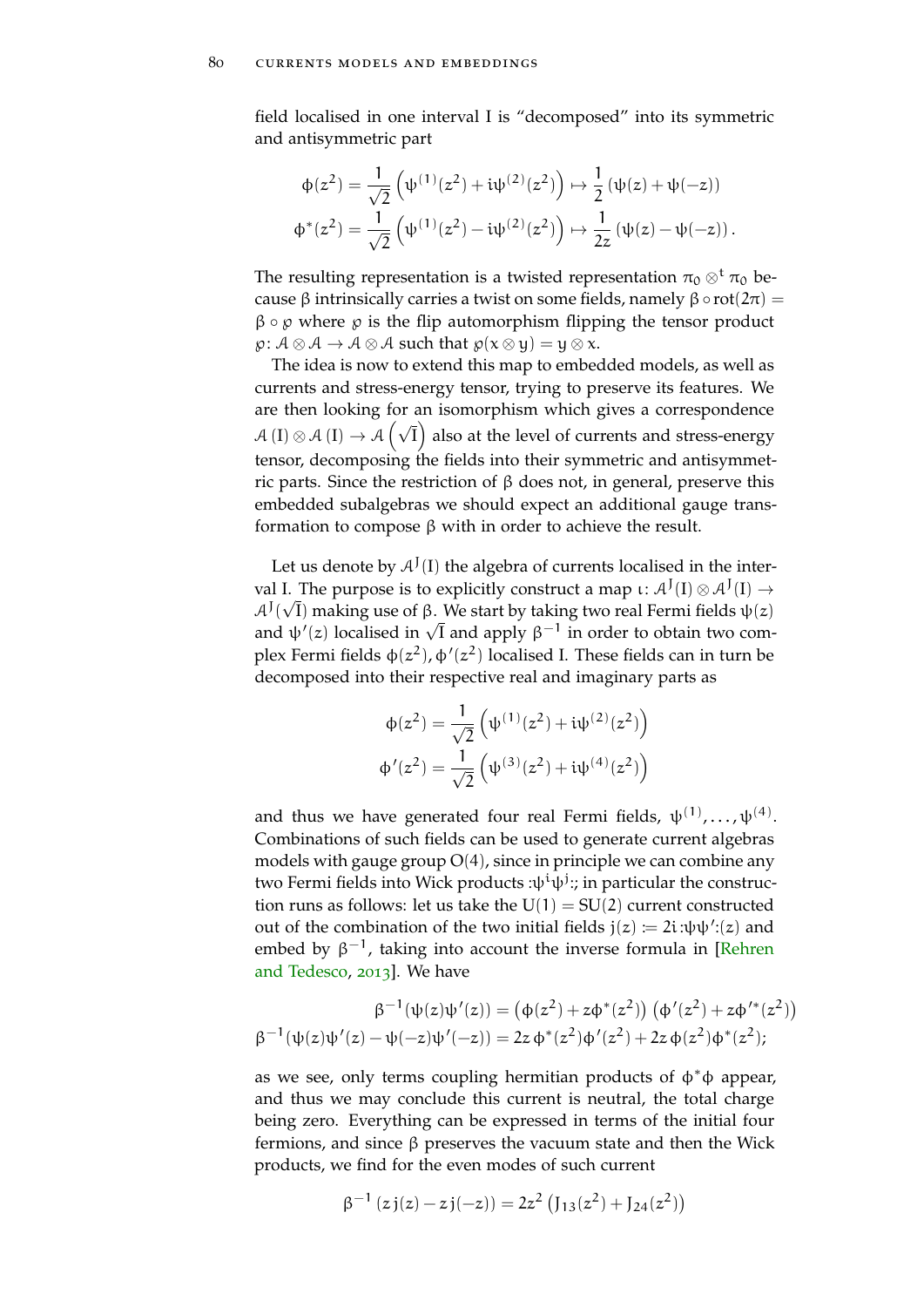field localised in one interval I is "decomposed" into its symmetric and antisymmetric part

$$\phi(z^2) = \frac{1}{\sqrt{2}}\left(\psi^{(1)}(z^2) + i\psi^{(2)}(z^2)\right) \mapsto \frac{1}{2}\left(\psi(z) + \psi(-z)\right)$$
$$\phi^*(z^2) = \frac{1}{\sqrt{2}}\left(\psi^{(1)}(z^2) - i\psi^{(2)}(z^2)\right) \mapsto \frac{1}{2z}\left(\psi(z) - \psi(-z)\right).$$

The resulting representation is a twisted representation $\pi_0 \otimes^t \pi_0$ because $\beta$ intrinsically carries a twist on some fields, namely $\beta \circ \mathrm{rot}(2\pi) = \beta \circ \wp$ where $\wp$ is the flip automorphism flipping the tensor product $\wp\colon \mathcal{A} \otimes \mathcal{A} \to \mathcal{A} \otimes \mathcal{A}$ such that $\wp(x \otimes y) = y \otimes x$.

The idea is now to extend this map to embedded models, as well as currents and stress-energy tensor, trying to preserve its features. We are then looking for an isomorphism which gives a correspondence $\mathcal{A}\left(\mathrm{I}\right) \otimes \mathcal{A}\left(\mathrm{I}\right) \to \mathcal{A}\left(\sqrt{\mathrm{I}}\right)$ also at the level of currents and stress-energy tensor, decomposing the fields into their symmetric and antisymmetric parts. Since the restriction of $\beta$ does not, in general, preserve this embedded subalgebras we should expect an additional gauge transformation to compose $\beta$ with in order to achieve the result.

Let us denote by $\mathcal{A}^J(\mathrm{I})$ the algebra of currents localised in the interval I. The purpose is to explicitly construct a map $\iota\colon \mathcal{A}^J(\mathrm{I}) \otimes \mathcal{A}^J(\mathrm{I}) \to \mathcal{A}^J(\sqrt{\mathrm{I}})$ making use of $\beta$. We start by taking two real Fermi fields $\psi(z)$ and $\psi'(z)$ localised in $\sqrt{\mathrm{I}}$ and apply $\beta^{-1}$ in order to obtain two complex Fermi fields $\phi(z^2), \phi'(z^2)$ localised I. These fields can in turn be decomposed into their respective real and imaginary parts as

$$\phi(z^2) = \frac{1}{\sqrt{2}}\left(\psi^{(1)}(z^2) + i\psi^{(2)}(z^2)\right)$$
$$\phi'(z^2) = \frac{1}{\sqrt{2}}\left(\psi^{(3)}(z^2) + i\psi^{(4)}(z^2)\right)$$

and thus we have generated four real Fermi fields, $\psi^{(1)}, \dots, \psi^{(4)}$. Combinations of such fields can be used to generate current algebras models with gauge group $O(4)$, since in principle we can combine any two Fermi fields into Wick products $:\psi^i\psi^j:$; in particular the construction runs as follows: let us take the $U(1) = SU(2)$ current constructed out of the combination of the two initial fields $j(z) := 2i :\psi\psi':(z)$ and embed by $\beta^{-1}$, taking into account the inverse formula in [Rehren and Tedesco, 2013]. We have

$$\beta^{-1}(\psi(z)\psi'(z)) = \left(\phi(z^2) + z\phi^*(z^2)\right)\left(\phi'(z^2) + z\phi'^*(z^2)\right)$$
$$\beta^{-1}(\psi(z)\psi'(z) - \psi(-z)\psi'(-z)) = 2z\,\phi^*(z^2)\phi'(z^2) + 2z\,\phi(z^2)\phi^*(z^2);$$

as we see, only terms coupling hermitian products of $\phi^*\phi$ appear, and thus we may conclude this current is neutral, the total charge being zero. Everything can be expressed in terms of the initial four fermions, and since $\beta$ preserves the vacuum state and then the Wick products, we find for the even modes of such current

$$\beta^{-1}\left(z\,j(z) - z\,j(-z)\right) = 2z^2\left(J_{13}(z^2) + J_{24}(z^2)\right)$$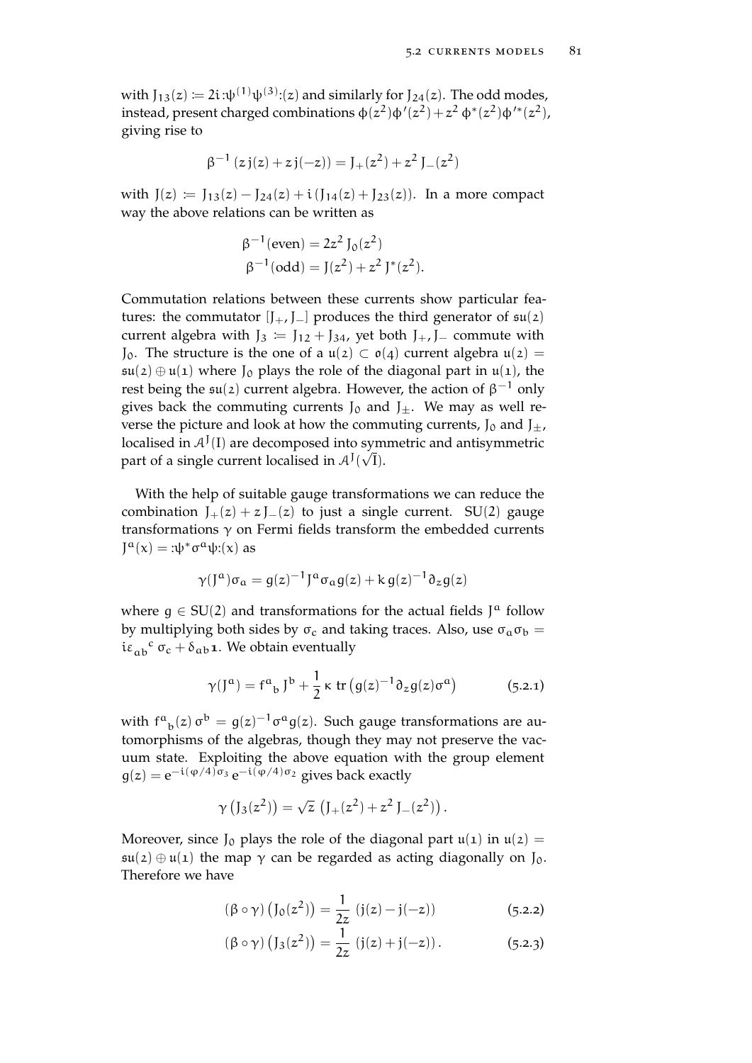with $J_{13}(z) := 2i :\psi^{(1)}\psi^{(3)}:(z)$ and similarly for $J_{24}(z)$. The odd modes, instead, present charged combinations $\phi(z^2)\phi'(z^2) + z^2\, \phi^*(z^2)\phi'^*(z^2)$, giving rise to

$$\beta^{-1}\left(z\, j(z) + z\, j(-z)\right) = J_+(z^2) + z^2\, J_-(z^2)$$

with $J(z) := J_{13}(z) - J_{24}(z) + i\left(J_{14}(z) + J_{23}(z)\right)$. In a more compact way the above relations can be written as

$$\beta^{-1}(\text{even}) = 2z^2\, J_0(z^2)$$
$$\beta^{-1}(\text{odd}) = J(z^2) + z^2\, J^*(z^2).$$

Commutation relations between these currents show particular features: the commutator $[J_+, J_-]$ produces the third generator of $\mathfrak{su}(2)$ current algebra with $J_3 := J_{12} + J_{34}$, yet both $J_+, J_-$ commute with $J_0$. The structure is the one of a $\mathfrak{u}(2) \subset \mathfrak{o}(4)$ current algebra $\mathfrak{u}(2) = \mathfrak{su}(2) \oplus \mathfrak{u}(1)$ where $J_0$ plays the role of the diagonal part in $\mathfrak{u}(1)$, the rest being the $\mathfrak{su}(2)$ current algebra. However, the action of $\beta^{-1}$ only gives back the commuting currents $J_0$ and $J_\pm$. We may as well reverse the picture and look at how the commuting currents, $J_0$ and $J_\pm$, localised in $\mathcal{A}^J(I)$ are decomposed into symmetric and antisymmetric part of a single current localised in $\mathcal{A}^J(\sqrt{I})$.

With the help of suitable gauge transformations we can reduce the combination $J_+(z) + z\, J_-(z)$ to just a single current. SU(2) gauge transformations $\gamma$ on Fermi fields transform the embedded currents $J^a(x) = :\psi^* \sigma^a \psi:(x)$ as

$$\gamma(J^a)\sigma_a = g(z)^{-1} J^a \sigma_a\, g(z) + k\, g(z)^{-1} \partial_z g(z)$$

where $g \in \mathrm{SU}(2)$ and transformations for the actual fields $J^a$ follow by multiplying both sides by $\sigma_c$ and taking traces. Also, use $\sigma_a \sigma_b = i\varepsilon_{ab}{}^{c}\, \sigma_c + \delta_{ab}\mathbf{1}$. We obtain eventually

$$\gamma(J^a) = f^a{}_b\, J^b + \frac{1}{2}\, \kappa\, \mathrm{tr}\left(g(z)^{-1}\partial_z g(z)\sigma^a\right) \tag{5.2.1}$$

with $f^a{}_b(z)\, \sigma^b = g(z)^{-1}\sigma^a g(z)$. Such gauge transformations are automorphisms of the algebras, though they may not preserve the vacuum state. Exploiting the above equation with the group element $g(z) = e^{-i(\varphi/4)\sigma_3}\, e^{-i(\varphi/4)\sigma_2}$ gives back exactly

$$\gamma\left(J_3(z^2)\right) = \sqrt{z}\, \left(J_+(z^2) + z^2\, J_-(z^2)\right).$$

Moreover, since $J_0$ plays the role of the diagonal part $\mathfrak{u}(1)$ in $\mathfrak{u}(2) = \mathfrak{su}(2) \oplus \mathfrak{u}(1)$ the map $\gamma$ can be regarded as acting diagonally on $J_0$. Therefore we have

$$(\beta \circ \gamma)\left(J_0(z^2)\right) = \frac{1}{2z}\, \left(j(z) - j(-z)\right) \tag{5.2.2}$$

$$(\beta \circ \gamma)\left(J_3(z^2)\right) = \frac{1}{2z}\, \left(j(z) + j(-z)\right). \tag{5.2.3}$$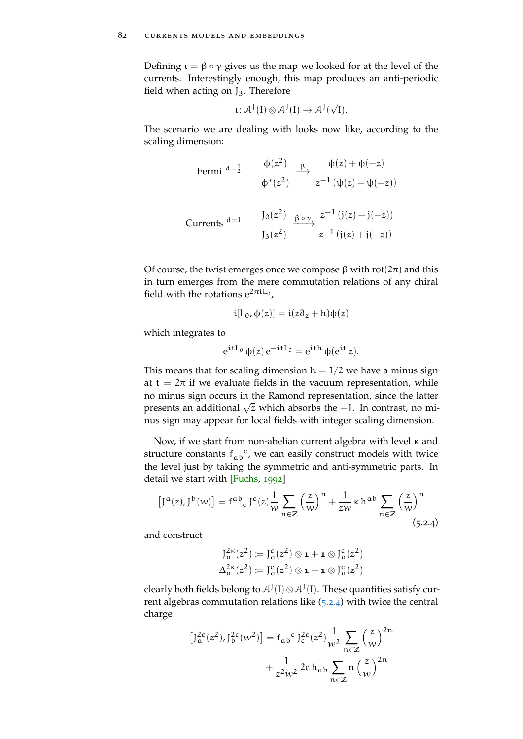Defining $\iota = \beta \circ \gamma$ gives us the map we looked for at the level of the currents. Interestingly enough, this map produces an anti-periodic field when acting on $J_3$. Therefore

$$\iota \colon \mathcal{A}^J(I) \otimes \mathcal{A}^J(I) \to \mathcal{A}^J(\sqrt{I}).$$

The scenario we are dealing with looks now like, according to the scaling dimension:

$$\text{Fermi}^{\;d=\frac{1}{2}} \qquad \begin{matrix} \phi(z^2) \\ \phi^*(z^2) \end{matrix} \;\xrightarrow{\;\beta\;}\; \begin{matrix} \psi(z) + \psi(-z) \\ z^{-1}\left(\psi(z) - \psi(-z)\right) \end{matrix}$$

$$\text{Currents}^{\;d=1} \qquad \begin{matrix} J_0(z^2) \\ J_3(z^2) \end{matrix} \;\xrightarrow{\;\beta\circ\gamma\;}\; \begin{matrix} z^{-1}\left(j(z) - j(-z)\right) \\ z^{-1}\left(j(z) + j(-z)\right) \end{matrix}$$

Of course, the twist emerges once we compose $\beta$ with $\mathrm{rot}(2\pi)$ and this in turn emerges from the mere commutation relations of any chiral field with the rotations $e^{2\pi i L_0}$,

$$i[L_0, \phi(z)] = i(z\partial_z + h)\phi(z)$$

which integrates to

$$e^{itL_0}\,\phi(z)\,e^{-itL_0} = e^{ith}\,\phi(e^{it}\,z).$$

This means that for scaling dimension $h = 1/2$ we have a minus sign at $t = 2\pi$ if we evaluate fields in the vacuum representation, while no minus sign occurs in the Ramond representation, since the latter presents an additional $\sqrt{z}$ which absorbs the $-1$. In contrast, no minus sign may appear for local fields with integer scaling dimension.

Now, if we start from non-abelian current algebra with level $\kappa$ and structure constants ${f_{ab}}^c$, we can easily construct models with twice the level just by taking the symmetric and anti-symmetric parts. In detail we start with [Fuchs, 1992]

$$\left[J^a(z), J^b(w)\right] = {f^{ab}}_c\, J^c(z)\frac{1}{w}\sum_{n\in\mathbb{Z}}\left(\frac{z}{w}\right)^n + \frac{1}{zw}\,\kappa\, h^{ab}\sum_{n\in\mathbb{Z}}\left(\frac{z}{w}\right)^n \tag{5.2.4}$$

and construct

$$\begin{aligned} J_a^{2\kappa}(z^2) &:= J_a^c(z^2)\otimes \mathbf{1} + \mathbf{1}\otimes J_a^c(z^2) \\ \Delta_a^{2\kappa}(z^2) &:= J_a^c(z^2)\otimes \mathbf{1} - \mathbf{1}\otimes J_a^c(z^2) \end{aligned}$$

clearly both fields belong to $\mathcal{A}^J(I)\otimes\mathcal{A}^J(I)$. These quantities satisfy current algebras commutation relations like (5.2.4) with twice the central charge

$$\begin{aligned} \left[J_a^{2c}(z^2), J_b^{2c}(w^2)\right] = {f_{ab}}^c\, J_c^{2c}(z^2)\frac{1}{w^2}\sum_{n\in\mathbb{Z}}\left(\frac{z}{w}\right)^{2n} \\ + \frac{1}{z^2w^2}\,2c\, h_{ab}\sum_{n\in\mathbb{Z}} n\left(\frac{z}{w}\right)^{2n} \end{aligned}$$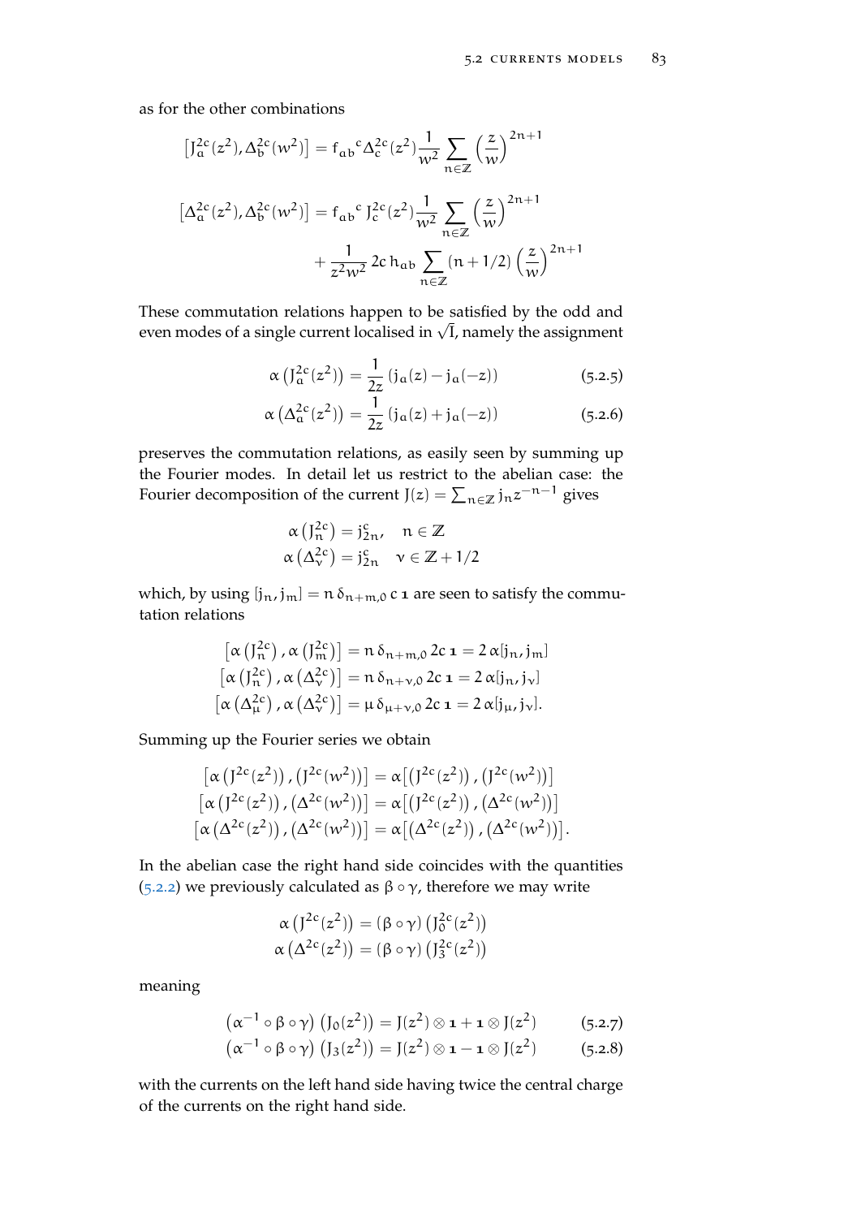as for the other combinations

$$\left[J^{2c}_a(z^2), \Delta^{2c}_b(w^2)\right] = f_{ab}{}^c \Delta^{2c}_c(z^2) \frac{1}{w^2} \sum_{n\in\mathbb{Z}} \left(\frac{z}{w}\right)^{2n+1}$$

$$\left[\Delta^{2c}_a(z^2), \Delta^{2c}_b(w^2)\right] = f_{ab}{}^c\, J^{2c}_c(z^2) \frac{1}{w^2} \sum_{n\in\mathbb{Z}} \left(\frac{z}{w}\right)^{2n+1} + \frac{1}{z^2 w^2}\, 2c\, h_{ab} \sum_{n\in\mathbb{Z}} (n+1/2) \left(\frac{z}{w}\right)^{2n+1}$$

These commutation relations happen to be satisfied by the odd and even modes of a single current localised in $\sqrt{I}$, namely the assignment

$$\alpha\left(J^{2c}_a(z^2)\right) = \frac{1}{2z}\left(j_a(z) - j_a(-z)\right) \tag{5.2.5}$$

$$\alpha\left(\Delta^{2c}_a(z^2)\right) = \frac{1}{2z}\left(j_a(z) + j_a(-z)\right) \tag{5.2.6}$$

preserves the commutation relations, as easily seen by summing up the Fourier modes. In detail let us restrict to the abelian case: the Fourier decomposition of the current $J(z) = \sum_{n\in\mathbb{Z}} j_n z^{-n-1}$ gives

$$\alpha\left(J^{2c}_n\right) = j^c_{2n}, \quad n \in \mathbb{Z}$$
$$\alpha\left(\Delta^{2c}_\nu\right) = j^c_{2n} \quad \nu \in \mathbb{Z} + 1/2$$

which, by using $[j_n, j_m] = n\,\delta_{n+m,0}\, c\, \mathbf{1}$ are seen to satisfy the commutation relations

$$\left[\alpha\left(J^{2c}_n\right), \alpha\left(J^{2c}_m\right)\right] = n\,\delta_{n+m,0}\, 2c\, \mathbf{1} = 2\,\alpha[j_n, j_m]$$
$$\left[\alpha\left(J^{2c}_n\right), \alpha\left(\Delta^{2c}_\nu\right)\right] = n\,\delta_{n+\nu,0}\, 2c\, \mathbf{1} = 2\,\alpha[j_n, j_\nu]$$
$$\left[\alpha\left(\Delta^{2c}_\mu\right), \alpha\left(\Delta^{2c}_\nu\right)\right] = \mu\,\delta_{\mu+\nu,0}\, 2c\, \mathbf{1} = 2\,\alpha[j_\mu, j_\nu].$$

Summing up the Fourier series we obtain

$$\left[\alpha\left(J^{2c}(z^2)\right), \left(J^{2c}(w^2)\right)\right] = \alpha\left[\left(J^{2c}(z^2)\right), \left(J^{2c}(w^2)\right)\right]$$
$$\left[\alpha\left(J^{2c}(z^2)\right), \left(\Delta^{2c}(w^2)\right)\right] = \alpha\left[\left(J^{2c}(z^2)\right), \left(\Delta^{2c}(w^2)\right)\right]$$
$$\left[\alpha\left(\Delta^{2c}(z^2)\right), \left(\Delta^{2c}(w^2)\right)\right] = \alpha\left[\left(\Delta^{2c}(z^2)\right), \left(\Delta^{2c}(w^2)\right)\right].$$

In the abelian case the right hand side coincides with the quantities (5.2.2) we previously calculated as $\beta \circ \gamma$, therefore we may write

$$\alpha\left(J^{2c}(z^2)\right) = (\beta \circ \gamma)\left(J^{2c}_0(z^2)\right)$$
$$\alpha\left(\Delta^{2c}(z^2)\right) = (\beta \circ \gamma)\left(J^{2c}_3(z^2)\right)$$

meaning

$$\left(\alpha^{-1} \circ \beta \circ \gamma\right)\left(J_0(z^2)\right) = J(z^2) \otimes \mathbf{1} + \mathbf{1} \otimes J(z^2) \tag{5.2.7}$$

$$\left(\alpha^{-1} \circ \beta \circ \gamma\right)\left(J_3(z^2)\right) = J(z^2) \otimes \mathbf{1} - \mathbf{1} \otimes J(z^2) \tag{5.2.8}$$

with the currents on the left hand side having twice the central charge of the currents on the right hand side.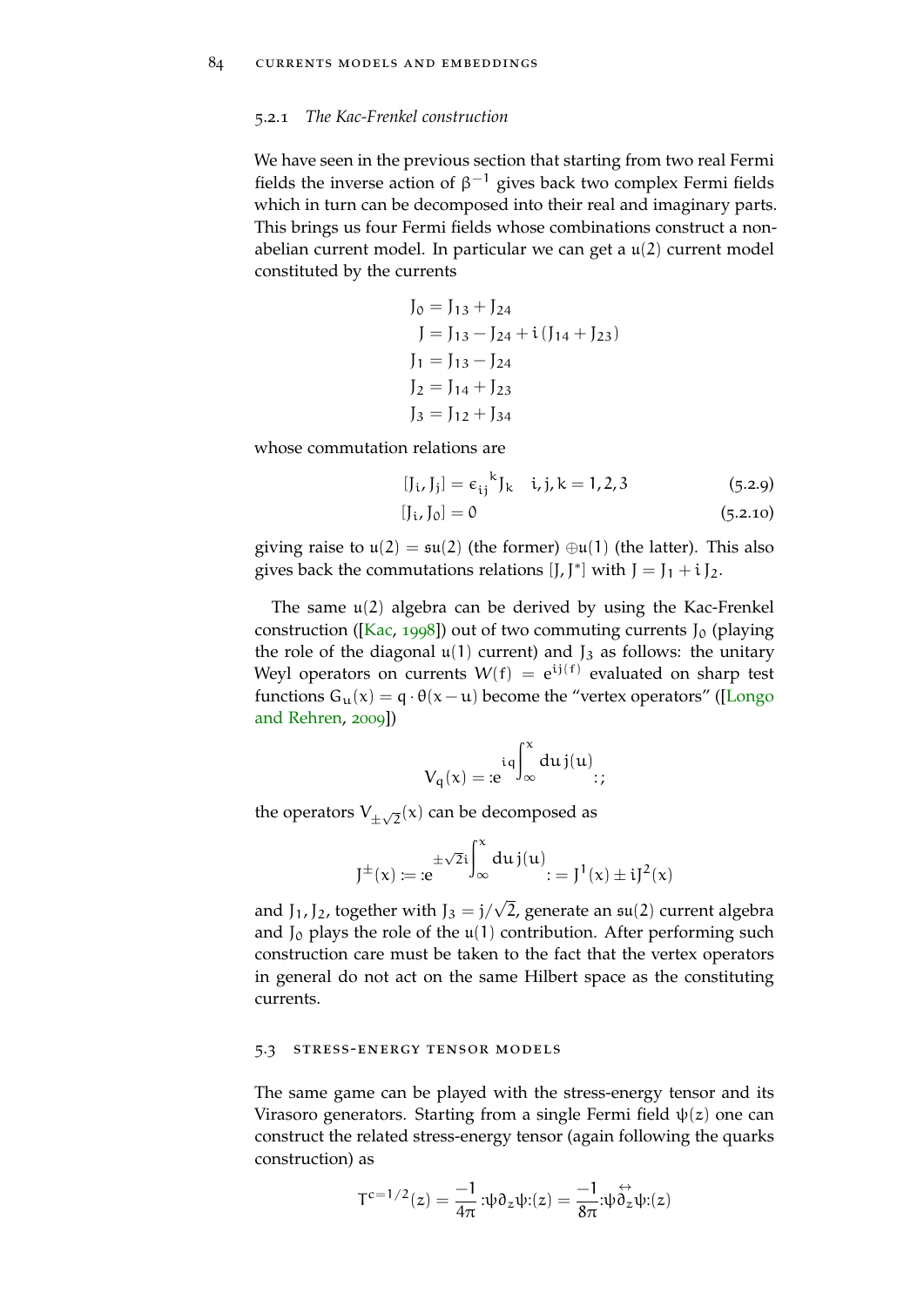### 5.2.1 *The Kac-Frenkel construction*

We have seen in the previous section that starting from two real Fermi fields the inverse action of $\beta^{-1}$ gives back two complex Fermi fields which in turn can be decomposed into their real and imaginary parts. This brings us four Fermi fields whose combinations construct a non-abelian current model. In particular we can get a $\mathfrak{u}(2)$ current model constituted by the currents

$$
\begin{aligned}
J_0 &= J_{13} + J_{24} \\
J &= J_{13} - J_{24} + i\,(J_{14} + J_{23}) \\
J_1 &= J_{13} - J_{24} \\
J_2 &= J_{14} + J_{23} \\
J_3 &= J_{12} + J_{34}
\end{aligned}
$$

whose commutation relations are

$$
[J_i, J_j] = \epsilon_{ij}{}^{k} J_k \quad i,j,k = 1,2,3 \tag{5.2.9}
$$

$$
[J_i, J_0] = 0 \tag{5.2.10}
$$

giving raise to $\mathfrak{u}(2) = \mathfrak{su}(2)$ (the former) $\oplus\mathfrak{u}(1)$ (the latter). This also gives back the commutations relations $[J, J^*]$ with $J = J_1 + i\,J_2$.

The same $\mathfrak{u}(2)$ algebra can be derived by using the Kac-Frenkel construction ([Kac, 1998]) out of two commuting currents $J_0$ (playing the role of the diagonal $\mathfrak{u}(1)$ current) and $J_3$ as follows: the unitary Weyl operators on currents $W(f) = e^{ij(f)}$ evaluated on sharp test functions $G_u(x) = q \cdot \theta(x-u)$ become the "vertex operators" ([Longo and Rehren, 2009])

$$
V_q(x) = :e^{iq\int_{\infty}^{x} du\, j(u)}:;
$$

the operators $V_{\pm\sqrt{2}}(x)$ can be decomposed as

$$
J^{\pm}(x) := :e^{\pm\sqrt{2}i\int_{\infty}^{x} du\, j(u)}: = J^1(x) \pm iJ^2(x)
$$

and $J_1, J_2$, together with $J_3 = j/\sqrt{2}$, generate an $\mathfrak{su}(2)$ current algebra and $J_0$ plays the role of the $\mathfrak{u}(1)$ contribution. After performing such construction care must be taken to the fact that the vertex operators in general do not act on the same Hilbert space as the constituting currents.

## 5.3 Stress-energy tensor models

The same game can be played with the stress-energy tensor and its Virasoro generators. Starting from a single Fermi field $\psi(z)$ one can construct the related stress-energy tensor (again following the quarks construction) as

$$
T^{c=1/2}(z) = \frac{-1}{4\pi} :\psi\partial_z\psi:(z) = \frac{-1}{8\pi} :\psi\overleftrightarrow{\partial}_z\psi:(z)
$$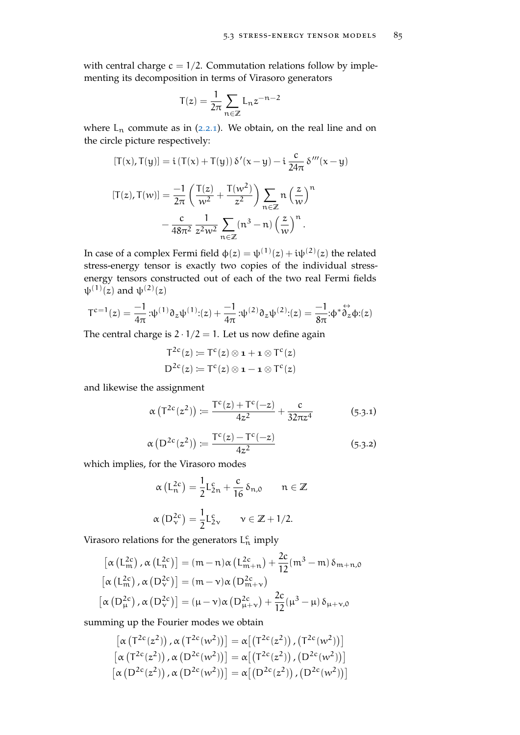with central charge $c = 1/2$. Commutation relations follow by implementing its decomposition in terms of Virasoro generators

$$T(z) = \frac{1}{2\pi} \sum_{n \in \mathbb{Z}} L_n z^{-n-2}$$

where $L_n$ commute as in (2.2.1). We obtain, on the real line and on the circle picture respectively:

$$[T(x), T(y)] = i\,(T(x) + T(y))\,\delta'(x-y) - i\,\frac{c}{24\pi}\,\delta'''(x-y)$$

$$[T(z), T(w)] = \frac{-1}{2\pi}\left(\frac{T(z)}{w^2} + \frac{T(w^2)}{z^2}\right)\sum_{n \in \mathbb{Z}} n\left(\frac{z}{w}\right)^n - \frac{c}{48\pi^2}\,\frac{1}{z^2 w^2}\sum_{n \in \mathbb{Z}} (n^3 - n)\left(\frac{z}{w}\right)^n.$$

In case of a complex Fermi field $\phi(z) = \psi^{(1)}(z) + i\psi^{(2)}(z)$ the related stress-energy tensor is exactly two copies of the individual stress-energy tensors constructed out of each of the two real Fermi fields $\psi^{(1)}(z)$ and $\psi^{(2)}(z)$

$$T^{c=1}(z) = \frac{-1}{4\pi}\,{:}\psi^{(1)}\partial_z\psi^{(1)}{:}(z) + \frac{-1}{4\pi}\,{:}\psi^{(2)}\partial_z\psi^{(2)}{:}(z) = \frac{-1}{8\pi}{:}\phi^*\overset{\leftrightarrow}{\partial}_z\phi{:}(z)$$

The central charge is $2 \cdot 1/2 = 1$. Let us now define again

$$T^{2c}(z) \coloneqq T^c(z) \otimes \mathbf{1} + \mathbf{1} \otimes T^c(z)$$
$$D^{2c}(z) \coloneqq T^c(z) \otimes \mathbf{1} - \mathbf{1} \otimes T^c(z)$$

and likewise the assignment

$$\alpha\left(T^{2c}(z^2)\right) \coloneqq \frac{T^c(z) + T^c(-z)}{4z^2} + \frac{c}{32\pi z^4} \tag{5.3.1}$$

$$\alpha\left(D^{2c}(z^2)\right) \coloneqq \frac{T^c(z) - T^c(-z)}{4z^2} \tag{5.3.2}$$

which implies, for the Virasoro modes

$$\alpha\left(L^{2c}_n\right) = \frac{1}{2}L^c_{2n} + \frac{c}{16}\,\delta_{n,0} \qquad n \in \mathbb{Z}$$

$$\alpha\left(D^{2c}_\nu\right) = \frac{1}{2}L^c_{2\nu} \qquad \nu \in \mathbb{Z} + 1/2.$$

Virasoro relations for the generators $L^c_n$ imply

$$\left[\alpha\left(L^{2c}_m\right), \alpha\left(L^{2c}_n\right)\right] = (m-n)\alpha\left(L^{2c}_{m+n}\right) + \frac{2c}{12}(m^3 - m)\,\delta_{m+n,0}$$
$$\left[\alpha\left(L^{2c}_m\right), \alpha\left(D^{2c}_\nu\right)\right] = (m-\nu)\alpha\left(D^{2c}_{m+\nu}\right)$$
$$\left[\alpha\left(D^{2c}_\mu\right), \alpha\left(D^{2c}_\nu\right)\right] = (\mu-\nu)\alpha\left(D^{2c}_{\mu+\nu}\right) + \frac{2c}{12}(\mu^3 - \mu)\,\delta_{\mu+\nu,0}$$

summing up the Fourier modes we obtain

$$\left[\alpha\left(T^{2c}(z^2)\right), \alpha\left(T^{2c}(w^2)\right)\right] = \alpha\left[\left(T^{2c}(z^2)\right), \left(T^{2c}(w^2)\right)\right]$$
$$\left[\alpha\left(T^{2c}(z^2)\right), \alpha\left(D^{2c}(w^2)\right)\right] = \alpha\left[\left(T^{2c}(z^2)\right), \left(D^{2c}(w^2)\right)\right]$$
$$\left[\alpha\left(D^{2c}(z^2)\right), \alpha\left(D^{2c}(w^2)\right)\right] = \alpha\left[\left(D^{2c}(z^2)\right), \left(D^{2c}(w^2)\right)\right]$$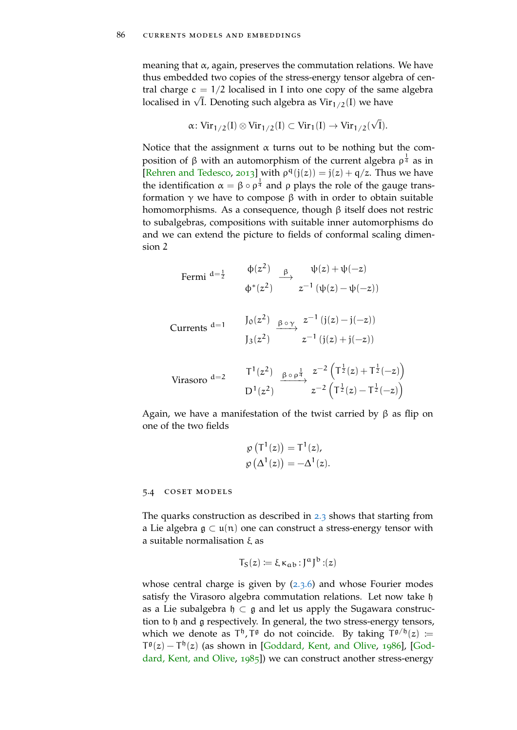meaning that $\alpha$, again, preserves the commutation relations. We have thus embedded two copies of the stress-energy tensor algebra of central charge $c = 1/2$ localised in I into one copy of the same algebra localised in $\sqrt{I}$. Denoting such algebra as $\mathrm{Vir}_{1/2}(I)$ we have

$$\alpha\colon \mathrm{Vir}_{1/2}(I) \otimes \mathrm{Vir}_{1/2}(I) \subset \mathrm{Vir}_1(I) \to \mathrm{Vir}_{1/2}(\sqrt{I}).$$

Notice that the assignment $\alpha$ turns out to be nothing but the composition of $\beta$ with an automorphism of the current algebra $\rho^{\frac{1}{4}}$ as in [Rehren and Tedesco, 2013] with $\rho^q(j(z)) = j(z) + q/z$. Thus we have the identification $\alpha = \beta \circ \rho^{\frac{1}{4}}$ and $\rho$ plays the role of the gauge transformation $\gamma$ we have to compose $\beta$ with in order to obtain suitable homomorphisms. As a consequence, though $\beta$ itself does not restric to subalgebras, compositions with suitable inner automorphisms do and we can extend the picture to fields of conformal scaling dimension 2

$$\text{Fermi}^{\ d=\frac{1}{2}} \qquad \begin{matrix} \phi(z^2) \\ \phi^*(z^2) \end{matrix} \quad \xrightarrow{\ \beta\ } \quad \begin{matrix} \psi(z) + \psi(-z) \\ z^{-1}\left(\psi(z) - \psi(-z)\right) \end{matrix}$$

$$\text{Currents}^{\ d=1} \qquad \begin{matrix} J_0(z^2) \\ J_3(z^2) \end{matrix} \quad \xrightarrow{\ \beta\circ\gamma\ } \quad \begin{matrix} z^{-1}\left(j(z) - j(-z)\right) \\ z^{-1}\left(j(z) + j(-z)\right) \end{matrix}$$

$$\text{Virasoro}^{\ d=2} \qquad \begin{matrix} T^1(z^2) \\ D^1(z^2) \end{matrix} \quad \xrightarrow{\ \beta\circ\rho^{\frac{1}{4}}\ } \quad \begin{matrix} z^{-2}\left(T^{\frac{1}{2}}(z) + T^{\frac{1}{2}}(-z)\right) \\ z^{-2}\left(T^{\frac{1}{2}}(z) - T^{\frac{1}{2}}(-z)\right) \end{matrix}$$

Again, we have a manifestation of the twist carried by $\beta$ as flip on one of the two fields

$$\wp\left(T^1(z)\right) = T^1(z),$$
$$\wp\left(\Delta^1(z)\right) = -\Delta^1(z).$$

## 5.4 Coset models

The quarks construction as described in 2.3 shows that starting from a Lie algebra $\mathfrak{g} \subset \mathfrak{u}(n)$ one can construct a stress-energy tensor with a suitable normalisation $\xi$ as

$$T_S(z) := \xi\, \kappa_{ab} :J^a J^b:(z)$$

whose central charge is given by (2.3.6) and whose Fourier modes satisfy the Virasoro algebra commutation relations. Let now take $\mathfrak{h}$ as a Lie subalgebra $\mathfrak{h} \subset \mathfrak{g}$ and let us apply the Sugawara construction to $\mathfrak{h}$ and $\mathfrak{g}$ respectively. In general, the two stress-energy tensors, which we denote as $T^{\mathfrak{h}}, T^{\mathfrak{g}}$ do not coincide. By taking $T^{\mathfrak{g}/\mathfrak{h}}(z) := T^{\mathfrak{g}}(z) - T^{\mathfrak{h}}(z)$ (as shown in [Goddard, Kent, and Olive, 1986], [Goddard, Kent, and Olive, 1985]) we can construct another stress-energy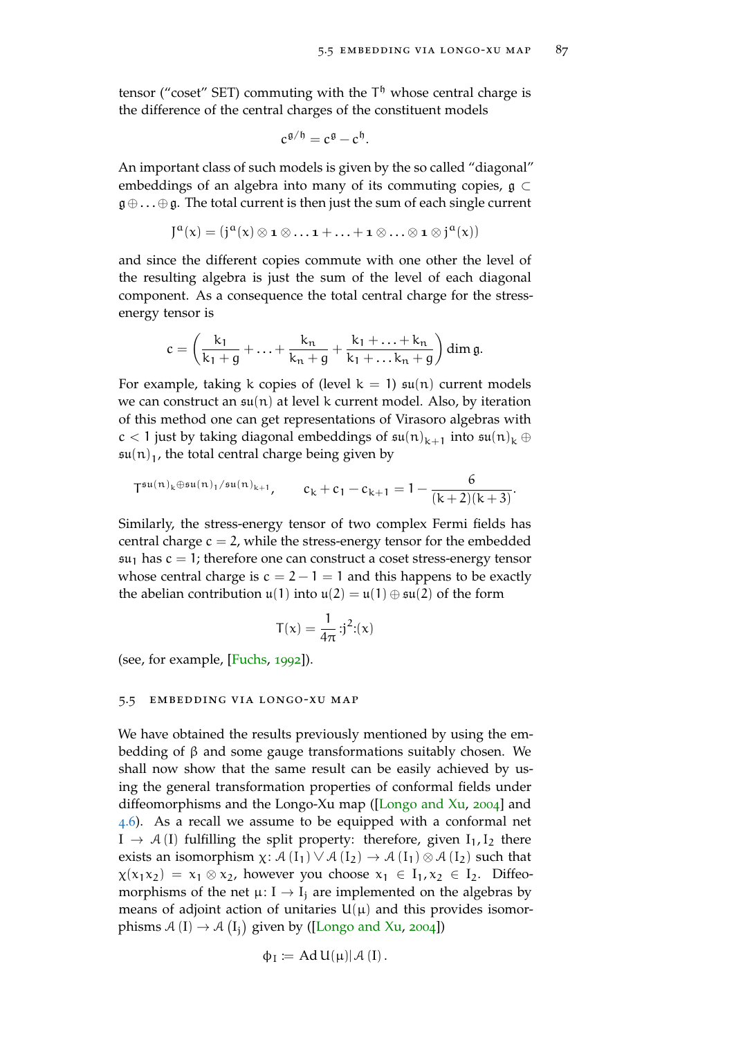tensor ("coset" SET) commuting with the $T^{\mathfrak{h}}$ whose central charge is the difference of the central charges of the constituent models

$$c^{\mathfrak{g}/\mathfrak{h}} = c^{\mathfrak{g}} - c^{\mathfrak{h}}.$$

An important class of such models is given by the so called "diagonal" embeddings of an algebra into many of its commuting copies, $\mathfrak{g} \subset \mathfrak{g} \oplus \ldots \oplus \mathfrak{g}$. The total current is then just the sum of each single current

$$J^a(x) = (j^a(x) \otimes \mathbf{1} \otimes \ldots \mathbf{1} + \ldots + \mathbf{1} \otimes \ldots \otimes \mathbf{1} \otimes j^a(x))$$

and since the different copies commute with one other the level of the resulting algebra is just the sum of the level of each diagonal component. As a consequence the total central charge for the stress-energy tensor is

$$c = \left( \frac{k_1}{k_1 + g} + \ldots + \frac{k_n}{k_n + g} + \frac{k_1 + \ldots + k_n}{k_1 + \ldots k_n + g} \right) \dim \mathfrak{g}.$$

For example, taking $k$ copies of (level $k = 1$) $\mathfrak{su}(n)$ current models we can construct an $\mathfrak{su}(n)$ at level $k$ current model. Also, by iteration of this method one can get representations of Virasoro algebras with $c < 1$ just by taking diagonal embeddings of $\mathfrak{su}(n)_{k+1}$ into $\mathfrak{su}(n)_k \oplus \mathfrak{su}(n)_1$, the total central charge being given by

$$T^{\mathfrak{su}(n)_k \oplus \mathfrak{su}(n)_1 / \mathfrak{su}(n)_{k+1}}, \qquad c_k + c_1 - c_{k+1} = 1 - \frac{6}{(k+2)(k+3)}.$$

Similarly, the stress-energy tensor of two complex Fermi fields has central charge $c = 2$, while the stress-energy tensor for the embedded $\mathfrak{su}_1$ has $c = 1$; therefore one can construct a coset stress-energy tensor whose central charge is $c = 2 - 1 = 1$ and this happens to be exactly the abelian contribution $\mathfrak{u}(1)$ into $\mathfrak{u}(2) = \mathfrak{u}(1) \oplus \mathfrak{su}(2)$ of the form

$$T(x) = \frac{1}{4\pi} {:}j^2{:}(x)$$

(see, for example, [Fuchs, 1992]).

## 5.5 Embedding via Longo-Xu map

We have obtained the results previously mentioned by using the embedding of $\beta$ and some gauge transformations suitably chosen. We shall now show that the same result can be easily achieved by using the general transformation properties of conformal fields under diffeomorphisms and the Longo-Xu map ([Longo and Xu, 2004] and 4.6). As a recall we assume to be equipped with a conformal net $I \to \mathcal{A}(I)$ fulfilling the split property: therefore, given $I_1, I_2$ there exists an isomorphism $\chi \colon \mathcal{A}(I_1) \vee \mathcal{A}(I_2) \to \mathcal{A}(I_1) \otimes \mathcal{A}(I_2)$ such that $\chi(x_1 x_2) = x_1 \otimes x_2$, however you choose $x_1 \in I_1, x_2 \in I_2$. Diffeomorphisms of the net $\mu \colon I \to I_j$ are implemented on the algebras by means of adjoint action of unitaries $U(\mu)$ and this provides isomorphisms $\mathcal{A}(I) \to \mathcal{A}(I_j)$ given by ([Longo and Xu, 2004])

$$\phi_I \coloneqq \operatorname{Ad} U(\mu) | \mathcal{A}(I).$$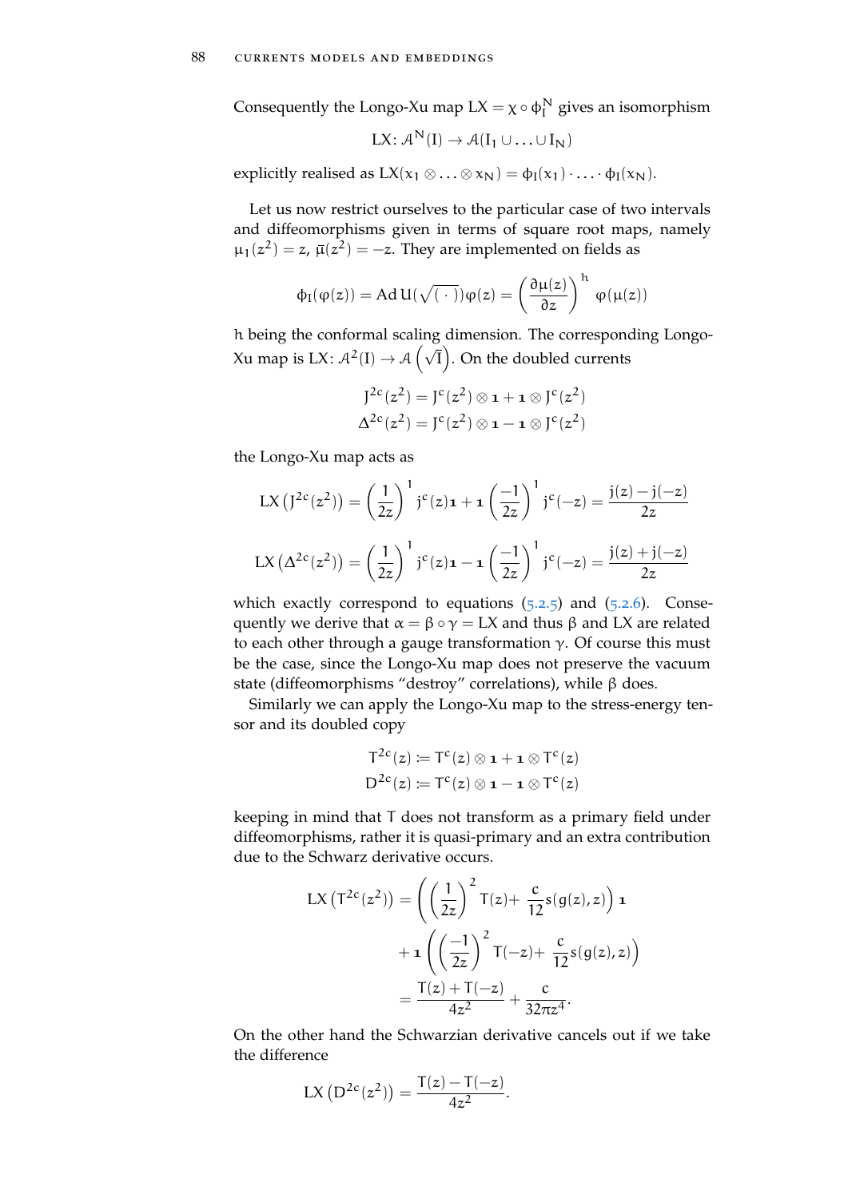Consequently the Longo-Xu map $LX = \chi \circ \phi_I^N$ gives an isomorphism

$$LX\colon \mathcal{A}^N(I) \to \mathcal{A}(I_1 \cup \ldots \cup I_N)$$

explicitly realised as $LX(x_1 \otimes \ldots \otimes x_N) = \phi_I(x_1) \cdot \ldots \cdot \phi_I(x_N)$.

Let us now restrict ourselves to the particular case of two intervals and diffeomorphisms given in terms of square root maps, namely $\mu_1(z^2) = z$, $\bar{\mu}(z^2) = -z$. They are implemented on fields as

$$\phi_I(\varphi(z)) = \operatorname{Ad} U(\sqrt{(\,\cdot\,)})\varphi(z) = \left(\frac{\partial \mu(z)}{\partial z}\right)^h \varphi(\mu(z))$$

$h$ being the conformal scaling dimension. The corresponding Longo-Xu map is $LX\colon \mathcal{A}^2(I) \to \mathcal{A}\left(\sqrt{I}\right)$. On the doubled currents

$$J^{2c}(z^2) = J^c(z^2) \otimes \mathbf{1} + \mathbf{1} \otimes J^c(z^2)$$
$$\Delta^{2c}(z^2) = J^c(z^2) \otimes \mathbf{1} - \mathbf{1} \otimes J^c(z^2)$$

the Longo-Xu map acts as

$$LX\left(J^{2c}(z^2)\right) = \left(\frac{1}{2z}\right)^1 j^c(z)\mathbf{1} + \mathbf{1}\left(\frac{-1}{2z}\right)^1 j^c(-z) = \frac{j(z) - j(-z)}{2z}$$

$$LX\left(\Delta^{2c}(z^2)\right) = \left(\frac{1}{2z}\right)^1 j^c(z)\mathbf{1} - \mathbf{1}\left(\frac{-1}{2z}\right)^1 j^c(-z) = \frac{j(z) + j(-z)}{2z}$$

which exactly correspond to equations (5.2.5) and (5.2.6). Consequently we derive that $\alpha = \beta \circ \gamma = LX$ and thus $\beta$ and LX are related to each other through a gauge transformation $\gamma$. Of course this must be the case, since the Longo-Xu map does not preserve the vacuum state (diffeomorphisms "destroy" correlations), while $\beta$ does.

Similarly we can apply the Longo-Xu map to the stress-energy tensor and its doubled copy

$$T^{2c}(z) \coloneqq T^c(z) \otimes \mathbf{1} + \mathbf{1} \otimes T^c(z)$$
$$D^{2c}(z) \coloneqq T^c(z) \otimes \mathbf{1} - \mathbf{1} \otimes T^c(z)$$

keeping in mind that T does not transform as a primary field under diffeomorphisms, rather it is quasi-primary and an extra contribution due to the Schwarz derivative occurs.

$$\begin{aligned}
LX\left(T^{2c}(z^2)\right) &= \left(\left(\frac{1}{2z}\right)^2 T(z) + \frac{c}{12} s(g(z), z)\right)\mathbf{1} \\
&\quad + \mathbf{1}\left(\left(\frac{-1}{2z}\right)^2 T(-z) + \frac{c}{12} s(g(z), z)\right) \\
&= \frac{T(z) + T(-z)}{4z^2} + \frac{c}{32\pi z^4}.
\end{aligned}$$

On the other hand the Schwarzian derivative cancels out if we take the difference

$$LX\left(D^{2c}(z^2)\right) = \frac{T(z) - T(-z)}{4z^2}.$$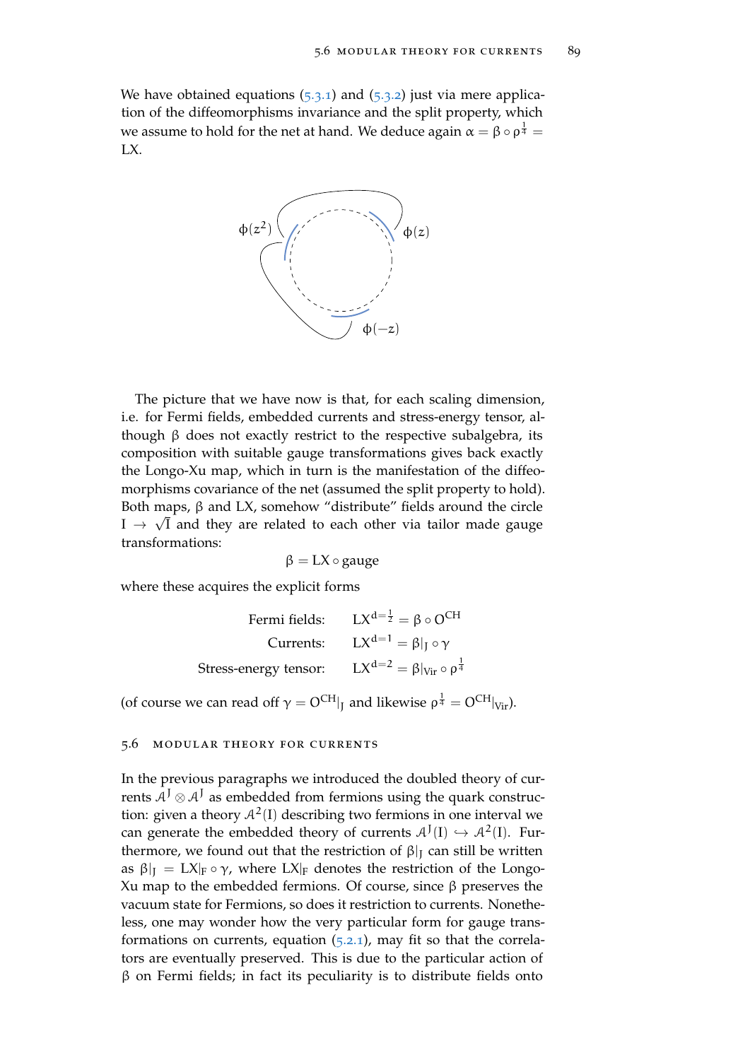We have obtained equations (5.3.1) and (5.3.2) just via mere application of the diffeomorphisms invariance and the split property, which we assume to hold for the net at hand. We deduce again $\alpha = \beta \circ \rho^{\frac{1}{4}} = \text{LX}$.

The picture that we have now is that, for each scaling dimension, i.e. for Fermi fields, embedded currents and stress-energy tensor, although $\beta$ does not exactly restrict to the respective subalgebra, its composition with suitable gauge transformations gives back exactly the Longo-Xu map, which in turn is the manifestation of the diffeomorphisms covariance of the net (assumed the split property to hold). Both maps, $\beta$ and LX, somehow "distribute" fields around the circle $I \to \sqrt{I}$ and they are related to each other via tailor made gauge transformations:

$$\beta = \text{LX} \circ \text{gauge}$$

where these acquires the explicit forms

$$\begin{aligned}
\text{Fermi fields:} \quad & \text{LX}^{d=\frac{1}{2}} = \beta \circ O^{\text{CH}} \\
\text{Currents:} \quad & \text{LX}^{d=1} = \beta|_J \circ \gamma \\
\text{Stress-energy tensor:} \quad & \text{LX}^{d=2} = \beta|_{\text{Vir}} \circ \rho^{\frac{1}{4}}
\end{aligned}$$

(of course we can read off $\gamma = O^{\text{CH}}|_J$ and likewise $\rho^{\frac{1}{4}} = O^{\text{CH}}|_{\text{Vir}}$).

## 5.6 Modular theory for currents

In the previous paragraphs we introduced the doubled theory of currents $\mathcal{A}^J \otimes \mathcal{A}^J$ as embedded from fermions using the quark construction: given a theory $\mathcal{A}^2(I)$ describing two fermions in one interval we can generate the embedded theory of currents $\mathcal{A}^J(I) \hookrightarrow \mathcal{A}^2(I)$. Furthermore, we found out that the restriction of $\beta|_J$ can still be written as $\beta|_J = \text{LX}|_F \circ \gamma$, where $\text{LX}|_F$ denotes the restriction of the Longo-Xu map to the embedded fermions. Of course, since $\beta$ preserves the vacuum state for Fermions, so does it restriction to currents. Nonetheless, one may wonder how the very particular form for gauge transformations on currents, equation (5.2.1), may fit so that the correlators are eventually preserved. This is due to the particular action of $\beta$ on Fermi fields; in fact its peculiarity is to distribute fields onto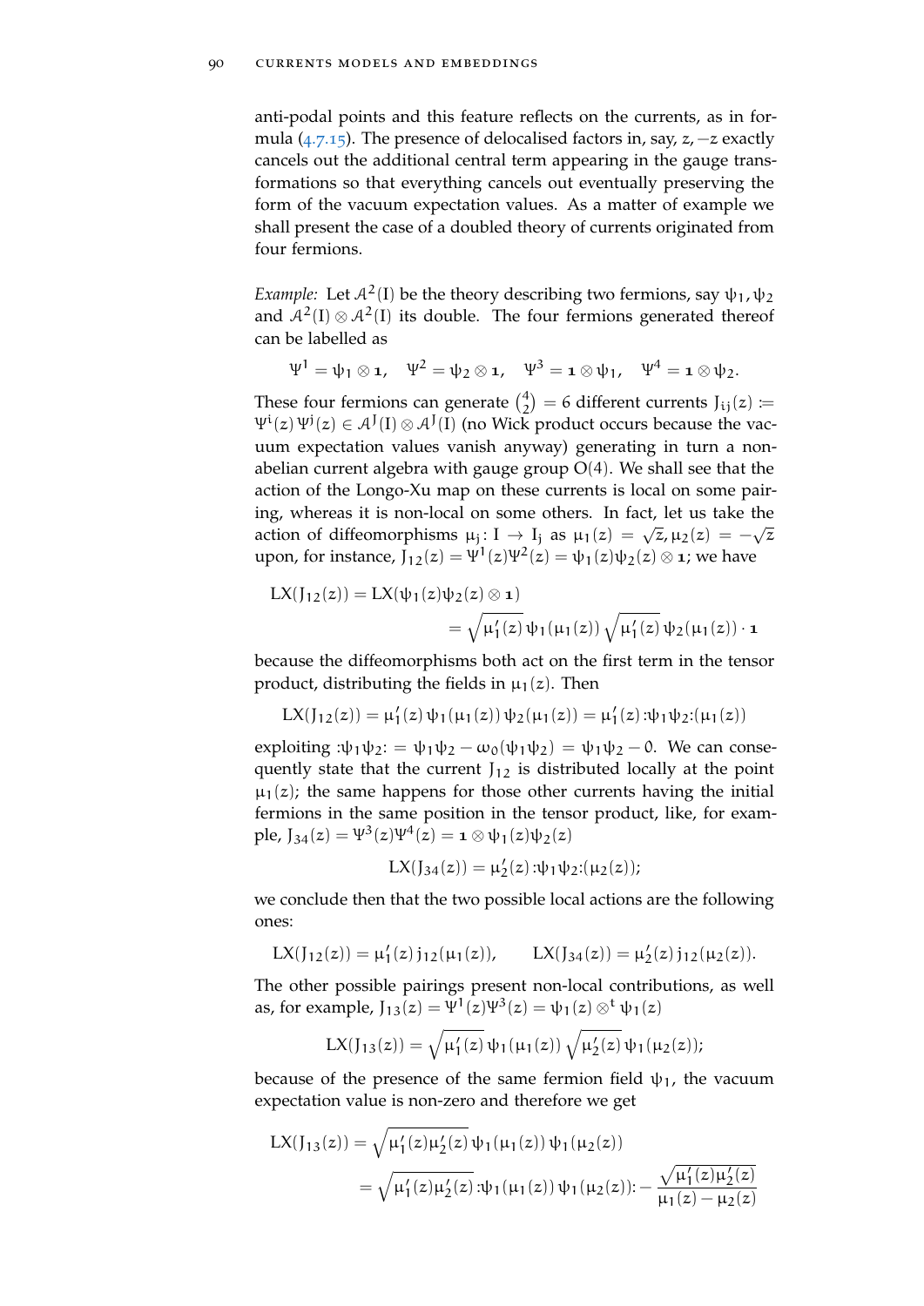anti-podal points and this feature reflects on the currents, as in formula (4.7.15). The presence of delocalised factors in, say, $z, -z$ exactly cancels out the additional central term appearing in the gauge transformations so that everything cancels out eventually preserving the form of the vacuum expectation values. As a matter of example we shall present the case of a doubled theory of currents originated from four fermions.

*Example:* Let $\mathcal{A}^2(I)$ be the theory describing two fermions, say $\psi_1, \psi_2$ and $\mathcal{A}^2(I) \otimes \mathcal{A}^2(I)$ its double. The four fermions generated thereof can be labelled as

$$\Psi^1 = \psi_1 \otimes \mathbf{1}, \quad \Psi^2 = \psi_2 \otimes \mathbf{1}, \quad \Psi^3 = \mathbf{1} \otimes \psi_1, \quad \Psi^4 = \mathbf{1} \otimes \psi_2.$$

These four fermions can generate $\binom{4}{2} = 6$ different currents $J_{ij}(z) := \Psi^i(z)\,\Psi^j(z) \in \mathcal{A}^J(I) \otimes \mathcal{A}^J(I)$ (no Wick product occurs because the vacuum expectation values vanish anyway) generating in turn a non-abelian current algebra with gauge group $O(4)$. We shall see that the action of the Longo-Xu map on these currents is local on some pairing, whereas it is non-local on some others. In fact, let us take the action of diffeomorphisms $\mu_j \colon I \to I_j$ as $\mu_1(z) = \sqrt{z}, \mu_2(z) = -\sqrt{z}$ upon, for instance, $J_{12}(z) = \Psi^1(z)\Psi^2(z) = \psi_1(z)\psi_2(z) \otimes \mathbf{1}$; we have

$$\begin{aligned} LX(J_{12}(z)) &= LX(\psi_1(z)\psi_2(z) \otimes \mathbf{1}) \\ &= \sqrt{\mu_1'(z)}\,\psi_1(\mu_1(z))\,\sqrt{\mu_1'(z)}\,\psi_2(\mu_1(z)) \cdot \mathbf{1} \end{aligned}$$

because the diffeomorphisms both act on the first term in the tensor product, distributing the fields in $\mu_1(z)$. Then

$$LX(J_{12}(z)) = \mu_1'(z)\,\psi_1(\mu_1(z))\,\psi_2(\mu_1(z)) = \mu_1'(z) :\!\psi_1\psi_2\!:(\mu_1(z))$$

exploiting $:\!\psi_1\psi_2\!: = \psi_1\psi_2 - \omega_0(\psi_1\psi_2) = \psi_1\psi_2 - 0$. We can consequently state that the current $J_{12}$ is distributed locally at the point $\mu_1(z)$; the same happens for those other currents having the initial fermions in the same position in the tensor product, like, for example, $J_{34}(z) = \Psi^3(z)\Psi^4(z) = \mathbf{1} \otimes \psi_1(z)\psi_2(z)$

$$LX(J_{34}(z)) = \mu_2'(z) :\!\psi_1\psi_2\!:(\mu_2(z));$$

we conclude then that the two possible local actions are the following ones:

$$LX(J_{12}(z)) = \mu_1'(z)\,j_{12}(\mu_1(z)), \qquad LX(J_{34}(z)) = \mu_2'(z)\,j_{12}(\mu_2(z)).$$

The other possible pairings present non-local contributions, as well as, for example, $J_{13}(z) = \Psi^1(z)\Psi^3(z) = \psi_1(z) \otimes^t \psi_1(z)$

$$LX(J_{13}(z)) = \sqrt{\mu_1'(z)}\,\psi_1(\mu_1(z))\,\sqrt{\mu_2'(z)}\,\psi_1(\mu_2(z));$$

because of the presence of the same fermion field $\psi_1$, the vacuum expectation value is non-zero and therefore we get

$$\begin{aligned} LX(J_{13}(z)) &= \sqrt{\mu_1'(z)\mu_2'(z)}\,\psi_1(\mu_1(z))\,\psi_1(\mu_2(z)) \\ &= \sqrt{\mu_1'(z)\mu_2'(z)} :\!\psi_1(\mu_1(z))\,\psi_1(\mu_2(z))\!: - \frac{\sqrt{\mu_1'(z)\mu_2'(z)}}{\mu_1(z) - \mu_2(z)} \end{aligned}$$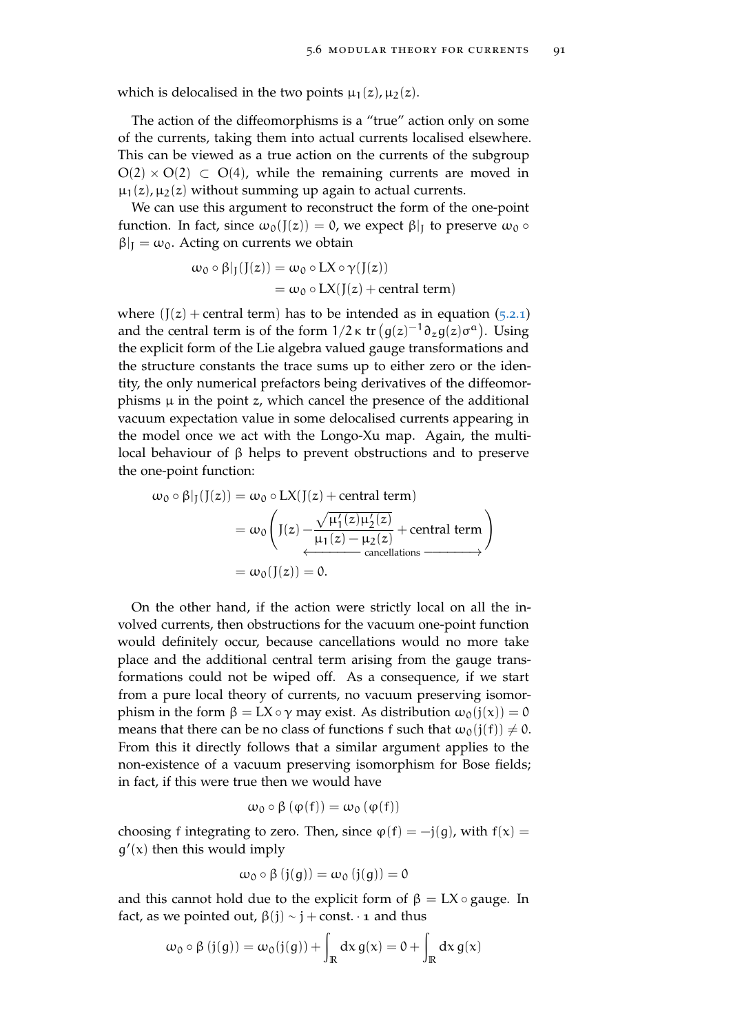which is delocalised in the two points $\mu_1(z), \mu_2(z)$.

The action of the diffeomorphisms is a "true" action only on some of the currents, taking them into actual currents localised elsewhere. This can be viewed as a true action on the currents of the subgroup $O(2) \times O(2) \subset O(4)$, while the remaining currents are moved in $\mu_1(z), \mu_2(z)$ without summing up again to actual currents.

We can use this argument to reconstruct the form of the one-point function. In fact, since $\omega_0(J(z)) = 0$, we expect $\beta|_J$ to preserve $\omega_0 \circ \beta|_J = \omega_0$. Acting on currents we obtain

$$
\begin{aligned}
\omega_0 \circ \beta|_J(J(z)) &= \omega_0 \circ LX \circ \gamma(J(z)) \\
&= \omega_0 \circ LX(J(z) + \text{central term})
\end{aligned}
$$

where $(J(z) + \text{central term})$ has to be intended as in equation (5.2.1) and the central term is of the form $1/2\,\kappa\ \text{tr}\left(g(z)^{-1}\partial_z g(z)\sigma^a\right)$. Using the explicit form of the Lie algebra valued gauge transformations and the structure constants the trace sums up to either zero or the identity, the only numerical prefactors being derivatives of the diffeomorphisms $\mu$ in the point $z$, which cancel the presence of the additional vacuum expectation value in some delocalised currents appearing in the model once we act with the Longo-Xu map. Again, the multi-local behaviour of $\beta$ helps to prevent obstructions and to preserve the one-point function:

$$
\begin{aligned}
\omega_0 \circ \beta|_J(J(z)) &= \omega_0 \circ LX(J(z) + \text{central term}) \\
&= \omega_0 \left( J(z) \underbrace{- \frac{\sqrt{\mu_1'(z)\mu_2'(z)}}{\mu_1(z) - \mu_2(z)} + \text{central term}}_{\longleftarrow\ \text{cancellations}\ \longrightarrow} \right) \\
&= \omega_0(J(z)) = 0.
\end{aligned}
$$

On the other hand, if the action were strictly local on all the involved currents, then obstructions for the vacuum one-point function would definitely occur, because cancellations would no more take place and the additional central term arising from the gauge transformations could not be wiped off. As a consequence, if we start from a pure local theory of currents, no vacuum preserving isomorphism in the form $\beta = LX \circ \gamma$ may exist. As distribution $\omega_0(j(x)) = 0$ means that there can be no class of functions $f$ such that $\omega_0(j(f)) \neq 0$. From this it directly follows that a similar argument applies to the non-existence of a vacuum preserving isomorphism for Bose fields; in fact, if this were true then we would have

$$
\omega_0 \circ \beta\left(\varphi(f)\right) = \omega_0\left(\varphi(f)\right)
$$

choosing $f$ integrating to zero. Then, since $\varphi(f) = -j(g)$, with $f(x) = g'(x)$ then this would imply

$$
\omega_0 \circ \beta\left(j(g)\right) = \omega_0\left(j(g)\right) = 0
$$

and this cannot hold due to the explicit form of $\beta = LX \circ \text{gauge}$. In fact, as we pointed out, $\beta(j) \sim j + \text{const.} \cdot \mathbb{1}$ and thus

$$
\omega_0 \circ \beta\left(j(g)\right) = \omega_0(j(g)) + \int_{\mathbb{R}} dx\, g(x) = 0 + \int_{\mathbb{R}} dx\, g(x)
$$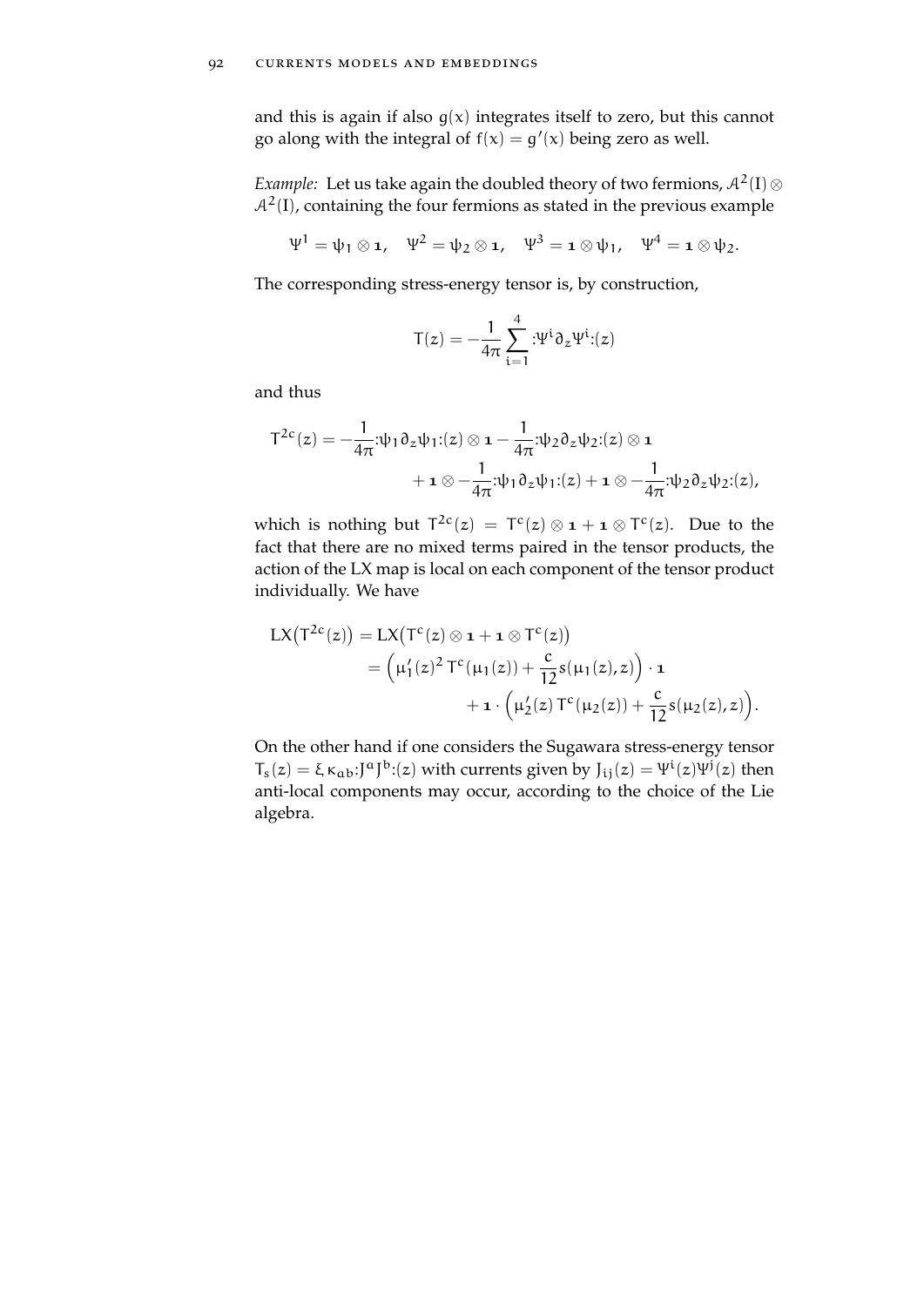and this is again if also $g(x)$ integrates itself to zero, but this cannot go along with the integral of $f(x) = g'(x)$ being zero as well.

*Example:* Let us take again the doubled theory of two fermions, $\mathcal{A}^2(\mathrm{I}) \otimes \mathcal{A}^2(\mathrm{I})$, containing the four fermions as stated in the previous example

$$\Psi^1 = \psi_1 \otimes \mathbf{1}, \quad \Psi^2 = \psi_2 \otimes \mathbf{1}, \quad \Psi^3 = \mathbf{1} \otimes \psi_1, \quad \Psi^4 = \mathbf{1} \otimes \psi_2.$$

The corresponding stress-energy tensor is, by construction,

$$T(z) = -\frac{1}{4\pi} \sum_{i=1}^{4} :\Psi^i \partial_z \Psi^i:(z)$$

and thus

$$\begin{aligned} T^{2c}(z) = &-\frac{1}{4\pi} :\psi_1 \partial_z \psi_1:(z) \otimes \mathbf{1} - \frac{1}{4\pi} :\psi_2 \partial_z \psi_2:(z) \otimes \mathbf{1} \\ &+ \mathbf{1} \otimes -\frac{1}{4\pi} :\psi_1 \partial_z \psi_1:(z) + \mathbf{1} \otimes -\frac{1}{4\pi} :\psi_2 \partial_z \psi_2:(z), \end{aligned}$$

which is nothing but $T^{2c}(z) = T^c(z) \otimes \mathbf{1} + \mathbf{1} \otimes T^c(z)$. Due to the fact that there are no mixed terms paired in the tensor products, the action of the LX map is local on each component of the tensor product individually. We have

$$\begin{aligned} \mathrm{LX}\big(T^{2c}(z)\big) &= \mathrm{LX}\big(T^c(z) \otimes \mathbf{1} + \mathbf{1} \otimes T^c(z)\big) \\ &= \Big(\mu_1'(z)^2\, T^c(\mu_1(z)) + \frac{c}{12} s(\mu_1(z), z)\Big) \cdot \mathbf{1} \\ &\qquad + \mathbf{1} \cdot \Big(\mu_2'(z)\, T^c(\mu_2(z)) + \frac{c}{12} s(\mu_2(z), z)\Big). \end{aligned}$$

On the other hand if one considers the Sugawara stress-energy tensor $T_s(z) = \xi\, \kappa_{ab} :J^a J^b:(z)$ with currents given by $J_{ij}(z) = \Psi^i(z) \Psi^j(z)$ then anti-local components may occur, according to the choice of the Lie algebra.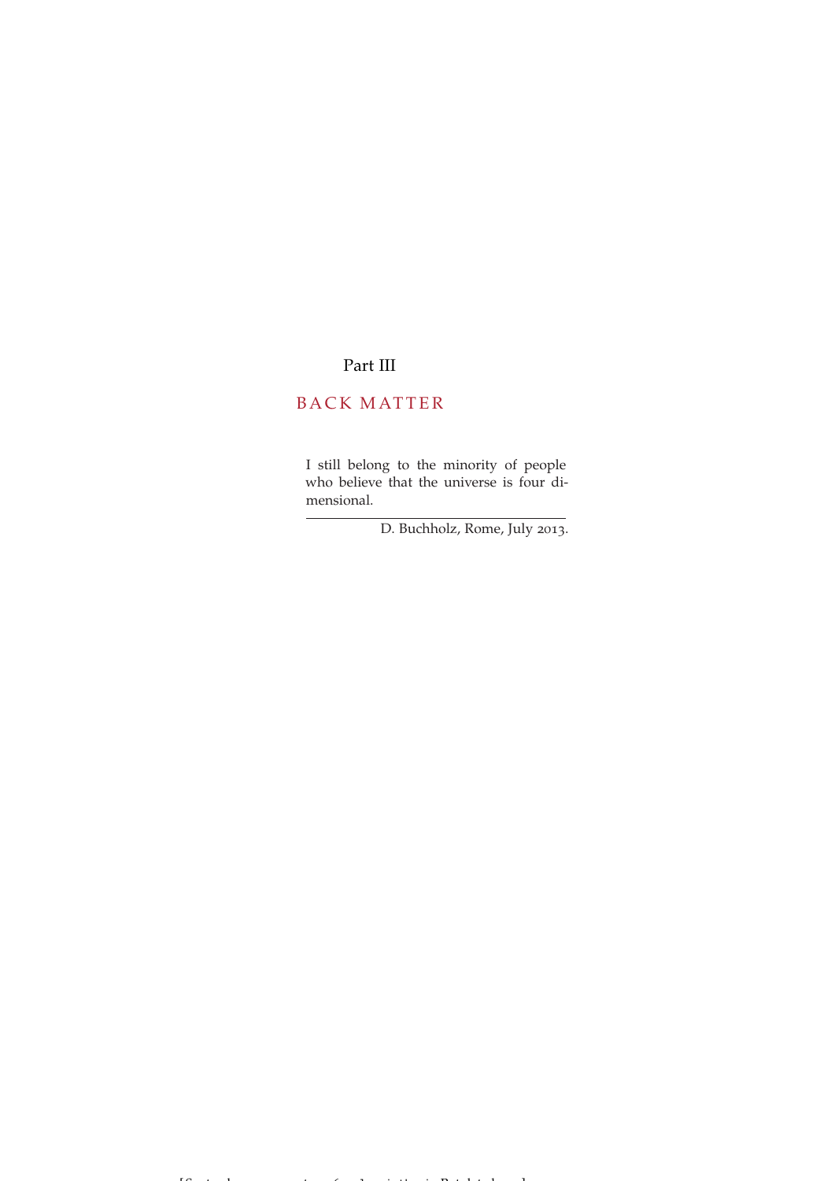# Part III

# BACK MATTER

> I still belong to the minority of people who believe that the universe is four dimensional.
>
> — D. Buchholz, Rome, July 2013.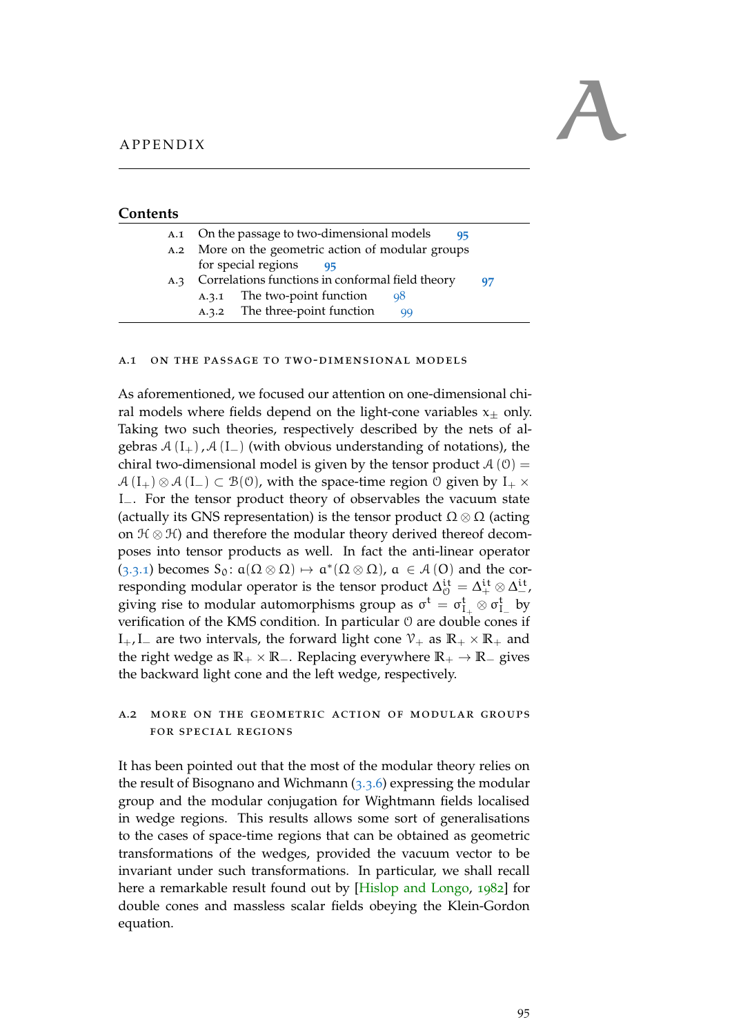# A

# APPENDIX

## Contents

| | | |
|---|---|---|
| A.1 | On the passage to two-dimensional models | 95 |
| A.2 | More on the geometric action of modular groups for special regions | 95 |
| A.3 | Correlations functions in conformal field theory | 97 |
| A.3.1 | The two-point function | 98 |
| A.3.2 | The three-point function | 99 |

## A.1 ON THE PASSAGE TO TWO-DIMENSIONAL MODELS

As aforementioned, we focused our attention on one-dimensional chiral models where fields depend on the light-cone variables $x_\pm$ only. Taking two such theories, respectively described by the nets of algebras $\mathcal{A}(I_+), \mathcal{A}(I_-)$ (with obvious understanding of notations), the chiral two-dimensional model is given by the tensor product $\mathcal{A}(\mathcal{O}) = \mathcal{A}(I_+) \otimes \mathcal{A}(I_-) \subset \mathcal{B}(\mathcal{O})$, with the space-time region $\mathcal{O}$ given by $I_+ \times I_-$. For the tensor product theory of observables the vacuum state (actually its GNS representation) is the tensor product $\Omega \otimes \Omega$ (acting on $\mathcal{H} \otimes \mathcal{H}$) and therefore the modular theory derived thereof decomposes into tensor products as well. In fact the anti-linear operator (3.3.1) becomes $S_0 \colon a(\Omega \otimes \Omega) \mapsto a^*(\Omega \otimes \Omega)$, $a \in \mathcal{A}(O)$ and the corresponding modular operator is the tensor product $\Delta_{\mathcal{O}}^{it} = \Delta_+^{it} \otimes \Delta_-^{it}$, giving rise to modular automorphisms group as $\sigma^t = \sigma^t_{I_+} \otimes \sigma^t_{I_-}$ by verification of the KMS condition. In particular $\mathcal{O}$ are double cones if $I_+, I_-$ are two intervals, the forward light cone $\mathcal{V}_+$ as $\mathbb{R}_+ \times \mathbb{R}_+$ and the right wedge as $\mathbb{R}_+ \times \mathbb{R}_-$. Replacing everywhere $\mathbb{R}_+ \to \mathbb{R}_-$ gives the backward light cone and the left wedge, respectively.

## A.2 MORE ON THE GEOMETRIC ACTION OF MODULAR GROUPS FOR SPECIAL REGIONS

It has been pointed out that the most of the modular theory relies on the result of Bisognano and Wichmann (3.3.6) expressing the modular group and the modular conjugation for Wightmann fields localised in wedge regions. This results allows some sort of generalisations to the cases of space-time regions that can be obtained as geometric transformations of the wedges, provided the vacuum vector to be invariant under such transformations. In particular, we shall recall here a remarkable result found out by [Hislop and Longo, 1982] for double cones and massless scalar fields obeying the Klein-Gordon equation.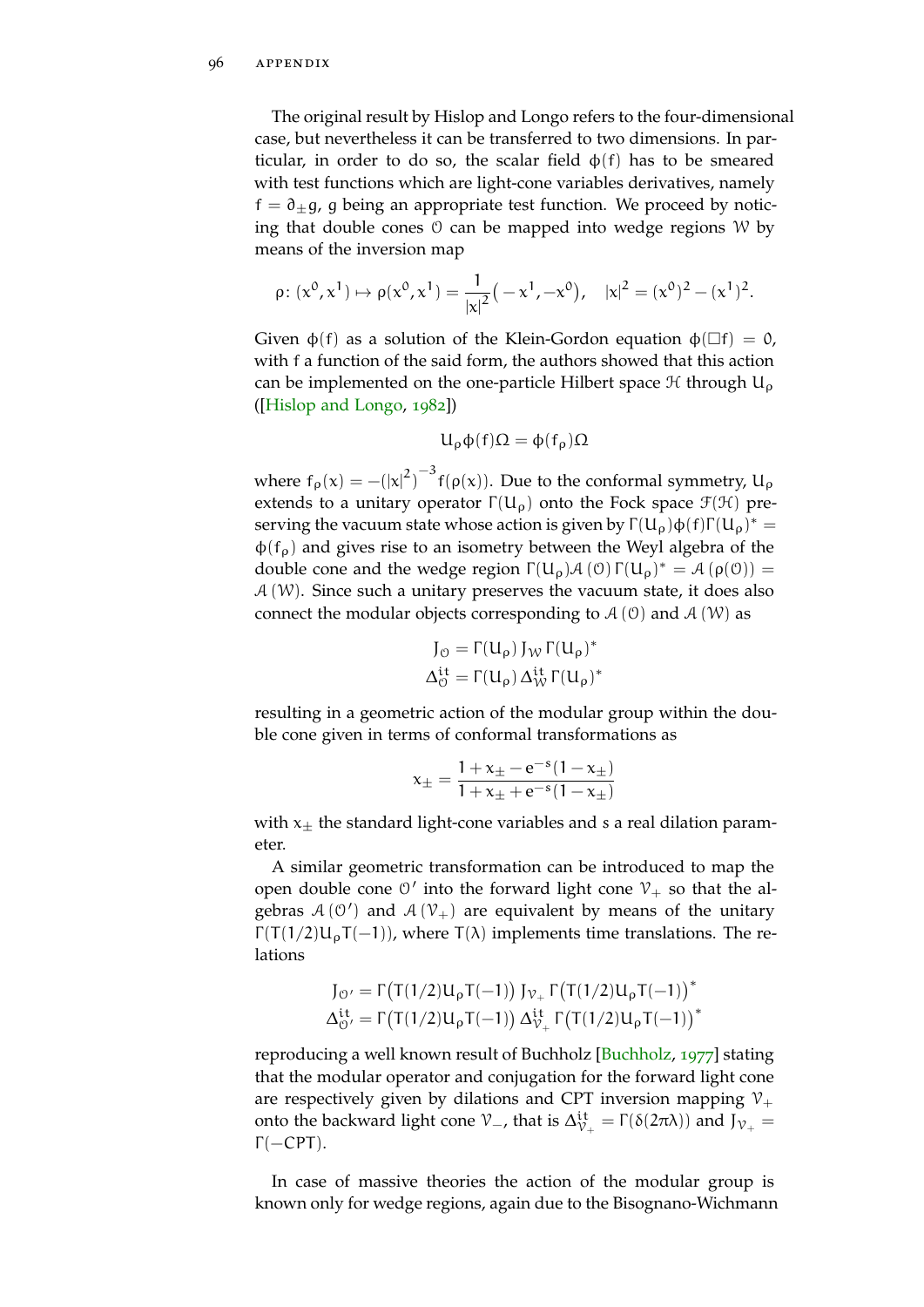The original result by Hislop and Longo refers to the four-dimensional case, but nevertheless it can be transferred to two dimensions. In particular, in order to do so, the scalar field $\phi(f)$ has to be smeared with test functions which are light-cone variables derivatives, namely $f = \partial_\pm g$, $g$ being an appropriate test function. We proceed by noticing that double cones $\mathcal{O}$ can be mapped into wedge regions $\mathcal{W}$ by means of the inversion map

$$\rho\colon (x^0, x^1) \mapsto \rho(x^0, x^1) = \frac{1}{|x|^2}\big(-x^1, -x^0\big), \quad |x|^2 = (x^0)^2 - (x^1)^2.$$

Given $\phi(f)$ as a solution of the Klein-Gordon equation $\phi(\Box f) = 0$, with $f$ a function of the said form, the authors showed that this action can be implemented on the one-particle Hilbert space $\mathcal{H}$ through $U_\rho$ ([Hislop and Longo, 1982])

$$U_\rho \phi(f)\Omega = \phi(f_\rho)\Omega$$

where $f_\rho(x) = -\left(|x|^2\right)^{-3} f(\rho(x))$. Due to the conformal symmetry, $U_\rho$ extends to a unitary operator $\Gamma(U_\rho)$ onto the Fock space $\mathcal{F}(\mathcal{H})$ preserving the vacuum state whose action is given by $\Gamma(U_\rho)\phi(f)\Gamma(U_\rho)^* = \phi(f_\rho)$ and gives rise to an isometry between the Weyl algebra of the double cone and the wedge region $\Gamma(U_\rho)\mathcal{A}(\mathcal{O})\Gamma(U_\rho)^* = \mathcal{A}(\rho(\mathcal{O})) = \mathcal{A}(\mathcal{W})$. Since such a unitary preserves the vacuum state, it does also connect the modular objects corresponding to $\mathcal{A}(\mathcal{O})$ and $\mathcal{A}(\mathcal{W})$ as

$$J_\mathcal{O} = \Gamma(U_\rho)\, J_\mathcal{W}\, \Gamma(U_\rho)^*$$
$$\Delta^{it}_\mathcal{O} = \Gamma(U_\rho)\, \Delta^{it}_\mathcal{W}\, \Gamma(U_\rho)^*$$

resulting in a geometric action of the modular group within the double cone given in terms of conformal transformations as

$$x_\pm = \frac{1 + x_\pm - e^{-s}(1 - x_\pm)}{1 + x_\pm + e^{-s}(1 - x_\pm)}$$

with $x_\pm$ the standard light-cone variables and $s$ a real dilation parameter.

A similar geometric transformation can be introduced to map the open double cone $\mathcal{O}'$ into the forward light cone $\mathcal{V}_+$ so that the algebras $\mathcal{A}(\mathcal{O}')$ and $\mathcal{A}(\mathcal{V}_+)$ are equivalent by means of the unitary $\Gamma(T(1/2)U_\rho T(-1))$, where $T(\lambda)$ implements time translations. The relations

$$J_{\mathcal{O}'} = \Gamma\big(T(1/2)U_\rho T(-1)\big)\, J_{\mathcal{V}_+}\, \Gamma\big(T(1/2)U_\rho T(-1)\big)^*$$
$$\Delta^{it}_{\mathcal{O}'} = \Gamma\big(T(1/2)U_\rho T(-1)\big)\, \Delta^{it}_{\mathcal{V}_+}\, \Gamma\big(T(1/2)U_\rho T(-1)\big)^*$$

reproducing a well known result of Buchholz [Buchholz, 1977] stating that the modular operator and conjugation for the forward light cone are respectively given by dilations and CPT inversion mapping $\mathcal{V}_+$ onto the backward light cone $\mathcal{V}_-$, that is $\Delta^{it}_{\mathcal{V}_+} = \Gamma(\delta(2\pi\lambda))$ and $J_{\mathcal{V}_+} = \Gamma(-CPT)$.

In case of massive theories the action of the modular group is known only for wedge regions, again due to the Bisognano-Wichmann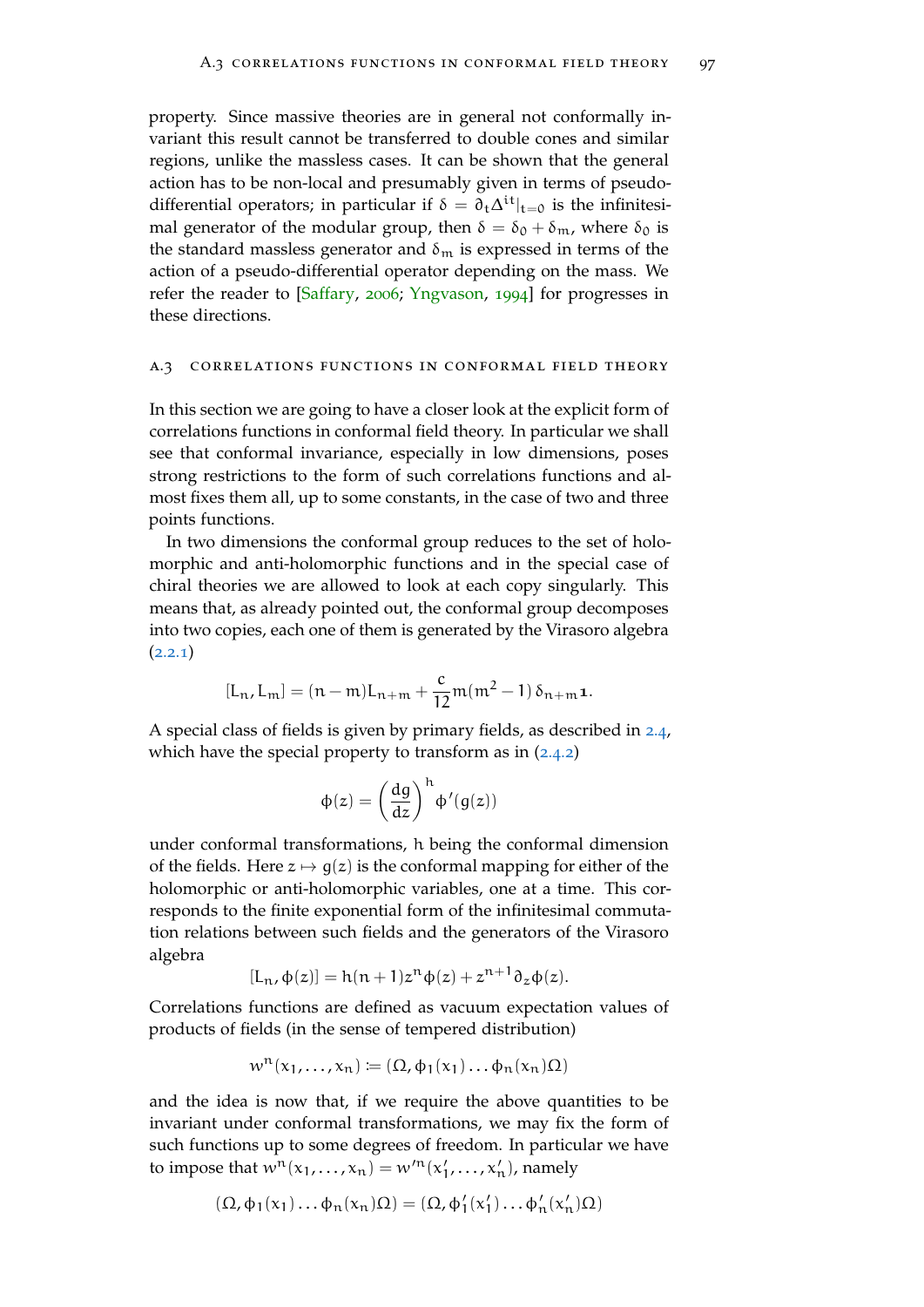property. Since massive theories are in general not conformally invariant this result cannot be transferred to double cones and similar regions, unlike the massless cases. It can be shown that the general action has to be non-local and presumably given in terms of pseudo-differential operators; in particular if $\delta = \partial_t \Delta^{it}|_{t=0}$ is the infinitesimal generator of the modular group, then $\delta = \delta_0 + \delta_m$, where $\delta_0$ is the standard massless generator and $\delta_m$ is expressed in terms of the action of a pseudo-differential operator depending on the mass. We refer the reader to [Saffary, 2006; Yngvason, 1994] for progresses in these directions.

## A.3 Correlations functions in conformal field theory

In this section we are going to have a closer look at the explicit form of correlations functions in conformal field theory. In particular we shall see that conformal invariance, especially in low dimensions, poses strong restrictions to the form of such correlations functions and almost fixes them all, up to some constants, in the case of two and three points functions.

In two dimensions the conformal group reduces to the set of holomorphic and anti-holomorphic functions and in the special case of chiral theories we are allowed to look at each copy singularly. This means that, as already pointed out, the conformal group decomposes into two copies, each one of them is generated by the Virasoro algebra (2.2.1)

$$[L_n, L_m] = (n-m)L_{n+m} + \frac{c}{12}m(m^2-1)\,\delta_{n+m}\mathbf{1}.$$

A special class of fields is given by primary fields, as described in 2.4, which have the special property to transform as in (2.4.2)

$$\phi(z) = \left(\frac{dg}{dz}\right)^h \phi'(g(z))$$

under conformal transformations, $h$ being the conformal dimension of the fields. Here $z \mapsto g(z)$ is the conformal mapping for either of the holomorphic or anti-holomorphic variables, one at a time. This corresponds to the finite exponential form of the infinitesimal commutation relations between such fields and the generators of the Virasoro algebra

$$[L_n, \phi(z)] = h(n+1)z^n\phi(z) + z^{n+1}\partial_z\phi(z).$$

Correlations functions are defined as vacuum expectation values of products of fields (in the sense of tempered distribution)

$$w^n(x_1, \ldots, x_n) := (\Omega, \phi_1(x_1)\ldots\phi_n(x_n)\Omega)$$

and the idea is now that, if we require the above quantities to be invariant under conformal transformations, we may fix the form of such functions up to some degrees of freedom. In particular we have to impose that $w^n(x_1, \ldots, x_n) = w'^n(x'_1, \ldots, x'_n)$, namely

$$(\Omega, \phi_1(x_1)\ldots\phi_n(x_n)\Omega) = (\Omega, \phi'_1(x'_1)\ldots\phi'_n(x'_n)\Omega)$$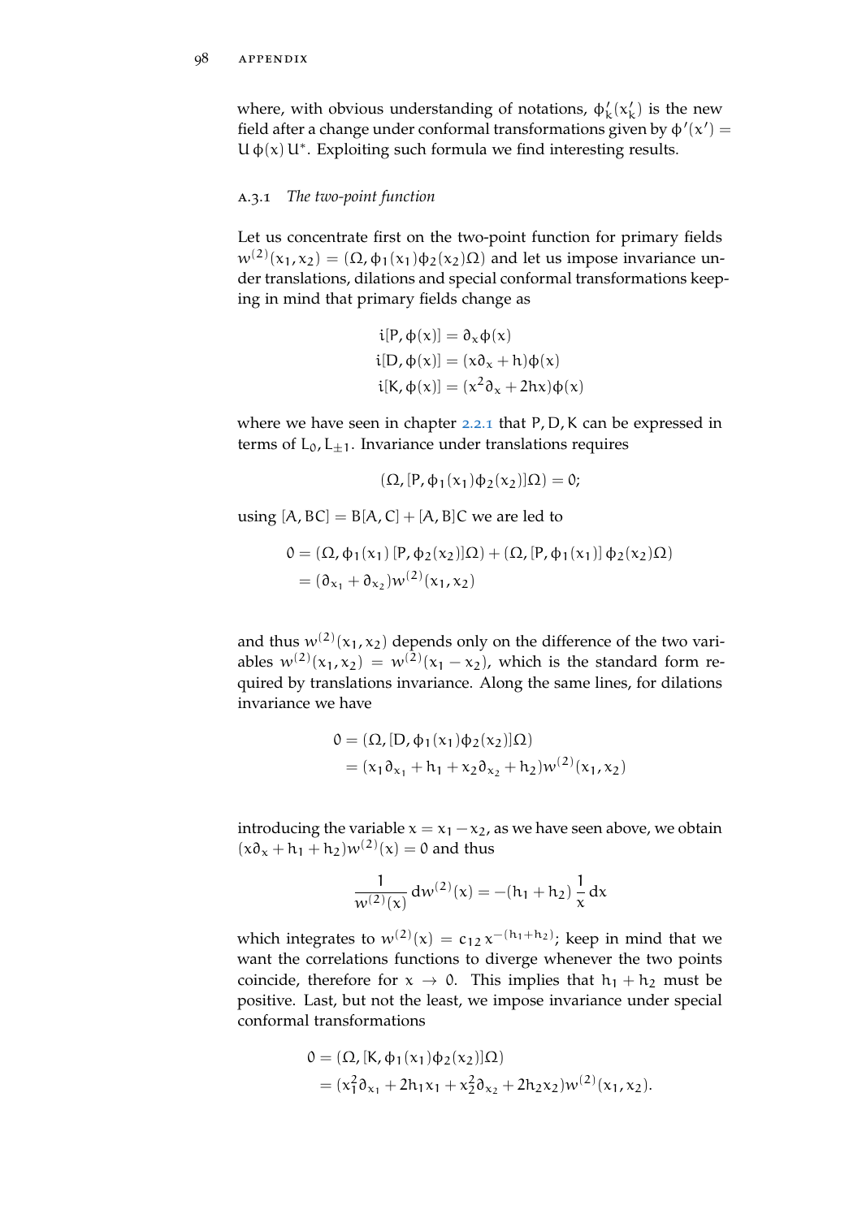where, with obvious understanding of notations, $\phi'_k(x'_k)$ is the new field after a change under conformal transformations given by $\phi'(x') = U\,\phi(x)\,U^*$. Exploiting such formula we find interesting results.

### A.3.1 *The two-point function*

Let us concentrate first on the two-point function for primary fields $w^{(2)}(x_1, x_2) = (\Omega, \phi_1(x_1)\phi_2(x_2)\Omega)$ and let us impose invariance under translations, dilations and special conformal transformations keeping in mind that primary fields change as

$$
\begin{aligned}
i[P, \phi(x)] &= \partial_x \phi(x) \\
i[D, \phi(x)] &= (x\partial_x + h)\phi(x) \\
i[K, \phi(x)] &= (x^2\partial_x + 2hx)\phi(x)
\end{aligned}
$$

where we have seen in chapter 2.2.1 that $P, D, K$ can be expressed in terms of $L_0, L_{\pm 1}$. Invariance under translations requires

$$(\Omega, [P, \phi_1(x_1)\phi_2(x_2)]\Omega) = 0;$$

using $[A, BC] = B[A, C] + [A, B]C$ we are led to

$$
\begin{aligned}
0 &= (\Omega, \phi_1(x_1)\,[P, \phi_2(x_2)]\Omega) + (\Omega, [P, \phi_1(x_1)]\,\phi_2(x_2)\Omega) \\
&= (\partial_{x_1} + \partial_{x_2})w^{(2)}(x_1, x_2)
\end{aligned}
$$

and thus $w^{(2)}(x_1, x_2)$ depends only on the difference of the two variables $w^{(2)}(x_1, x_2) = w^{(2)}(x_1 - x_2)$, which is the standard form required by translations invariance. Along the same lines, for dilations invariance we have

$$
\begin{aligned}
0 &= (\Omega, [D, \phi_1(x_1)\phi_2(x_2)]\Omega) \\
&= (x_1\partial_{x_1} + h_1 + x_2\partial_{x_2} + h_2)w^{(2)}(x_1, x_2)
\end{aligned}
$$

introducing the variable $x = x_1 - x_2$, as we have seen above, we obtain $(x\partial_x + h_1 + h_2)w^{(2)}(x) = 0$ and thus

$$\frac{1}{w^{(2)}(x)}\, dw^{(2)}(x) = -(h_1 + h_2)\,\frac{1}{x}\, dx$$

which integrates to $w^{(2)}(x) = c_{12}\, x^{-(h_1+h_2)}$; keep in mind that we want the correlations functions to diverge whenever the two points coincide, therefore for $x \to 0$. This implies that $h_1 + h_2$ must be positive. Last, but not the least, we impose invariance under special conformal transformations

$$
\begin{aligned}
0 &= (\Omega, [K, \phi_1(x_1)\phi_2(x_2)]\Omega) \\
&= (x_1^2\partial_{x_1} + 2h_1x_1 + x_2^2\partial_{x_2} + 2h_2x_2)w^{(2)}(x_1, x_2).
\end{aligned}
$$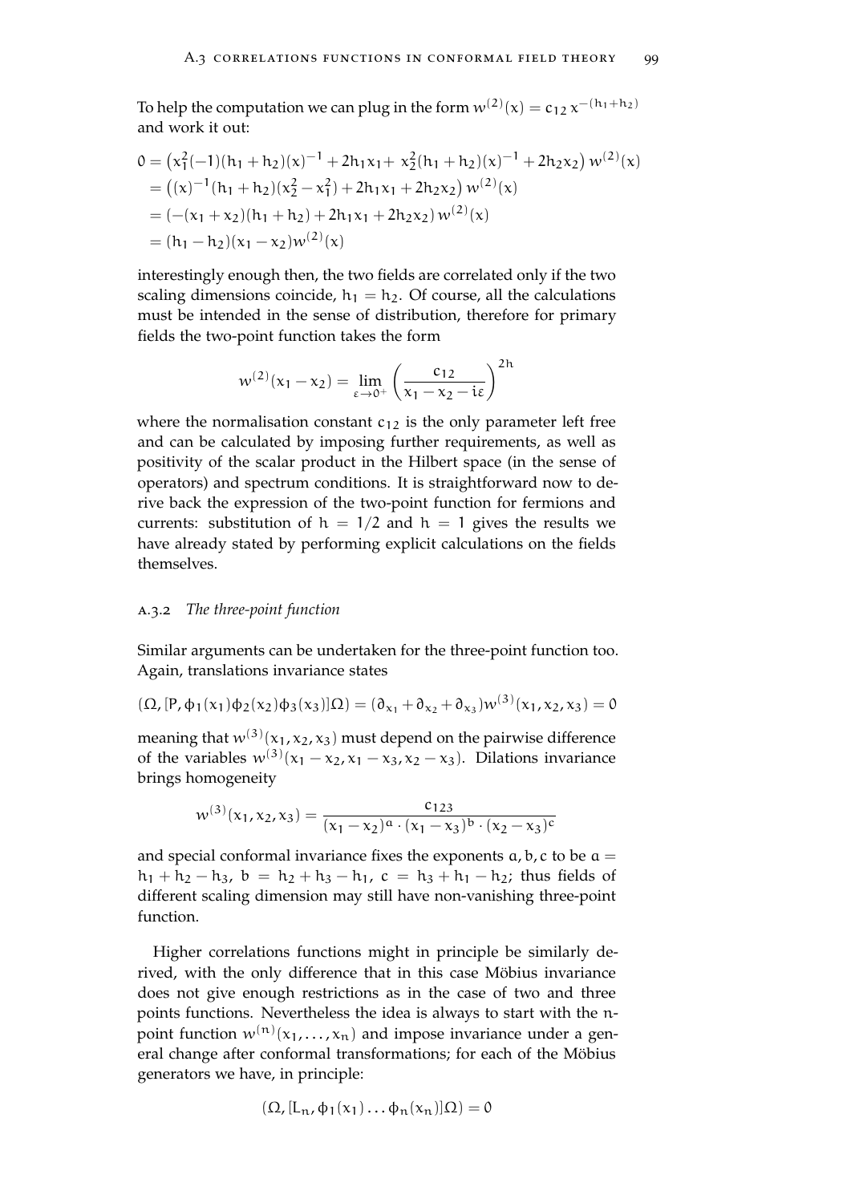To help the computation we can plug in the form $w^{(2)}(x) = c_{12}\, x^{-(h_1+h_2)}$ and work it out:

$$
\begin{aligned}
0 &= \left(x_1^2(-1)(h_1+h_2)(x)^{-1} + 2h_1x_1 + \; x_2^2(h_1+h_2)(x)^{-1} + 2h_2x_2\right) w^{(2)}(x) \\
&= \left((x)^{-1}(h_1+h_2)(x_2^2 - x_1^2) + 2h_1x_1 + 2h_2x_2\right) w^{(2)}(x) \\
&= \left(-(x_1+x_2)(h_1+h_2) + 2h_1x_1 + 2h_2x_2\right) w^{(2)}(x) \\
&= (h_1-h_2)(x_1-x_2)w^{(2)}(x)
\end{aligned}
$$

interestingly enough then, the two fields are correlated only if the two scaling dimensions coincide, $h_1 = h_2$. Of course, all the calculations must be intended in the sense of distribution, therefore for primary fields the two-point function takes the form

$$
w^{(2)}(x_1 - x_2) = \lim_{\varepsilon \to 0^+} \left( \frac{c_{12}}{x_1 - x_2 - i\varepsilon} \right)^{2h}
$$

where the normalisation constant $c_{12}$ is the only parameter left free and can be calculated by imposing further requirements, as well as positivity of the scalar product in the Hilbert space (in the sense of operators) and spectrum conditions. It is straightforward now to derive back the expression of the two-point function for fermions and currents: substitution of $h = 1/2$ and $h = 1$ gives the results we have already stated by performing explicit calculations on the fields themselves.

### A.3.2 *The three-point function*

Similar arguments can be undertaken for the three-point function too. Again, translations invariance states

$$
(\Omega, [P, \phi_1(x_1)\phi_2(x_2)\phi_3(x_3)]\Omega) = (\partial_{x_1} + \partial_{x_2} + \partial_{x_3})w^{(3)}(x_1, x_2, x_3) = 0
$$

meaning that $w^{(3)}(x_1, x_2, x_3)$ must depend on the pairwise difference of the variables $w^{(3)}(x_1 - x_2, x_1 - x_3, x_2 - x_3)$. Dilations invariance brings homogeneity

$$
w^{(3)}(x_1, x_2, x_3) = \frac{c_{123}}{(x_1 - x_2)^a \cdot (x_1 - x_3)^b \cdot (x_2 - x_3)^c}
$$

and special conformal invariance fixes the exponents $a, b, c$ to be $a = h_1 + h_2 - h_3$, $b = h_2 + h_3 - h_1$, $c = h_3 + h_1 - h_2$; thus fields of different scaling dimension may still have non-vanishing three-point function.

Higher correlations functions might in principle be similarly derived, with the only difference that in this case Möbius invariance does not give enough restrictions as in the case of two and three points functions. Nevertheless the idea is always to start with the $n$-point function $w^{(n)}(x_1, \ldots, x_n)$ and impose invariance under a general change after conformal transformations; for each of the Möbius generators we have, in principle:

$$
(\Omega, [L_n, \phi_1(x_1)\ldots\phi_n(x_n)]\Omega) = 0
$$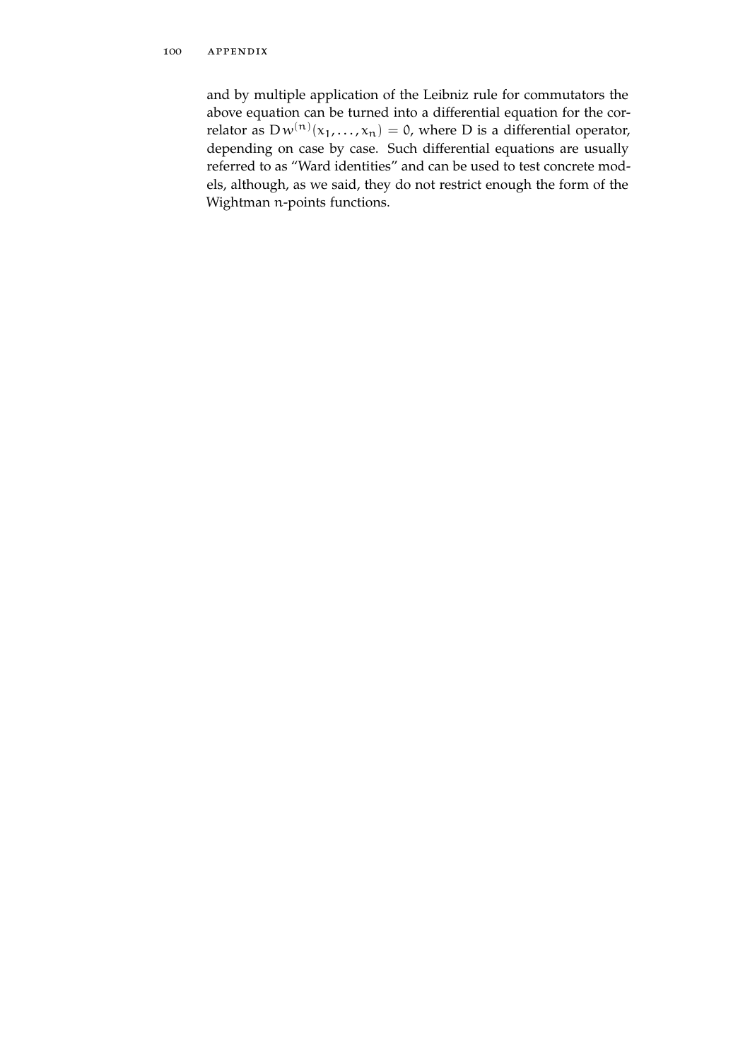and by multiple application of the Leibniz rule for commutators the above equation can be turned into a differential equation for the correlator as $D\,w^{(n)}(x_1, \ldots, x_n) = 0$, where D is a differential operator, depending on case by case. Such differential equations are usually referred to as "Ward identities" and can be used to test concrete models, although, as we said, they do not restrict enough the form of the Wightman $n$-points functions.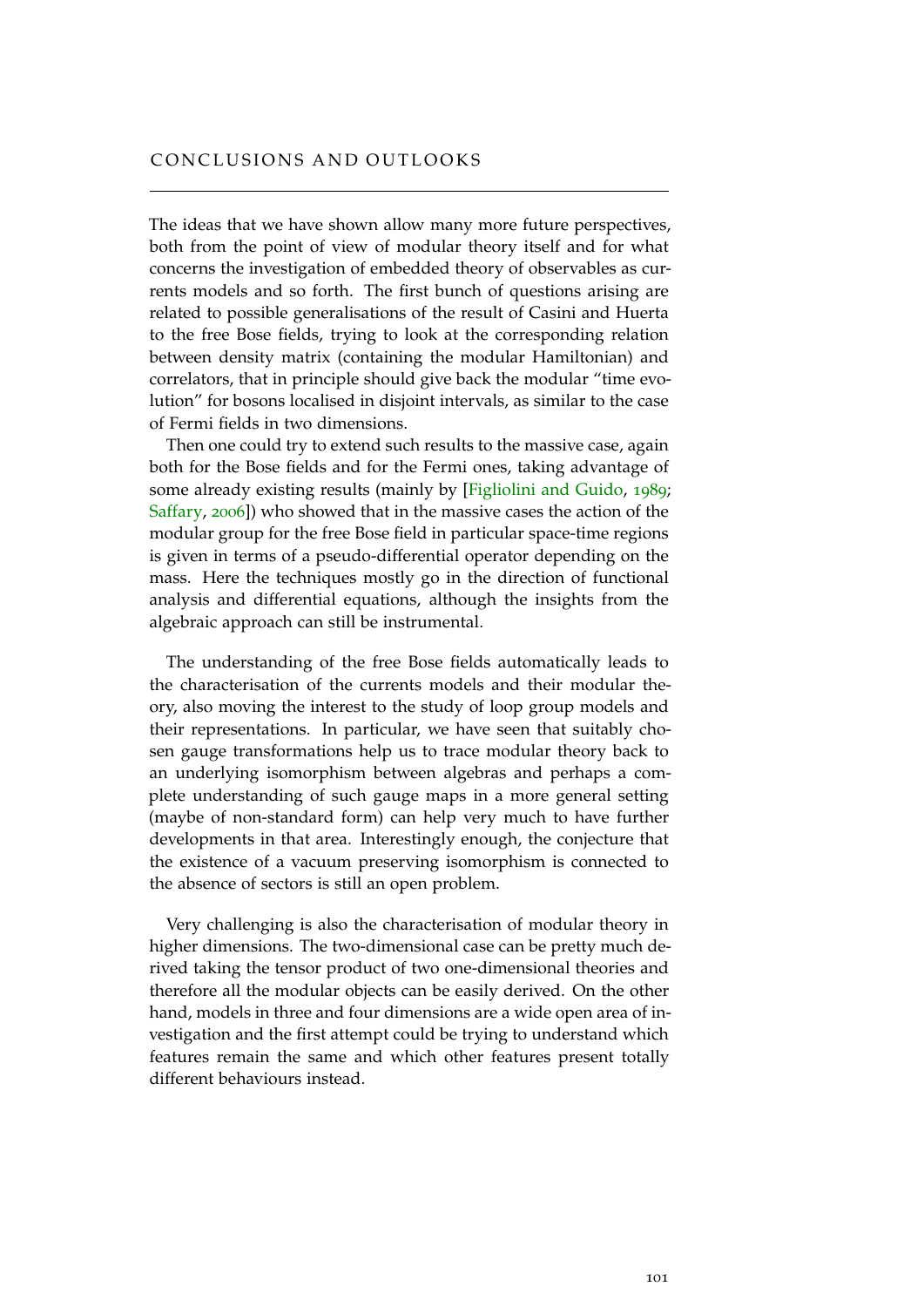# CONCLUSIONS AND OUTLOOKS

The ideas that we have shown allow many more future perspectives, both from the point of view of modular theory itself and for what concerns the investigation of embedded theory of observables as currents models and so forth. The first bunch of questions arising are related to possible generalisations of the result of Casini and Huerta to the free Bose fields, trying to look at the corresponding relation between density matrix (containing the modular Hamiltonian) and correlators, that in principle should give back the modular "time evolution" for bosons localised in disjoint intervals, as similar to the case of Fermi fields in two dimensions.

Then one could try to extend such results to the massive case, again both for the Bose fields and for the Fermi ones, taking advantage of some already existing results (mainly by [Figliolini and Guido, 1989; Saffary, 2006]) who showed that in the massive cases the action of the modular group for the free Bose field in particular space-time regions is given in terms of a pseudo-differential operator depending on the mass. Here the techniques mostly go in the direction of functional analysis and differential equations, although the insights from the algebraic approach can still be instrumental.

The understanding of the free Bose fields automatically leads to the characterisation of the currents models and their modular theory, also moving the interest to the study of loop group models and their representations. In particular, we have seen that suitably chosen gauge transformations help us to trace modular theory back to an underlying isomorphism between algebras and perhaps a complete understanding of such gauge maps in a more general setting (maybe of non-standard form) can help very much to have further developments in that area. Interestingly enough, the conjecture that the existence of a vacuum preserving isomorphism is connected to the absence of sectors is still an open problem.

Very challenging is also the characterisation of modular theory in higher dimensions. The two-dimensional case can be pretty much derived taking the tensor product of two one-dimensional theories and therefore all the modular objects can be easily derived. On the other hand, models in three and four dimensions are a wide open area of investigation and the first attempt could be trying to understand which features remain the same and which other features present totally different behaviours instead.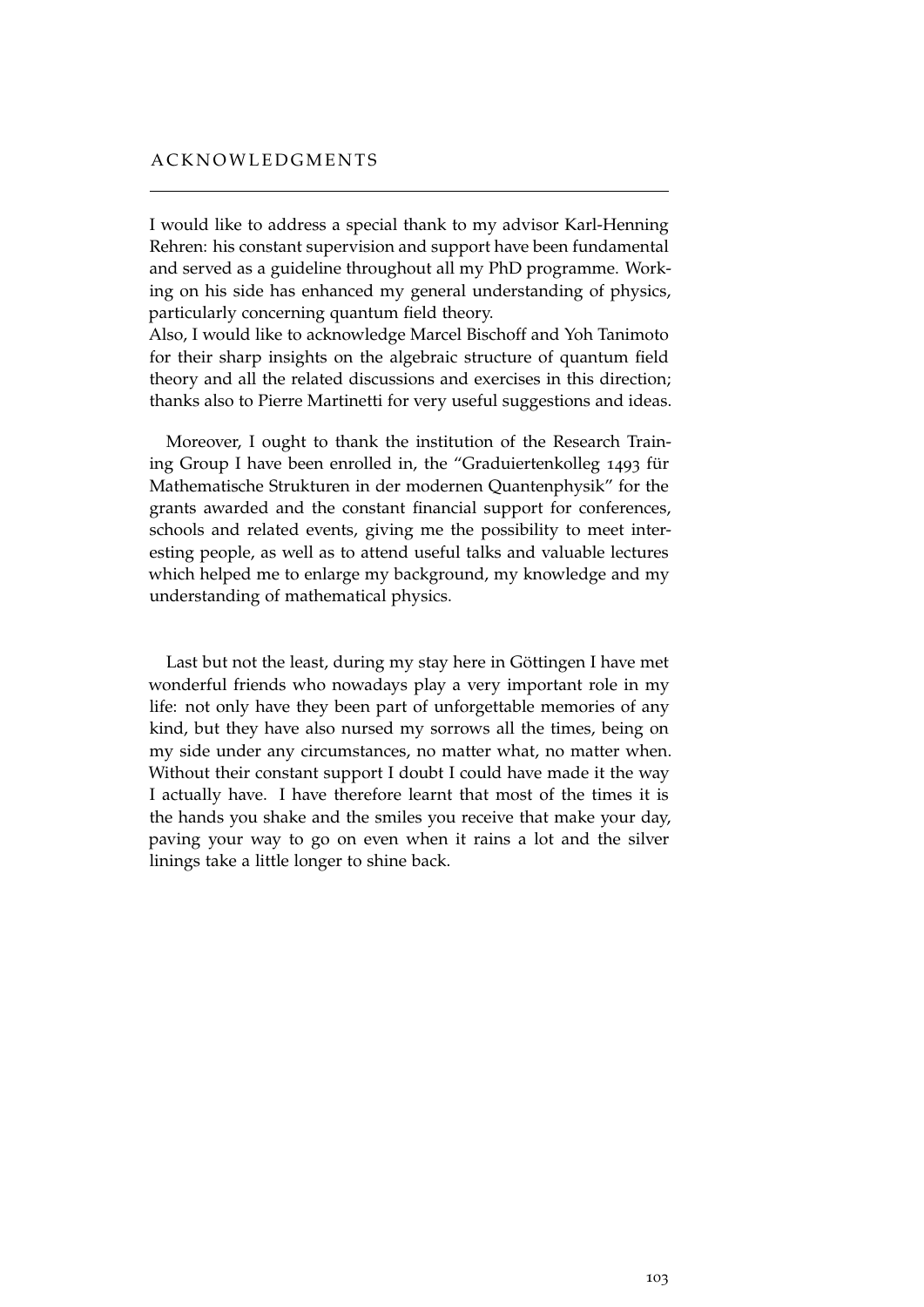# ACKNOWLEDGMENTS

I would like to address a special thank to my advisor Karl-Henning Rehren: his constant supervision and support have been fundamental and served as a guideline throughout all my PhD programme. Working on his side has enhanced my general understanding of physics, particularly concerning quantum field theory.
Also, I would like to acknowledge Marcel Bischoff and Yoh Tanimoto for their sharp insights on the algebraic structure of quantum field theory and all the related discussions and exercises in this direction; thanks also to Pierre Martinetti for very useful suggestions and ideas.

Moreover, I ought to thank the institution of the Research Training Group I have been enrolled in, the "Graduiertenkolleg 1493 für Mathematische Strukturen in der modernen Quantenphysik" for the grants awarded and the constant financial support for conferences, schools and related events, giving me the possibility to meet interesting people, as well as to attend useful talks and valuable lectures which helped me to enlarge my background, my knowledge and my understanding of mathematical physics.

Last but not the least, during my stay here in Göttingen I have met wonderful friends who nowadays play a very important role in my life: not only have they been part of unforgettable memories of any kind, but they have also nursed my sorrows all the times, being on my side under any circumstances, no matter what, no matter when. Without their constant support I doubt I could have made it the way I actually have. I have therefore learnt that most of the times it is the hands you shake and the smiles you receive that make your day, paving your way to go on even when it rains a lot and the silver linings take a little longer to shine back.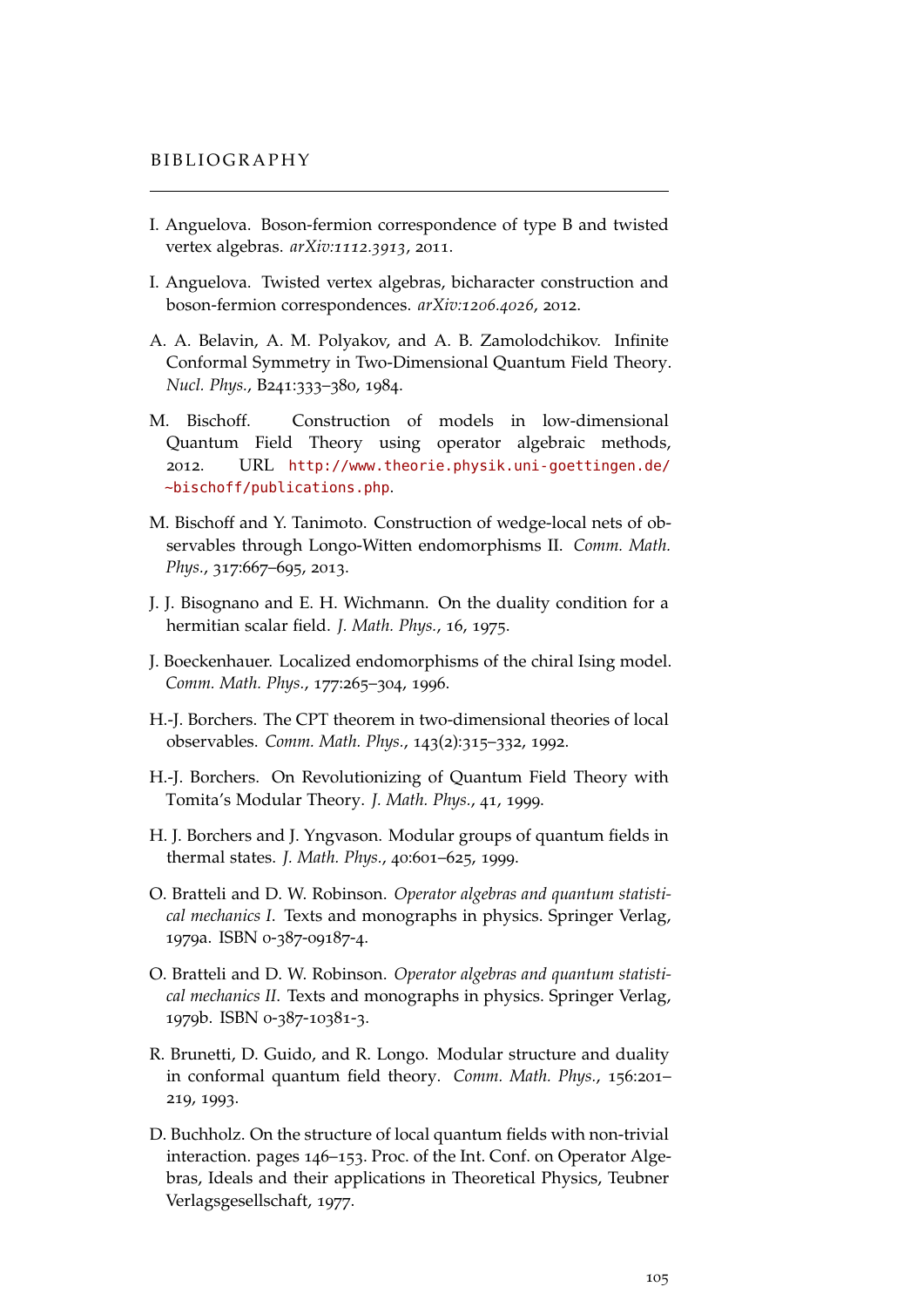# BIBLIOGRAPHY

I. Anguelova. Boson-fermion correspondence of type B and twisted vertex algebras. *arXiv:1112.3913*, 2011.

I. Anguelova. Twisted vertex algebras, bicharacter construction and boson-fermion correspondences. *arXiv:1206.4026*, 2012.

A. A. Belavin, A. M. Polyakov, and A. B. Zamolodchikov. Infinite Conformal Symmetry in Two-Dimensional Quantum Field Theory. *Nucl. Phys.*, B241:333–380, 1984.

M. Bischoff. Construction of models in low-dimensional Quantum Field Theory using operator algebraic methods, 2012. URL http://www.theorie.physik.uni-goettingen.de/~bischoff/publications.php.

M. Bischoff and Y. Tanimoto. Construction of wedge-local nets of observables through Longo-Witten endomorphisms II. *Comm. Math. Phys.*, 317:667–695, 2013.

J. J. Bisognano and E. H. Wichmann. On the duality condition for a hermitian scalar field. *J. Math. Phys.*, 16, 1975.

J. Boeckenhauer. Localized endomorphisms of the chiral Ising model. *Comm. Math. Phys.*, 177:265–304, 1996.

H.-J. Borchers. The CPT theorem in two-dimensional theories of local observables. *Comm. Math. Phys.*, 143(2):315–332, 1992.

H.-J. Borchers. On Revolutionizing of Quantum Field Theory with Tomita's Modular Theory. *J. Math. Phys.*, 41, 1999.

H. J. Borchers and J. Yngvason. Modular groups of quantum fields in thermal states. *J. Math. Phys.*, 40:601–625, 1999.

O. Bratteli and D. W. Robinson. *Operator algebras and quantum statistical mechanics I*. Texts and monographs in physics. Springer Verlag, 1979a. ISBN 0-387-09187-4.

O. Bratteli and D. W. Robinson. *Operator algebras and quantum statistical mechanics II*. Texts and monographs in physics. Springer Verlag, 1979b. ISBN 0-387-10381-3.

R. Brunetti, D. Guido, and R. Longo. Modular structure and duality in conformal quantum field theory. *Comm. Math. Phys.*, 156:201–219, 1993.

D. Buchholz. On the structure of local quantum fields with non-trivial interaction. pages 146–153. Proc. of the Int. Conf. on Operator Algebras, Ideals and their applications in Theoretical Physics, Teubner Verlagsgesellschaft, 1977.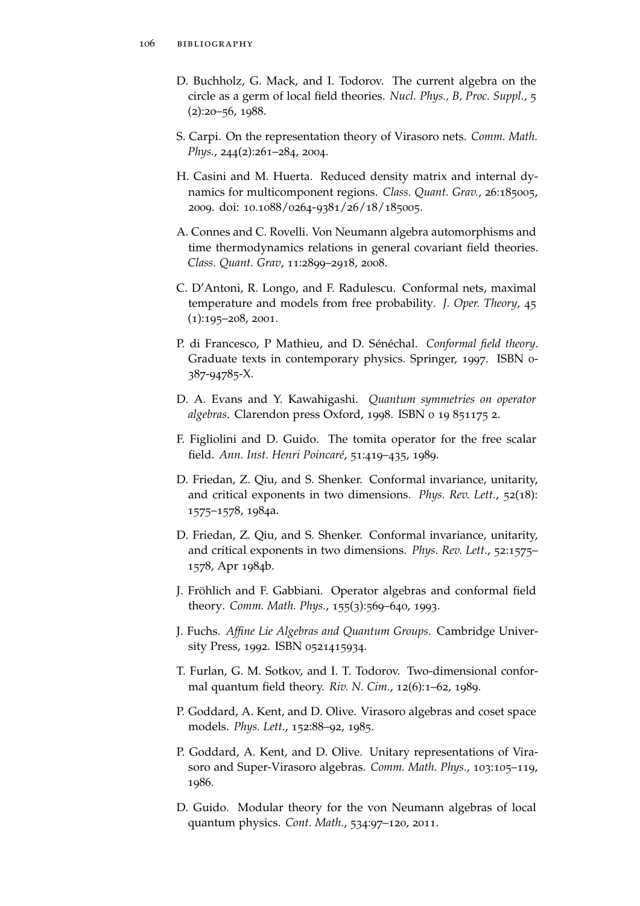D. Buchholz, G. Mack, and I. Todorov. The current algebra on the circle as a germ of local field theories. *Nucl. Phys., B, Proc. Suppl.*, 5 (2):20–56, 1988.

S. Carpi. On the representation theory of Virasoro nets. *Comm. Math. Phys.*, 244(2):261–284, 2004.

H. Casini and M. Huerta. Reduced density matrix and internal dynamics for multicomponent regions. *Class. Quant. Grav.*, 26:185005, 2009. doi: 10.1088/0264-9381/26/18/185005.

A. Connes and C. Rovelli. Von Neumann algebra automorphisms and time thermodynamics relations in general covariant field theories. *Class. Quant. Grav*, 11:2899–2918, 2008.

C. D'Antoni, R. Longo, and F. Radulescu. Conformal nets, maximal temperature and models from free probability. *J. Oper. Theory*, 45 (1):195–208, 2001.

P. di Francesco, P Mathieu, and D. Sénéchal. *Conformal field theory*. Graduate texts in contemporary physics. Springer, 1997. ISBN 0-387-94785-X.

D. A. Evans and Y. Kawahigashi. *Quantum symmetries on operator algebras*. Clarendon press Oxford, 1998. ISBN 0 19 851175 2.

F. Figliolini and D. Guido. The tomita operator for the free scalar field. *Ann. Inst. Henri Poincaré*, 51:419–435, 1989.

D. Friedan, Z. Qiu, and S. Shenker. Conformal invariance, unitarity, and critical exponents in two dimensions. *Phys. Rev. Lett.*, 52(18): 1575–1578, 1984a.

D. Friedan, Z. Qiu, and S. Shenker. Conformal invariance, unitarity, and critical exponents in two dimensions. *Phys. Rev. Lett.*, 52:1575–1578, Apr 1984b.

J. Fröhlich and F. Gabbiani. Operator algebras and conformal field theory. *Comm. Math. Phys.*, 155(3):569–640, 1993.

J. Fuchs. *Affine Lie Algebras and Quantum Groups*. Cambridge University Press, 1992. ISBN 0521415934.

T. Furlan, G. M. Sotkov, and I. T. Todorov. Two-dimensional conformal quantum field theory. *Riv. N. Cim.*, 12(6):1–62, 1989.

P. Goddard, A. Kent, and D. Olive. Virasoro algebras and coset space models. *Phys. Lett.*, 152:88–92, 1985.

P. Goddard, A. Kent, and D. Olive. Unitary representations of Virasoro and Super-Virasoro algebras. *Comm. Math. Phys.*, 103:105–119, 1986.

D. Guido. Modular theory for the von Neumann algebras of local quantum physics. *Cont. Math.*, 534:97–120, 2011.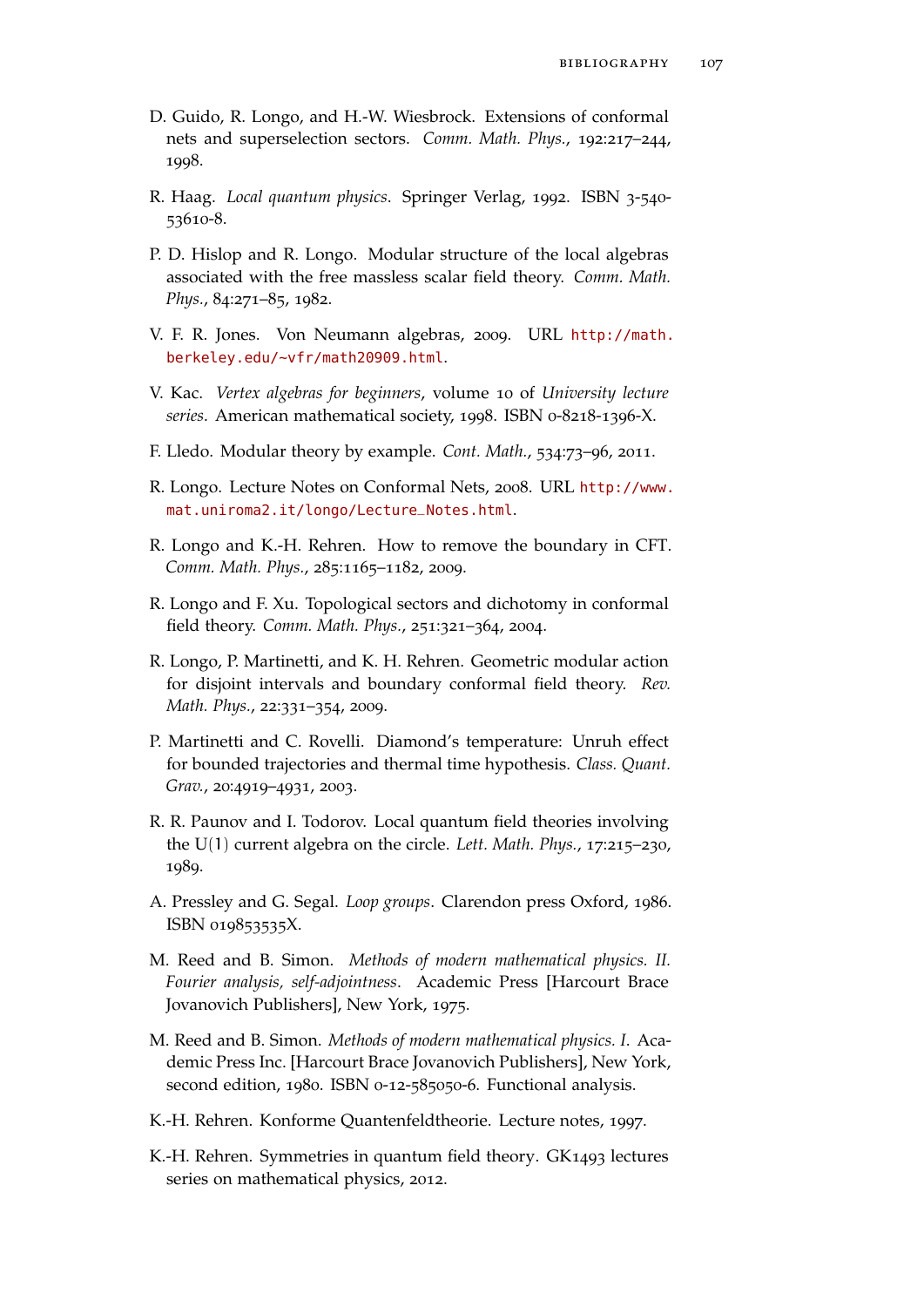D. Guido, R. Longo, and H.-W. Wiesbrock. Extensions of conformal nets and superselection sectors. *Comm. Math. Phys.*, 192:217–244, 1998.

R. Haag. *Local quantum physics*. Springer Verlag, 1992. ISBN 3-540-53610-8.

P. D. Hislop and R. Longo. Modular structure of the local algebras associated with the free massless scalar field theory. *Comm. Math. Phys.*, 84:271–85, 1982.

V. F. R. Jones. Von Neumann algebras, 2009. URL http://math.berkeley.edu/~vfr/math20909.html.

V. Kac. *Vertex algebras for beginners*, volume 10 of *University lecture series*. American mathematical society, 1998. ISBN 0-8218-1396-X.

F. Lledo. Modular theory by example. *Cont. Math.*, 534:73–96, 2011.

R. Longo. Lecture Notes on Conformal Nets, 2008. URL http://www.mat.uniroma2.it/longo/Lecture_Notes.html.

R. Longo and K.-H. Rehren. How to remove the boundary in CFT. *Comm. Math. Phys.*, 285:1165–1182, 2009.

R. Longo and F. Xu. Topological sectors and dichotomy in conformal field theory. *Comm. Math. Phys.*, 251:321–364, 2004.

R. Longo, P. Martinetti, and K. H. Rehren. Geometric modular action for disjoint intervals and boundary conformal field theory. *Rev. Math. Phys.*, 22:331–354, 2009.

P. Martinetti and C. Rovelli. Diamond's temperature: Unruh effect for bounded trajectories and thermal time hypothesis. *Class. Quant. Grav.*, 20:4919–4931, 2003.

R. R. Paunov and I. Todorov. Local quantum field theories involving the $U(1)$ current algebra on the circle. *Lett. Math. Phys.*, 17:215–230, 1989.

A. Pressley and G. Segal. *Loop groups*. Clarendon press Oxford, 1986. ISBN 019853535X.

M. Reed and B. Simon. *Methods of modern mathematical physics. II. Fourier analysis, self-adjointness*. Academic Press [Harcourt Brace Jovanovich Publishers], New York, 1975.

M. Reed and B. Simon. *Methods of modern mathematical physics. I*. Academic Press Inc. [Harcourt Brace Jovanovich Publishers], New York, second edition, 1980. ISBN 0-12-585050-6. Functional analysis.

K.-H. Rehren. Konforme Quantenfeldtheorie. Lecture notes, 1997.

K.-H. Rehren. Symmetries in quantum field theory. GK1493 lectures series on mathematical physics, 2012.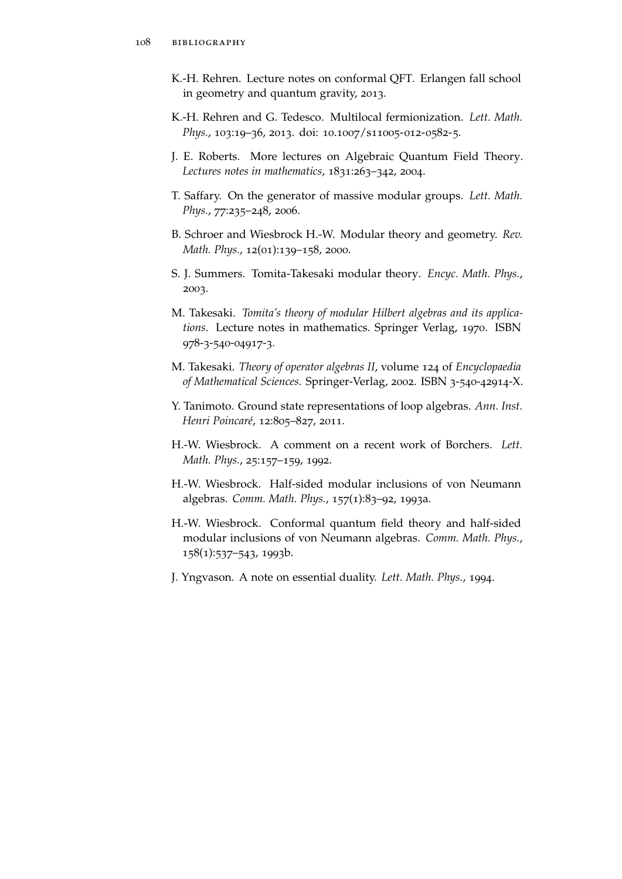K.-H. Rehren. Lecture notes on conformal QFT. Erlangen fall school in geometry and quantum gravity, 2013.

K.-H. Rehren and G. Tedesco. Multilocal fermionization. *Lett. Math. Phys.*, 103:19–36, 2013. doi: 10.1007/s11005-012-0582-5.

J. E. Roberts. More lectures on Algebraic Quantum Field Theory. *Lectures notes in mathematics*, 1831:263–342, 2004.

T. Saffary. On the generator of massive modular groups. *Lett. Math. Phys.*, 77:235–248, 2006.

B. Schroer and Wiesbrock H.-W. Modular theory and geometry. *Rev. Math. Phys.*, 12(01):139–158, 2000.

S. J. Summers. Tomita-Takesaki modular theory. *Encyc. Math. Phys.*, 2003.

M. Takesaki. *Tomita's theory of modular Hilbert algebras and its applications*. Lecture notes in mathematics. Springer Verlag, 1970. ISBN 978-3-540-04917-3.

M. Takesaki. *Theory of operator algebras II*, volume 124 of *Encyclopaedia of Mathematical Sciences*. Springer-Verlag, 2002. ISBN 3-540-42914-X.

Y. Tanimoto. Ground state representations of loop algebras. *Ann. Inst. Henri Poincaré*, 12:805–827, 2011.

H.-W. Wiesbrock. A comment on a recent work of Borchers. *Lett. Math. Phys.*, 25:157–159, 1992.

H.-W. Wiesbrock. Half-sided modular inclusions of von Neumann algebras. *Comm. Math. Phys.*, 157(1):83–92, 1993a.

H.-W. Wiesbrock. Conformal quantum field theory and half-sided modular inclusions of von Neumann algebras. *Comm. Math. Phys.*, 158(1):537–543, 1993b.

J. Yngvason. A note on essential duality. *Lett. Math. Phys.*, 1994.